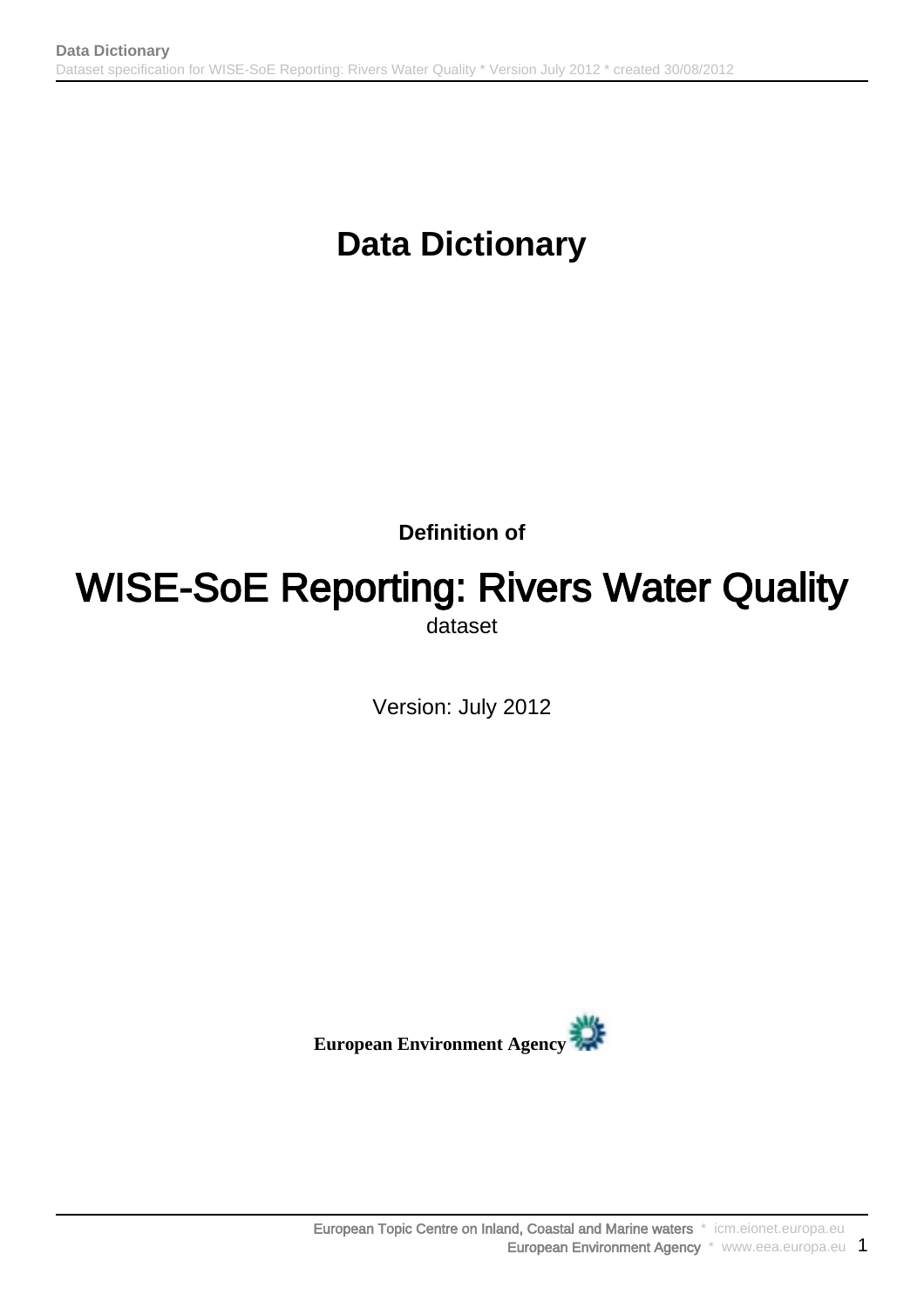# Data Dictionary

**Definition of**

# WISE-SoE Reporting: Rivers Water Quality

dataset

Version: July 2012

**European Environment Agency**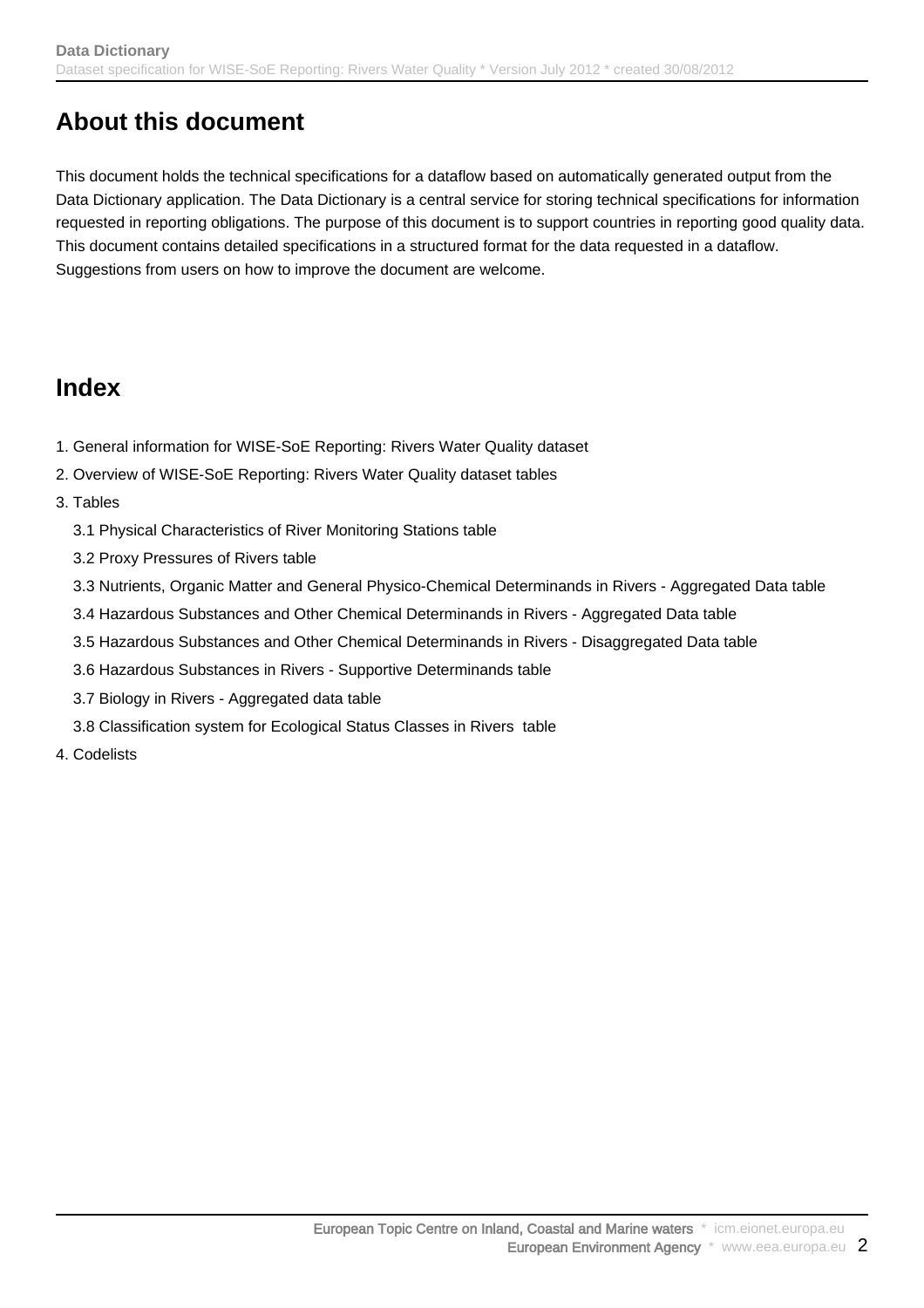## About this document

This document holds the technical specifications for a dataflow based on automatically generated output from the Data Dictionary application. The Data Dictionary is a central service for storing technical specifications for information requested in reporting obligations. The purpose of this document is to support countries in reporting good quality data. This document contains detailed specifications in a structured format for the data requested in a dataflow. Suggestions from users on how to improve the document are welcome.

## Index

1. General information for WISE-SoE Reporting: Rivers Water Quality dataset
2. Overview of WISE-SoE Reporting: Rivers Water Quality dataset tables
3. Tables
   - 3.1 Physical Characteristics of River Monitoring Stations table
   - 3.2 Proxy Pressures of Rivers table
   - 3.3 Nutrients, Organic Matter and General Physico-Chemical Determinands in Rivers - Aggregated Data table
   - 3.4 Hazardous Substances and Other Chemical Determinands in Rivers - Aggregated Data table
   - 3.5 Hazardous Substances and Other Chemical Determinands in Rivers - Disaggregated Data table
   - 3.6 Hazardous Substances in Rivers - Supportive Determinands table
   - 3.7 Biology in Rivers - Aggregated data table
   - 3.8 Classification system for Ecological Status Classes in Rivers table
4. Codelists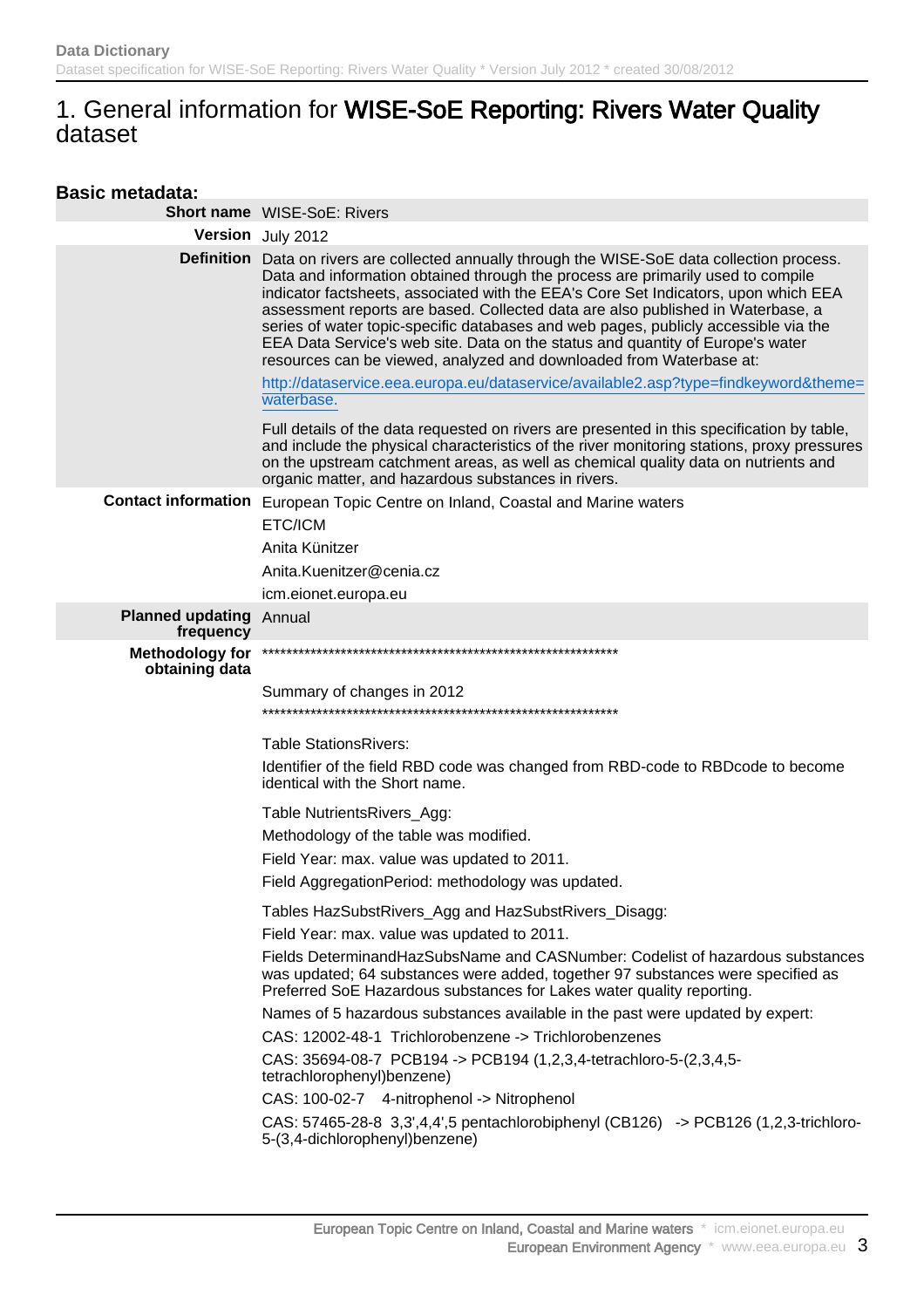# 1. General information for WISE-SoE Reporting: Rivers Water Quality dataset

## Basic metadata:

| | |
|---|---|
| **Short name** | WISE-SoE: Rivers |
| **Version** | July 2012 |
| **Definition** | Data on rivers are collected annually through the WISE-SoE data collection process. Data and information obtained through the process are primarily used to compile indicator factsheets, associated with the EEA's Core Set Indicators, upon which EEA assessment reports are based. Collected data are also published in Waterbase, a series of water topic-specific databases and web pages, publicly accessible via the EEA Data Service's web site. Data on the status and quantity of Europe's water resources can be viewed, analyzed and downloaded from Waterbase at:<br><br>http://dataservice.eea.europa.eu/dataservice/available2.asp?type=findkeyword&theme=waterbase.<br><br>Full details of the data requested on rivers are presented in this specification by table, and include the physical characteristics of the river monitoring stations, proxy pressures on the upstream catchment areas, as well as chemical quality data on nutrients and organic matter, and hazardous substances in rivers. |
| **Contact information** | European Topic Centre on Inland, Coastal and Marine waters<br>ETC/ICM<br>Anita Künitzer<br>Anita.Kuenitzer@cenia.cz<br>icm.eionet.europa.eu |
| **Planned updating frequency** | Annual |
| **Methodology for obtaining data** | ************************************************************<br><br>Summary of changes in 2012<br>************************************************************<br><br>Table StationsRivers:<br><br>Identifier of the field RBD code was changed from RBD-code to RBDcode to become identical with the Short name.<br><br>Table NutrientsRivers_Agg:<br><br>Methodology of the table was modified.<br><br>Field Year: max. value was updated to 2011.<br><br>Field AggregationPeriod: methodology was updated.<br><br>Tables HazSubstRivers_Agg and HazSubstRivers_Disagg:<br><br>Field Year: max. value was updated to 2011.<br><br>Fields DeterminandHazSubsName and CASNumber: Codelist of hazardous substances was updated; 64 substances were added, together 97 substances were specified as Preferred SoE Hazardous substances for Lakes water quality reporting.<br><br>Names of 5 hazardous substances available in the past were updated by expert:<br><br>CAS: 12002-48-1 Trichlorobenzene -> Trichlorobenzenes<br><br>CAS: 35694-08-7 PCB194 -> PCB194 (1,2,3,4-tetrachloro-5-(2,3,4,5-tetrachlorophenyl)benzene)<br><br>CAS: 100-02-7 4-nitrophenol -> Nitrophenol<br><br>CAS: 57465-28-8 3,3',4,4',5 pentachlorobiphenyl (CB126) -> PCB126 (1,2,3-trichloro-5-(3,4-dichlorophenyl)benzene) |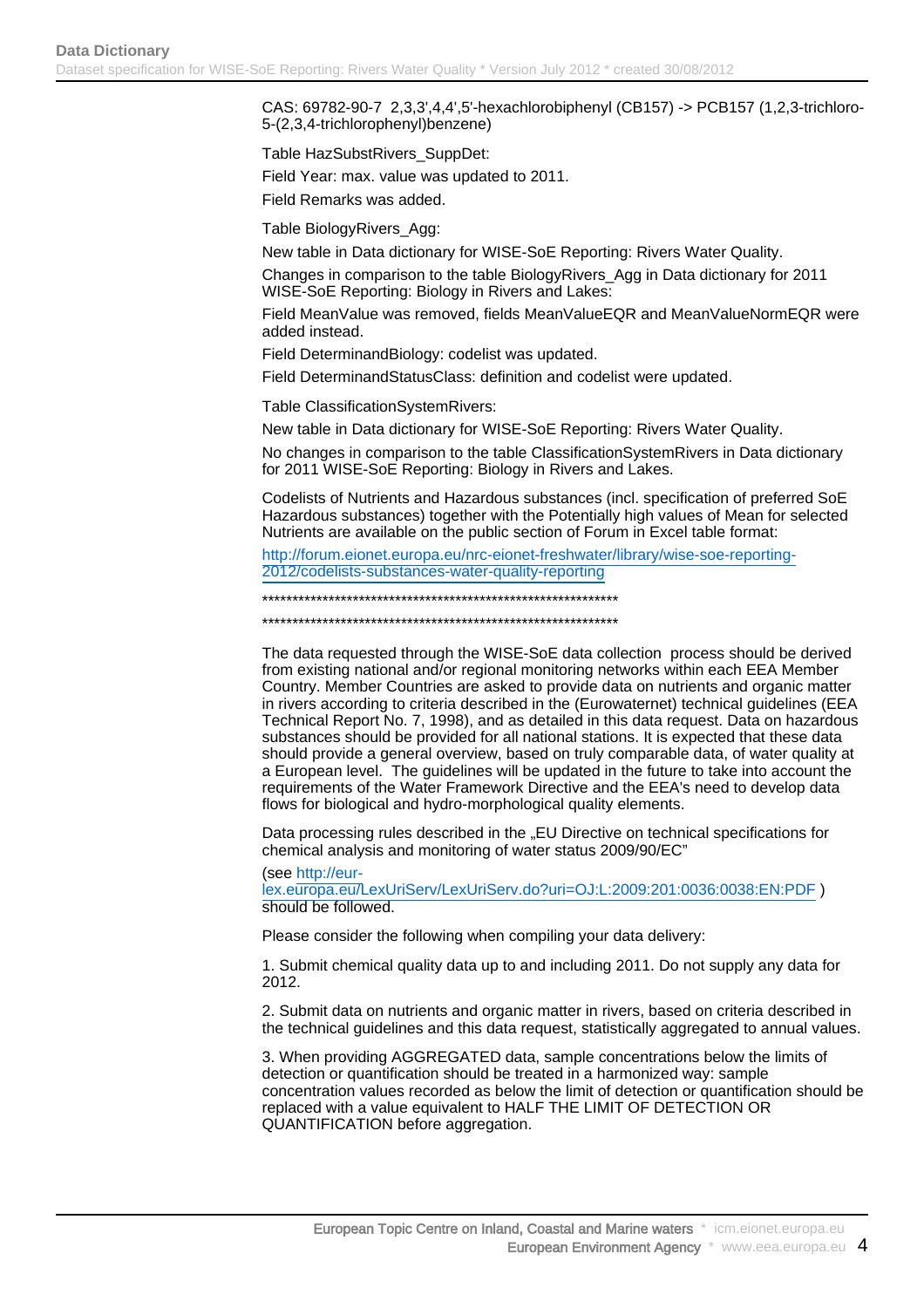CAS: 69782-90-7 2,3,3',4,4',5'-hexachlorobiphenyl (CB157) -> PCB157 (1,2,3-trichloro-5-(2,3,4-trichlorophenyl)benzene)

Table HazSubstRivers_SuppDet:

Field Year: max. value was updated to 2011.

Field Remarks was added.

Table BiologyRivers_Agg:

New table in Data dictionary for WISE-SoE Reporting: Rivers Water Quality.

Changes in comparison to the table BiologyRivers_Agg in Data dictionary for 2011 WISE-SoE Reporting: Biology in Rivers and Lakes:

Field MeanValue was removed, fields MeanValueEQR and MeanValueNormEQR were added instead.

Field DeterminandBiology: codelist was updated.

Field DeterminandStatusClass: definition and codelist were updated.

Table ClassificationSystemRivers:

New table in Data dictionary for WISE-SoE Reporting: Rivers Water Quality.

No changes in comparison to the table ClassificationSystemRivers in Data dictionary for 2011 WISE-SoE Reporting: Biology in Rivers and Lakes.

Codelists of Nutrients and Hazardous substances (incl. specification of preferred SoE Hazardous substances) together with the Potentially high values of Mean for selected Nutrients are available on the public section of Forum in Excel table format:

http://forum.eionet.europa.eu/nrc-eionet-freshwater/library/wise-soe-reporting-2012/codelists-substances-water-quality-reporting

*************************************************************

*************************************************************

The data requested through the WISE-SoE data collection process should be derived from existing national and/or regional monitoring networks within each EEA Member Country. Member Countries are asked to provide data on nutrients and organic matter in rivers according to criteria described in the (Eurowaternet) technical guidelines (EEA Technical Report No. 7, 1998), and as detailed in this data request. Data on hazardous substances should be provided for all national stations. It is expected that these data should provide a general overview, based on truly comparable data, of water quality at a European level. The guidelines will be updated in the future to take into account the requirements of the Water Framework Directive and the EEA's need to develop data flows for biological and hydro-morphological quality elements.

Data processing rules described in the „EU Directive on technical specifications for chemical analysis and monitoring of water status 2009/90/EC"

(see http://eur-lex.europa.eu/LexUriServ/LexUriServ.do?uri=OJ:L:2009:201:0036:0038:EN:PDF ) should be followed.

Please consider the following when compiling your data delivery:

1. Submit chemical quality data up to and including 2011. Do not supply any data for 2012.

2. Submit data on nutrients and organic matter in rivers, based on criteria described in the technical guidelines and this data request, statistically aggregated to annual values.

3. When providing AGGREGATED data, sample concentrations below the limits of detection or quantification should be treated in a harmonized way: sample concentration values recorded as below the limit of detection or quantification should be replaced with a value equivalent to HALF THE LIMIT OF DETECTION OR QUANTIFICATION before aggregation.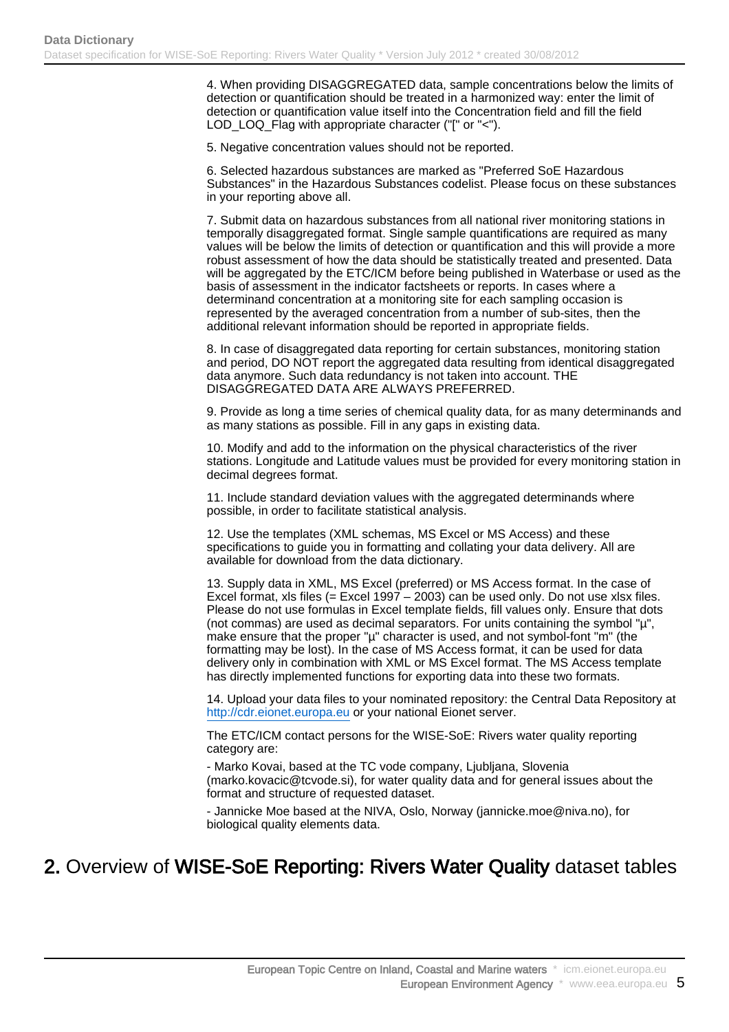4. When providing DISAGGREGATED data, sample concentrations below the limits of detection or quantification should be treated in a harmonized way: enter the limit of detection or quantification value itself into the Concentration field and fill the field LOD_LOQ_Flag with appropriate character ("[" or "<").

5. Negative concentration values should not be reported.

6. Selected hazardous substances are marked as "Preferred SoE Hazardous Substances" in the Hazardous Substances codelist. Please focus on these substances in your reporting above all.

7. Submit data on hazardous substances from all national river monitoring stations in temporally disaggregated format. Single sample quantifications are required as many values will be below the limits of detection or quantification and this will provide a more robust assessment of how the data should be statistically treated and presented. Data will be aggregated by the ETC/ICM before being published in Waterbase or used as the basis of assessment in the indicator factsheets or reports. In cases where a determinand concentration at a monitoring site for each sampling occasion is represented by the averaged concentration from a number of sub-sites, then the additional relevant information should be reported in appropriate fields.

8. In case of disaggregated data reporting for certain substances, monitoring station and period, DO NOT report the aggregated data resulting from identical disaggregated data anymore. Such data redundancy is not taken into account. THE DISAGGREGATED DATA ARE ALWAYS PREFERRED.

9. Provide as long a time series of chemical quality data, for as many determinands and as many stations as possible. Fill in any gaps in existing data.

10. Modify and add to the information on the physical characteristics of the river stations. Longitude and Latitude values must be provided for every monitoring station in decimal degrees format.

11. Include standard deviation values with the aggregated determinands where possible, in order to facilitate statistical analysis.

12. Use the templates (XML schemas, MS Excel or MS Access) and these specifications to guide you in formatting and collating your data delivery. All are available for download from the data dictionary.

13. Supply data in XML, MS Excel (preferred) or MS Access format. In the case of Excel format, xls files (= Excel 1997 – 2003) can be used only. Do not use xlsx files. Please do not use formulas in Excel template fields, fill values only. Ensure that dots (not commas) are used as decimal separators. For units containing the symbol "µ", make ensure that the proper "µ" character is used, and not symbol-font "m" (the formatting may be lost). In the case of MS Access format, it can be used for data delivery only in combination with XML or MS Excel format. The MS Access template has directly implemented functions for exporting data into these two formats.

14. Upload your data files to your nominated repository: the Central Data Repository at http://cdr.eionet.europa.eu or your national Eionet server.

The ETC/ICM contact persons for the WISE-SoE: Rivers water quality reporting category are:

- Marko Kovai, based at the TC vode company, Ljubljana, Slovenia (marko.kovacic@tcvode.si), for water quality data and for general issues about the format and structure of requested dataset.

- Jannicke Moe based at the NIVA, Oslo, Norway (jannicke.moe@niva.no), for biological quality elements data.

## 2. Overview of WISE-SoE Reporting: Rivers Water Quality dataset tables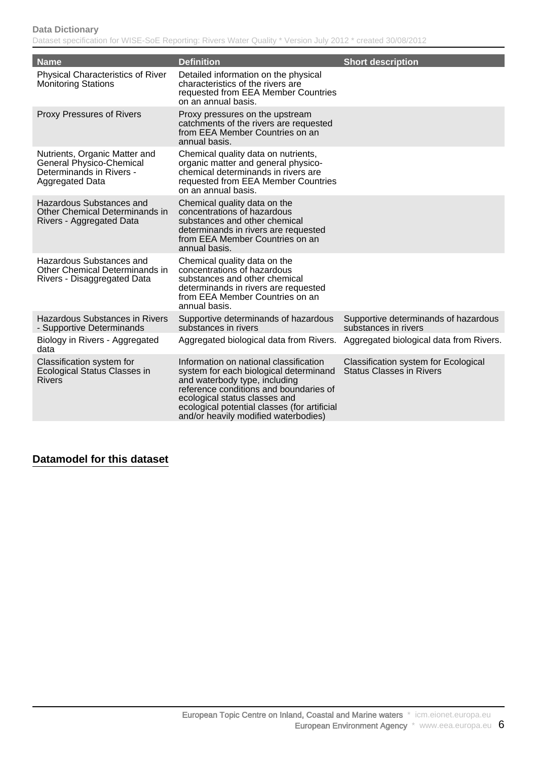| Name | Definition | Short description |
|---|---|---|
| Physical Characteristics of River Monitoring Stations | Detailed information on the physical characteristics of the rivers are requested from EEA Member Countries on an annual basis. | |
| Proxy Pressures of Rivers | Proxy pressures on the upstream catchments of the rivers are requested from EEA Member Countries on an annual basis. | |
| Nutrients, Organic Matter and General Physico-Chemical Determinands in Rivers - Aggregated Data | Chemical quality data on nutrients, organic matter and general physico-chemical determinands in rivers are requested from EEA Member Countries on an annual basis. | |
| Hazardous Substances and Other Chemical Determinands in Rivers - Aggregated Data | Chemical quality data on the concentrations of hazardous substances and other chemical determinands in rivers are requested from EEA Member Countries on an annual basis. | |
| Hazardous Substances and Other Chemical Determinands in Rivers - Disaggregated Data | Chemical quality data on the concentrations of hazardous substances and other chemical determinands in rivers are requested from EEA Member Countries on an annual basis. | |
| Hazardous Substances in Rivers - Supportive Determinands | Supportive determinands of hazardous substances in rivers | Supportive determinands of hazardous substances in rivers |
| Biology in Rivers - Aggregated data | Aggregated biological data from Rivers. | Aggregated biological data from Rivers. |
| Classification system for Ecological Status Classes in Rivers | Information on national classification system for each biological determinand and waterbody type, including reference conditions and boundaries of ecological status classes and ecological potential classes (for artificial and/or heavily modified waterbodies) | Classification system for Ecological Status Classes in Rivers |

## Datamodel for this dataset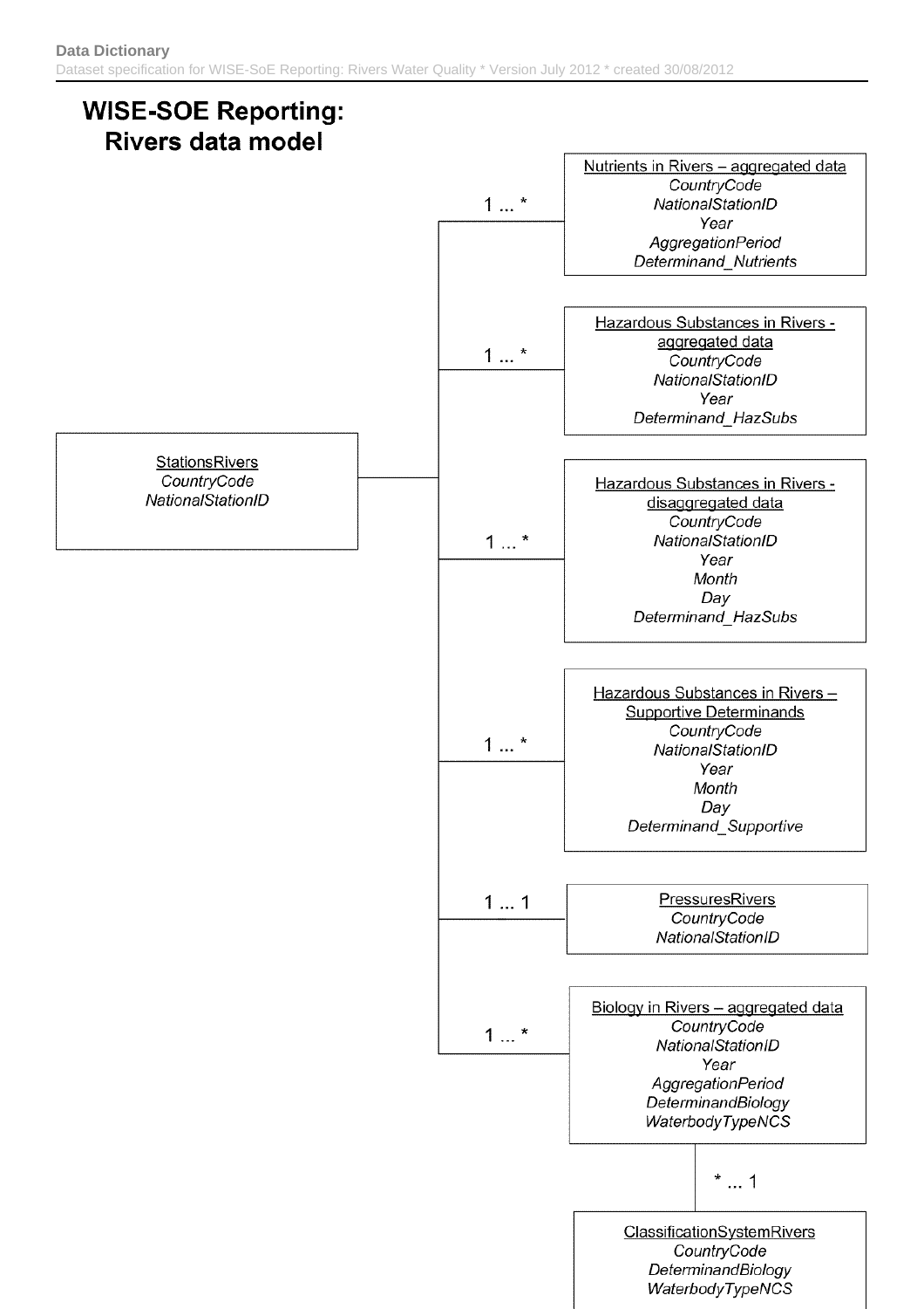# WISE-SOE Reporting: Rivers data model

**StationsRivers**
*CountryCode*
*NationalStationID*

StationsRivers — 1 ... * — **Nutrients in Rivers – aggregated data**
*CountryCode*
*NationalStationID*
*Year*
*AggregationPeriod*
*Determinand_Nutrients*

StationsRivers — 1 ... * — **Hazardous Substances in Rivers - aggregated data**
*CountryCode*
*NationalStationID*
*Year*
*Determinand_HazSubs*

StationsRivers — 1 ... * — **Hazardous Substances in Rivers - disaggregated data**
*CountryCode*
*NationalStationID*
*Year*
*Month*
*Day*
*Determinand_HazSubs*

StationsRivers — 1 ... * — **Hazardous Substances in Rivers – Supportive Determinands**
*CountryCode*
*NationalStationID*
*Year*
*Month*
*Day*
*Determinand_Supportive*

StationsRivers — 1 ... 1 — **PressuresRivers**
*CountryCode*
*NationalStationID*

StationsRivers — 1 ... * — **Biology in Rivers – aggregated data**
*CountryCode*
*NationalStationID*
*Year*
*AggregationPeriod*
*DeterminandBiology*
*WaterbodyTypeNCS*

Biology in Rivers – aggregated data — * ... 1 — **ClassificationSystemRivers**
*CountryCode*
*DeterminandBiology*
*WaterbodyTypeNCS*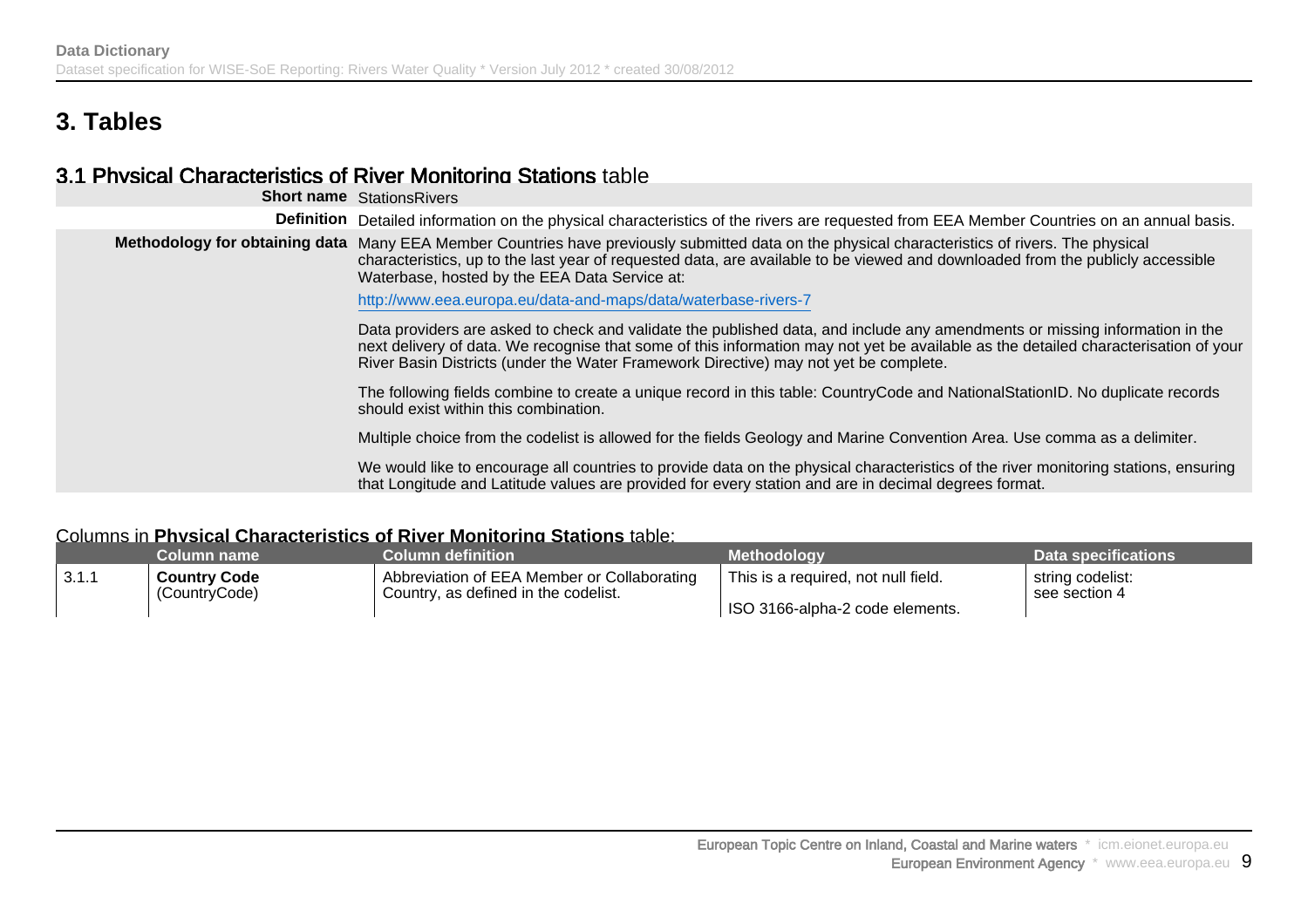# 3. Tables

## 3.1 Physical Characteristics of River Monitoring Stations table

| | |
|---|---|
| **Short name** | StationsRivers |
| **Definition** | Detailed information on the physical characteristics of the rivers are requested from EEA Member Countries on an annual basis. |
| **Methodology for obtaining data** | Many EEA Member Countries have previously submitted data on the physical characteristics of rivers. The physical characteristics, up to the last year of requested data, are available to be viewed and downloaded from the publicly accessible Waterbase, hosted by the EEA Data Service at:<br><br>http://www.eea.europa.eu/data-and-maps/data/waterbase-rivers-7<br><br>Data providers are asked to check and validate the published data, and include any amendments or missing information in the next delivery of data. We recognise that some of this information may not yet be available as the detailed characterisation of your River Basin Districts (under the Water Framework Directive) may not yet be complete.<br><br>The following fields combine to create a unique record in this table: CountryCode and NationalStationID. No duplicate records should exist within this combination.<br><br>Multiple choice from the codelist is allowed for the fields Geology and Marine Convention Area. Use comma as a delimiter.<br><br>We would like to encourage all countries to provide data on the physical characteristics of the river monitoring stations, ensuring that Longitude and Latitude values are provided for every station and are in decimal degrees format. |

Columns in **Physical Characteristics of River Monitoring Stations** table:

| | Column name | Column definition | Methodology | Data specifications |
|---|---|---|---|---|
| 3.1.1 | **Country Code** (CountryCode) | Abbreviation of EEA Member or Collaborating Country, as defined in the codelist. | This is a required, not null field.<br><br>ISO 3166-alpha-2 code elements. | string codelist: see section 4 |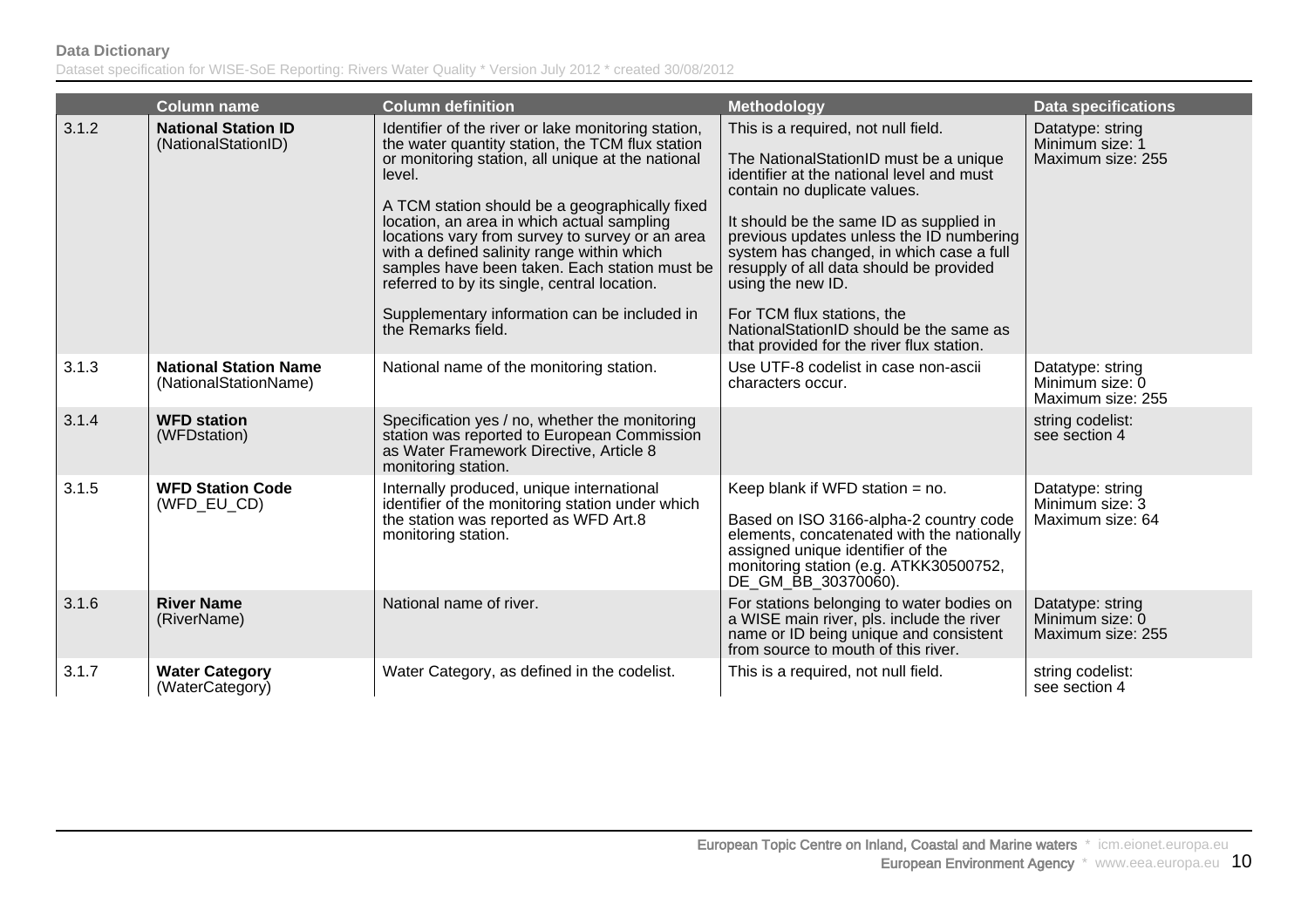| | Column name | Column definition | Methodology | Data specifications |
|---|---|---|---|---|
| 3.1.2 | **National Station ID** (NationalStationID) | Identifier of the river or lake monitoring station, the water quantity station, the TCM flux station or monitoring station, all unique at the national level.<br><br>A TCM station should be a geographically fixed location, an area in which actual sampling locations vary from survey to survey or an area with a defined salinity range within which samples have been taken. Each station must be referred to by its single, central location.<br><br>Supplementary information can be included in the Remarks field. | This is a required, not null field.<br><br>The NationalStationID must be a unique identifier at the national level and must contain no duplicate values.<br><br>It should be the same ID as supplied in previous updates unless the ID numbering system has changed, in which case a full resupply of all data should be provided using the new ID.<br><br>For TCM flux stations, the NationalStationID should be the same as that provided for the river flux station. | Datatype: string<br>Minimum size: 1<br>Maximum size: 255 |
| 3.1.3 | **National Station Name** (NationalStationName) | National name of the monitoring station. | Use UTF-8 codelist in case non-ascii characters occur. | Datatype: string<br>Minimum size: 0<br>Maximum size: 255 |
| 3.1.4 | **WFD station** (WFDstation) | Specification yes / no, whether the monitoring station was reported to European Commission as Water Framework Directive, Article 8 monitoring station. | | string codelist:<br>see section 4 |
| 3.1.5 | **WFD Station Code** (WFD_EU_CD) | Internally produced, unique international identifier of the monitoring station under which the station was reported as WFD Art.8 monitoring station. | Keep blank if WFD station = no.<br><br>Based on ISO 3166-alpha-2 country code elements, concatenated with the nationally assigned unique identifier of the monitoring station (e.g. ATKK30500752, DE_GM_BB_30370060). | Datatype: string<br>Minimum size: 3<br>Maximum size: 64 |
| 3.1.6 | **River Name** (RiverName) | National name of river. | For stations belonging to water bodies on a WISE main river, pls. include the river name or ID being unique and consistent from source to mouth of this river. | Datatype: string<br>Minimum size: 0<br>Maximum size: 255 |
| 3.1.7 | **Water Category** (WaterCategory) | Water Category, as defined in the codelist. | This is a required, not null field. | string codelist:<br>see section 4 |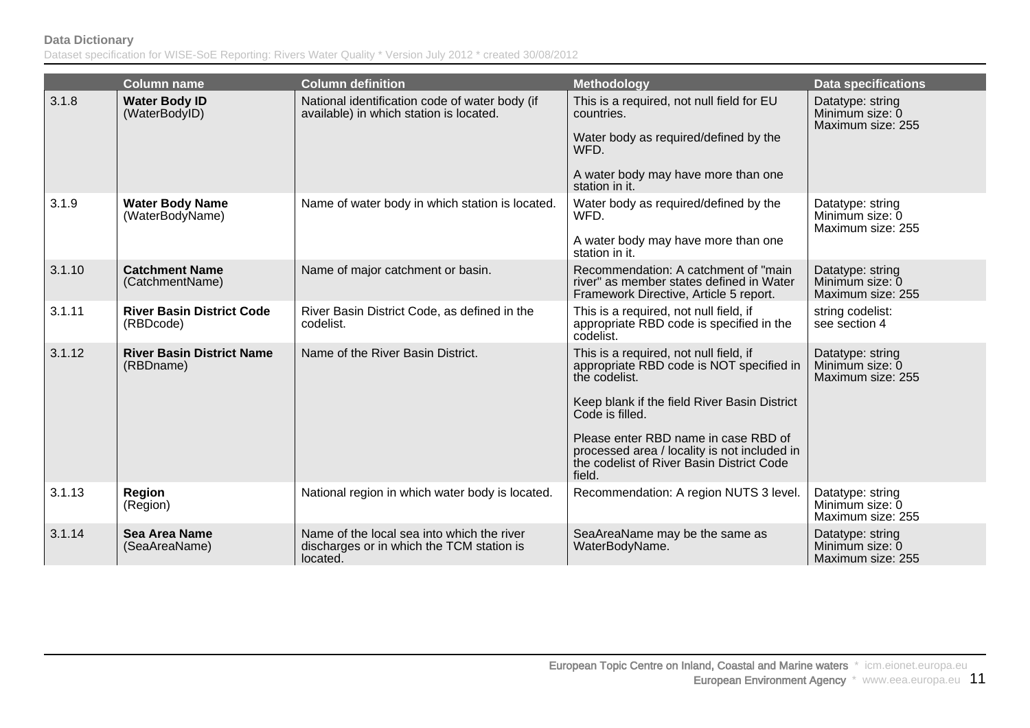| | Column name | Column definition | Methodology | Data specifications |
|---|---|---|---|---|
| 3.1.8 | **Water Body ID** (WaterBodyID) | National identification code of water body (if available) in which station is located. | This is a required, not null field for EU countries.<br><br>Water body as required/defined by the WFD.<br><br>A water body may have more than one station in it. | Datatype: string<br>Minimum size: 0<br>Maximum size: 255 |
| 3.1.9 | **Water Body Name** (WaterBodyName) | Name of water body in which station is located. | Water body as required/defined by the WFD.<br><br>A water body may have more than one station in it. | Datatype: string<br>Minimum size: 0<br>Maximum size: 255 |
| 3.1.10 | **Catchment Name** (CatchmentName) | Name of major catchment or basin. | Recommendation: A catchment of "main river" as member states defined in Water Framework Directive, Article 5 report. | Datatype: string<br>Minimum size: 0<br>Maximum size: 255 |
| 3.1.11 | **River Basin District Code** (RBDcode) | River Basin District Code, as defined in the codelist. | This is a required, not null field, if appropriate RBD code is specified in the codelist. | string codelist:<br>see section 4 |
| 3.1.12 | **River Basin District Name** (RBDname) | Name of the River Basin District. | This is a required, not null field, if appropriate RBD code is NOT specified in the codelist.<br><br>Keep blank if the field River Basin District Code is filled.<br><br>Please enter RBD name in case RBD of processed area / locality is not included in the codelist of River Basin District Code field. | Datatype: string<br>Minimum size: 0<br>Maximum size: 255 |
| 3.1.13 | **Region** (Region) | National region in which water body is located. | Recommendation: A region NUTS 3 level. | Datatype: string<br>Minimum size: 0<br>Maximum size: 255 |
| 3.1.14 | **Sea Area Name** (SeaAreaName) | Name of the local sea into which the river discharges or in which the TCM station is located. | SeaAreaName may be the same as WaterBodyName. | Datatype: string<br>Minimum size: 0<br>Maximum size: 255 |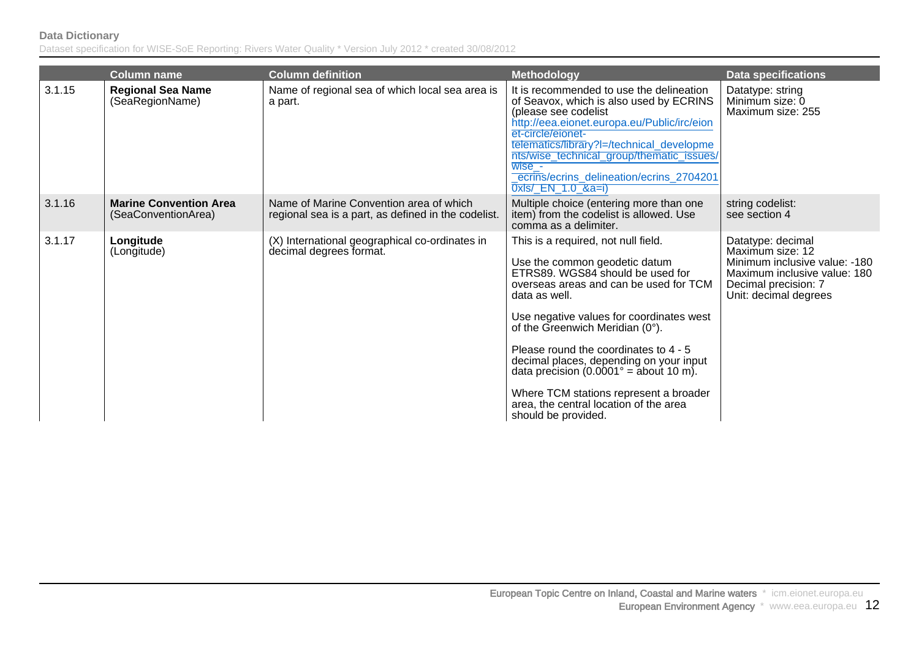| | Column name | Column definition | Methodology | Data specifications |
|---|---|---|---|---|
| 3.1.15 | **Regional Sea Name** (SeaRegionName) | Name of regional sea of which local sea area is a part. | It is recommended to use the delineation of Seavox, which is also used by ECRINS (please see codelist http://eea.eionet.europa.eu/Public/irc/eionet-circle/eionet-telematics/library?l=/technical_developments/wise_technical_group/thematic_issues/wise_-_ecrins/ecrins_delineation/ecrins_27042010xls/_EN_1.0_&a=i) | Datatype: string<br>Minimum size: 0<br>Maximum size: 255 |
| 3.1.16 | **Marine Convention Area** (SeaConventionArea) | Name of Marine Convention area of which regional sea is a part, as defined in the codelist. | Multiple choice (entering more than one item) from the codelist is allowed. Use comma as a delimiter. | string codelist:<br>see section 4 |
| 3.1.17 | **Longitude** (Longitude) | (X) International geographical co-ordinates in decimal degrees format. | This is a required, not null field.<br><br>Use the common geodetic datum ETRS89. WGS84 should be used for overseas areas and can be used for TCM data as well.<br><br>Use negative values for coordinates west of the Greenwich Meridian (0°).<br><br>Please round the coordinates to 4 - 5 decimal places, depending on your input data precision (0.0001° = about 10 m).<br><br>Where TCM stations represent a broader area, the central location of the area should be provided. | Datatype: decimal<br>Maximum size: 12<br>Minimum inclusive value: -180<br>Maximum inclusive value: 180<br>Decimal precision: 7<br>Unit: decimal degrees |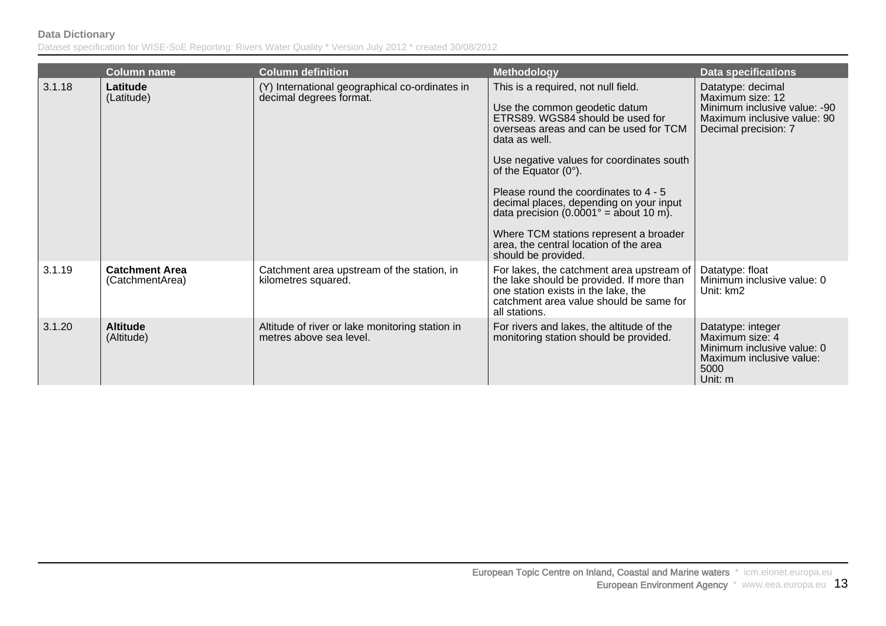| | Column name | Column definition | Methodology | Data specifications |
|---|---|---|---|---|
| 3.1.18 | **Latitude** (Latitude) | (Y) International geographical co-ordinates in decimal degrees format. | This is a required, not null field.<br><br>Use the common geodetic datum ETRS89. WGS84 should be used for overseas areas and can be used for TCM data as well.<br><br>Use negative values for coordinates south of the Equator (0°).<br><br>Please round the coordinates to 4 - 5 decimal places, depending on your input data precision (0.0001° = about 10 m).<br><br>Where TCM stations represent a broader area, the central location of the area should be provided. | Datatype: decimal<br>Maximum size: 12<br>Minimum inclusive value: -90<br>Maximum inclusive value: 90<br>Decimal precision: 7 |
| 3.1.19 | **Catchment Area** (CatchmentArea) | Catchment area upstream of the station, in kilometres squared. | For lakes, the catchment area upstream of the lake should be provided. If more than one station exists in the lake, the catchment area value should be same for all stations. | Datatype: float<br>Minimum inclusive value: 0<br>Unit: km2 |
| 3.1.20 | **Altitude** (Altitude) | Altitude of river or lake monitoring station in metres above sea level. | For rivers and lakes, the altitude of the monitoring station should be provided. | Datatype: integer<br>Maximum size: 4<br>Minimum inclusive value: 0<br>Maximum inclusive value: 5000<br>Unit: m |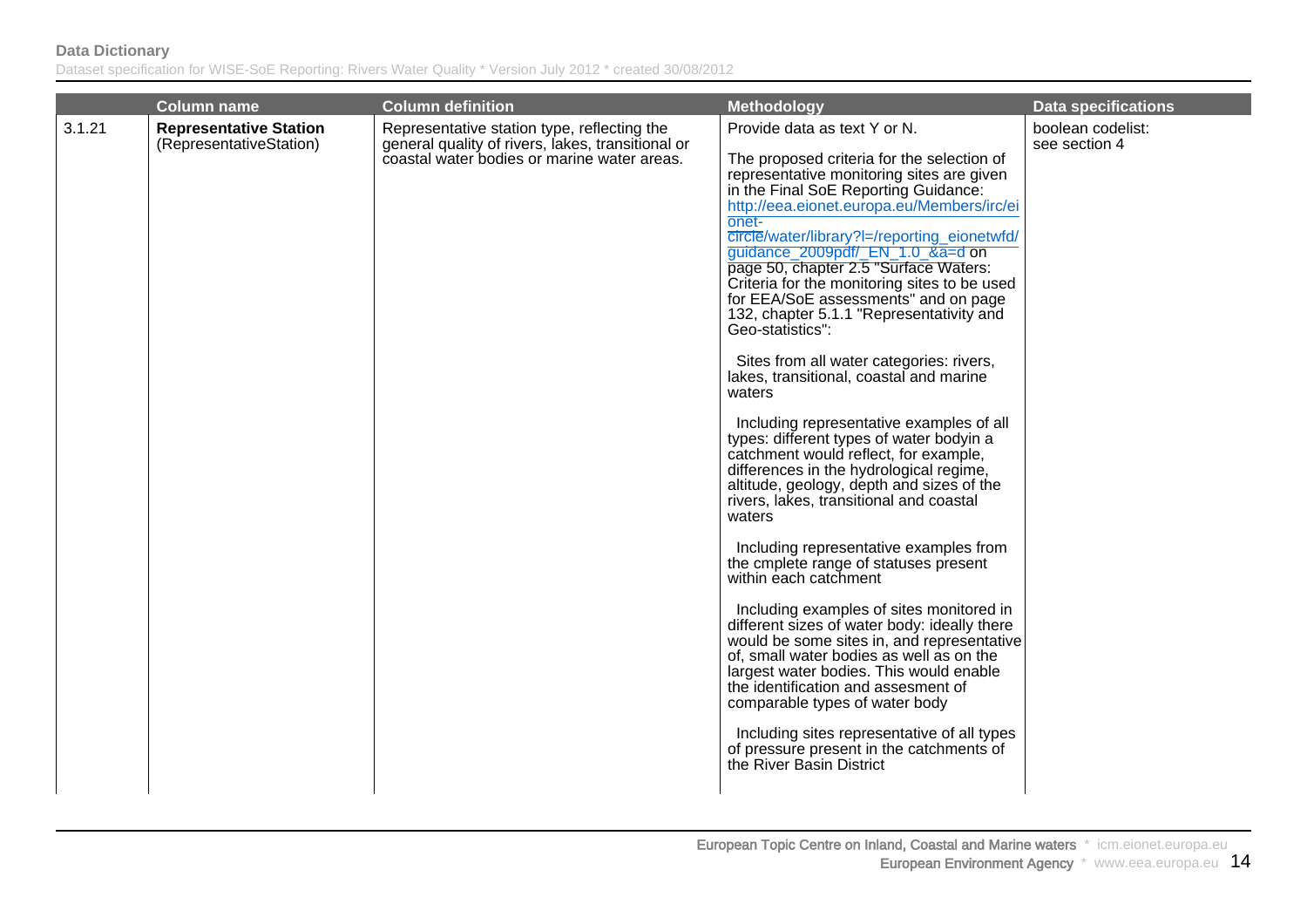| | Column name | Column definition | Methodology | Data specifications |
|---|---|---|---|---|
| 3.1.21 | **Representative Station** (RepresentativeStation) | Representative station type, reflecting the general quality of rivers, lakes, transitional or coastal water bodies or marine water areas. | Provide data as text Y or N.<br><br>The proposed criteria for the selection of representative monitoring sites are given in the Final SoE Reporting Guidance: http://eea.eionet.europa.eu/Members/irc/eionet-circle/water/library?l=/reporting_eionetwfd/guidance_2009pdf/_EN_1.0_&a=d on page 50, chapter 2.5 "Surface Waters: Criteria for the monitoring sites to be used for EEA/SoE assessments" and on page 132, chapter 5.1.1 "Representativity and Geo-statistics":<br><br>Sites from all water categories: rivers, lakes, transitional, coastal and marine waters<br><br>Including representative examples of all types: different types of water bodyin a catchment would reflect, for example, differences in the hydrological regime, altitude, geology, depth and sizes of the rivers, lakes, transitional and coastal waters<br><br>Including representative examples from the cmplete range of statuses present within each catchment<br><br>Including examples of sites monitored in different sizes of water body: ideally there would be some sites in, and representative of, small water bodies as well as on the largest water bodies. This would enable the identification and assesment of comparable types of water body<br><br>Including sites representative of all types of pressure present in the catchments of the River Basin District | boolean codelist: see section 4 |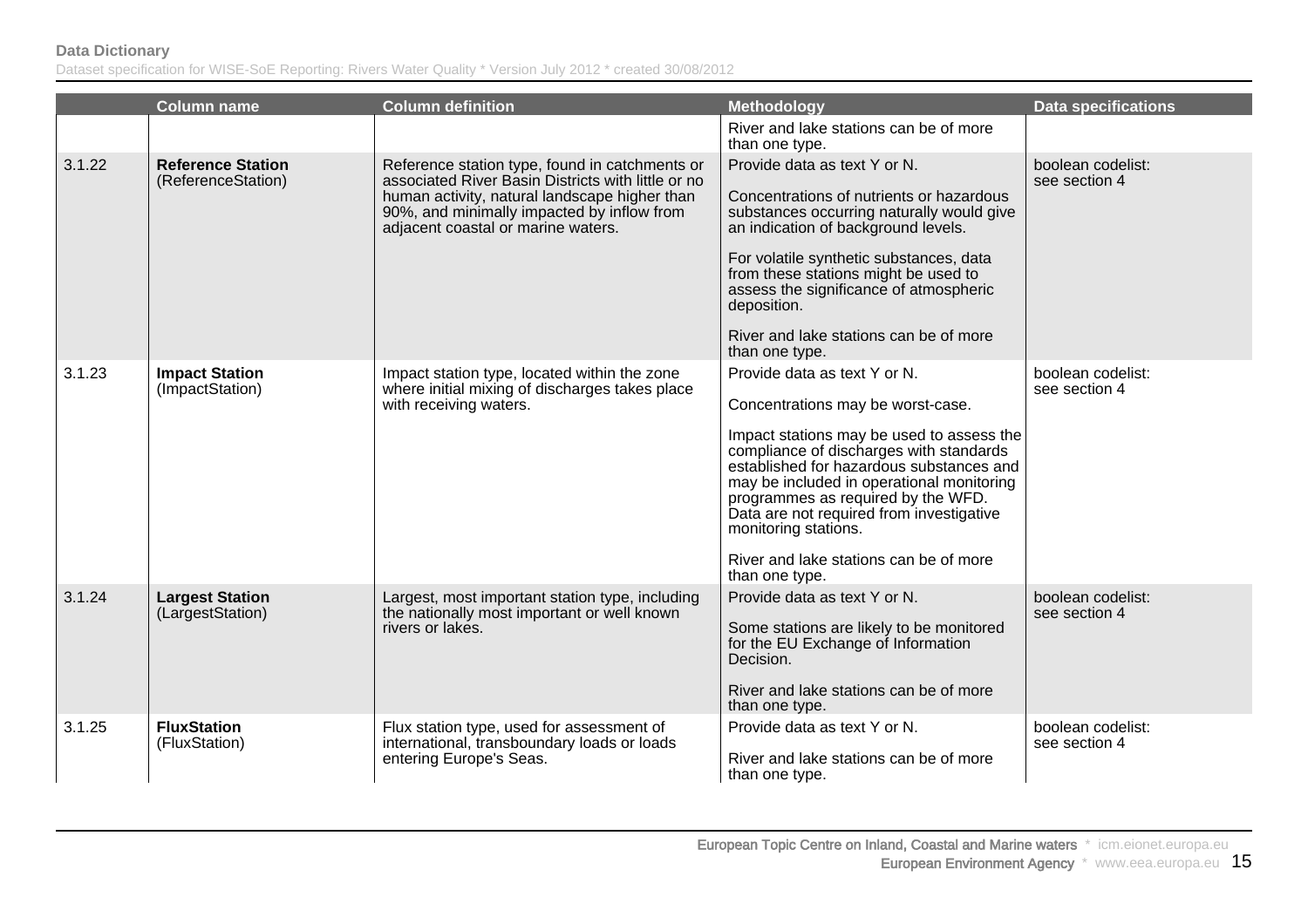| | Column name | Column definition | Methodology | Data specifications |
|---|---|---|---|---|
| | | | River and lake stations can be of more than one type. | |
| 3.1.22 | **Reference Station** (ReferenceStation) | Reference station type, found in catchments or associated River Basin Districts with little or no human activity, natural landscape higher than 90%, and minimally impacted by inflow from adjacent coastal or marine waters. | Provide data as text Y or N.<br><br>Concentrations of nutrients or hazardous substances occurring naturally would give an indication of background levels.<br><br>For volatile synthetic substances, data from these stations might be used to assess the significance of atmospheric deposition.<br><br>River and lake stations can be of more than one type. | boolean codelist: see section 4 |
| 3.1.23 | **Impact Station** (ImpactStation) | Impact station type, located within the zone where initial mixing of discharges takes place with receiving waters. | Provide data as text Y or N.<br><br>Concentrations may be worst-case.<br><br>Impact stations may be used to assess the compliance of discharges with standards established for hazardous substances and may be included in operational monitoring programmes as required by the WFD. Data are not required from investigative monitoring stations.<br><br>River and lake stations can be of more than one type. | boolean codelist: see section 4 |
| 3.1.24 | **Largest Station** (LargestStation) | Largest, most important station type, including the nationally most important or well known rivers or lakes. | Provide data as text Y or N.<br><br>Some stations are likely to be monitored for the EU Exchange of Information Decision.<br><br>River and lake stations can be of more than one type. | boolean codelist: see section 4 |
| 3.1.25 | **FluxStation** (FluxStation) | Flux station type, used for assessment of international, transboundary loads or loads entering Europe's Seas. | Provide data as text Y or N.<br><br>River and lake stations can be of more than one type. | boolean codelist: see section 4 |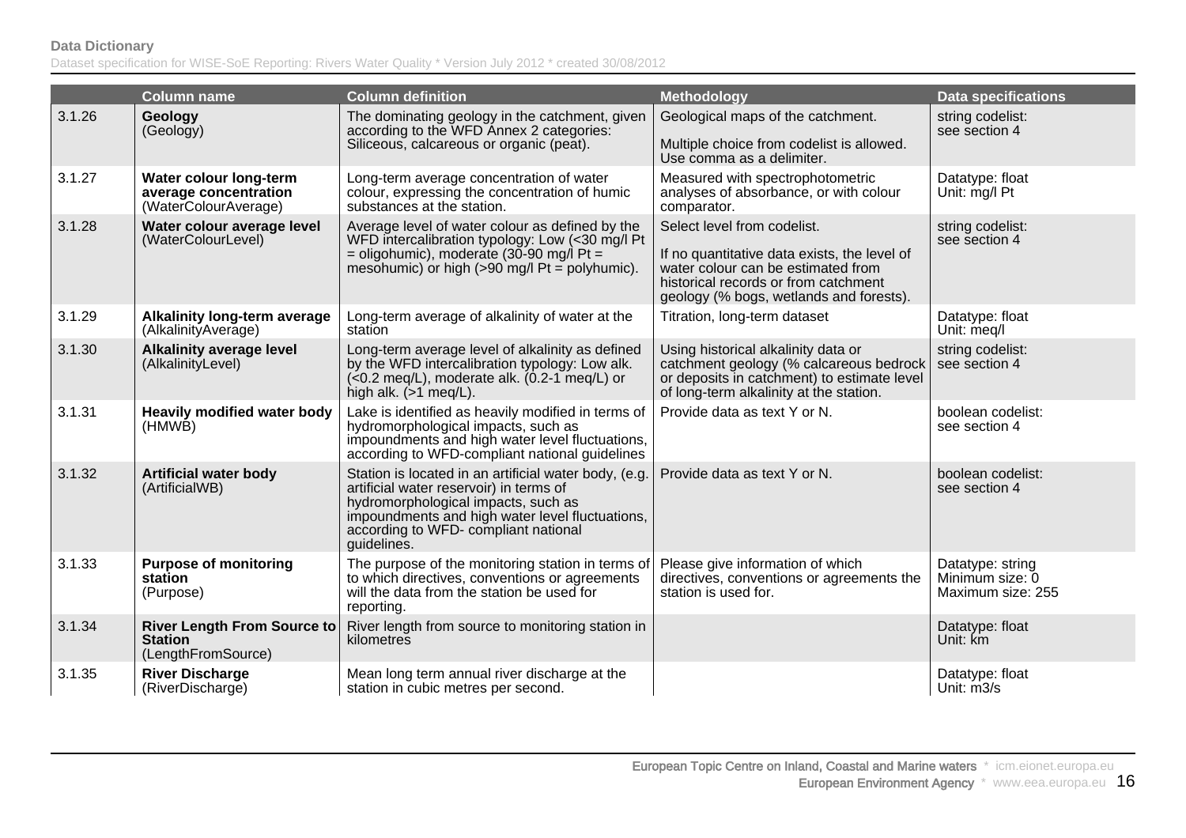| | Column name | Column definition | Methodology | Data specifications |
|---|---|---|---|---|
| 3.1.26 | **Geology** (Geology) | The dominating geology in the catchment, given according to the WFD Annex 2 categories: Siliceous, calcareous or organic (peat). | Geological maps of the catchment.<br><br>Multiple choice from codelist is allowed. Use comma as a delimiter. | string codelist: see section 4 |
| 3.1.27 | **Water colour long-term average concentration** (WaterColourAverage) | Long-term average concentration of water colour, expressing the concentration of humic substances at the station. | Measured with spectrophotometric analyses of absorbance, or with colour comparator. | Datatype: float<br>Unit: mg/l Pt |
| 3.1.28 | **Water colour average level** (WaterColourLevel) | Average level of water colour as defined by the WFD intercalibration typology: Low (<30 mg/l Pt = oligohumic), moderate (30-90 mg/l Pt = mesohumic) or high (>90 mg/l Pt = polyhumic). | Select level from codelist.<br><br>If no quantitative data exists, the level of water colour can be estimated from historical records or from catchment geology (% bogs, wetlands and forests). | string codelist: see section 4 |
| 3.1.29 | **Alkalinity long-term average** (AlkalinityAverage) | Long-term average of alkalinity of water at the station | Titration, long-term dataset | Datatype: float<br>Unit: meq/l |
| 3.1.30 | **Alkalinity average level** (AlkalinityLevel) | Long-term average level of alkalinity as defined by the WFD intercalibration typology: Low alk. (<0.2 meq/L), moderate alk. (0.2-1 meq/L) or high alk. (>1 meq/L). | Using historical alkalinity data or catchment geology (% calcareous bedrock or deposits in catchment) to estimate level of long-term alkalinity at the station. | string codelist: see section 4 |
| 3.1.31 | **Heavily modified water body** (HMWB) | Lake is identified as heavily modified in terms of hydromorphological impacts, such as impoundments and high water level fluctuations, according to WFD-compliant national guidelines | Provide data as text Y or N. | boolean codelist: see section 4 |
| 3.1.32 | **Artificial water body** (ArtificialWB) | Station is located in an artificial water body, (e.g. artificial water reservoir) in terms of hydromorphological impacts, such as impoundments and high water level fluctuations, according to WFD- compliant national guidelines. | Provide data as text Y or N. | boolean codelist: see section 4 |
| 3.1.33 | **Purpose of monitoring station** (Purpose) | The purpose of the monitoring station in terms of to which directives, conventions or agreements will the data from the station be used for reporting. | Please give information of which directives, conventions or agreements the station is used for. | Datatype: string<br>Minimum size: 0<br>Maximum size: 255 |
| 3.1.34 | **River Length From Source to Station** (LengthFromSource) | River length from source to monitoring station in kilometres | | Datatype: float<br>Unit: km |
| 3.1.35 | **River Discharge** (RiverDischarge) | Mean long term annual river discharge at the station in cubic metres per second. | | Datatype: float<br>Unit: m3/s |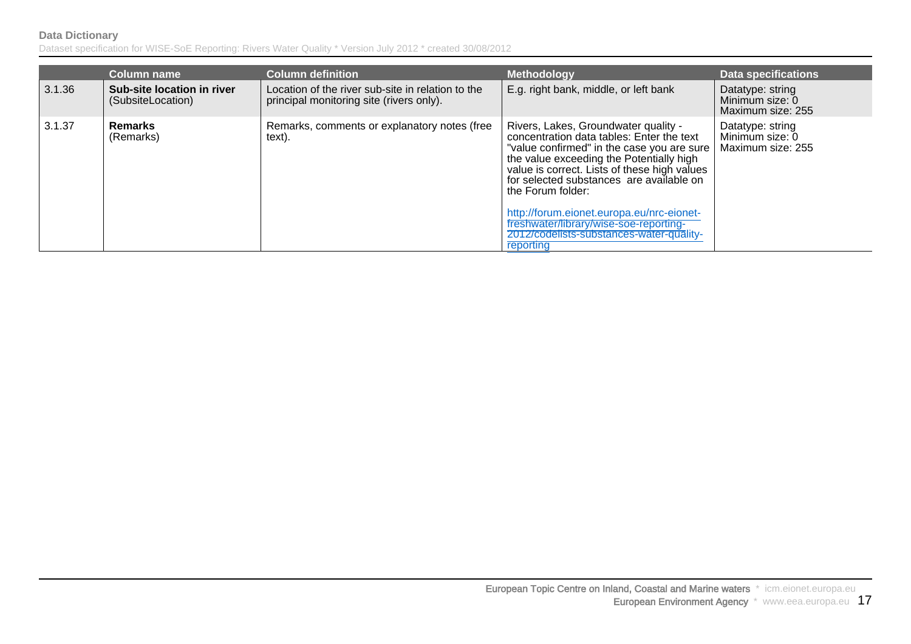| | Column name | Column definition | Methodology | Data specifications |
|---|---|---|---|---|
| 3.1.36 | **Sub-site location in river** (SubsiteLocation) | Location of the river sub-site in relation to the principal monitoring site (rivers only). | E.g. right bank, middle, or left bank | Datatype: string<br>Minimum size: 0<br>Maximum size: 255 |
| 3.1.37 | **Remarks** (Remarks) | Remarks, comments or explanatory notes (free text). | Rivers, Lakes, Groundwater quality - concentration data tables: Enter the text "value confirmed" in the case you are sure the value exceeding the Potentially high value is correct. Lists of these high values for selected substances are available on the Forum folder:<br><br>http://forum.eionet.europa.eu/nrc-eionet-freshwater/library/wise-soe-reporting-2012/codelists-substances-water-quality-reporting | Datatype: string<br>Minimum size: 0<br>Maximum size: 255 |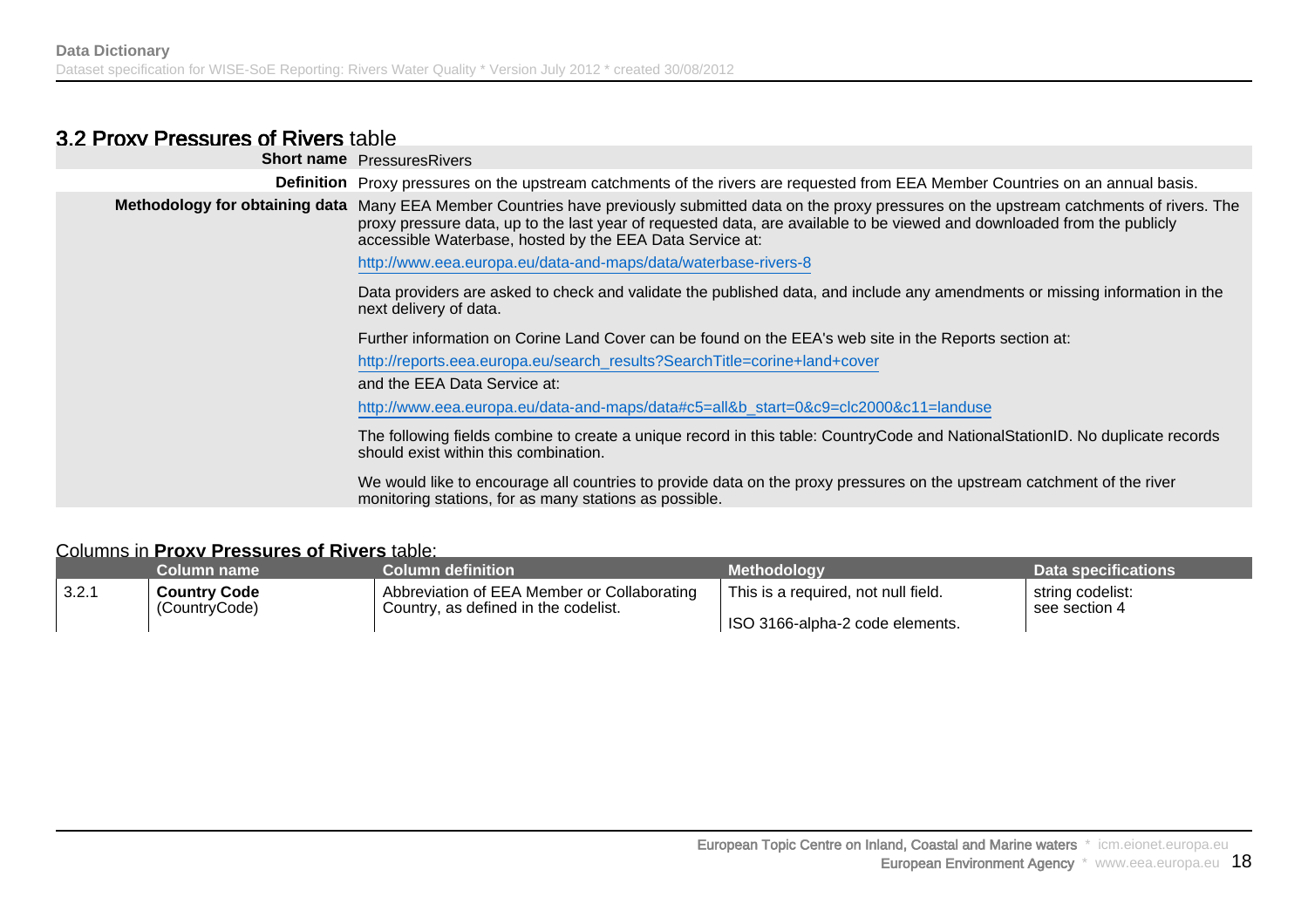## 3.2 Proxy Pressures of Rivers table

| | |
|---|---|
| **Short name** | PressuresRivers |
| **Definition** | Proxy pressures on the upstream catchments of the rivers are requested from EEA Member Countries on an annual basis. |
| **Methodology for obtaining data** | Many EEA Member Countries have previously submitted data on the proxy pressures on the upstream catchments of rivers. The proxy pressure data, up to the last year of requested data, are available to be viewed and downloaded from the publicly accessible Waterbase, hosted by the EEA Data Service at:<br><br>http://www.eea.europa.eu/data-and-maps/data/waterbase-rivers-8<br><br>Data providers are asked to check and validate the published data, and include any amendments or missing information in the next delivery of data.<br><br>Further information on Corine Land Cover can be found on the EEA's web site in the Reports section at:<br><br>http://reports.eea.europa.eu/search_results?SearchTitle=corine+land+cover<br><br>and the EEA Data Service at:<br><br>http://www.eea.europa.eu/data-and-maps/data#c5=all&b_start=0&c9=clc2000&c11=landuse<br><br>The following fields combine to create a unique record in this table: CountryCode and NationalStationID. No duplicate records should exist within this combination.<br><br>We would like to encourage all countries to provide data on the proxy pressures on the upstream catchment of the river monitoring stations, for as many stations as possible. |

Columns in **Proxy Pressures of Rivers** table:

| | Column name | Column definition | Methodology | Data specifications |
|---|---|---|---|---|
| 3.2.1 | **Country Code** (CountryCode) | Abbreviation of EEA Member or Collaborating Country, as defined in the codelist. | This is a required, not null field.<br><br>ISO 3166-alpha-2 code elements. | string codelist: see section 4 |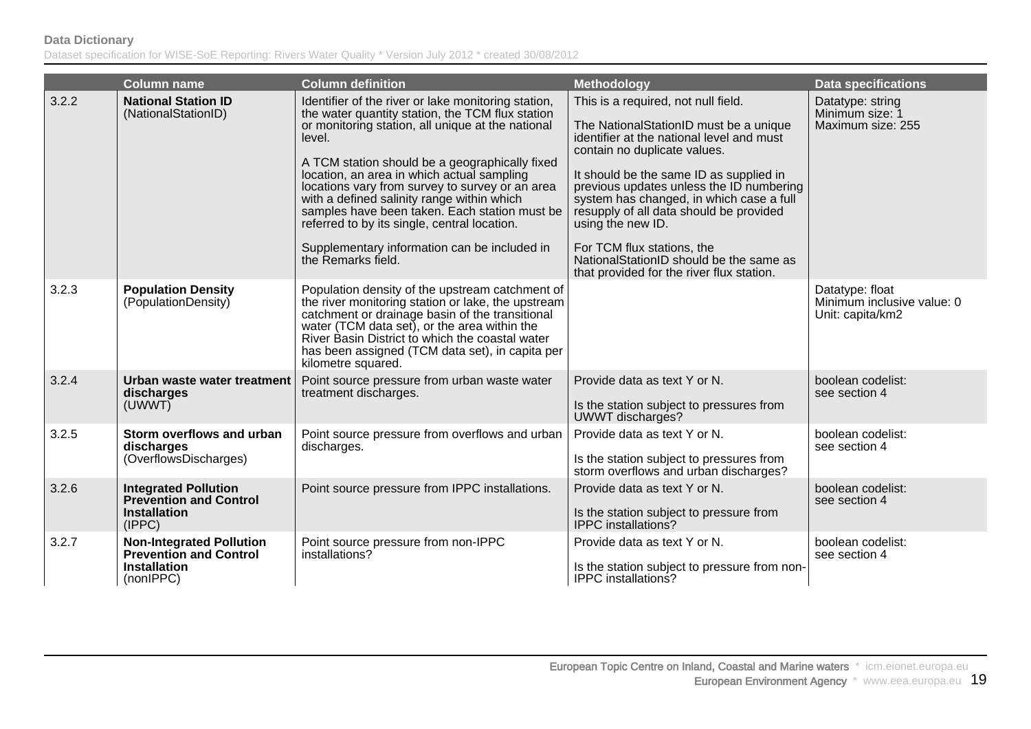| | Column name | Column definition | Methodology | Data specifications |
|---|---|---|---|---|
| 3.2.2 | **National Station ID** (NationalStationID) | Identifier of the river or lake monitoring station, the water quantity station, the TCM flux station or monitoring station, all unique at the national level.<br><br>A TCM station should be a geographically fixed location, an area in which actual sampling locations vary from survey to survey or an area with a defined salinity range within which samples have been taken. Each station must be referred to by its single, central location.<br><br>Supplementary information can be included in the Remarks field. | This is a required, not null field.<br><br>The NationalStationID must be a unique identifier at the national level and must contain no duplicate values.<br><br>It should be the same ID as supplied in previous updates unless the ID numbering system has changed, in which case a full resupply of all data should be provided using the new ID.<br><br>For TCM flux stations, the NationalStationID should be the same as that provided for the river flux station. | Datatype: string<br>Minimum size: 1<br>Maximum size: 255 |
| 3.2.3 | **Population Density** (PopulationDensity) | Population density of the upstream catchment of the river monitoring station or lake, the upstream catchment or drainage basin of the transitional water (TCM data set), or the area within the River Basin District to which the coastal water has been assigned (TCM data set), in capita per kilometre squared. | | Datatype: float<br>Minimum inclusive value: 0<br>Unit: capita/km2 |
| 3.2.4 | **Urban waste water treatment discharges** (UWWT) | Point source pressure from urban waste water treatment discharges. | Provide data as text Y or N.<br><br>Is the station subject to pressures from UWWT discharges? | boolean codelist: see section 4 |
| 3.2.5 | **Storm overflows and urban discharges** (OverflowsDischarges) | Point source pressure from overflows and urban discharges. | Provide data as text Y or N.<br><br>Is the station subject to pressures from storm overflows and urban discharges? | boolean codelist: see section 4 |
| 3.2.6 | **Integrated Pollution Prevention and Control Installation** (IPPC) | Point source pressure from IPPC installations. | Provide data as text Y or N.<br><br>Is the station subject to pressure from IPPC installations? | boolean codelist: see section 4 |
| 3.2.7 | **Non-Integrated Pollution Prevention and Control Installation** (nonIPPC) | Point source pressure from non-IPPC installations? | Provide data as text Y or N.<br><br>Is the station subject to pressure from non-IPPC installations? | boolean codelist: see section 4 |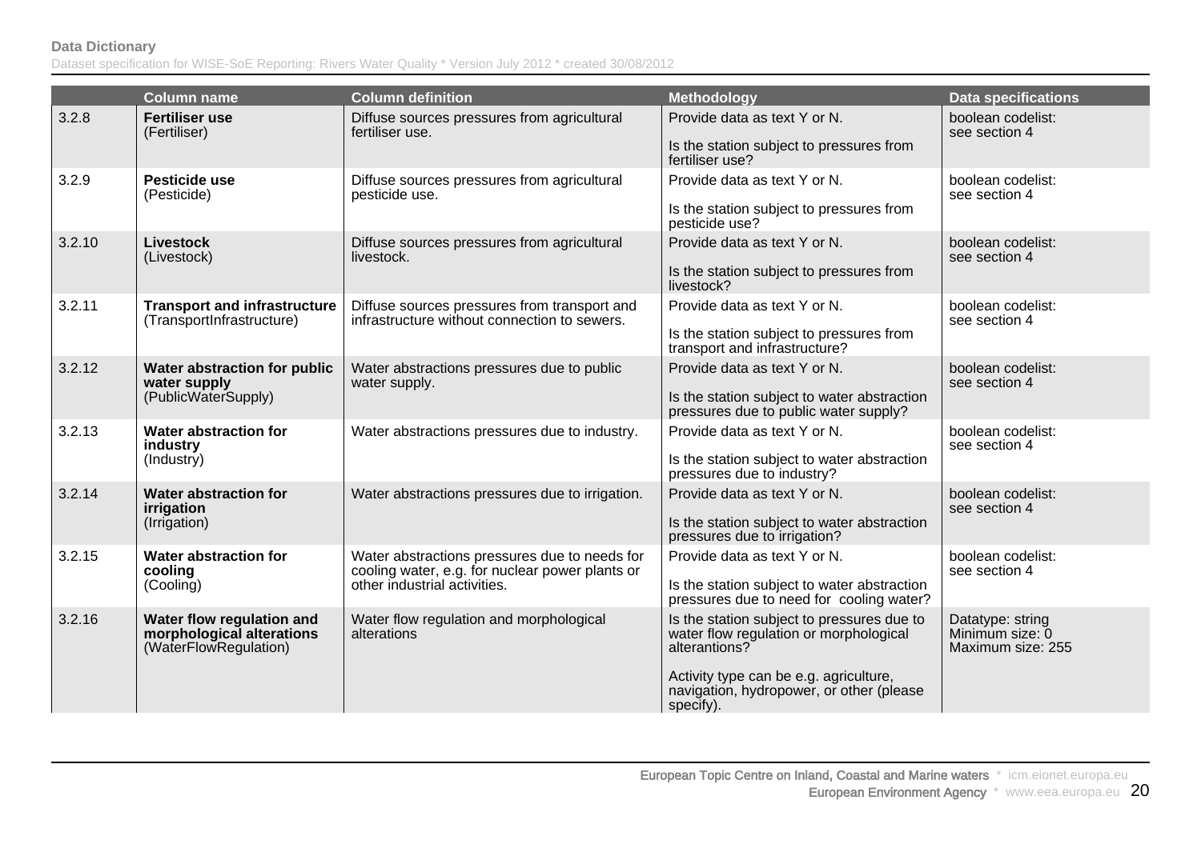| | Column name | Column definition | Methodology | Data specifications |
|---|---|---|---|---|
| 3.2.8 | **Fertiliser use** (Fertiliser) | Diffuse sources pressures from agricultural fertiliser use. | Provide data as text Y or N.<br><br>Is the station subject to pressures from fertiliser use? | boolean codelist: see section 4 |
| 3.2.9 | **Pesticide use** (Pesticide) | Diffuse sources pressures from agricultural pesticide use. | Provide data as text Y or N.<br><br>Is the station subject to pressures from pesticide use? | boolean codelist: see section 4 |
| 3.2.10 | **Livestock** (Livestock) | Diffuse sources pressures from agricultural livestock. | Provide data as text Y or N.<br><br>Is the station subject to pressures from livestock? | boolean codelist: see section 4 |
| 3.2.11 | **Transport and infrastructure** (TransportInfrastructure) | Diffuse sources pressures from transport and infrastructure without connection to sewers. | Provide data as text Y or N.<br><br>Is the station subject to pressures from transport and infrastructure? | boolean codelist: see section 4 |
| 3.2.12 | **Water abstraction for public water supply** (PublicWaterSupply) | Water abstractions pressures due to public water supply. | Provide data as text Y or N.<br><br>Is the station subject to water abstraction pressures due to public water supply? | boolean codelist: see section 4 |
| 3.2.13 | **Water abstraction for industry** (Industry) | Water abstractions pressures due to industry. | Provide data as text Y or N.<br><br>Is the station subject to water abstraction pressures due to industry? | boolean codelist: see section 4 |
| 3.2.14 | **Water abstraction for irrigation** (Irrigation) | Water abstractions pressures due to irrigation. | Provide data as text Y or N.<br><br>Is the station subject to water abstraction pressures due to irrigation? | boolean codelist: see section 4 |
| 3.2.15 | **Water abstraction for cooling** (Cooling) | Water abstractions pressures due to needs for cooling water, e.g. for nuclear power plants or other industrial activities. | Provide data as text Y or N.<br><br>Is the station subject to water abstraction pressures due to need for cooling water? | boolean codelist: see section 4 |
| 3.2.16 | **Water flow regulation and morphological alterations** (WaterFlowRegulation) | Water flow regulation and morphological alterations | Is the station subject to pressures due to water flow regulation or morphological alterantions?<br><br>Activity type can be e.g. agriculture, navigation, hydropower, or other (please specify). | Datatype: string<br>Minimum size: 0<br>Maximum size: 255 |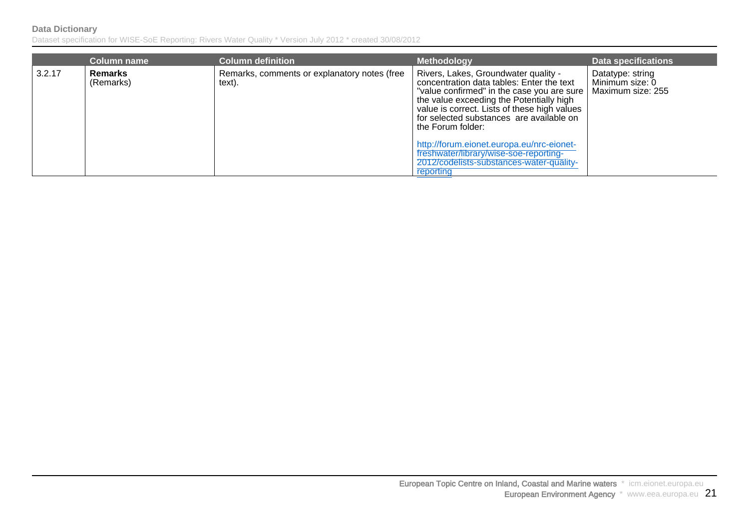| | Column name | Column definition | Methodology | Data specifications |
|---|---|---|---|---|
| 3.2.17 | **Remarks** (Remarks) | Remarks, comments or explanatory notes (free text). | Rivers, Lakes, Groundwater quality - concentration data tables: Enter the text "value confirmed" in the case you are sure the value exceeding the Potentially high value is correct. Lists of these high values for selected substances are available on the Forum folder: http://forum.eionet.europa.eu/nrc-eionet-freshwater/library/wise-soe-reporting-2012/codelists-substances-water-quality-reporting | Datatype: string Minimum size: 0 Maximum size: 255 |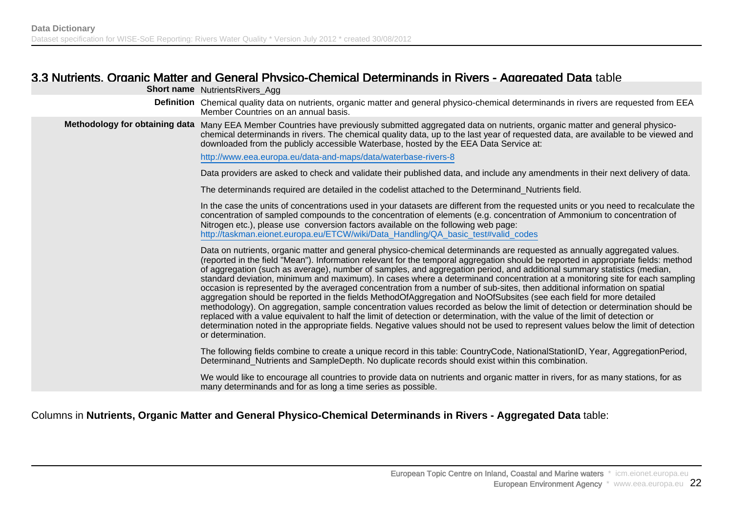## 3.3 Nutrients, Organic Matter and General Physico-Chemical Determinands in Rivers - Aggregated Data table

**Short name** NutrientsRivers_Agg

**Definition** Chemical quality data on nutrients, organic matter and general physico-chemical determinands in rivers are requested from EEA Member Countries on an annual basis.

**Methodology for obtaining data** Many EEA Member Countries have previously submitted aggregated data on nutrients, organic matter and general physico-chemical determinands in rivers. The chemical quality data, up to the last year of requested data, are available to be viewed and downloaded from the publicly accessible Waterbase, hosted by the EEA Data Service at:

http://www.eea.europa.eu/data-and-maps/data/waterbase-rivers-8

Data providers are asked to check and validate their published data, and include any amendments in their next delivery of data.

The determinands required are detailed in the codelist attached to the Determinand_Nutrients field.

In the case the units of concentrations used in your datasets are different from the requested units or you need to recalculate the concentration of sampled compounds to the concentration of elements (e.g. concentration of Ammonium to concentration of Nitrogen etc.), please use conversion factors available on the following web page:
http://taskman.eionet.europa.eu/ETCW/wiki/Data_Handling/QA_basic_test#valid_codes

Data on nutrients, organic matter and general physico-chemical determinands are requested as annually aggregated values. (reported in the field "Mean"). Information relevant for the temporal aggregation should be reported in appropriate fields: method of aggregation (such as average), number of samples, and aggregation period, and additional summary statistics (median, standard deviation, minimum and maximum). In cases where a determinand concentration at a monitoring site for each sampling occasion is represented by the averaged concentration from a number of sub-sites, then additional information on spatial aggregation should be reported in the fields MethodOfAggregation and NoOfSubsites (see each field for more detailed methodology). On aggregation, sample concentration values recorded as below the limit of detection or determination should be replaced with a value equivalent to half the limit of detection or determination, with the value of the limit of detection or determination noted in the appropriate fields. Negative values should not be used to represent values below the limit of detection or determination.

The following fields combine to create a unique record in this table: CountryCode, NationalStationID, Year, AggregationPeriod, Determinand_Nutrients and SampleDepth. No duplicate records should exist within this combination.

We would like to encourage all countries to provide data on nutrients and organic matter in rivers, for as many stations, for as many determinands and for as long a time series as possible.

Columns in **Nutrients, Organic Matter and General Physico-Chemical Determinands in Rivers - Aggregated Data** table: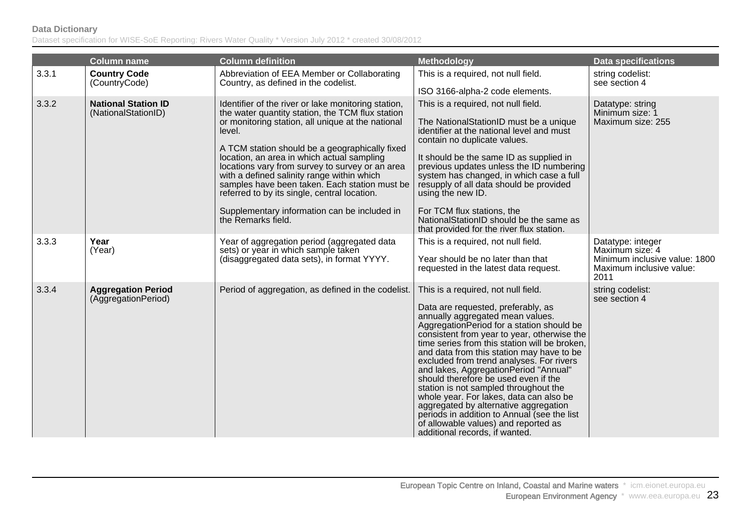|  | Column name | Column definition | Methodology | Data specifications |
|---|---|---|---|---|
| 3.3.1 | **Country Code** (CountryCode) | Abbreviation of EEA Member or Collaborating Country, as defined in the codelist. | This is a required, not null field.<br><br>ISO 3166-alpha-2 code elements. | string codelist: see section 4 |
| 3.3.2 | **National Station ID** (NationalStationID) | Identifier of the river or lake monitoring station, the water quantity station, the TCM flux station or monitoring station, all unique at the national level.<br><br>A TCM station should be a geographically fixed location, an area in which actual sampling locations vary from survey to survey or an area with a defined salinity range within which samples have been taken. Each station must be referred to by its single, central location.<br><br>Supplementary information can be included in the Remarks field. | This is a required, not null field.<br><br>The NationalStationID must be a unique identifier at the national level and must contain no duplicate values.<br><br>It should be the same ID as supplied in previous updates unless the ID numbering system has changed, in which case a full resupply of all data should be provided using the new ID.<br><br>For TCM flux stations, the NationalStationID should be the same as that provided for the river flux station. | Datatype: string<br>Minimum size: 1<br>Maximum size: 255 |
| 3.3.3 | **Year** (Year) | Year of aggregation period (aggregated data sets) or year in which sample taken (disaggregated data sets), in format YYYY. | This is a required, not null field.<br><br>Year should be no later than that requested in the latest data request. | Datatype: integer<br>Maximum size: 4<br>Minimum inclusive value: 1800<br>Maximum inclusive value: 2011 |
| 3.3.4 | **Aggregation Period** (AggregationPeriod) | Period of aggregation, as defined in the codelist. | This is a required, not null field.<br><br>Data are requested, preferably, as annually aggregated mean values. AggregationPeriod for a station should be consistent from year to year, otherwise the time series from this station will be broken, and data from this station may have to be excluded from trend analyses. For rivers and lakes, AggregationPeriod "Annual" should therefore be used even if the station is not sampled throughout the whole year. For lakes, data can also be aggregated by alternative aggregation periods in addition to Annual (see the list of allowable values) and reported as additional records, if wanted. | string codelist: see section 4 |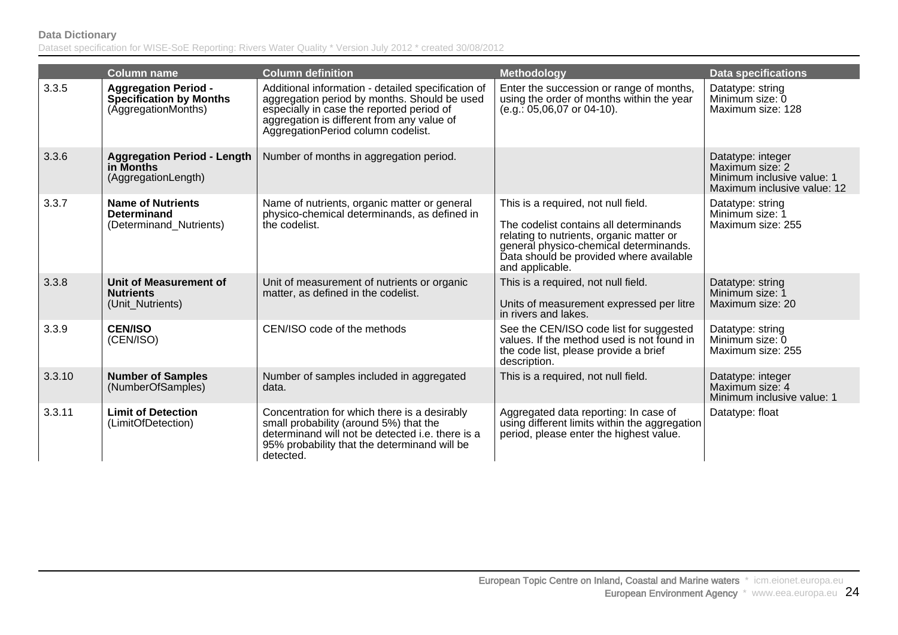| | Column name | Column definition | Methodology | Data specifications |
|---|---|---|---|---|
| 3.3.5 | **Aggregation Period - Specification by Months** (AggregationMonths) | Additional information - detailed specification of aggregation period by months. Should be used especially in case the reported period of aggregation is different from any value of AggregationPeriod column codelist. | Enter the succession or range of months, using the order of months within the year (e.g.: 05,06,07 or 04-10). | Datatype: string<br>Minimum size: 0<br>Maximum size: 128 |
| 3.3.6 | **Aggregation Period - Length in Months** (AggregationLength) | Number of months in aggregation period. | | Datatype: integer<br>Maximum size: 2<br>Minimum inclusive value: 1<br>Maximum inclusive value: 12 |
| 3.3.7 | **Name of Nutrients Determinand** (Determinand_Nutrients) | Name of nutrients, organic matter or general physico-chemical determinands, as defined in the codelist. | This is a required, not null field.<br><br>The codelist contains all determinands relating to nutrients, organic matter or general physico-chemical determinands. Data should be provided where available and applicable. | Datatype: string<br>Minimum size: 1<br>Maximum size: 255 |
| 3.3.8 | **Unit of Measurement of Nutrients** (Unit_Nutrients) | Unit of measurement of nutrients or organic matter, as defined in the codelist. | This is a required, not null field.<br><br>Units of measurement expressed per litre in rivers and lakes. | Datatype: string<br>Minimum size: 1<br>Maximum size: 20 |
| 3.3.9 | **CEN/ISO** (CEN/ISO) | CEN/ISO code of the methods | See the CEN/ISO code list for suggested values. If the method used is not found in the code list, please provide a brief description. | Datatype: string<br>Minimum size: 0<br>Maximum size: 255 |
| 3.3.10 | **Number of Samples** (NumberOfSamples) | Number of samples included in aggregated data. | This is a required, not null field. | Datatype: integer<br>Maximum size: 4<br>Minimum inclusive value: 1 |
| 3.3.11 | **Limit of Detection** (LimitOfDetection) | Concentration for which there is a desirably small probability (around 5%) that the determinand will not be detected i.e. there is a 95% probability that the determinand will be detected. | Aggregated data reporting: In case of using different limits within the aggregation period, please enter the highest value. | Datatype: float |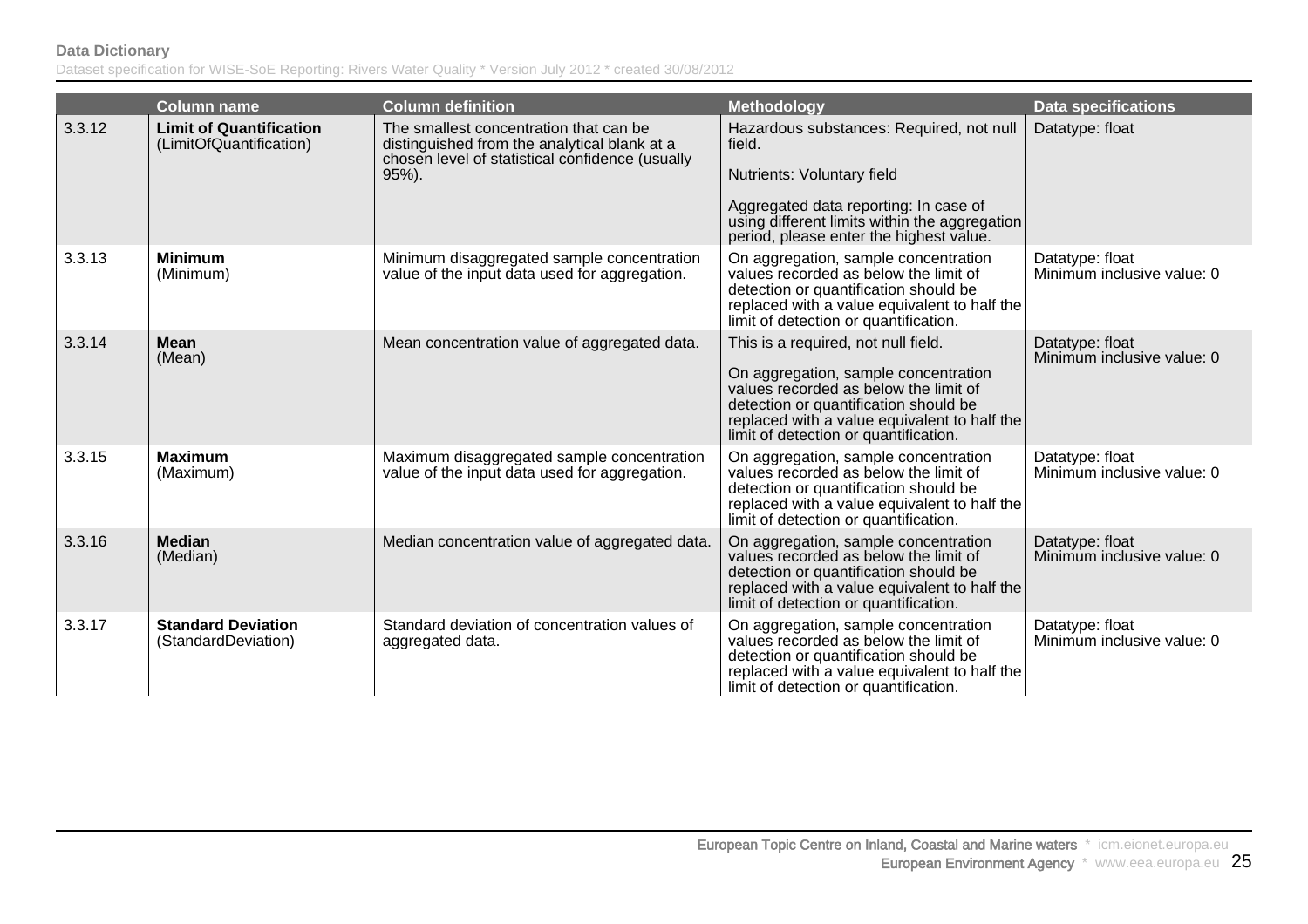| | Column name | Column definition | Methodology | Data specifications |
|---|---|---|---|---|
| 3.3.12 | **Limit of Quantification** (LimitOfQuantification) | The smallest concentration that can be distinguished from the analytical blank at a chosen level of statistical confidence (usually 95%). | Hazardous substances: Required, not null field.<br><br>Nutrients: Voluntary field<br><br>Aggregated data reporting: In case of using different limits within the aggregation period, please enter the highest value. | Datatype: float |
| 3.3.13 | **Minimum** (Minimum) | Minimum disaggregated sample concentration value of the input data used for aggregation. | On aggregation, sample concentration values recorded as below the limit of detection or quantification should be replaced with a value equivalent to half the limit of detection or quantification. | Datatype: float<br>Minimum inclusive value: 0 |
| 3.3.14 | **Mean** (Mean) | Mean concentration value of aggregated data. | This is a required, not null field.<br><br>On aggregation, sample concentration values recorded as below the limit of detection or quantification should be replaced with a value equivalent to half the limit of detection or quantification. | Datatype: float<br>Minimum inclusive value: 0 |
| 3.3.15 | **Maximum** (Maximum) | Maximum disaggregated sample concentration value of the input data used for aggregation. | On aggregation, sample concentration values recorded as below the limit of detection or quantification should be replaced with a value equivalent to half the limit of detection or quantification. | Datatype: float<br>Minimum inclusive value: 0 |
| 3.3.16 | **Median** (Median) | Median concentration value of aggregated data. | On aggregation, sample concentration values recorded as below the limit of detection or quantification should be replaced with a value equivalent to half the limit of detection or quantification. | Datatype: float<br>Minimum inclusive value: 0 |
| 3.3.17 | **Standard Deviation** (StandardDeviation) | Standard deviation of concentration values of aggregated data. | On aggregation, sample concentration values recorded as below the limit of detection or quantification should be replaced with a value equivalent to half the limit of detection or quantification. | Datatype: float<br>Minimum inclusive value: 0 |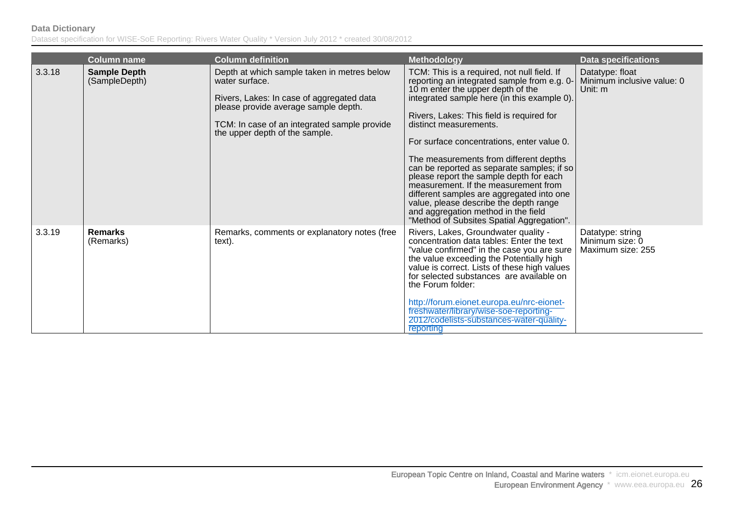| | Column name | Column definition | Methodology | Data specifications |
|---|---|---|---|---|
| 3.3.18 | **Sample Depth** (SampleDepth) | Depth at which sample taken in metres below water surface.<br><br>Rivers, Lakes: In case of aggregated data please provide average sample depth.<br><br>TCM: In case of an integrated sample provide the upper depth of the sample. | TCM: This is a required, not null field. If reporting an integrated sample from e.g. 0-10 m enter the upper depth of the integrated sample here (in this example 0).<br><br>Rivers, Lakes: This field is required for distinct measurements.<br><br>For surface concentrations, enter value 0.<br><br>The measurements from different depths can be reported as separate samples; if so please report the sample depth for each measurement. If the measurement from different samples are aggregated into one value, please describe the depth range and aggregation method in the field "Method of Subsites Spatial Aggregation". | Datatype: float<br>Minimum inclusive value: 0<br>Unit: m |
| 3.3.19 | **Remarks** (Remarks) | Remarks, comments or explanatory notes (free text). | Rivers, Lakes, Groundwater quality - concentration data tables: Enter the text "value confirmed" in the case you are sure the value exceeding the Potentially high value is correct. Lists of these high values for selected substances are available on the Forum folder:<br><br>http://forum.eionet.europa.eu/nrc-eionet-freshwater/library/wise-soe-reporting-2012/codelists-substances-water-quality-reporting | Datatype: string<br>Minimum size: 0<br>Maximum size: 255 |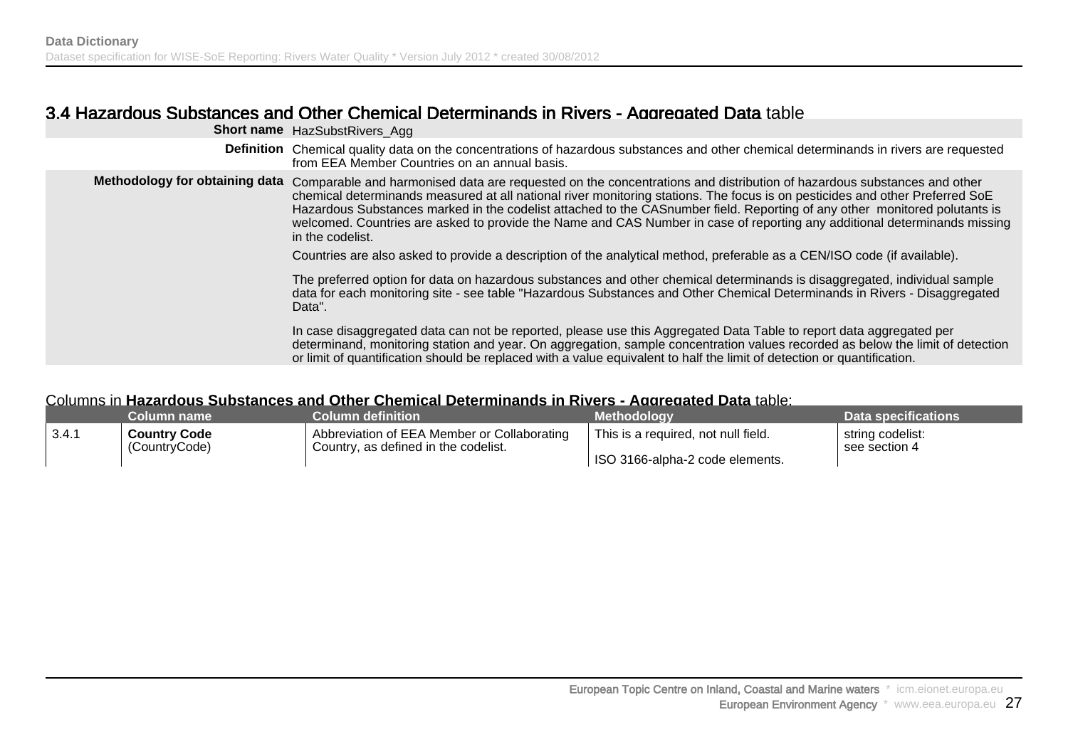## 3.4 Hazardous Substances and Other Chemical Determinands in Rivers - Aggregated Data table

| | |
|---|---|
| **Short name** | HazSubstRivers_Agg |
| **Definition** | Chemical quality data on the concentrations of hazardous substances and other chemical determinands in rivers are requested from EEA Member Countries on an annual basis. |
| **Methodology for obtaining data** | Comparable and harmonised data are requested on the concentrations and distribution of hazardous substances and other chemical determinands measured at all national river monitoring stations. The focus is on pesticides and other Preferred SoE Hazardous Substances marked in the codelist attached to the CASnumber field. Reporting of any other monitored polutants is welcomed. Countries are asked to provide the Name and CAS Number in case of reporting any additional determinands missing in the codelist.<br><br>Countries are also asked to provide a description of the analytical method, preferable as a CEN/ISO code (if available).<br><br>The preferred option for data on hazardous substances and other chemical determinands is disaggregated, individual sample data for each monitoring site - see table "Hazardous Substances and Other Chemical Determinands in Rivers - Disaggregated Data".<br><br>In case disaggregated data can not be reported, please use this Aggregated Data Table to report data aggregated per determinand, monitoring station and year. On aggregation, sample concentration values recorded as below the limit of detection or limit of quantification should be replaced with a value equivalent to half the limit of detection or quantification. |

Columns in **Hazardous Substances and Other Chemical Determinands in Rivers - Aggregated Data** table:

| | Column name | Column definition | Methodology | Data specifications |
|---|---|---|---|---|
| 3.4.1 | **Country Code** (CountryCode) | Abbreviation of EEA Member or Collaborating Country, as defined in the codelist. | This is a required, not null field.<br><br>ISO 3166-alpha-2 code elements. | string codelist: see section 4 |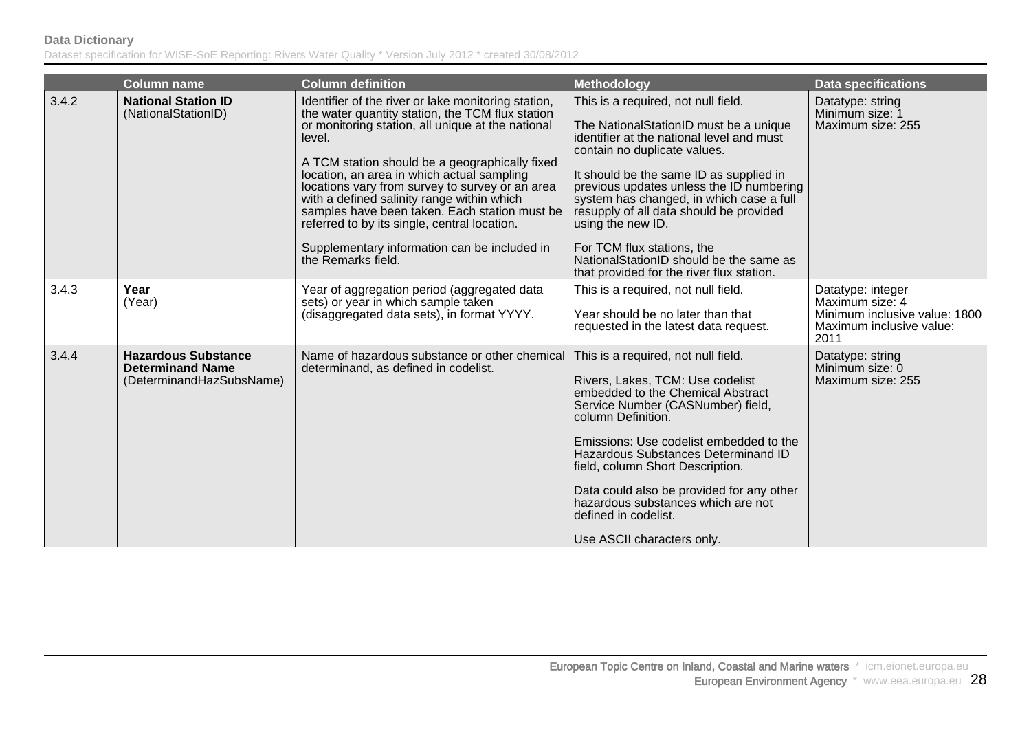| | Column name | Column definition | Methodology | Data specifications |
|---|---|---|---|---|
| 3.4.2 | **National Station ID** (NationalStationID) | Identifier of the river or lake monitoring station, the water quantity station, the TCM flux station or monitoring station, all unique at the national level.<br><br>A TCM station should be a geographically fixed location, an area in which actual sampling locations vary from survey to survey or an area with a defined salinity range within which samples have been taken. Each station must be referred to by its single, central location.<br><br>Supplementary information can be included in the Remarks field. | This is a required, not null field.<br><br>The NationalStationID must be a unique identifier at the national level and must contain no duplicate values.<br><br>It should be the same ID as supplied in previous updates unless the ID numbering system has changed, in which case a full resupply of all data should be provided using the new ID.<br><br>For TCM flux stations, the NationalStationID should be the same as that provided for the river flux station. | Datatype: string<br>Minimum size: 1<br>Maximum size: 255 |
| 3.4.3 | **Year** (Year) | Year of aggregation period (aggregated data sets) or year in which sample taken (disaggregated data sets), in format YYYY. | This is a required, not null field.<br><br>Year should be no later than that requested in the latest data request. | Datatype: integer<br>Maximum size: 4<br>Minimum inclusive value: 1800<br>Maximum inclusive value: 2011 |
| 3.4.4 | **Hazardous Substance Determinand Name** (DeterminandHazSubsName) | Name of hazardous substance or other chemical determinand, as defined in codelist. | This is a required, not null field.<br><br>Rivers, Lakes, TCM: Use codelist embedded to the Chemical Abstract Service Number (CASNumber) field, column Definition.<br><br>Emissions: Use codelist embedded to the Hazardous Substances Determinand ID field, column Short Description.<br><br>Data could also be provided for any other hazardous substances which are not defined in codelist.<br><br>Use ASCII characters only. | Datatype: string<br>Minimum size: 0<br>Maximum size: 255 |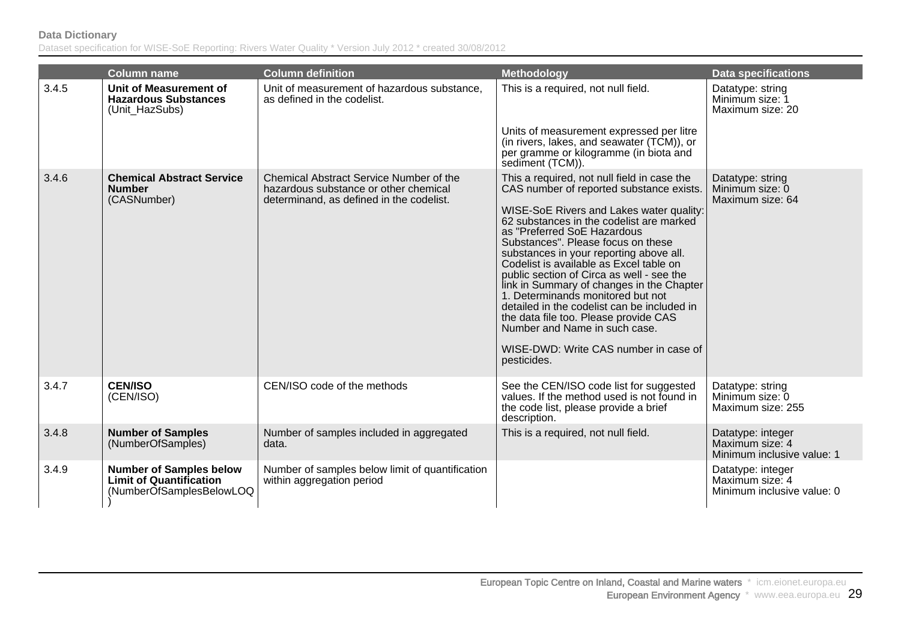| | Column name | Column definition | Methodology | Data specifications |
|---|---|---|---|---|
| 3.4.5 | **Unit of Measurement of Hazardous Substances** (Unit_HazSubs) | Unit of measurement of hazardous substance, as defined in the codelist. | This is a required, not null field.<br><br>Units of measurement expressed per litre (in rivers, lakes, and seawater (TCM)), or per gramme or kilogramme (in biota and sediment (TCM)). | Datatype: string<br>Minimum size: 1<br>Maximum size: 20 |
| 3.4.6 | **Chemical Abstract Service Number** (CASNumber) | Chemical Abstract Service Number of the hazardous substance or other chemical determinand, as defined in the codelist. | This a required, not null field in case the CAS number of reported substance exists.<br><br>WISE-SoE Rivers and Lakes water quality: 62 substances in the codelist are marked as "Preferred SoE Hazardous Substances". Please focus on these substances in your reporting above all. Codelist is available as Excel table on public section of Circa as well - see the link in Summary of changes in the Chapter 1. Determinands monitored but not detailed in the codelist can be included in the data file too. Please provide CAS Number and Name in such case.<br><br>WISE-DWD: Write CAS number in case of pesticides. | Datatype: string<br>Minimum size: 0<br>Maximum size: 64 |
| 3.4.7 | **CEN/ISO** (CEN/ISO) | CEN/ISO code of the methods | See the CEN/ISO code list for suggested values. If the method used is not found in the code list, please provide a brief description. | Datatype: string<br>Minimum size: 0<br>Maximum size: 255 |
| 3.4.8 | **Number of Samples** (NumberOfSamples) | Number of samples included in aggregated data. | This is a required, not null field. | Datatype: integer<br>Maximum size: 4<br>Minimum inclusive value: 1 |
| 3.4.9 | **Number of Samples below Limit of Quantification** (NumberOfSamplesBelowLOQ) | Number of samples below limit of quantification within aggregation period | | Datatype: integer<br>Maximum size: 4<br>Minimum inclusive value: 0 |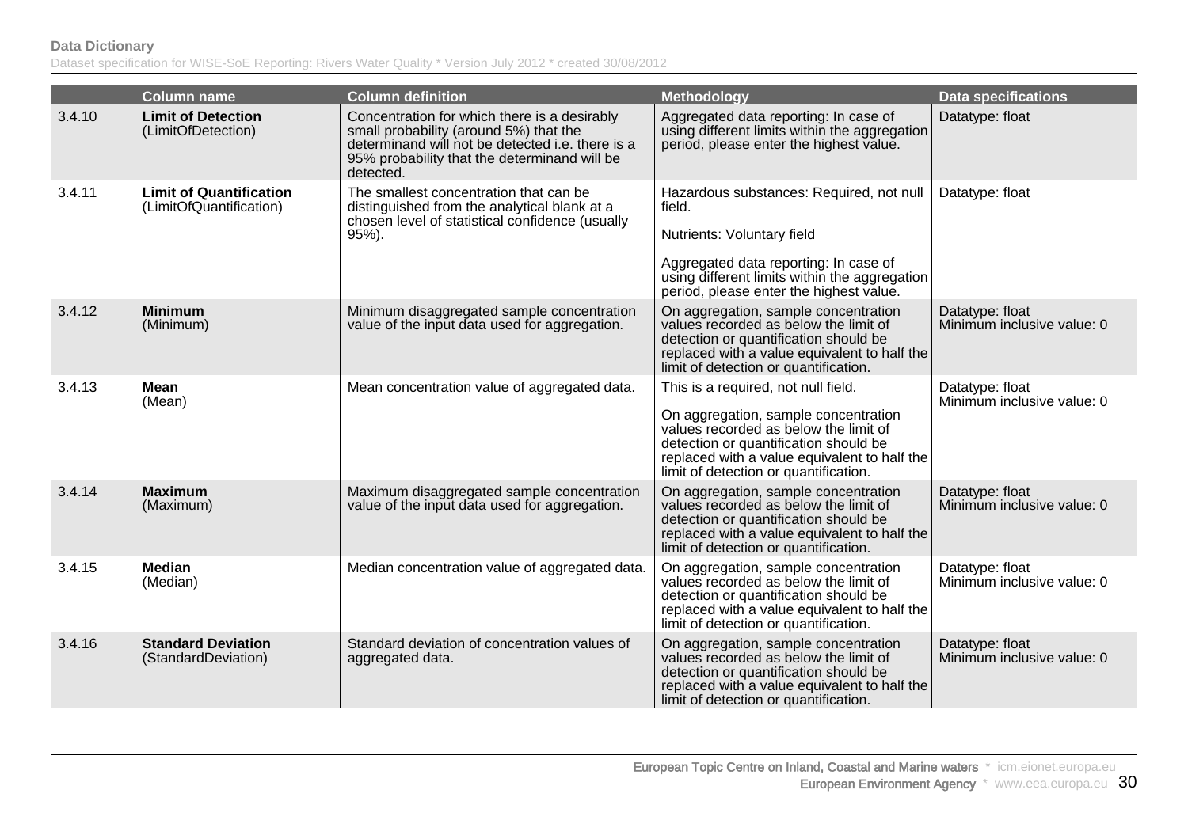| | Column name | Column definition | Methodology | Data specifications |
|---|---|---|---|---|
| 3.4.10 | **Limit of Detection** (LimitOfDetection) | Concentration for which there is a desirably small probability (around 5%) that the determinand will not be detected i.e. there is a 95% probability that the determinand will be detected. | Aggregated data reporting: In case of using different limits within the aggregation period, please enter the highest value. | Datatype: float |
| 3.4.11 | **Limit of Quantification** (LimitOfQuantification) | The smallest concentration that can be distinguished from the analytical blank at a chosen level of statistical confidence (usually 95%). | Hazardous substances: Required, not null field.<br><br>Nutrients: Voluntary field<br><br>Aggregated data reporting: In case of using different limits within the aggregation period, please enter the highest value. | Datatype: float |
| 3.4.12 | **Minimum** (Minimum) | Minimum disaggregated sample concentration value of the input data used for aggregation. | On aggregation, sample concentration values recorded as below the limit of detection or quantification should be replaced with a value equivalent to half the limit of detection or quantification. | Datatype: float<br>Minimum inclusive value: 0 |
| 3.4.13 | **Mean** (Mean) | Mean concentration value of aggregated data. | This is a required, not null field.<br><br>On aggregation, sample concentration values recorded as below the limit of detection or quantification should be replaced with a value equivalent to half the limit of detection or quantification. | Datatype: float<br>Minimum inclusive value: 0 |
| 3.4.14 | **Maximum** (Maximum) | Maximum disaggregated sample concentration value of the input data used for aggregation. | On aggregation, sample concentration values recorded as below the limit of detection or quantification should be replaced with a value equivalent to half the limit of detection or quantification. | Datatype: float<br>Minimum inclusive value: 0 |
| 3.4.15 | **Median** (Median) | Median concentration value of aggregated data. | On aggregation, sample concentration values recorded as below the limit of detection or quantification should be replaced with a value equivalent to half the limit of detection or quantification. | Datatype: float<br>Minimum inclusive value: 0 |
| 3.4.16 | **Standard Deviation** (StandardDeviation) | Standard deviation of concentration values of aggregated data. | On aggregation, sample concentration values recorded as below the limit of detection or quantification should be replaced with a value equivalent to half the limit of detection or quantification. | Datatype: float<br>Minimum inclusive value: 0 |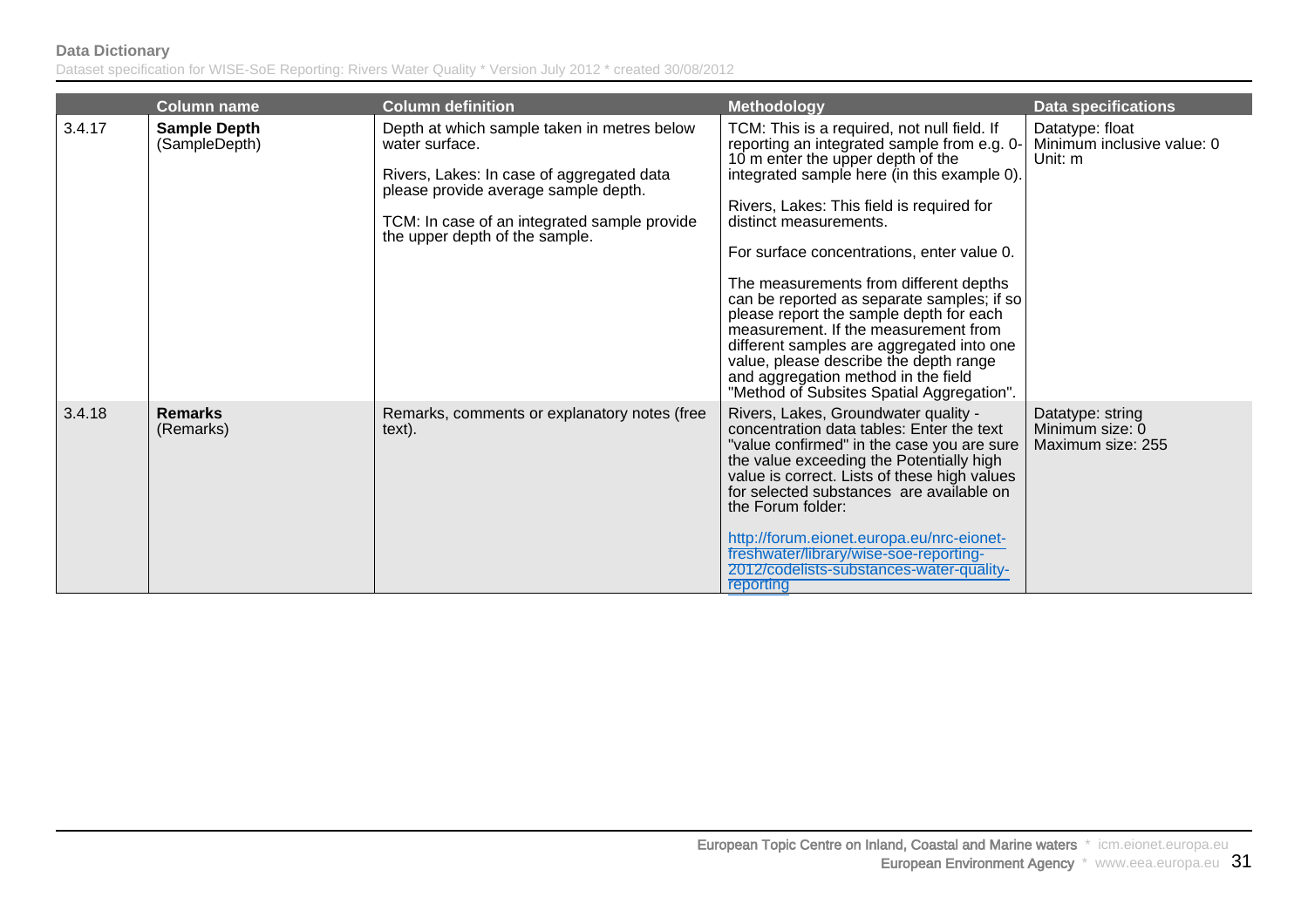| | Column name | Column definition | Methodology | Data specifications |
|---|---|---|---|---|
| 3.4.17 | **Sample Depth** (SampleDepth) | Depth at which sample taken in metres below water surface.<br><br>Rivers, Lakes: In case of aggregated data please provide average sample depth.<br><br>TCM: In case of an integrated sample provide the upper depth of the sample. | TCM: This is a required, not null field. If reporting an integrated sample from e.g. 0-10 m enter the upper depth of the integrated sample here (in this example 0).<br><br>Rivers, Lakes: This field is required for distinct measurements.<br><br>For surface concentrations, enter value 0.<br><br>The measurements from different depths can be reported as separate samples; if so please report the sample depth for each measurement. If the measurement from different samples are aggregated into one value, please describe the depth range and aggregation method in the field "Method of Subsites Spatial Aggregation". | Datatype: float<br>Minimum inclusive value: 0<br>Unit: m |
| 3.4.18 | **Remarks** (Remarks) | Remarks, comments or explanatory notes (free text). | Rivers, Lakes, Groundwater quality - concentration data tables: Enter the text "value confirmed" in the case you are sure the value exceeding the Potentially high value is correct. Lists of these high values for selected substances are available on the Forum folder:<br><br>http://forum.eionet.europa.eu/nrc-eionet-freshwater/library/wise-soe-reporting-2012/codelists-substances-water-quality-reporting | Datatype: string<br>Minimum size: 0<br>Maximum size: 255 |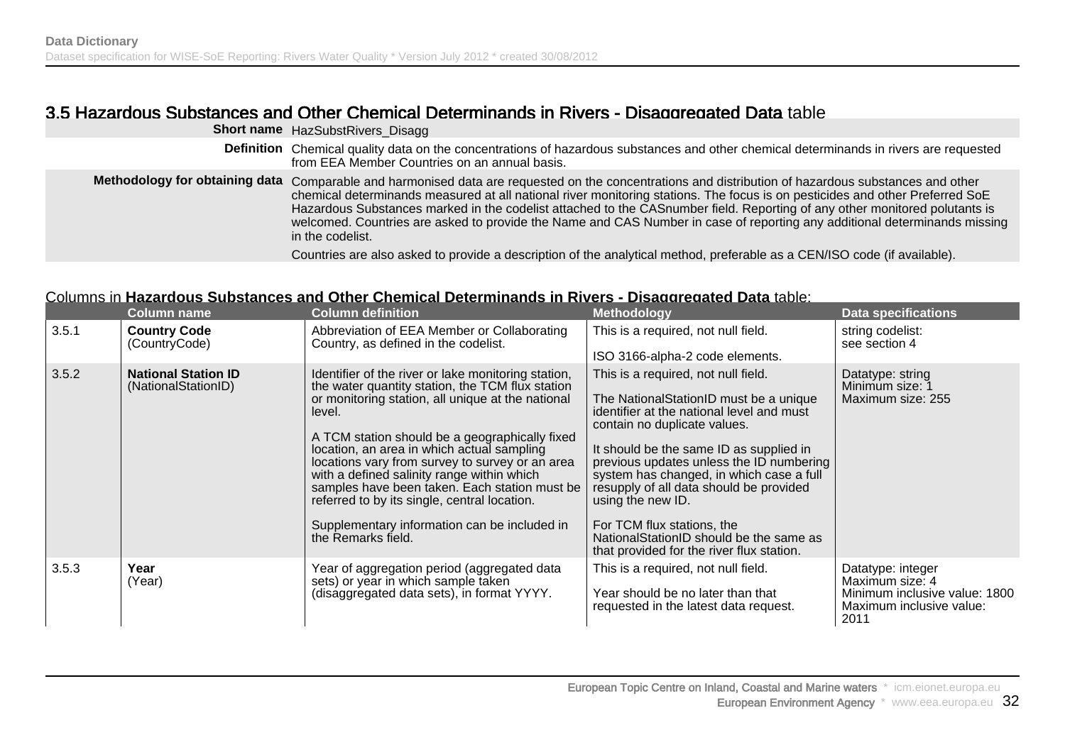## 3.5 Hazardous Substances and Other Chemical Determinands in Rivers - Disaggregated Data table

| | |
|---|---|
| **Short name** | HazSubstRivers_Disagg |
| **Definition** | Chemical quality data on the concentrations of hazardous substances and other chemical determinands in rivers are requested from EEA Member Countries on an annual basis. |
| **Methodology for obtaining data** | Comparable and harmonised data are requested on the concentrations and distribution of hazardous substances and other chemical determinands measured at all national river monitoring stations. The focus is on pesticides and other Preferred SoE Hazardous Substances marked in the codelist attached to the CASnumber field. Reporting of any other monitored polutants is welcomed. Countries are asked to provide the Name and CAS Number in case of reporting any additional determinands missing in the codelist.<br><br>Countries are also asked to provide a description of the analytical method, preferable as a CEN/ISO code (if available). |

Columns in **Hazardous Substances and Other Chemical Determinands in Rivers - Disaggregated Data** table:

| | Column name | Column definition | Methodology | Data specifications |
|---|---|---|---|---|
| 3.5.1 | **Country Code** (CountryCode) | Abbreviation of EEA Member or Collaborating Country, as defined in the codelist. | This is a required, not null field.<br><br>ISO 3166-alpha-2 code elements. | string codelist: see section 4 |
| 3.5.2 | **National Station ID** (NationalStationID) | Identifier of the river or lake monitoring station, the water quantity station, the TCM flux station or monitoring station, all unique at the national level.<br><br>A TCM station should be a geographically fixed location, an area in which actual sampling locations vary from survey to survey or an area with a defined salinity range within which samples have been taken. Each station must be referred to by its single, central location.<br><br>Supplementary information can be included in the Remarks field. | This is a required, not null field.<br><br>The NationalStationID must be a unique identifier at the national level and must contain no duplicate values.<br><br>It should be the same ID as supplied in previous updates unless the ID numbering system has changed, in which case a full resupply of all data should be provided using the new ID.<br><br>For TCM flux stations, the NationalStationID should be the same as that provided for the river flux station. | Datatype: string<br>Minimum size: 1<br>Maximum size: 255 |
| 3.5.3 | **Year** (Year) | Year of aggregation period (aggregated data sets) or year in which sample taken (disaggregated data sets), in format YYYY. | This is a required, not null field.<br><br>Year should be no later than that requested in the latest data request. | Datatype: integer<br>Maximum size: 4<br>Minimum inclusive value: 1800<br>Maximum inclusive value: 2011 |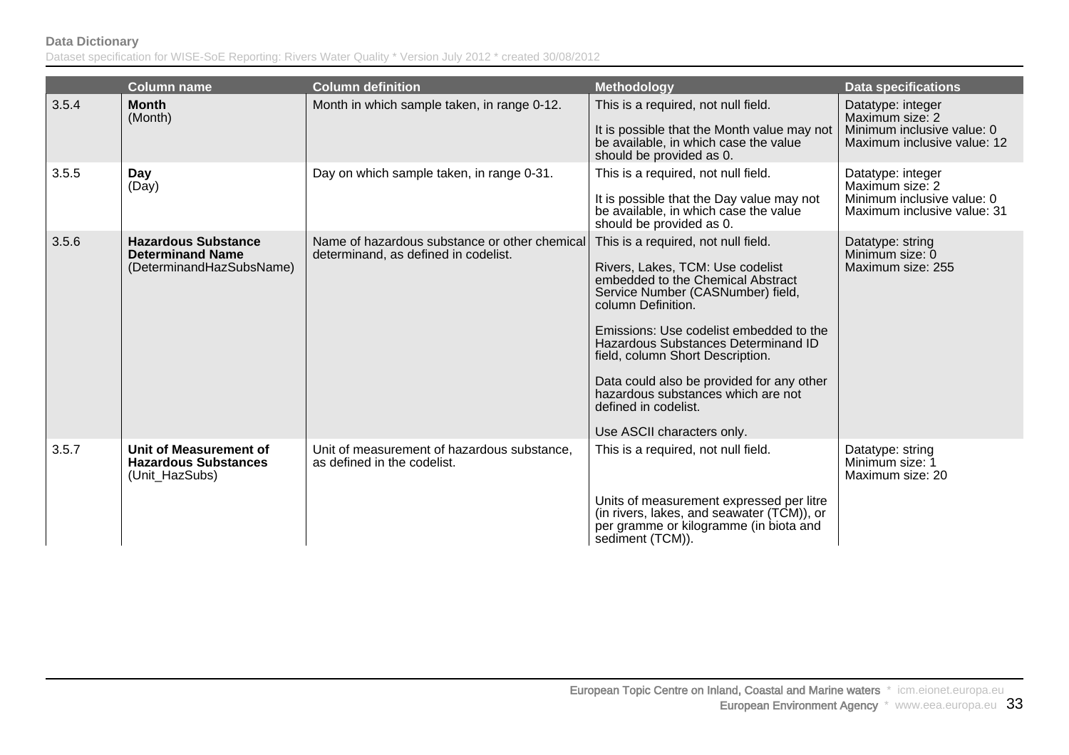| | Column name | Column definition | Methodology | Data specifications |
|---|---|---|---|---|
| 3.5.4 | **Month**<br>(Month) | Month in which sample taken, in range 0-12. | This is a required, not null field.<br><br>It is possible that the Month value may not be available, in which case the value should be provided as 0. | Datatype: integer<br>Maximum size: 2<br>Minimum inclusive value: 0<br>Maximum inclusive value: 12 |
| 3.5.5 | **Day**<br>(Day) | Day on which sample taken, in range 0-31. | This is a required, not null field.<br><br>It is possible that the Day value may not be available, in which case the value should be provided as 0. | Datatype: integer<br>Maximum size: 2<br>Minimum inclusive value: 0<br>Maximum inclusive value: 31 |
| 3.5.6 | **Hazardous Substance Determinand Name**<br>(DeterminandHazSubsName) | Name of hazardous substance or other chemical determinand, as defined in codelist. | This is a required, not null field.<br><br>Rivers, Lakes, TCM: Use codelist embedded to the Chemical Abstract Service Number (CASNumber) field, column Definition.<br><br>Emissions: Use codelist embedded to the Hazardous Substances Determinand ID field, column Short Description.<br><br>Data could also be provided for any other hazardous substances which are not defined in codelist.<br><br>Use ASCII characters only. | Datatype: string<br>Minimum size: 0<br>Maximum size: 255 |
| 3.5.7 | **Unit of Measurement of Hazardous Substances**<br>(Unit_HazSubs) | Unit of measurement of hazardous substance, as defined in the codelist. | This is a required, not null field.<br><br>Units of measurement expressed per litre (in rivers, lakes, and seawater (TCM)), or per gramme or kilogramme (in biota and sediment (TCM)). | Datatype: string<br>Minimum size: 1<br>Maximum size: 20 |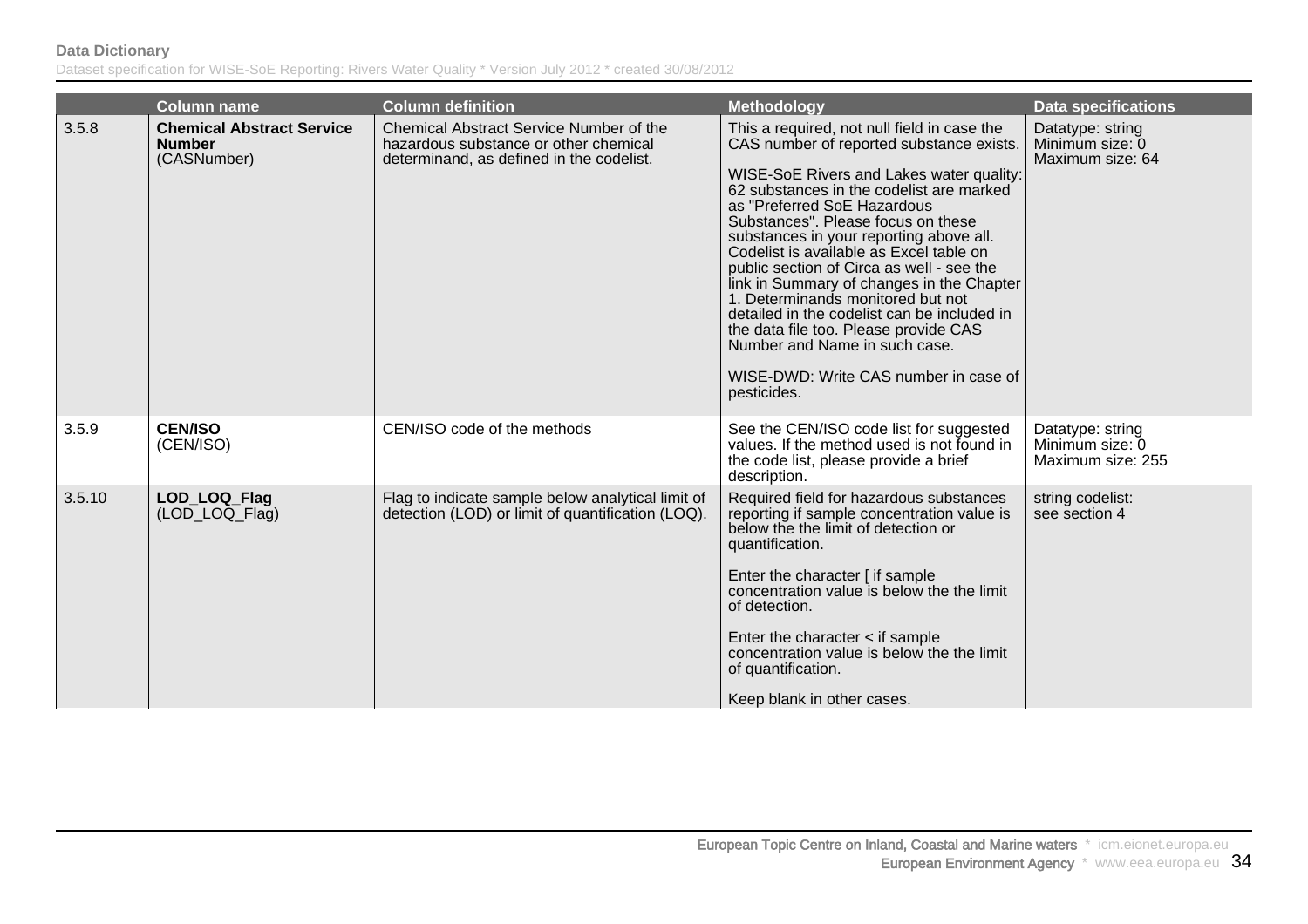| | Column name | Column definition | Methodology | Data specifications |
|---|---|---|---|---|
| 3.5.8 | **Chemical Abstract Service Number** (CASNumber) | Chemical Abstract Service Number of the hazardous substance or other chemical determinand, as defined in the codelist. | This a required, not null field in case the CAS number of reported substance exists.<br><br>WISE-SoE Rivers and Lakes water quality: 62 substances in the codelist are marked as "Preferred SoE Hazardous Substances". Please focus on these substances in your reporting above all. Codelist is available as Excel table on public section of Circa as well - see the link in Summary of changes in the Chapter 1. Determinands monitored but not detailed in the codelist can be included in the data file too. Please provide CAS Number and Name in such case.<br><br>WISE-DWD: Write CAS number in case of pesticides. | Datatype: string<br>Minimum size: 0<br>Maximum size: 64 |
| 3.5.9 | **CEN/ISO** (CEN/ISO) | CEN/ISO code of the methods | See the CEN/ISO code list for suggested values. If the method used is not found in the code list, please provide a brief description. | Datatype: string<br>Minimum size: 0<br>Maximum size: 255 |
| 3.5.10 | **LOD_LOQ_Flag** (LOD_LOQ_Flag) | Flag to indicate sample below analytical limit of detection (LOD) or limit of quantification (LOQ). | Required field for hazardous substances reporting if sample concentration value is below the the limit of detection or quantification.<br><br>Enter the character [ if sample concentration value is below the the limit of detection.<br><br>Enter the character < if sample concentration value is below the the limit of quantification.<br><br>Keep blank in other cases. | string codelist:<br>see section 4 |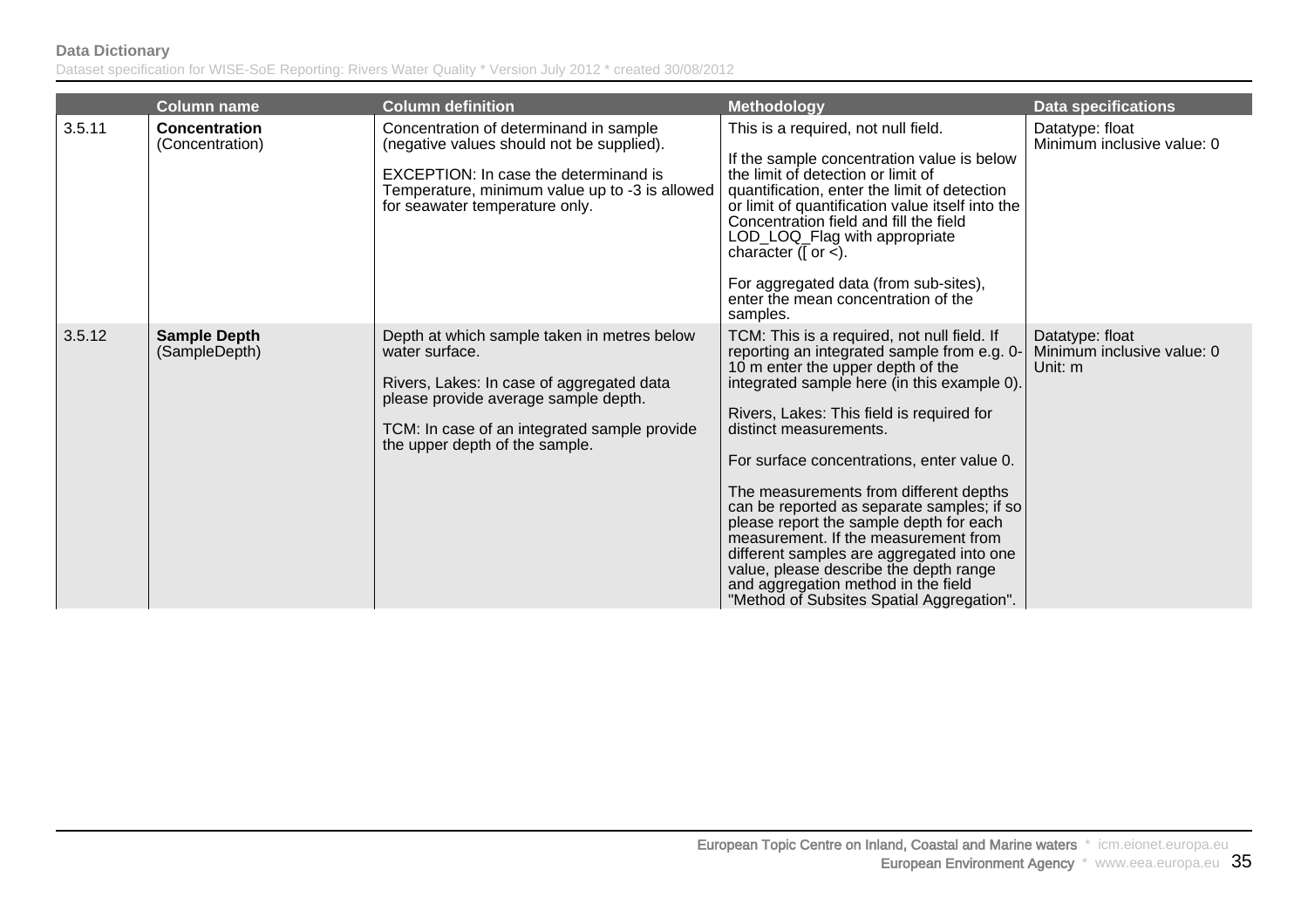| | Column name | Column definition | Methodology | Data specifications |
|---|---|---|---|---|
| 3.5.11 | **Concentration** (Concentration) | Concentration of determinand in sample (negative values should not be supplied).<br><br>EXCEPTION: In case the determinand is Temperature, minimum value up to -3 is allowed for seawater temperature only. | This is a required, not null field.<br><br>If the sample concentration value is below the limit of detection or limit of quantification, enter the limit of detection or limit of quantification value itself into the Concentration field and fill the field LOD_LOQ_Flag with appropriate character ([ or <).<br><br>For aggregated data (from sub-sites), enter the mean concentration of the samples. | Datatype: float<br>Minimum inclusive value: 0 |
| 3.5.12 | **Sample Depth** (SampleDepth) | Depth at which sample taken in metres below water surface.<br><br>Rivers, Lakes: In case of aggregated data please provide average sample depth.<br><br>TCM: In case of an integrated sample provide the upper depth of the sample. | TCM: This is a required, not null field. If reporting an integrated sample from e.g. 0-10 m enter the upper depth of the integrated sample here (in this example 0).<br><br>Rivers, Lakes: This field is required for distinct measurements.<br><br>For surface concentrations, enter value 0.<br><br>The measurements from different depths can be reported as separate samples; if so please report the sample depth for each measurement. If the measurement from different samples are aggregated into one value, please describe the depth range and aggregation method in the field "Method of Subsites Spatial Aggregation". | Datatype: float<br>Minimum inclusive value: 0<br>Unit: m |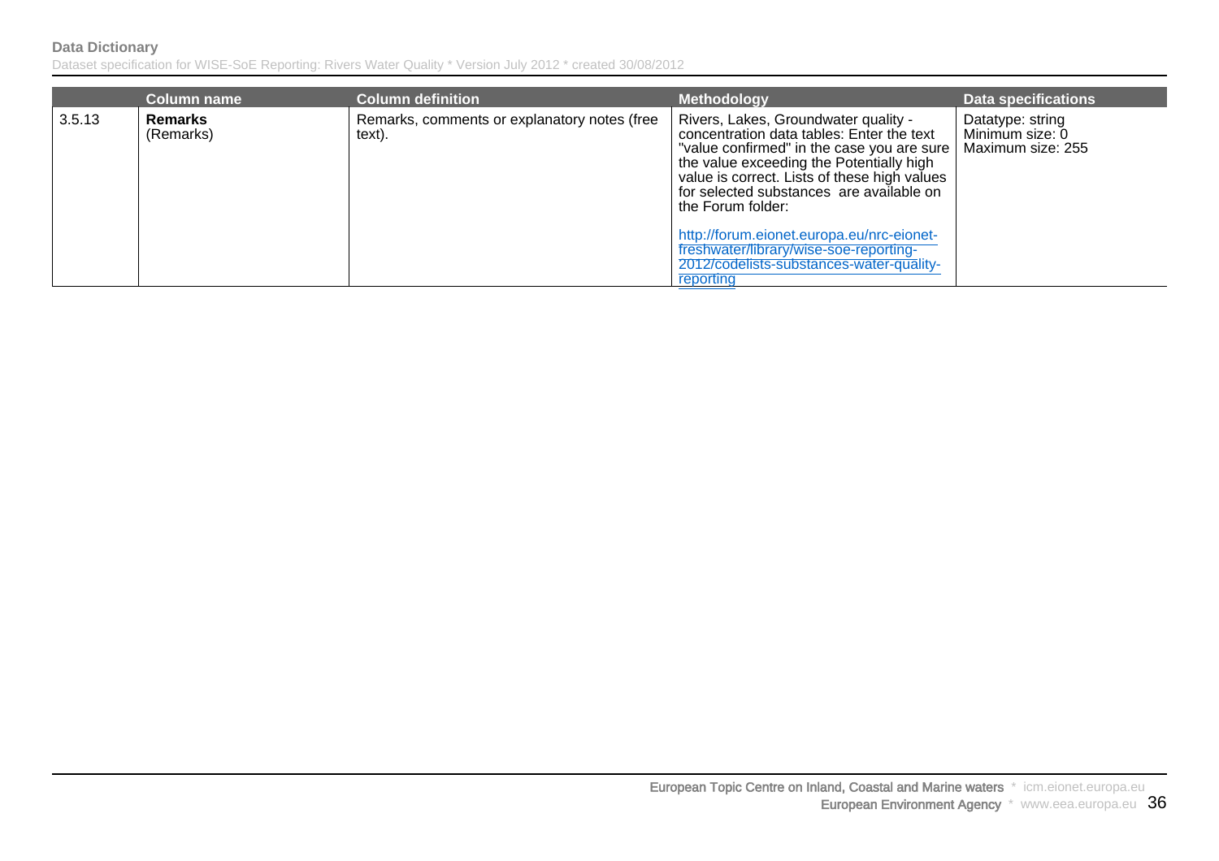| | Column name | Column definition | Methodology | Data specifications |
|---|---|---|---|---|
| 3.5.13 | **Remarks** (Remarks) | Remarks, comments or explanatory notes (free text). | Rivers, Lakes, Groundwater quality - concentration data tables: Enter the text "value confirmed" in the case you are sure the value exceeding the Potentially high value is correct. Lists of these high values for selected substances are available on the Forum folder: http://forum.eionet.europa.eu/nrc-eionet-freshwater/library/wise-soe-reporting-2012/codelists-substances-water-quality-reporting | Datatype: string Minimum size: 0 Maximum size: 255 |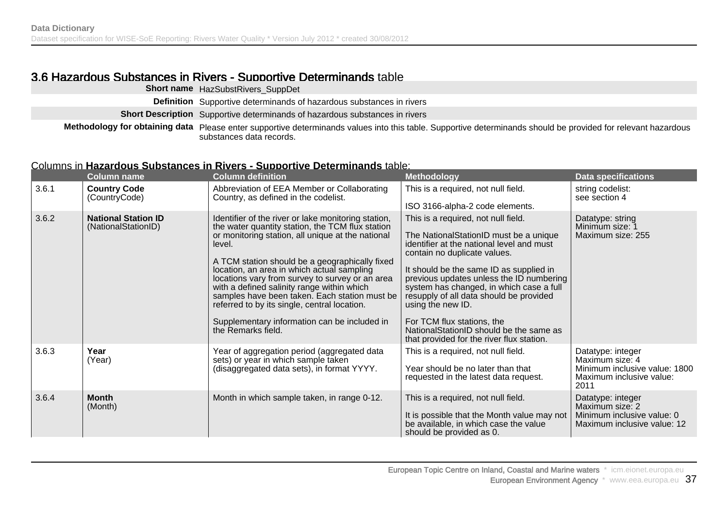## 3.6 Hazardous Substances in Rivers - Supportive Determinands table

| | |
|---|---|
| **Short name** | HazSubstRivers_SuppDet |
| **Definition** | Supportive determinands of hazardous substances in rivers |
| **Short Description** | Supportive determinands of hazardous substances in rivers |
| **Methodology for obtaining data** | Please enter supportive determinands values into this table. Supportive determinands should be provided for relevant hazardous substances data records. |

Columns in **Hazardous Substances in Rivers - Supportive Determinands** table:

| | Column name | Column definition | Methodology | Data specifications |
|---|---|---|---|---|
| 3.6.1 | **Country Code** (CountryCode) | Abbreviation of EEA Member or Collaborating Country, as defined in the codelist. | This is a required, not null field.<br><br>ISO 3166-alpha-2 code elements. | string codelist: see section 4 |
| 3.6.2 | **National Station ID** (NationalStationID) | Identifier of the river or lake monitoring station, the water quantity station, the TCM flux station or monitoring station, all unique at the national level.<br><br>A TCM station should be a geographically fixed location, an area in which actual sampling locations vary from survey to survey or an area with a defined salinity range within which samples have been taken. Each station must be referred to by its single, central location.<br><br>Supplementary information can be included in the Remarks field. | This is a required, not null field.<br><br>The NationalStationID must be a unique identifier at the national level and must contain no duplicate values.<br><br>It should be the same ID as supplied in previous updates unless the ID numbering system has changed, in which case a full resupply of all data should be provided using the new ID.<br><br>For TCM flux stations, the NationalStationID should be the same as that provided for the river flux station. | Datatype: string<br>Minimum size: 1<br>Maximum size: 255 |
| 3.6.3 | **Year** (Year) | Year of aggregation period (aggregated data sets) or year in which sample taken (disaggregated data sets), in format YYYY. | This is a required, not null field.<br><br>Year should be no later than that requested in the latest data request. | Datatype: integer<br>Maximum size: 4<br>Minimum inclusive value: 1800<br>Maximum inclusive value: 2011 |
| 3.6.4 | **Month** (Month) | Month in which sample taken, in range 0-12. | This is a required, not null field.<br><br>It is possible that the Month value may not be available, in which case the value should be provided as 0. | Datatype: integer<br>Maximum size: 2<br>Minimum inclusive value: 0<br>Maximum inclusive value: 12 |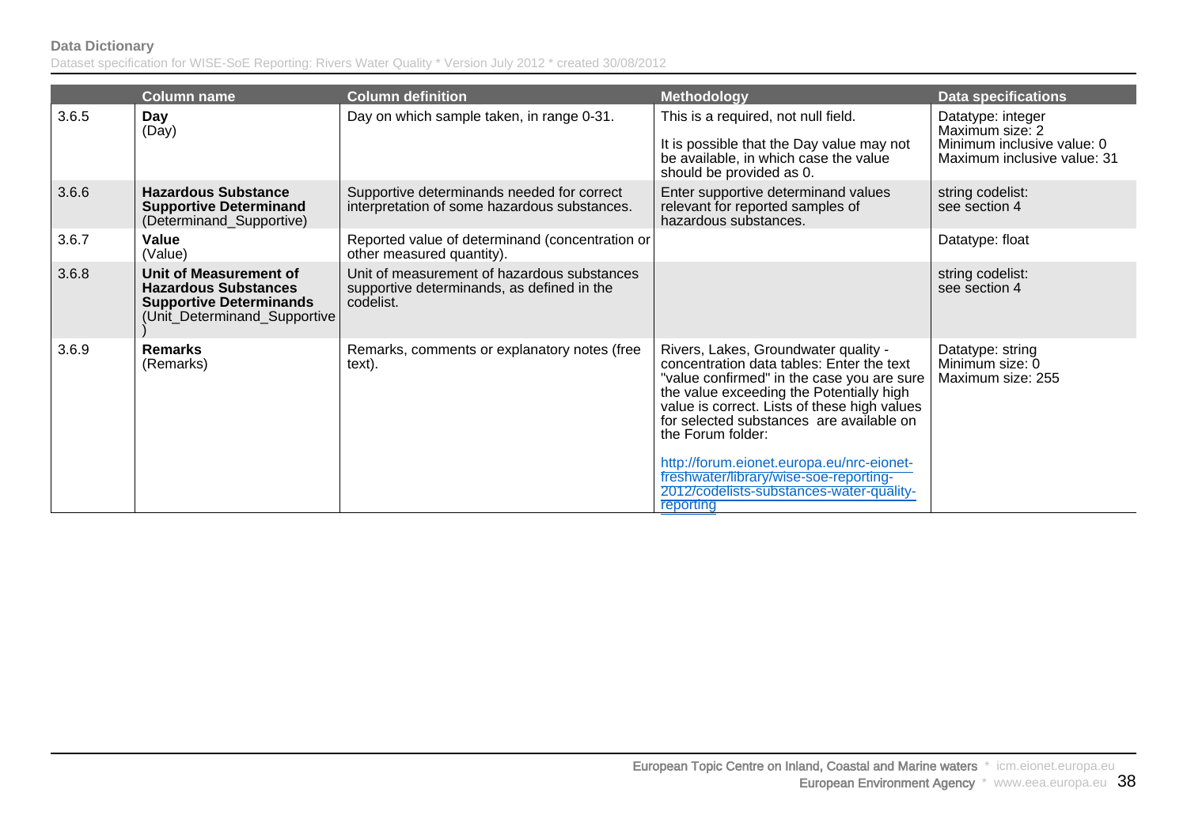| | Column name | Column definition | Methodology | Data specifications |
|---|---|---|---|---|
| 3.6.5 | **Day** (Day) | Day on which sample taken, in range 0-31. | This is a required, not null field. It is possible that the Day value may not be available, in which case the value should be provided as 0. | Datatype: integer Maximum size: 2 Minimum inclusive value: 0 Maximum inclusive value: 31 |
| 3.6.6 | **Hazardous Substance Supportive Determinand** (Determinand_Supportive) | Supportive determinands needed for correct interpretation of some hazardous substances. | Enter supportive determinand values relevant for reported samples of hazardous substances. | string codelist: see section 4 |
| 3.6.7 | **Value** (Value) | Reported value of determinand (concentration or other measured quantity). | | Datatype: float |
| 3.6.8 | **Unit of Measurement of Hazardous Substances Supportive Determinands** (Unit_Determinand_Supportive) | Unit of measurement of hazardous substances supportive determinands, as defined in the codelist. | | string codelist: see section 4 |
| 3.6.9 | **Remarks** (Remarks) | Remarks, comments or explanatory notes (free text). | Rivers, Lakes, Groundwater quality - concentration data tables: Enter the text "value confirmed" in the case you are sure the value exceeding the Potentially high value is correct. Lists of these high values for selected substances are available on the Forum folder: http://forum.eionet.europa.eu/nrc-eionet-freshwater/library/wise-soe-reporting-2012/codelists-substances-water-quality-reporting | Datatype: string Minimum size: 0 Maximum size: 255 |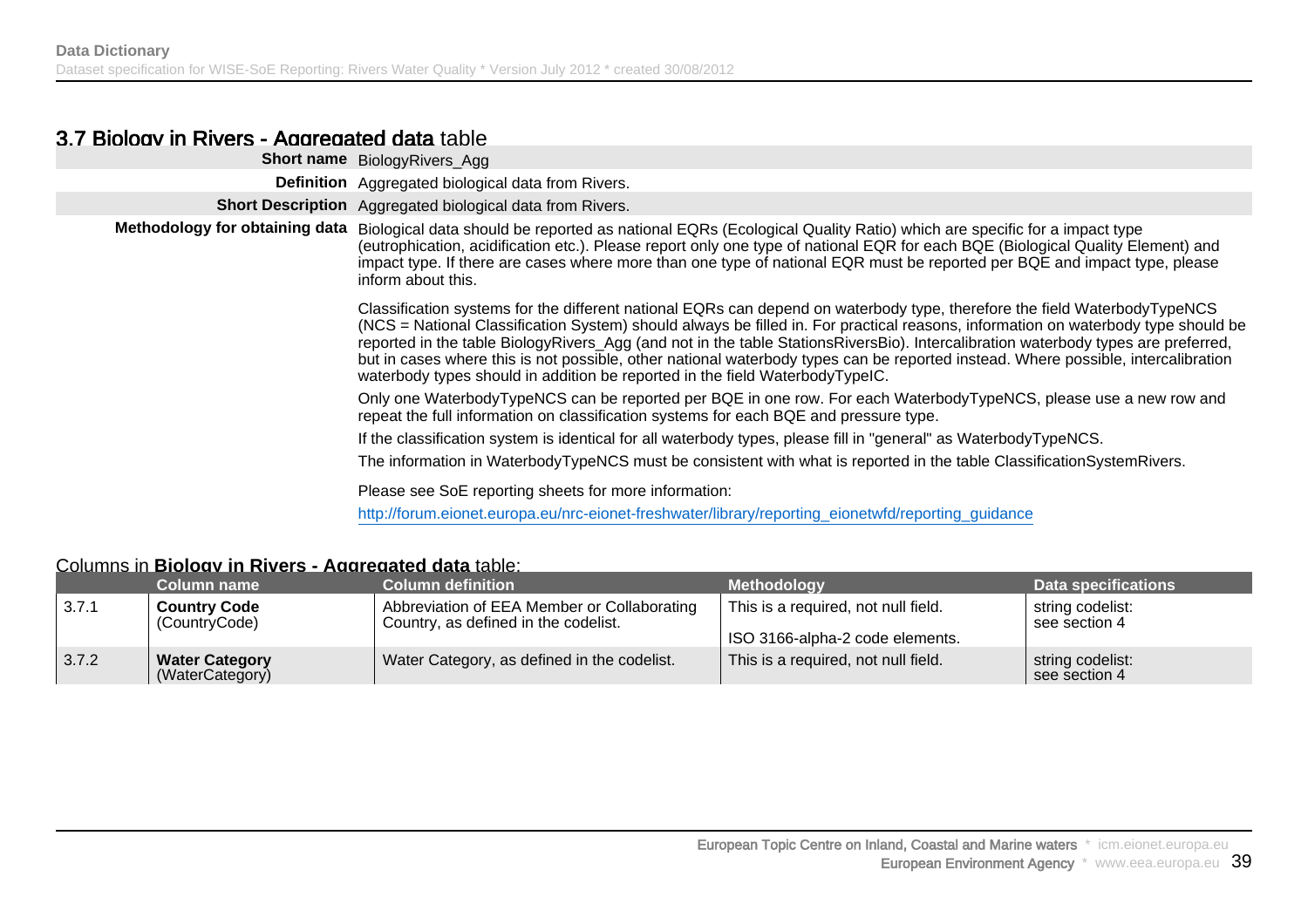## 3.7 Biology in Rivers - Aggregated data table

| | |
|---|---|
| **Short name** | BiologyRivers_Agg |
| **Definition** | Aggregated biological data from Rivers. |
| **Short Description** | Aggregated biological data from Rivers. |
| **Methodology for obtaining data** | Biological data should be reported as national EQRs (Ecological Quality Ratio) which are specific for a impact type (eutrophication, acidification etc.). Please report only one type of national EQR for each BQE (Biological Quality Element) and impact type. If there are cases where more than one type of national EQR must be reported per BQE and impact type, please inform about this.<br><br>Classification systems for the different national EQRs can depend on waterbody type, therefore the field WaterbodyTypeNCS (NCS = National Classification System) should always be filled in. For practical reasons, information on waterbody type should be reported in the table BiologyRivers_Agg (and not in the table StationsRiversBio). Intercalibration waterbody types are preferred, but in cases where this is not possible, other national waterbody types can be reported instead. Where possible, intercalibration waterbody types should in addition be reported in the field WaterbodyTypeIC.<br><br>Only one WaterbodyTypeNCS can be reported per BQE in one row. For each WaterbodyTypeNCS, please use a new row and repeat the full information on classification systems for each BQE and pressure type.<br><br>If the classification system is identical for all waterbody types, please fill in "general" as WaterbodyTypeNCS.<br><br>The information in WaterbodyTypeNCS must be consistent with what is reported in the table ClassificationSystemRivers.<br><br>Please see SoE reporting sheets for more information:<br><br>http://forum.eionet.europa.eu/nrc-eionet-freshwater/library/reporting_eionetwfd/reporting_guidance |

Columns in **Biology in Rivers - Aggregated data** table:

| | Column name | Column definition | Methodology | Data specifications |
|---|---|---|---|---|
| 3.7.1 | **Country Code** (CountryCode) | Abbreviation of EEA Member or Collaborating Country, as defined in the codelist. | This is a required, not null field.<br><br>ISO 3166-alpha-2 code elements. | string codelist: see section 4 |
| 3.7.2 | **Water Category** (WaterCategory) | Water Category, as defined in the codelist. | This is a required, not null field. | string codelist: see section 4 |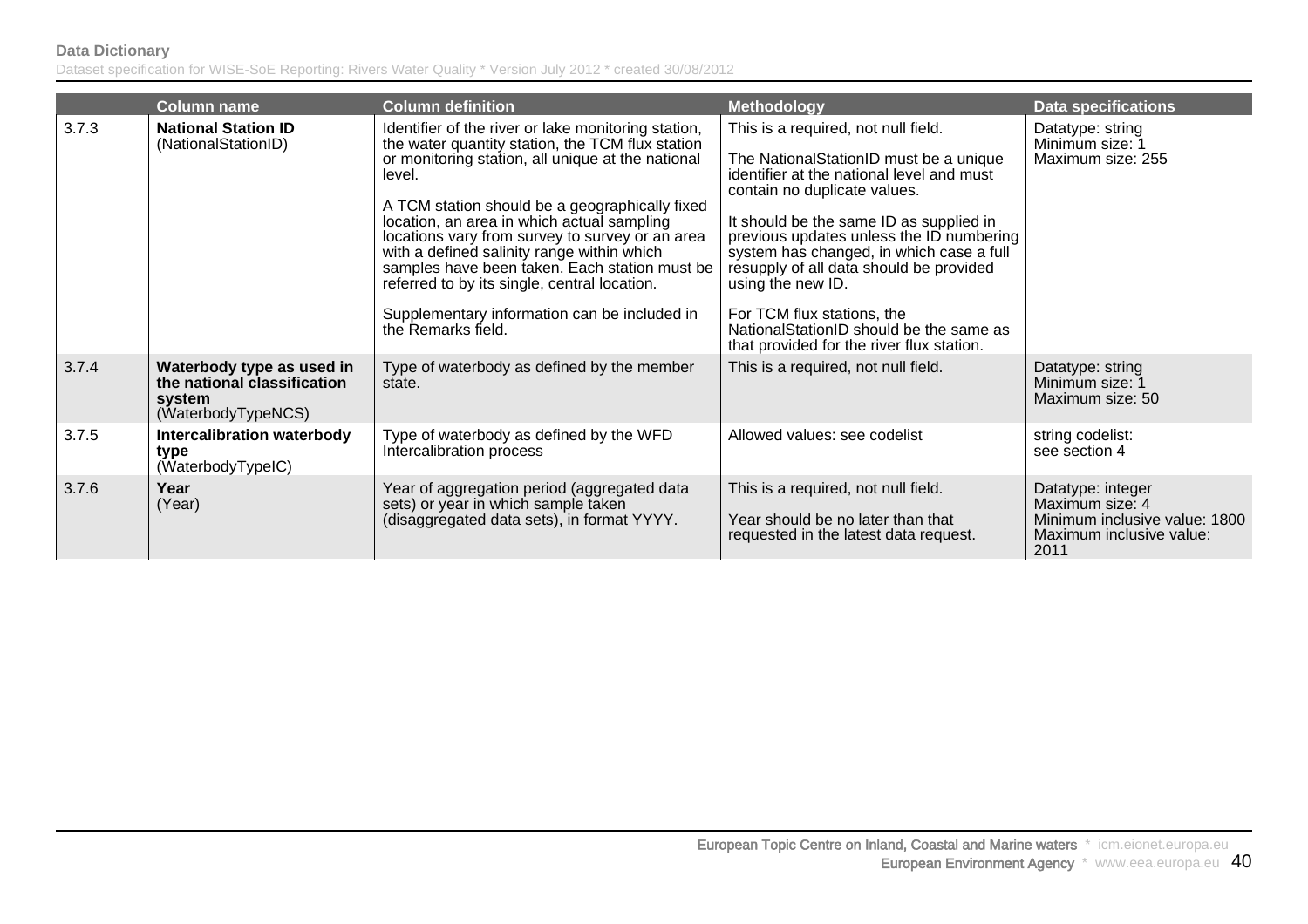| | Column name | Column definition | Methodology | Data specifications |
|---|---|---|---|---|
| 3.7.3 | **National Station ID** (NationalStationID) | Identifier of the river or lake monitoring station, the water quantity station, the TCM flux station or monitoring station, all unique at the national level.<br><br>A TCM station should be a geographically fixed location, an area in which actual sampling locations vary from survey to survey or an area with a defined salinity range within which samples have been taken. Each station must be referred to by its single, central location.<br><br>Supplementary information can be included in the Remarks field. | This is a required, not null field.<br><br>The NationalStationID must be a unique identifier at the national level and must contain no duplicate values.<br><br>It should be the same ID as supplied in previous updates unless the ID numbering system has changed, in which case a full resupply of all data should be provided using the new ID.<br><br>For TCM flux stations, the NationalStationID should be the same as that provided for the river flux station. | Datatype: string<br>Minimum size: 1<br>Maximum size: 255 |
| 3.7.4 | **Waterbody type as used in the national classification system** (WaterbodyTypeNCS) | Type of waterbody as defined by the member state. | This is a required, not null field. | Datatype: string<br>Minimum size: 1<br>Maximum size: 50 |
| 3.7.5 | **Intercalibration waterbody type** (WaterbodyTypeIC) | Type of waterbody as defined by the WFD Intercalibration process | Allowed values: see codelist | string codelist:<br>see section 4 |
| 3.7.6 | **Year** (Year) | Year of aggregation period (aggregated data sets) or year in which sample taken (disaggregated data sets), in format YYYY. | This is a required, not null field.<br><br>Year should be no later than that requested in the latest data request. | Datatype: integer<br>Maximum size: 4<br>Minimum inclusive value: 1800<br>Maximum inclusive value: 2011 |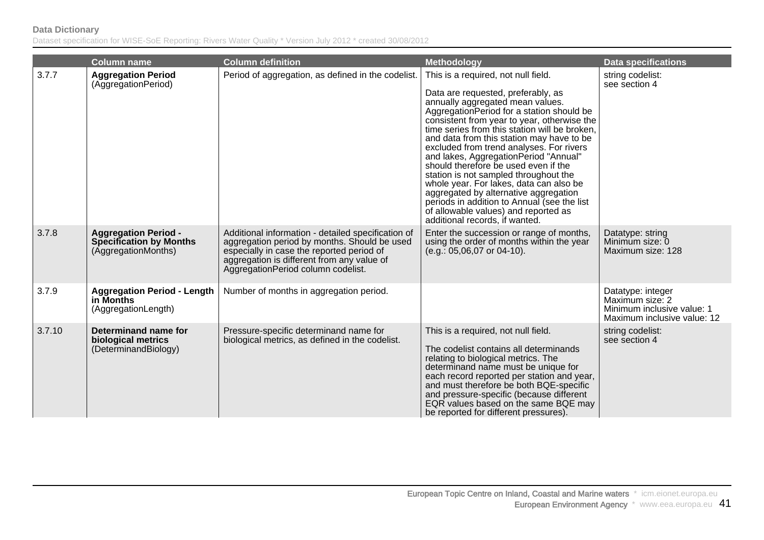| | Column name | Column definition | Methodology | Data specifications |
|---|---|---|---|---|
| 3.7.7 | **Aggregation Period** (AggregationPeriod) | Period of aggregation, as defined in the codelist. | This is a required, not null field.<br><br>Data are requested, preferably, as annually aggregated mean values. AggregationPeriod for a station should be consistent from year to year, otherwise the time series from this station will be broken, and data from this station may have to be excluded from trend analyses. For rivers and lakes, AggregationPeriod "Annual" should therefore be used even if the station is not sampled throughout the whole year. For lakes, data can also be aggregated by alternative aggregation periods in addition to Annual (see the list of allowable values) and reported as additional records, if wanted. | string codelist: see section 4 |
| 3.7.8 | **Aggregation Period - Specification by Months** (AggregationMonths) | Additional information - detailed specification of aggregation period by months. Should be used especially in case the reported period of aggregation is different from any value of AggregationPeriod column codelist. | Enter the succession or range of months, using the order of months within the year (e.g.: 05,06,07 or 04-10). | Datatype: string<br>Minimum size: 0<br>Maximum size: 128 |
| 3.7.9 | **Aggregation Period - Length in Months** (AggregationLength) | Number of months in aggregation period. | | Datatype: integer<br>Maximum size: 2<br>Minimum inclusive value: 1<br>Maximum inclusive value: 12 |
| 3.7.10 | **Determinand name for biological metrics** (DeterminandBiology) | Pressure-specific determinand name for biological metrics, as defined in the codelist. | This is a required, not null field.<br><br>The codelist contains all determinands relating to biological metrics. The determinand name must be unique for each record reported per station and year, and must therefore be both BQE-specific and pressure-specific (because different EQR values based on the same BQE may be reported for different pressures). | string codelist: see section 4 |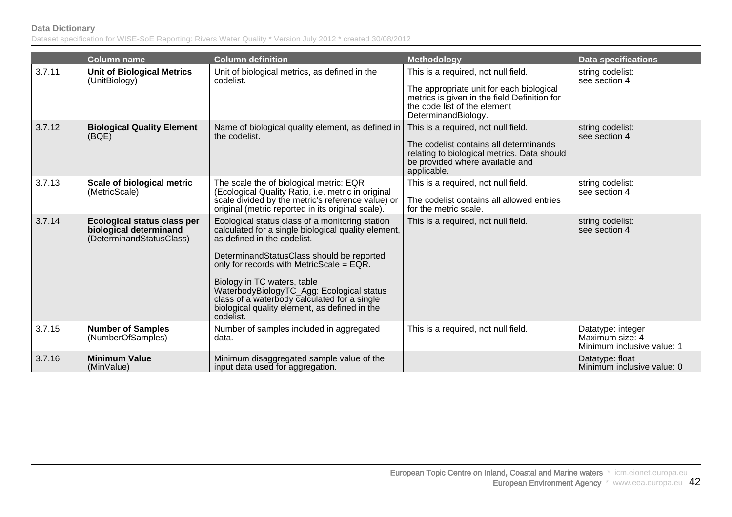|  | Column name | Column definition | Methodology | Data specifications |
|---|---|---|---|---|
| 3.7.11 | **Unit of Biological Metrics** (UnitBiology) | Unit of biological metrics, as defined in the codelist. | This is a required, not null field.<br><br>The appropriate unit for each biological metrics is given in the field Definition for the code list of the element DeterminandBiology. | string codelist: see section 4 |
| 3.7.12 | **Biological Quality Element** (BQE) | Name of biological quality element, as defined in the codelist. | This is a required, not null field.<br><br>The codelist contains all determinands relating to biological metrics. Data should be provided where available and applicable. | string codelist: see section 4 |
| 3.7.13 | **Scale of biological metric** (MetricScale) | The scale the of biological metric: EQR (Ecological Quality Ratio, i.e. metric in original scale divided by the metric's reference value) or original (metric reported in its original scale). | This is a required, not null field.<br><br>The codelist contains all allowed entries for the metric scale. | string codelist: see section 4 |
| 3.7.14 | **Ecological status class per biological determinand** (DeterminandStatusClass) | Ecological status class of a monitoring station calculated for a single biological quality element, as defined in the codelist.<br><br>DeterminandStatusClass should be reported only for records with MetricScale = EQR.<br><br>Biology in TC waters, table WaterbodyBiologyTC_Agg: Ecological status class of a waterbody calculated for a single biological quality element, as defined in the codelist. | This is a required, not null field. | string codelist: see section 4 |
| 3.7.15 | **Number of Samples** (NumberOfSamples) | Number of samples included in aggregated data. | This is a required, not null field. | Datatype: integer<br>Maximum size: 4<br>Minimum inclusive value: 1 |
| 3.7.16 | **Minimum Value** (MinValue) | Minimum disaggregated sample value of the input data used for aggregation. |  | Datatype: float<br>Minimum inclusive value: 0 |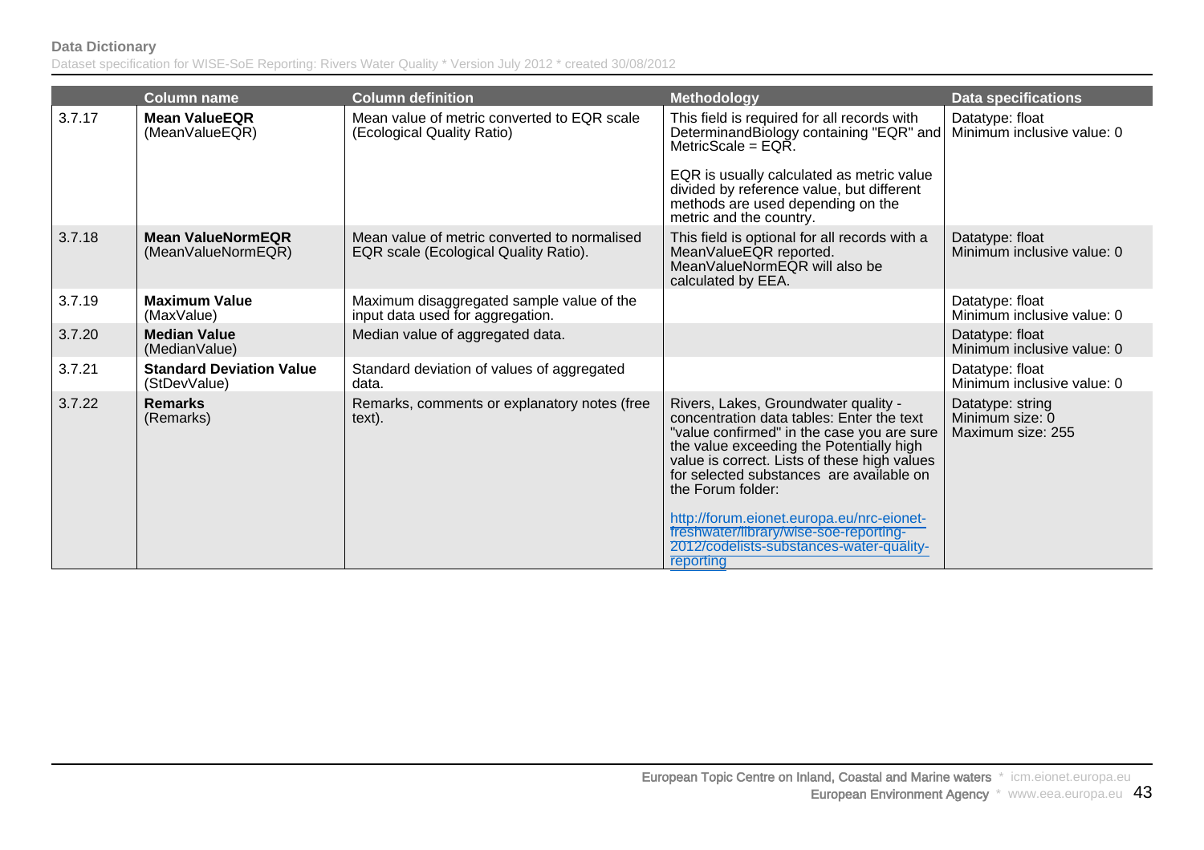| | Column name | Column definition | Methodology | Data specifications |
|---|---|---|---|---|
| 3.7.17 | **Mean ValueEQR** (MeanValueEQR) | Mean value of metric converted to EQR scale (Ecological Quality Ratio) | This field is required for all records with DeterminandBiology containing "EQR" and MetricScale = EQR.<br><br>EQR is usually calculated as metric value divided by reference value, but different methods are used depending on the metric and the country. | Datatype: float<br>Minimum inclusive value: 0 |
| 3.7.18 | **Mean ValueNormEQR** (MeanValueNormEQR) | Mean value of metric converted to normalised EQR scale (Ecological Quality Ratio). | This field is optional for all records with a MeanValueEQR reported. MeanValueNormEQR will also be calculated by EEA. | Datatype: float<br>Minimum inclusive value: 0 |
| 3.7.19 | **Maximum Value** (MaxValue) | Maximum disaggregated sample value of the input data used for aggregation. | | Datatype: float<br>Minimum inclusive value: 0 |
| 3.7.20 | **Median Value** (MedianValue) | Median value of aggregated data. | | Datatype: float<br>Minimum inclusive value: 0 |
| 3.7.21 | **Standard Deviation Value** (StDevValue) | Standard deviation of values of aggregated data. | | Datatype: float<br>Minimum inclusive value: 0 |
| 3.7.22 | **Remarks** (Remarks) | Remarks, comments or explanatory notes (free text). | Rivers, Lakes, Groundwater quality - concentration data tables: Enter the text "value confirmed" in the case you are sure the value exceeding the Potentially high value is correct. Lists of these high values for selected substances are available on the Forum folder:<br><br>http://forum.eionet.europa.eu/nrc-eionet-freshwater/library/wise-soe-reporting-2012/codelists-substances-water-quality-reporting | Datatype: string<br>Minimum size: 0<br>Maximum size: 255 |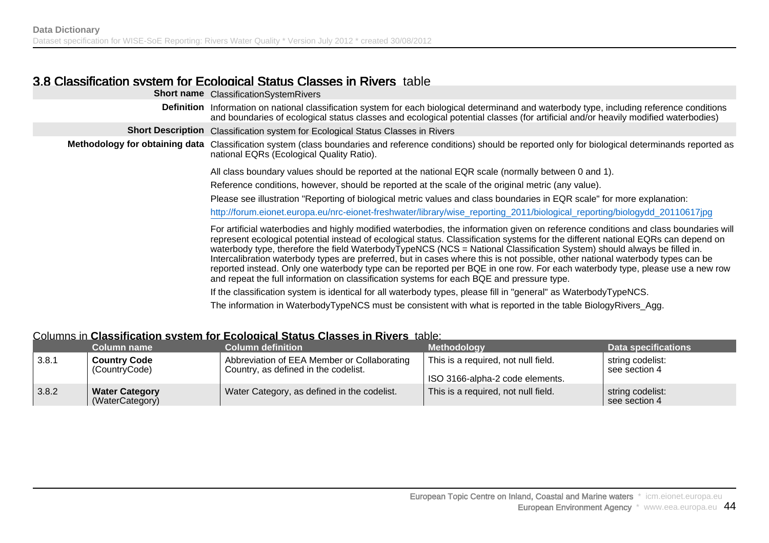## 3.8 Classification system for Ecological Status Classes in Rivers table

| | |
|---|---|
| **Short name** | ClassificationSystemRivers |
| **Definition** | Information on national classification system for each biological determinand and waterbody type, including reference conditions and boundaries of ecological status classes and ecological potential classes (for artificial and/or heavily modified waterbodies) |
| **Short Description** | Classification system for Ecological Status Classes in Rivers |
| **Methodology for obtaining data** | Classification system (class boundaries and reference conditions) should be reported only for biological determinands reported as national EQRs (Ecological Quality Ratio).<br><br>All class boundary values should be reported at the national EQR scale (normally between 0 and 1).<br><br>Reference conditions, however, should be reported at the scale of the original metric (any value).<br><br>Please see illustration "Reporting of biological metric values and class boundaries in EQR scale" for more explanation:<br><br>http://forum.eionet.europa.eu/nrc-eionet-freshwater/library/wise_reporting_2011/biological_reporting/biologydd_20110617jpg<br><br>For artificial waterbodies and highly modified waterbodies, the information given on reference conditions and class boundaries will represent ecological potential instead of ecological status. Classification systems for the different national EQRs can depend on waterbody type, therefore the field WaterbodyTypeNCS (NCS = National Classification System) should always be filled in. Intercalibration waterbody types are preferred, but in cases where this is not possible, other national waterbody types can be reported instead. Only one waterbody type can be reported per BQE in one row. For each waterbody type, please use a new row and repeat the full information on classification systems for each BQE and pressure type.<br><br>If the classification system is identical for all waterbody types, please fill in "general" as WaterbodyTypeNCS.<br><br>The information in WaterbodyTypeNCS must be consistent with what is reported in the table BiologyRivers_Agg. |

Columns in **Classification system for Ecological Status Classes in Rivers** table:

| | Column name | Column definition | Methodology | Data specifications |
|---|---|---|---|---|
| 3.8.1 | **Country Code** (CountryCode) | Abbreviation of EEA Member or Collaborating Country, as defined in the codelist. | This is a required, not null field.<br><br>ISO 3166-alpha-2 code elements. | string codelist: see section 4 |
| 3.8.2 | **Water Category** (WaterCategory) | Water Category, as defined in the codelist. | This is a required, not null field. | string codelist: see section 4 |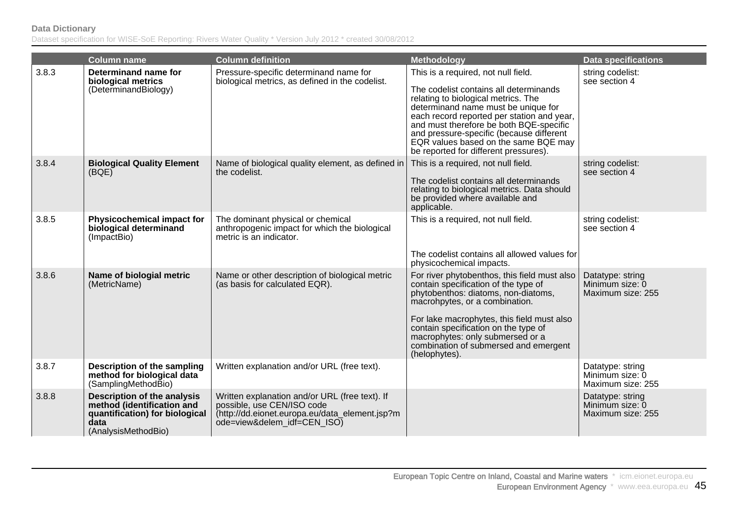| | Column name | Column definition | Methodology | Data specifications |
|---|---|---|---|---|
| 3.8.3 | **Determinand name for biological metrics** (DeterminandBiology) | Pressure-specific determinand name for biological metrics, as defined in the codelist. | This is a required, not null field.<br><br>The codelist contains all determinands relating to biological metrics. The determinand name must be unique for each record reported per station and year, and must therefore be both BQE-specific and pressure-specific (because different EQR values based on the same BQE may be reported for different pressures). | string codelist: see section 4 |
| 3.8.4 | **Biological Quality Element** (BQE) | Name of biological quality element, as defined in the codelist. | This is a required, not null field.<br><br>The codelist contains all determinands relating to biological metrics. Data should be provided where available and applicable. | string codelist: see section 4 |
| 3.8.5 | **Physicochemical impact for biological determinand** (ImpactBio) | The dominant physical or chemical anthropogenic impact for which the biological metric is an indicator. | This is a required, not null field.<br><br>The codelist contains all allowed values for physicochemical impacts. | string codelist: see section 4 |
| 3.8.6 | **Name of biologial metric** (MetricName) | Name or other description of biological metric (as basis for calculated EQR). | For river phytobenthos, this field must also contain specification of the type of phytobenthos: diatoms, non-diatoms, macrohpytes, or a combination.<br><br>For lake macrophytes, this field must also contain specification on the type of macrophytes: only submersed or a combination of submersed and emergent (helophytes). | Datatype: string<br>Minimum size: 0<br>Maximum size: 255 |
| 3.8.7 | **Description of the sampling method for biological data** (SamplingMethodBio) | Written explanation and/or URL (free text). | | Datatype: string<br>Minimum size: 0<br>Maximum size: 255 |
| 3.8.8 | **Description of the analysis method (identification and quantification) for biological data** (AnalysisMethodBio) | Written explanation and/or URL (free text). If possible, use CEN/ISO code (http://dd.eionet.europa.eu/data_element.jsp?mode=view&delem_idf=CEN_ISO) | | Datatype: string<br>Minimum size: 0<br>Maximum size: 255 |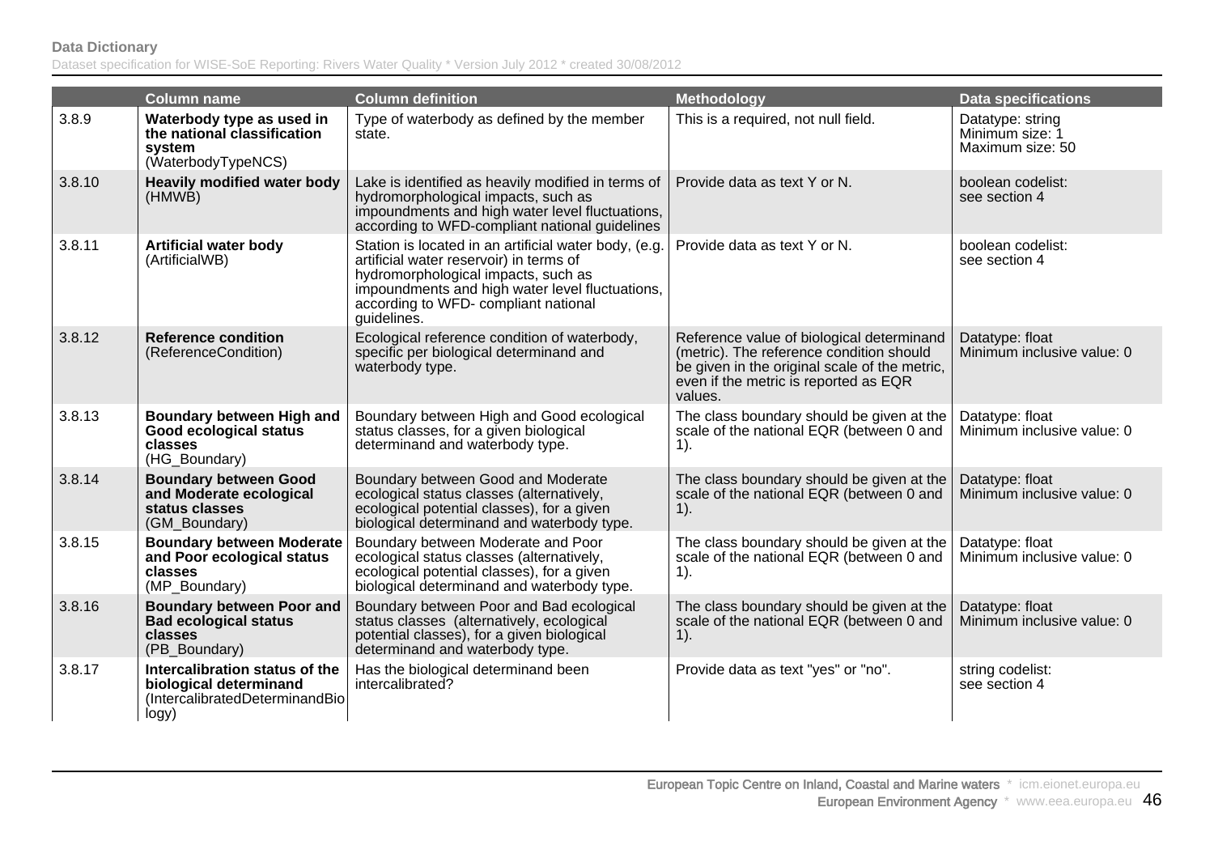| | Column name | Column definition | Methodology | Data specifications |
|---|---|---|---|---|
| 3.8.9 | **Waterbody type as used in the national classification system** (WaterbodyTypeNCS) | Type of waterbody as defined by the member state. | This is a required, not null field. | Datatype: string<br>Minimum size: 1<br>Maximum size: 50 |
| 3.8.10 | **Heavily modified water body** (HMWB) | Lake is identified as heavily modified in terms of hydromorphological impacts, such as impoundments and high water level fluctuations, according to WFD-compliant national guidelines | Provide data as text Y or N. | boolean codelist:<br>see section 4 |
| 3.8.11 | **Artificial water body** (ArtificialWB) | Station is located in an artificial water body, (e.g. artificial water reservoir) in terms of hydromorphological impacts, such as impoundments and high water level fluctuations, according to WFD- compliant national guidelines. | Provide data as text Y or N. | boolean codelist:<br>see section 4 |
| 3.8.12 | **Reference condition** (ReferenceCondition) | Ecological reference condition of waterbody, specific per biological determinand and waterbody type. | Reference value of biological determinand (metric). The reference condition should be given in the original scale of the metric, even if the metric is reported as EQR values. | Datatype: float<br>Minimum inclusive value: 0 |
| 3.8.13 | **Boundary between High and Good ecological status classes** (HG_Boundary) | Boundary between High and Good ecological status classes, for a given biological determinand and waterbody type. | The class boundary should be given at the scale of the national EQR (between 0 and 1). | Datatype: float<br>Minimum inclusive value: 0 |
| 3.8.14 | **Boundary between Good and Moderate ecological status classes** (GM_Boundary) | Boundary between Good and Moderate ecological status classes (alternatively, ecological potential classes), for a given biological determinand and waterbody type. | The class boundary should be given at the scale of the national EQR (between 0 and 1). | Datatype: float<br>Minimum inclusive value: 0 |
| 3.8.15 | **Boundary between Moderate and Poor ecological status classes** (MP_Boundary) | Boundary between Moderate and Poor ecological status classes (alternatively, ecological potential classes), for a given biological determinand and waterbody type. | The class boundary should be given at the scale of the national EQR (between 0 and 1). | Datatype: float<br>Minimum inclusive value: 0 |
| 3.8.16 | **Boundary between Poor and Bad ecological status classes** (PB_Boundary) | Boundary between Poor and Bad ecological status classes (alternatively, ecological potential classes), for a given biological determinand and waterbody type. | The class boundary should be given at the scale of the national EQR (between 0 and 1). | Datatype: float<br>Minimum inclusive value: 0 |
| 3.8.17 | **Intercalibration status of the biological determinand** (IntercalibratedDeterminandBiology) | Has the biological determinand been intercalibrated? | Provide data as text "yes" or "no". | string codelist:<br>see section 4 |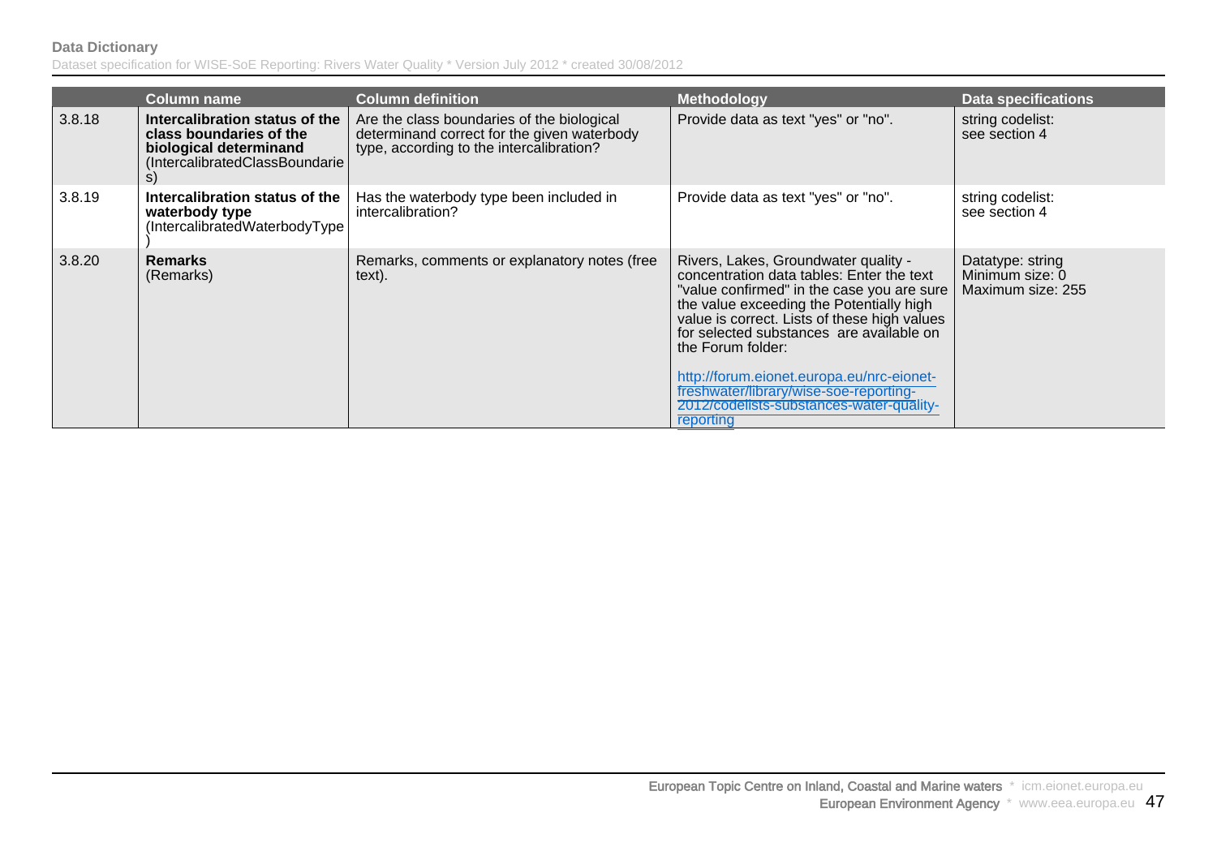| | Column name | Column definition | Methodology | Data specifications |
|---|---|---|---|---|
| 3.8.18 | **Intercalibration status of the class boundaries of the biological determinand** (IntercalibratedClassBoundaries) | Are the class boundaries of the biological determinand correct for the given waterbody type, according to the intercalibration? | Provide data as text "yes" or "no". | string codelist: see section 4 |
| 3.8.19 | **Intercalibration status of the waterbody type** (IntercalibratedWaterbodyType) | Has the waterbody type been included in intercalibration? | Provide data as text "yes" or "no". | string codelist: see section 4 |
| 3.8.20 | **Remarks** (Remarks) | Remarks, comments or explanatory notes (free text). | Rivers, Lakes, Groundwater quality - concentration data tables: Enter the text "value confirmed" in the case you are sure the value exceeding the Potentially high value is correct. Lists of these high values for selected substances are available on the Forum folder: http://forum.eionet.europa.eu/nrc-eionet-freshwater/library/wise-soe-reporting-2012/codelists-substances-water-quality-reporting | Datatype: string Minimum size: 0 Maximum size: 255 |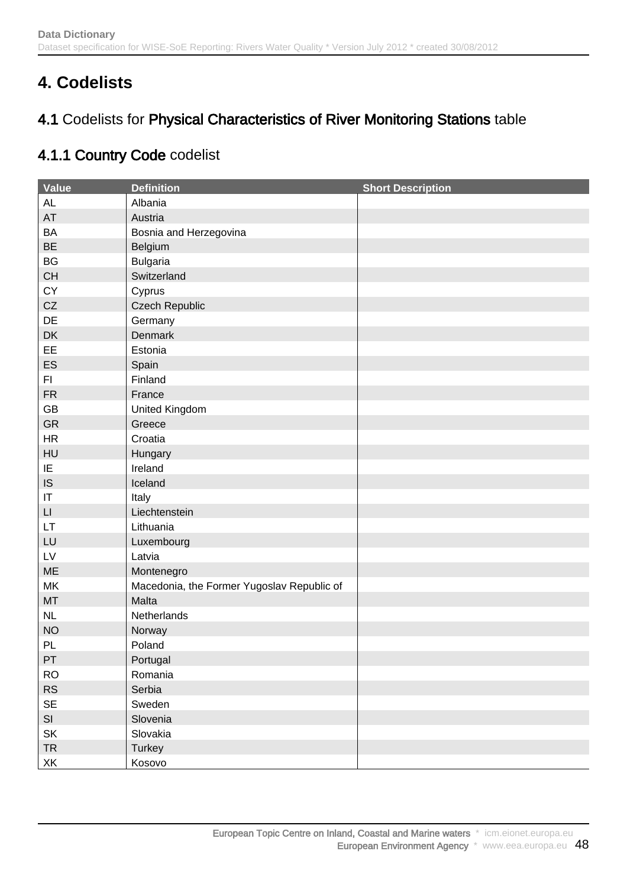# 4. Codelists

## 4.1 Codelists for Physical Characteristics of River Monitoring Stations table

### 4.1.1 Country Code codelist

| Value | Definition | Short Description |
| --- | --- | --- |
| AL | Albania | |
| AT | Austria | |
| BA | Bosnia and Herzegovina | |
| BE | Belgium | |
| BG | Bulgaria | |
| CH | Switzerland | |
| CY | Cyprus | |
| CZ | Czech Republic | |
| DE | Germany | |
| DK | Denmark | |
| EE | Estonia | |
| ES | Spain | |
| FI | Finland | |
| FR | France | |
| GB | United Kingdom | |
| GR | Greece | |
| HR | Croatia | |
| HU | Hungary | |
| IE | Ireland | |
| IS | Iceland | |
| IT | Italy | |
| LI | Liechtenstein | |
| LT | Lithuania | |
| LU | Luxembourg | |
| LV | Latvia | |
| ME | Montenegro | |
| MK | Macedonia, the Former Yugoslav Republic of | |
| MT | Malta | |
| NL | Netherlands | |
| NO | Norway | |
| PL | Poland | |
| PT | Portugal | |
| RO | Romania | |
| RS | Serbia | |
| SE | Sweden | |
| SI | Slovenia | |
| SK | Slovakia | |
| TR | Turkey | |
| XK | Kosovo | |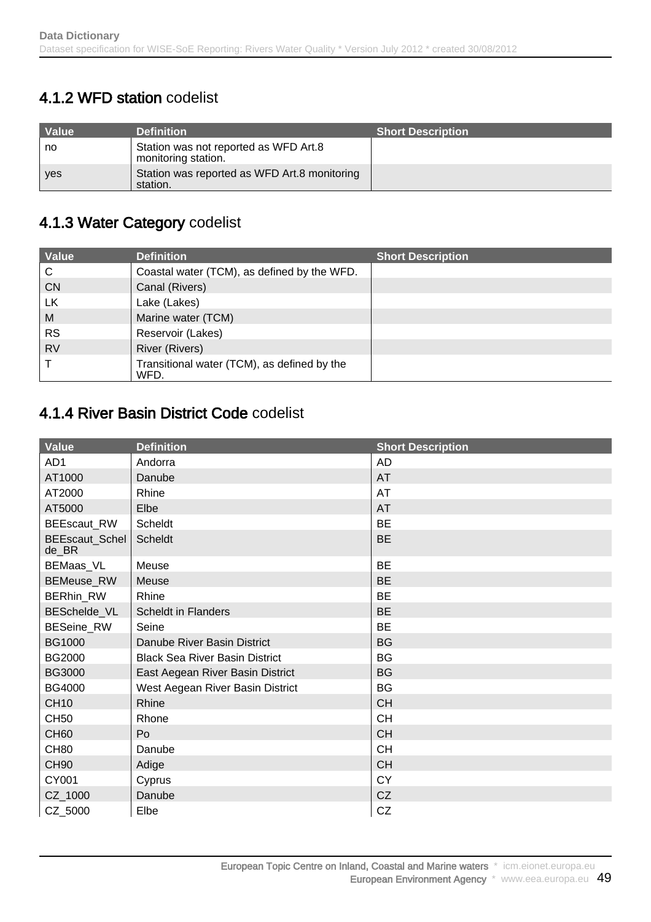### 4.1.2 WFD station codelist

| Value | Definition | Short Description |
|---|---|---|
| no | Station was not reported as WFD Art.8 monitoring station. | |
| yes | Station was reported as WFD Art.8 monitoring station. | |

### 4.1.3 Water Category codelist

| Value | Definition | Short Description |
|---|---|---|
| C | Coastal water (TCM), as defined by the WFD. | |
| CN | Canal (Rivers) | |
| LK | Lake (Lakes) | |
| M | Marine water (TCM) | |
| RS | Reservoir (Lakes) | |
| RV | River (Rivers) | |
| T | Transitional water (TCM), as defined by the WFD. | |

### 4.1.4 River Basin District Code codelist

| Value | Definition | Short Description |
|---|---|---|
| AD1 | Andorra | AD |
| AT1000 | Danube | AT |
| AT2000 | Rhine | AT |
| AT5000 | Elbe | AT |
| BEEscaut_RW | Scheldt | BE |
| BEEscaut_Schelde_BR | Scheldt | BE |
| BEMaas_VL | Meuse | BE |
| BEMeuse_RW | Meuse | BE |
| BERhin_RW | Rhine | BE |
| BESchelde_VL | Scheldt in Flanders | BE |
| BESeine_RW | Seine | BE |
| BG1000 | Danube River Basin District | BG |
| BG2000 | Black Sea River Basin District | BG |
| BG3000 | East Aegean River Basin District | BG |
| BG4000 | West Aegean River Basin District | BG |
| CH10 | Rhine | CH |
| CH50 | Rhone | CH |
| CH60 | Po | CH |
| CH80 | Danube | CH |
| CH90 | Adige | CH |
| CY001 | Cyprus | CY |
| CZ_1000 | Danube | CZ |
| CZ_5000 | Elbe | CZ |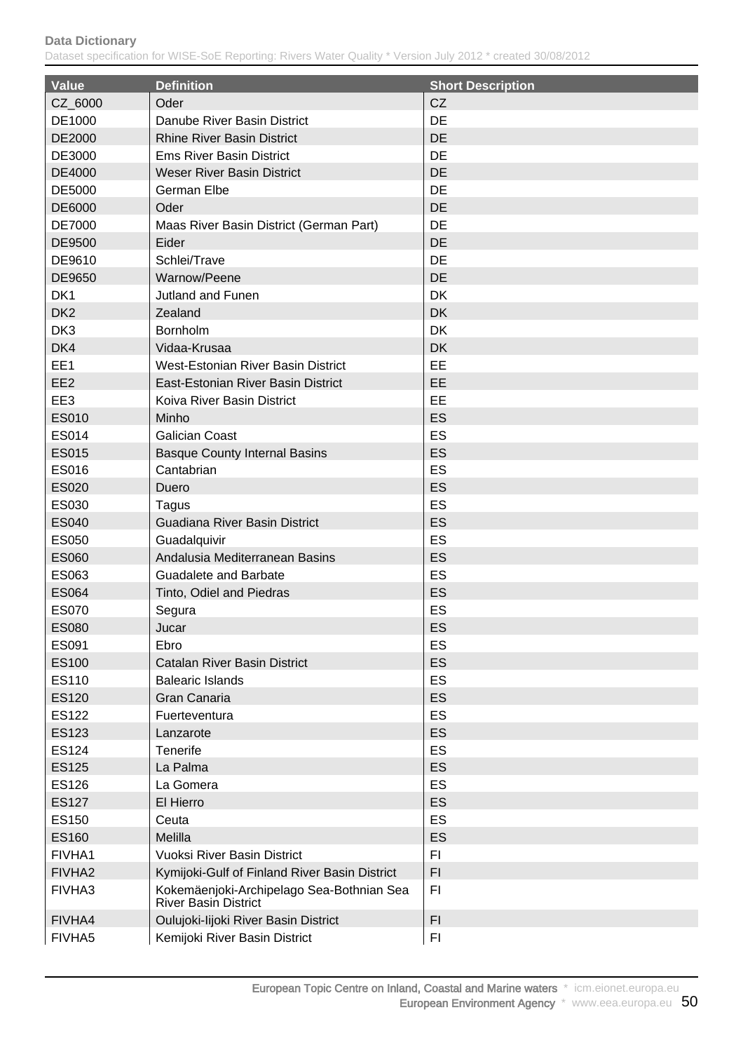| Value | Definition | Short Description |
|---|---|---|
| CZ_6000 | Oder | CZ |
| DE1000 | Danube River Basin District | DE |
| DE2000 | Rhine River Basin District | DE |
| DE3000 | Ems River Basin District | DE |
| DE4000 | Weser River Basin District | DE |
| DE5000 | German Elbe | DE |
| DE6000 | Oder | DE |
| DE7000 | Maas River Basin District (German Part) | DE |
| DE9500 | Eider | DE |
| DE9610 | Schlei/Trave | DE |
| DE9650 | Warnow/Peene | DE |
| DK1 | Jutland and Funen | DK |
| DK2 | Zealand | DK |
| DK3 | Bornholm | DK |
| DK4 | Vidaa-Krusaa | DK |
| EE1 | West-Estonian River Basin District | EE |
| EE2 | East-Estonian River Basin District | EE |
| EE3 | Koiva River Basin District | EE |
| ES010 | Minho | ES |
| ES014 | Galician Coast | ES |
| ES015 | Basque County Internal Basins | ES |
| ES016 | Cantabrian | ES |
| ES020 | Duero | ES |
| ES030 | Tagus | ES |
| ES040 | Guadiana River Basin District | ES |
| ES050 | Guadalquivir | ES |
| ES060 | Andalusia Mediterranean Basins | ES |
| ES063 | Guadalete and Barbate | ES |
| ES064 | Tinto, Odiel and Piedras | ES |
| ES070 | Segura | ES |
| ES080 | Jucar | ES |
| ES091 | Ebro | ES |
| ES100 | Catalan River Basin District | ES |
| ES110 | Balearic Islands | ES |
| ES120 | Gran Canaria | ES |
| ES122 | Fuerteventura | ES |
| ES123 | Lanzarote | ES |
| ES124 | Tenerife | ES |
| ES125 | La Palma | ES |
| ES126 | La Gomera | ES |
| ES127 | El Hierro | ES |
| ES150 | Ceuta | ES |
| ES160 | Melilla | ES |
| FIVHA1 | Vuoksi River Basin District | FI |
| FIVHA2 | Kymijoki-Gulf of Finland River Basin District | FI |
| FIVHA3 | Kokemäenjoki-Archipelago Sea-Bothnian Sea River Basin District | FI |
| FIVHA4 | Oulujoki-Iijoki River Basin District | FI |
| FIVHA5 | Kemijoki River Basin District | FI |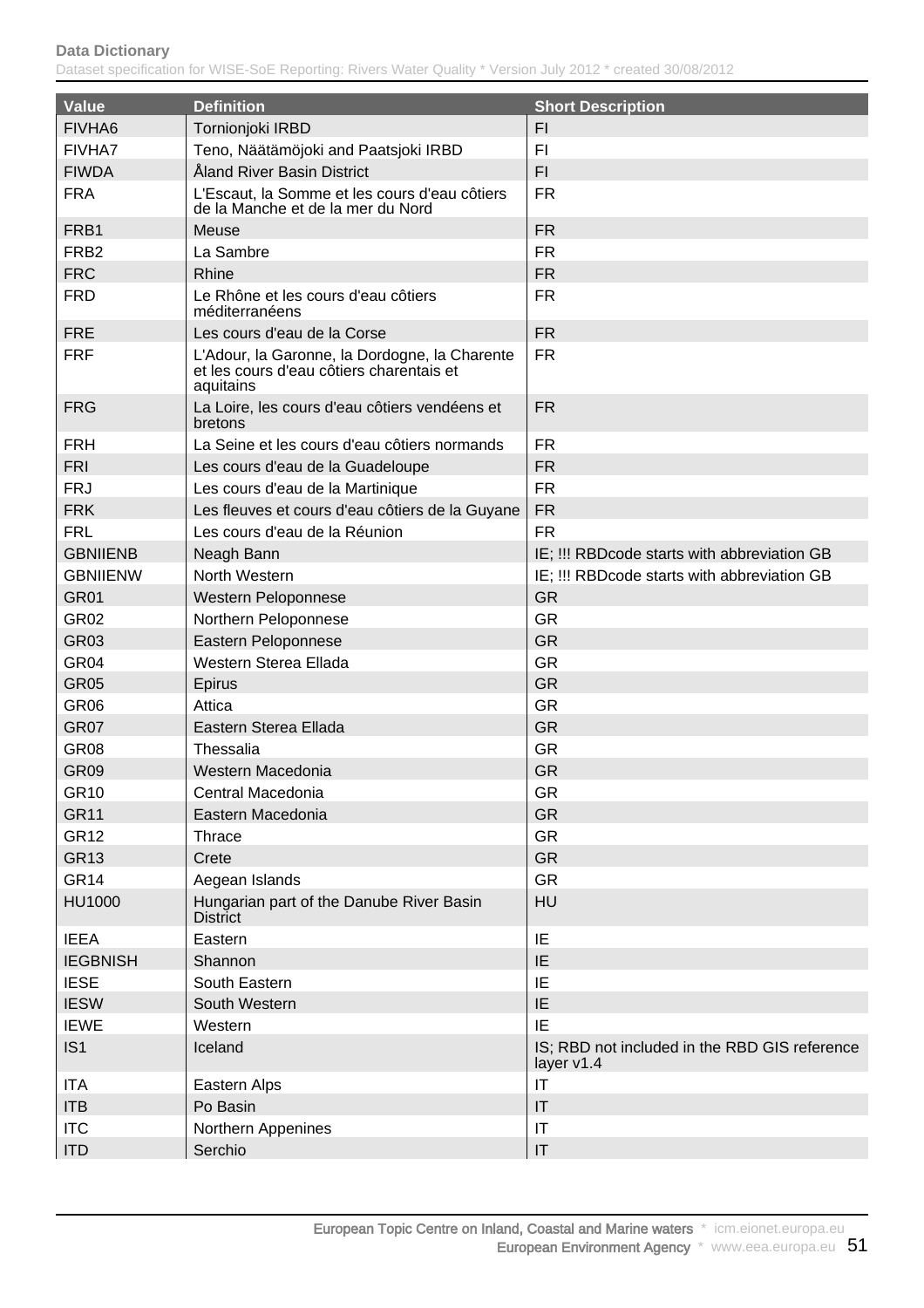| Value | Definition | Short Description |
|---|---|---|
| FIVHA6 | Tornionjoki IRBD | FI |
| FIVHA7 | Teno, Näätämöjoki and Paatsjoki IRBD | FI |
| FIWDA | Åland River Basin District | FI |
| FRA | L'Escaut, la Somme et les cours d'eau côtiers de la Manche et de la mer du Nord | FR |
| FRB1 | Meuse | FR |
| FRB2 | La Sambre | FR |
| FRC | Rhine | FR |
| FRD | Le Rhône et les cours d'eau côtiers méditerranéens | FR |
| FRE | Les cours d'eau de la Corse | FR |
| FRF | L'Adour, la Garonne, la Dordogne, la Charente et les cours d'eau côtiers charentais et aquitains | FR |
| FRG | La Loire, les cours d'eau côtiers vendéens et bretons | FR |
| FRH | La Seine et les cours d'eau côtiers normands | FR |
| FRI | Les cours d'eau de la Guadeloupe | FR |
| FRJ | Les cours d'eau de la Martinique | FR |
| FRK | Les fleuves et cours d'eau côtiers de la Guyane | FR |
| FRL | Les cours d'eau de la Réunion | FR |
| GBNIIENB | Neagh Bann | IE; !!! RBDcode starts with abbreviation GB |
| GBNIIENW | North Western | IE; !!! RBDcode starts with abbreviation GB |
| GR01 | Western Peloponnese | GR |
| GR02 | Northern Peloponnese | GR |
| GR03 | Eastern Peloponnese | GR |
| GR04 | Western Sterea Ellada | GR |
| GR05 | Epirus | GR |
| GR06 | Attica | GR |
| GR07 | Eastern Sterea Ellada | GR |
| GR08 | Thessalia | GR |
| GR09 | Western Macedonia | GR |
| GR10 | Central Macedonia | GR |
| GR11 | Eastern Macedonia | GR |
| GR12 | Thrace | GR |
| GR13 | Crete | GR |
| GR14 | Aegean Islands | GR |
| HU1000 | Hungarian part of the Danube River Basin District | HU |
| IEEA | Eastern | IE |
| IEGBNISH | Shannon | IE |
| IESE | South Eastern | IE |
| IESW | South Western | IE |
| IEWE | Western | IE |
| IS1 | Iceland | IS; RBD not included in the RBD GIS reference layer v1.4 |
| ITA | Eastern Alps | IT |
| ITB | Po Basin | IT |
| ITC | Northern Appenines | IT |
| ITD | Serchio | IT |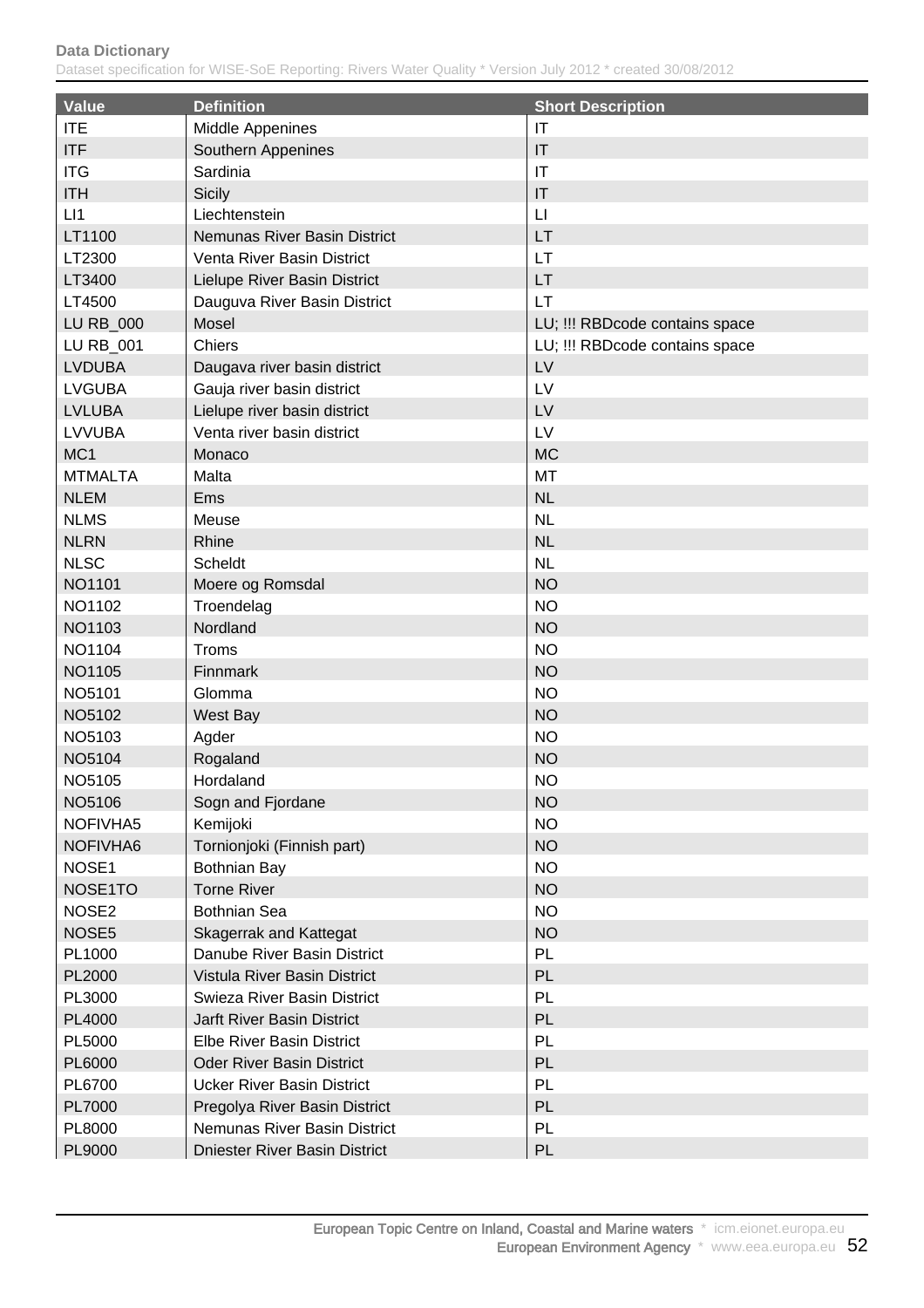| Value | Definition | Short Description |
|---|---|---|
| ITE | Middle Appenines | IT |
| ITF | Southern Appenines | IT |
| ITG | Sardinia | IT |
| ITH | Sicily | IT |
| LI1 | Liechtenstein | LI |
| LT1100 | Nemunas River Basin District | LT |
| LT2300 | Venta River Basin District | LT |
| LT3400 | Lielupe River Basin District | LT |
| LT4500 | Dauguva River Basin District | LT |
| LU RB_000 | Mosel | LU; !!! RBDcode contains space |
| LU RB_001 | Chiers | LU; !!! RBDcode contains space |
| LVDUBA | Daugava river basin district | LV |
| LVGUBA | Gauja river basin district | LV |
| LVLUBA | Lielupe river basin district | LV |
| LVVUBA | Venta river basin district | LV |
| MC1 | Monaco | MC |
| MTMALTA | Malta | MT |
| NLEM | Ems | NL |
| NLMS | Meuse | NL |
| NLRN | Rhine | NL |
| NLSC | Scheldt | NL |
| NO1101 | Moere og Romsdal | NO |
| NO1102 | Troendelag | NO |
| NO1103 | Nordland | NO |
| NO1104 | Troms | NO |
| NO1105 | Finnmark | NO |
| NO5101 | Glomma | NO |
| NO5102 | West Bay | NO |
| NO5103 | Agder | NO |
| NO5104 | Rogaland | NO |
| NO5105 | Hordaland | NO |
| NO5106 | Sogn and Fjordane | NO |
| NOFIVHA5 | Kemijoki | NO |
| NOFIVHA6 | Tornionjoki (Finnish part) | NO |
| NOSE1 | Bothnian Bay | NO |
| NOSE1TO | Torne River | NO |
| NOSE2 | Bothnian Sea | NO |
| NOSE5 | Skagerrak and Kattegat | NO |
| PL1000 | Danube River Basin District | PL |
| PL2000 | Vistula River Basin District | PL |
| PL3000 | Swieza River Basin District | PL |
| PL4000 | Jarft River Basin District | PL |
| PL5000 | Elbe River Basin District | PL |
| PL6000 | Oder River Basin District | PL |
| PL6700 | Ucker River Basin District | PL |
| PL7000 | Pregolya River Basin District | PL |
| PL8000 | Nemunas River Basin District | PL |
| PL9000 | Dniester River Basin District | PL |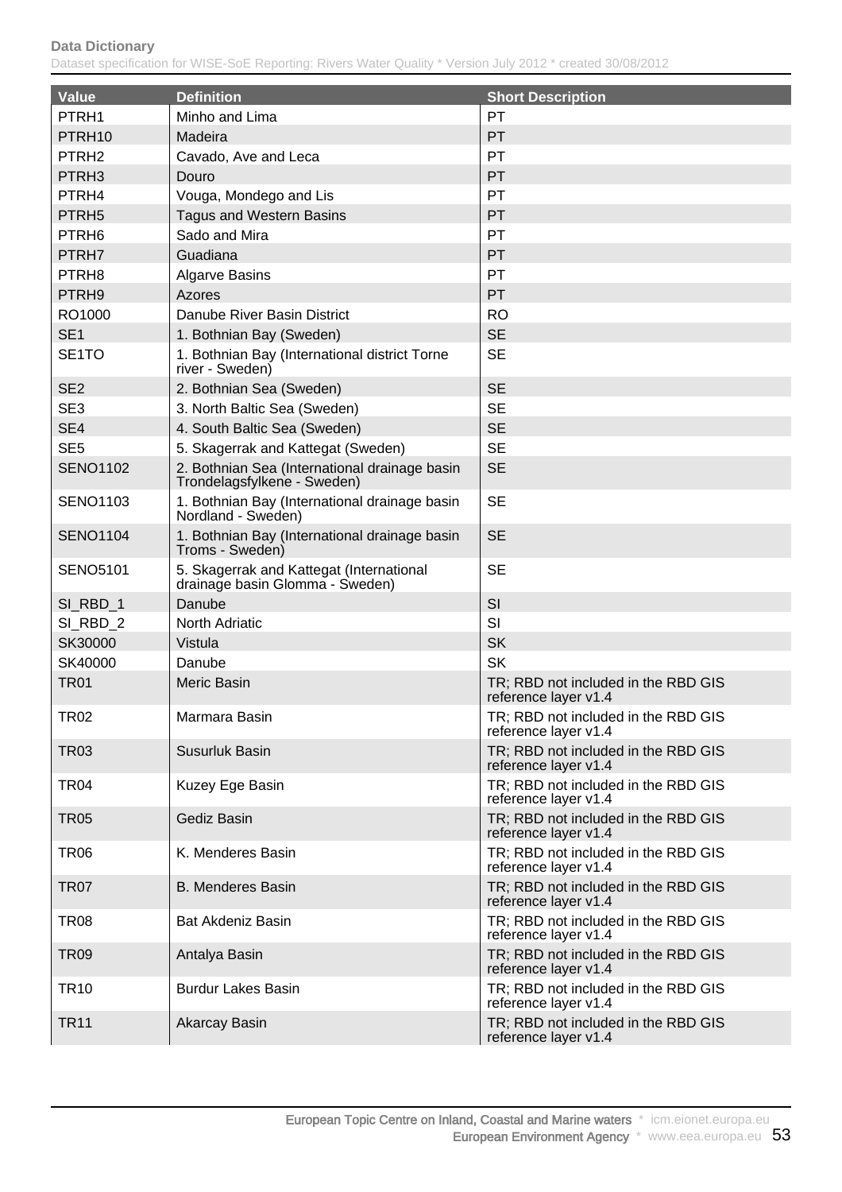| Value | Definition | Short Description |
|---|---|---|
| PTRH1 | Minho and Lima | PT |
| PTRH10 | Madeira | PT |
| PTRH2 | Cavado, Ave and Leca | PT |
| PTRH3 | Douro | PT |
| PTRH4 | Vouga, Mondego and Lis | PT |
| PTRH5 | Tagus and Western Basins | PT |
| PTRH6 | Sado and Mira | PT |
| PTRH7 | Guadiana | PT |
| PTRH8 | Algarve Basins | PT |
| PTRH9 | Azores | PT |
| RO1000 | Danube River Basin District | RO |
| SE1 | 1. Bothnian Bay (Sweden) | SE |
| SE1TO | 1. Bothnian Bay (International district Torne river - Sweden) | SE |
| SE2 | 2. Bothnian Sea (Sweden) | SE |
| SE3 | 3. North Baltic Sea (Sweden) | SE |
| SE4 | 4. South Baltic Sea (Sweden) | SE |
| SE5 | 5. Skagerrak and Kattegat (Sweden) | SE |
| SENO1102 | 2. Bothnian Sea (International drainage basin Trondelagsfylkene - Sweden) | SE |
| SENO1103 | 1. Bothnian Bay (International drainage basin Nordland - Sweden) | SE |
| SENO1104 | 1. Bothnian Bay (International drainage basin Troms - Sweden) | SE |
| SENO5101 | 5. Skagerrak and Kattegat (International drainage basin Glomma - Sweden) | SE |
| SI_RBD_1 | Danube | SI |
| SI_RBD_2 | North Adriatic | SI |
| SK30000 | Vistula | SK |
| SK40000 | Danube | SK |
| TR01 | Meric Basin | TR; RBD not included in the RBD GIS reference layer v1.4 |
| TR02 | Marmara Basin | TR; RBD not included in the RBD GIS reference layer v1.4 |
| TR03 | Susurluk Basin | TR; RBD not included in the RBD GIS reference layer v1.4 |
| TR04 | Kuzey Ege Basin | TR; RBD not included in the RBD GIS reference layer v1.4 |
| TR05 | Gediz Basin | TR; RBD not included in the RBD GIS reference layer v1.4 |
| TR06 | K. Menderes Basin | TR; RBD not included in the RBD GIS reference layer v1.4 |
| TR07 | B. Menderes Basin | TR; RBD not included in the RBD GIS reference layer v1.4 |
| TR08 | Bat Akdeniz Basin | TR; RBD not included in the RBD GIS reference layer v1.4 |
| TR09 | Antalya Basin | TR; RBD not included in the RBD GIS reference layer v1.4 |
| TR10 | Burdur Lakes Basin | TR; RBD not included in the RBD GIS reference layer v1.4 |
| TR11 | Akarcay Basin | TR; RBD not included in the RBD GIS reference layer v1.4 |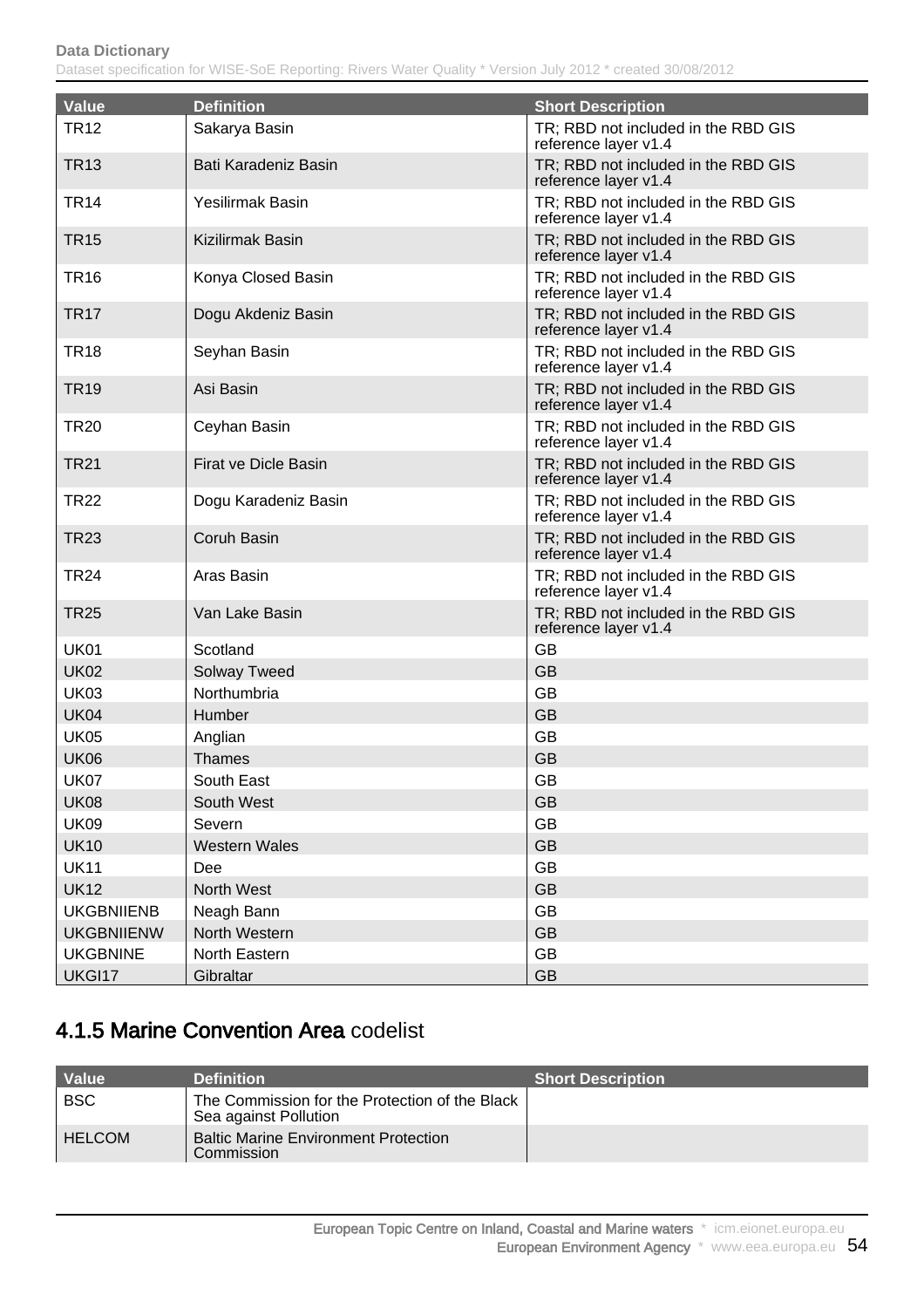| Value | Definition | Short Description |
|---|---|---|
| TR12 | Sakarya Basin | TR; RBD not included in the RBD GIS reference layer v1.4 |
| TR13 | Bati Karadeniz Basin | TR; RBD not included in the RBD GIS reference layer v1.4 |
| TR14 | Yesilirmak Basin | TR; RBD not included in the RBD GIS reference layer v1.4 |
| TR15 | Kizilirmak Basin | TR; RBD not included in the RBD GIS reference layer v1.4 |
| TR16 | Konya Closed Basin | TR; RBD not included in the RBD GIS reference layer v1.4 |
| TR17 | Dogu Akdeniz Basin | TR; RBD not included in the RBD GIS reference layer v1.4 |
| TR18 | Seyhan Basin | TR; RBD not included in the RBD GIS reference layer v1.4 |
| TR19 | Asi Basin | TR; RBD not included in the RBD GIS reference layer v1.4 |
| TR20 | Ceyhan Basin | TR; RBD not included in the RBD GIS reference layer v1.4 |
| TR21 | Firat ve Dicle Basin | TR; RBD not included in the RBD GIS reference layer v1.4 |
| TR22 | Dogu Karadeniz Basin | TR; RBD not included in the RBD GIS reference layer v1.4 |
| TR23 | Coruh Basin | TR; RBD not included in the RBD GIS reference layer v1.4 |
| TR24 | Aras Basin | TR; RBD not included in the RBD GIS reference layer v1.4 |
| TR25 | Van Lake Basin | TR; RBD not included in the RBD GIS reference layer v1.4 |
| UK01 | Scotland | GB |
| UK02 | Solway Tweed | GB |
| UK03 | Northumbria | GB |
| UK04 | Humber | GB |
| UK05 | Anglian | GB |
| UK06 | Thames | GB |
| UK07 | South East | GB |
| UK08 | South West | GB |
| UK09 | Severn | GB |
| UK10 | Western Wales | GB |
| UK11 | Dee | GB |
| UK12 | North West | GB |
| UKGBNIIENB | Neagh Bann | GB |
| UKGBNIIENW | North Western | GB |
| UKGBNINE | North Eastern | GB |
| UKGI17 | Gibraltar | GB |

## 4.1.5 Marine Convention Area codelist

| Value | Definition | Short Description |
|---|---|---|
| BSC | The Commission for the Protection of the Black Sea against Pollution | |
| HELCOM | Baltic Marine Environment Protection Commission | |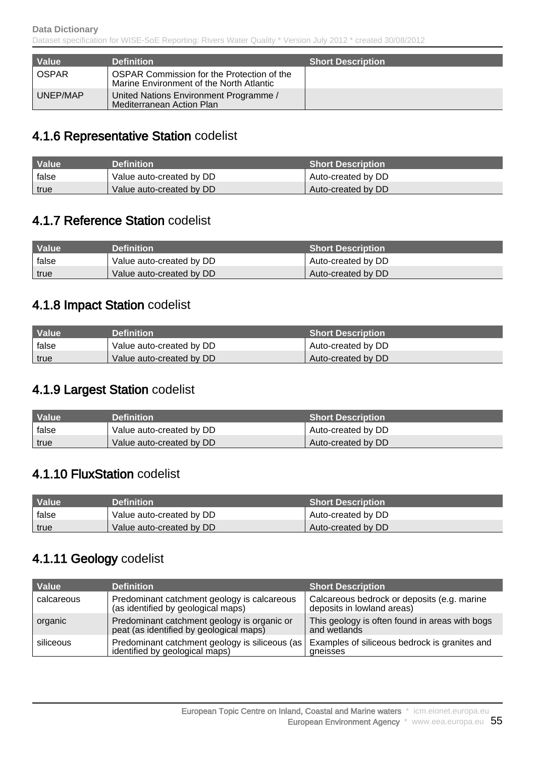| Value | Definition | Short Description |
|---|---|---|
| OSPAR | OSPAR Commission for the Protection of the Marine Environment of the North Atlantic | |
| UNEP/MAP | United Nations Environment Programme / Mediterranean Action Plan | |

## 4.1.6 Representative Station codelist

| Value | Definition | Short Description |
|---|---|---|
| false | Value auto-created by DD | Auto-created by DD |
| true | Value auto-created by DD | Auto-created by DD |

## 4.1.7 Reference Station codelist

| Value | Definition | Short Description |
|---|---|---|
| false | Value auto-created by DD | Auto-created by DD |
| true | Value auto-created by DD | Auto-created by DD |

## 4.1.8 Impact Station codelist

| Value | Definition | Short Description |
|---|---|---|
| false | Value auto-created by DD | Auto-created by DD |
| true | Value auto-created by DD | Auto-created by DD |

## 4.1.9 Largest Station codelist

| Value | Definition | Short Description |
|---|---|---|
| false | Value auto-created by DD | Auto-created by DD |
| true | Value auto-created by DD | Auto-created by DD |

## 4.1.10 FluxStation codelist

| Value | Definition | Short Description |
|---|---|---|
| false | Value auto-created by DD | Auto-created by DD |
| true | Value auto-created by DD | Auto-created by DD |

## 4.1.11 Geology codelist

| Value | Definition | Short Description |
|---|---|---|
| calcareous | Predominant catchment geology is calcareous (as identified by geological maps) | Calcareous bedrock or deposits (e.g. marine deposits in lowland areas) |
| organic | Predominant catchment geology is organic or peat (as identified by geological maps) | This geology is often found in areas with bogs and wetlands |
| siliceous | Predominant catchment geology is siliceous (as identified by geological maps) | Examples of siliceous bedrock is granites and gneisses |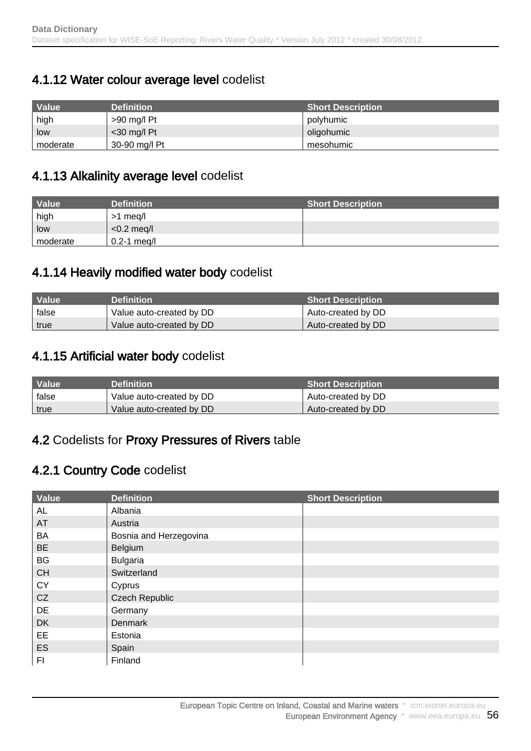### 4.1.12 **Water colour average level** codelist

| Value | Definition | Short Description |
|---|---|---|
| high | >90 mg/l Pt | polyhumic |
| low | <30 mg/l Pt | oligohumic |
| moderate | 30-90 mg/l Pt | mesohumic |

### 4.1.13 **Alkalinity average level** codelist

| Value | Definition | Short Description |
|---|---|---|
| high | >1 meq/l | |
| low | <0.2 meq/l | |
| moderate | 0.2-1 meq/l | |

### 4.1.14 **Heavily modified water body** codelist

| Value | Definition | Short Description |
|---|---|---|
| false | Value auto-created by DD | Auto-created by DD |
| true | Value auto-created by DD | Auto-created by DD |

### 4.1.15 **Artificial water body** codelist

| Value | Definition | Short Description |
|---|---|---|
| false | Value auto-created by DD | Auto-created by DD |
| true | Value auto-created by DD | Auto-created by DD |

## 4.2 Codelists for **Proxy Pressures of Rivers** table

### 4.2.1 **Country Code** codelist

| Value | Definition | Short Description |
|---|---|---|
| AL | Albania | |
| AT | Austria | |
| BA | Bosnia and Herzegovina | |
| BE | Belgium | |
| BG | Bulgaria | |
| CH | Switzerland | |
| CY | Cyprus | |
| CZ | Czech Republic | |
| DE | Germany | |
| DK | Denmark | |
| EE | Estonia | |
| ES | Spain | |
| FI | Finland | |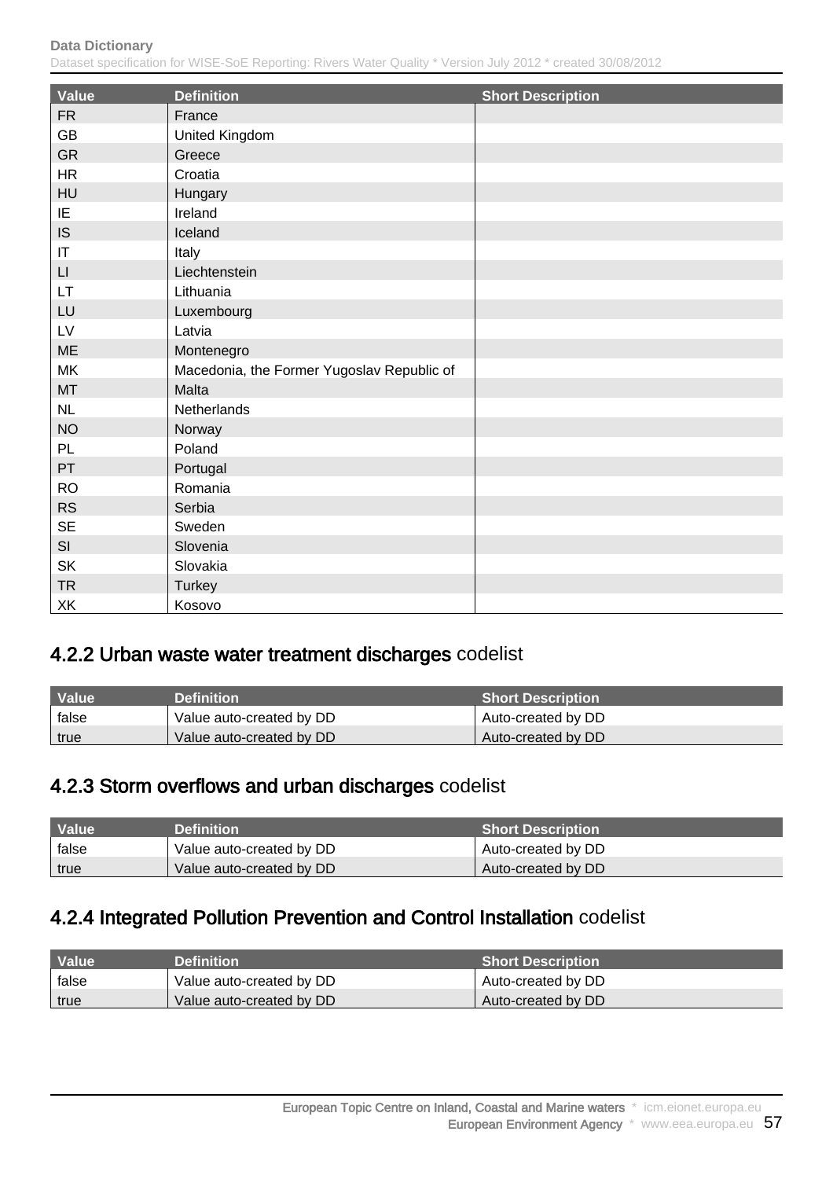| Value | Definition | Short Description |
|---|---|---|
| FR | France | |
| GB | United Kingdom | |
| GR | Greece | |
| HR | Croatia | |
| HU | Hungary | |
| IE | Ireland | |
| IS | Iceland | |
| IT | Italy | |
| LI | Liechtenstein | |
| LT | Lithuania | |
| LU | Luxembourg | |
| LV | Latvia | |
| ME | Montenegro | |
| MK | Macedonia, the Former Yugoslav Republic of | |
| MT | Malta | |
| NL | Netherlands | |
| NO | Norway | |
| PL | Poland | |
| PT | Portugal | |
| RO | Romania | |
| RS | Serbia | |
| SE | Sweden | |
| SI | Slovenia | |
| SK | Slovakia | |
| TR | Turkey | |
| XK | Kosovo | |

## 4.2.2 Urban waste water treatment discharges codelist

| Value | Definition | Short Description |
|---|---|---|
| false | Value auto-created by DD | Auto-created by DD |
| true | Value auto-created by DD | Auto-created by DD |

## 4.2.3 Storm overflows and urban discharges codelist

| Value | Definition | Short Description |
|---|---|---|
| false | Value auto-created by DD | Auto-created by DD |
| true | Value auto-created by DD | Auto-created by DD |

## 4.2.4 Integrated Pollution Prevention and Control Installation codelist

| Value | Definition | Short Description |
|---|---|---|
| false | Value auto-created by DD | Auto-created by DD |
| true | Value auto-created by DD | Auto-created by DD |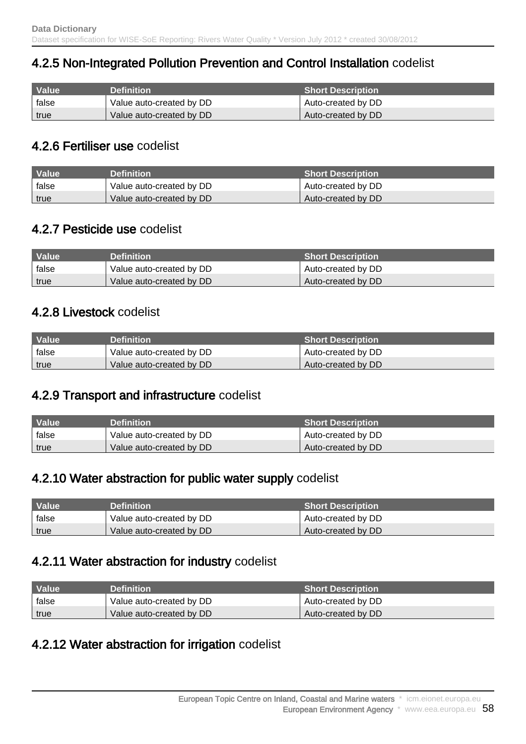### 4.2.5 **Non-Integrated Pollution Prevention and Control Installation** codelist

| Value | Definition | Short Description |
|---|---|---|
| false | Value auto-created by DD | Auto-created by DD |
| true | Value auto-created by DD | Auto-created by DD |

### 4.2.6 **Fertiliser use** codelist

| Value | Definition | Short Description |
|---|---|---|
| false | Value auto-created by DD | Auto-created by DD |
| true | Value auto-created by DD | Auto-created by DD |

### 4.2.7 **Pesticide use** codelist

| Value | Definition | Short Description |
|---|---|---|
| false | Value auto-created by DD | Auto-created by DD |
| true | Value auto-created by DD | Auto-created by DD |

### 4.2.8 **Livestock** codelist

| Value | Definition | Short Description |
|---|---|---|
| false | Value auto-created by DD | Auto-created by DD |
| true | Value auto-created by DD | Auto-created by DD |

### 4.2.9 **Transport and infrastructure** codelist

| Value | Definition | Short Description |
|---|---|---|
| false | Value auto-created by DD | Auto-created by DD |
| true | Value auto-created by DD | Auto-created by DD |

### 4.2.10 **Water abstraction for public water supply** codelist

| Value | Definition | Short Description |
|---|---|---|
| false | Value auto-created by DD | Auto-created by DD |
| true | Value auto-created by DD | Auto-created by DD |

### 4.2.11 **Water abstraction for industry** codelist

| Value | Definition | Short Description |
|---|---|---|
| false | Value auto-created by DD | Auto-created by DD |
| true | Value auto-created by DD | Auto-created by DD |

### 4.2.12 **Water abstraction for irrigation** codelist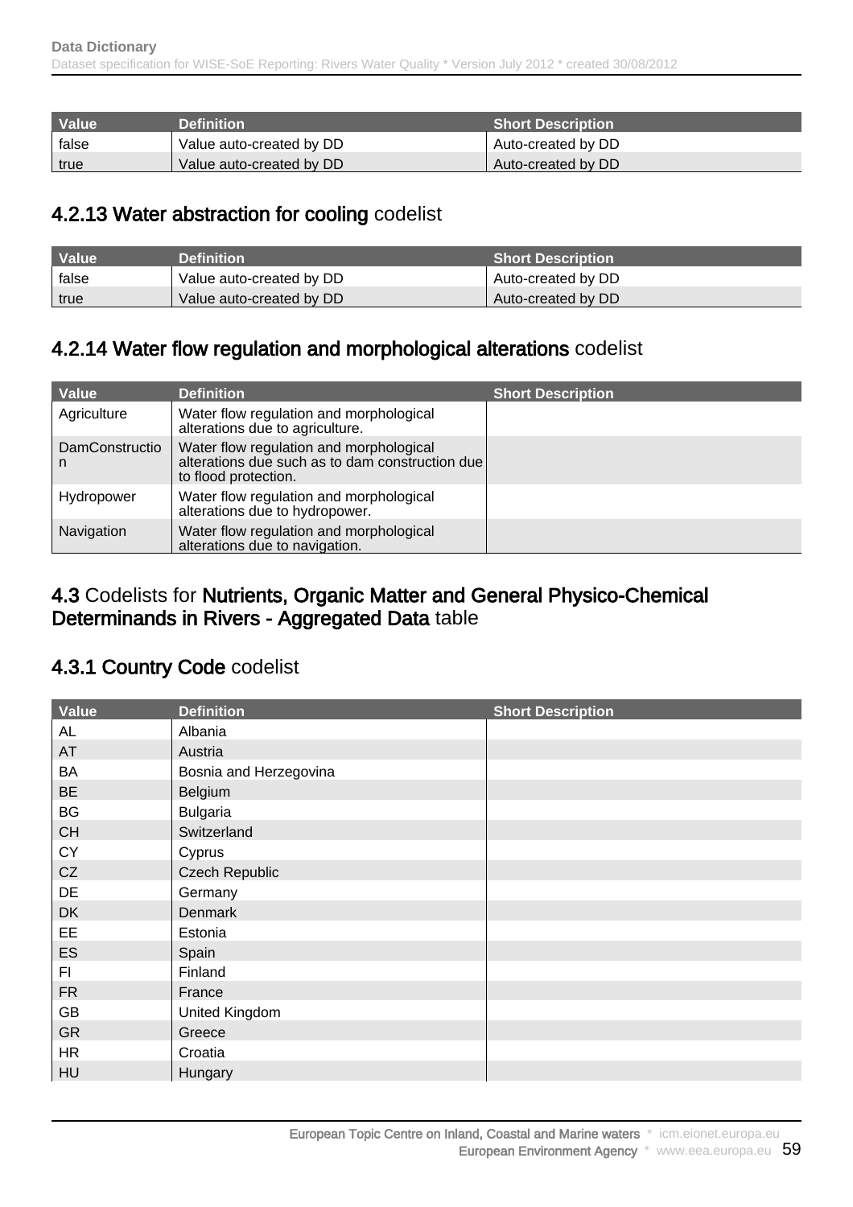| Value | Definition | Short Description |
|---|---|---|
| false | Value auto-created by DD | Auto-created by DD |
| true | Value auto-created by DD | Auto-created by DD |

## 4.2.13 Water abstraction for cooling codelist

| Value | Definition | Short Description |
|---|---|---|
| false | Value auto-created by DD | Auto-created by DD |
| true | Value auto-created by DD | Auto-created by DD |

## 4.2.14 Water flow regulation and morphological alterations codelist

| Value | Definition | Short Description |
|---|---|---|
| Agriculture | Water flow regulation and morphological alterations due to agriculture. | |
| DamConstruction | Water flow regulation and morphological alterations due such as to dam construction due to flood protection. | |
| Hydropower | Water flow regulation and morphological alterations due to hydropower. | |
| Navigation | Water flow regulation and morphological alterations due to navigation. | |

## 4.3 Codelists for Nutrients, Organic Matter and General Physico-Chemical Determinands in Rivers - Aggregated Data table

## 4.3.1 Country Code codelist

| Value | Definition | Short Description |
|---|---|---|
| AL | Albania | |
| AT | Austria | |
| BA | Bosnia and Herzegovina | |
| BE | Belgium | |
| BG | Bulgaria | |
| CH | Switzerland | |
| CY | Cyprus | |
| CZ | Czech Republic | |
| DE | Germany | |
| DK | Denmark | |
| EE | Estonia | |
| ES | Spain | |
| FI | Finland | |
| FR | France | |
| GB | United Kingdom | |
| GR | Greece | |
| HR | Croatia | |
| HU | Hungary | |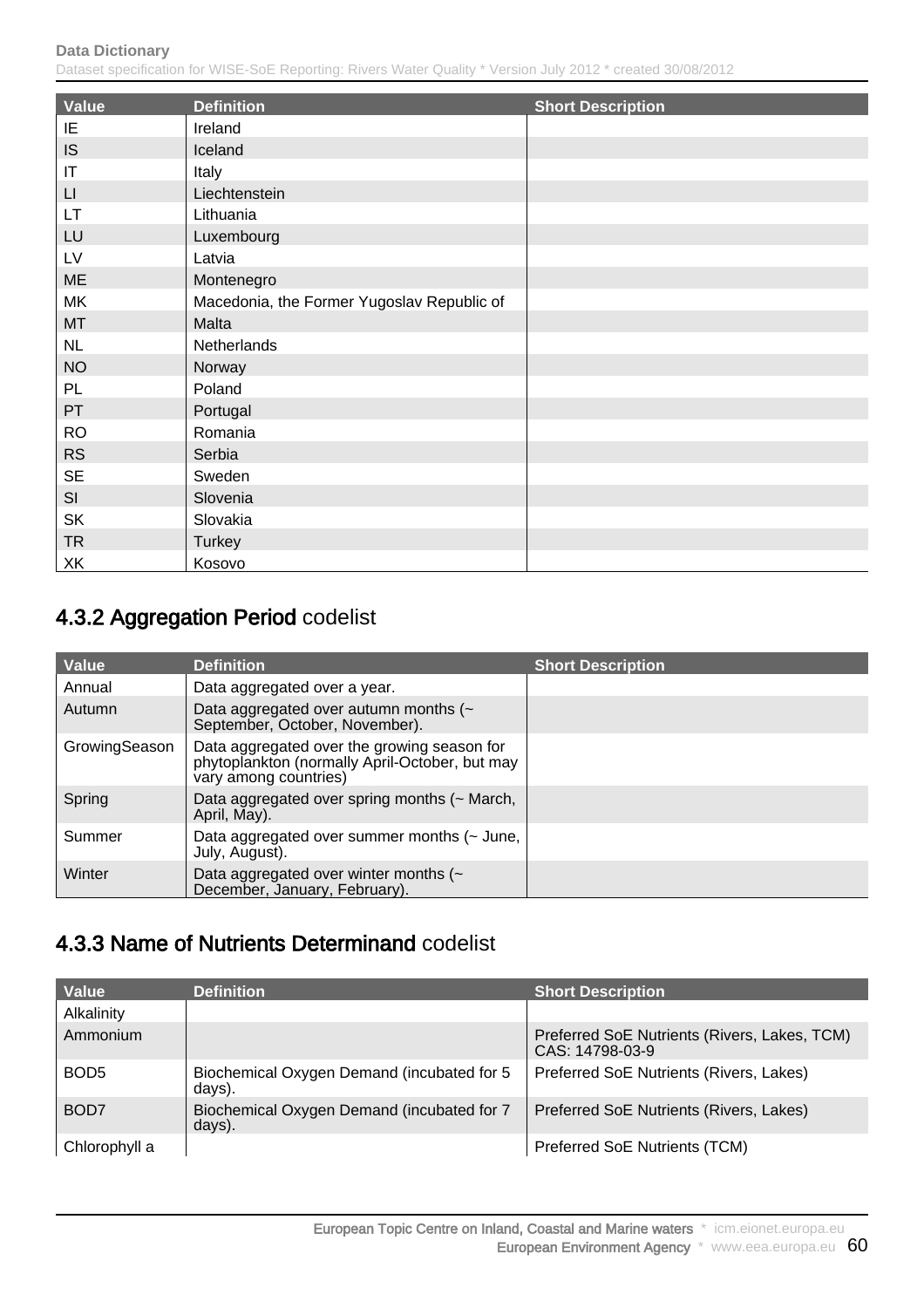| Value | Definition | Short Description |
|---|---|---|
| IE | Ireland | |
| IS | Iceland | |
| IT | Italy | |
| LI | Liechtenstein | |
| LT | Lithuania | |
| LU | Luxembourg | |
| LV | Latvia | |
| ME | Montenegro | |
| MK | Macedonia, the Former Yugoslav Republic of | |
| MT | Malta | |
| NL | Netherlands | |
| NO | Norway | |
| PL | Poland | |
| PT | Portugal | |
| RO | Romania | |
| RS | Serbia | |
| SE | Sweden | |
| SI | Slovenia | |
| SK | Slovakia | |
| TR | Turkey | |
| XK | Kosovo | |

## 4.3.2 Aggregation Period codelist

| Value | Definition | Short Description |
|---|---|---|
| Annual | Data aggregated over a year. | |
| Autumn | Data aggregated over autumn months (~ September, October, November). | |
| GrowingSeason | Data aggregated over the growing season for phytoplankton (normally April-October, but may vary among countries) | |
| Spring | Data aggregated over spring months (~ March, April, May). | |
| Summer | Data aggregated over summer months (~ June, July, August). | |
| Winter | Data aggregated over winter months (~ December, January, February). | |

## 4.3.3 Name of Nutrients Determinand codelist

| Value | Definition | Short Description |
|---|---|---|
| Alkalinity | | |
| Ammonium | | Preferred SoE Nutrients (Rivers, Lakes, TCM) CAS: 14798-03-9 |
| BOD5 | Biochemical Oxygen Demand (incubated for 5 days). | Preferred SoE Nutrients (Rivers, Lakes) |
| BOD7 | Biochemical Oxygen Demand (incubated for 7 days). | Preferred SoE Nutrients (Rivers, Lakes) |
| Chlorophyll a | | Preferred SoE Nutrients (TCM) |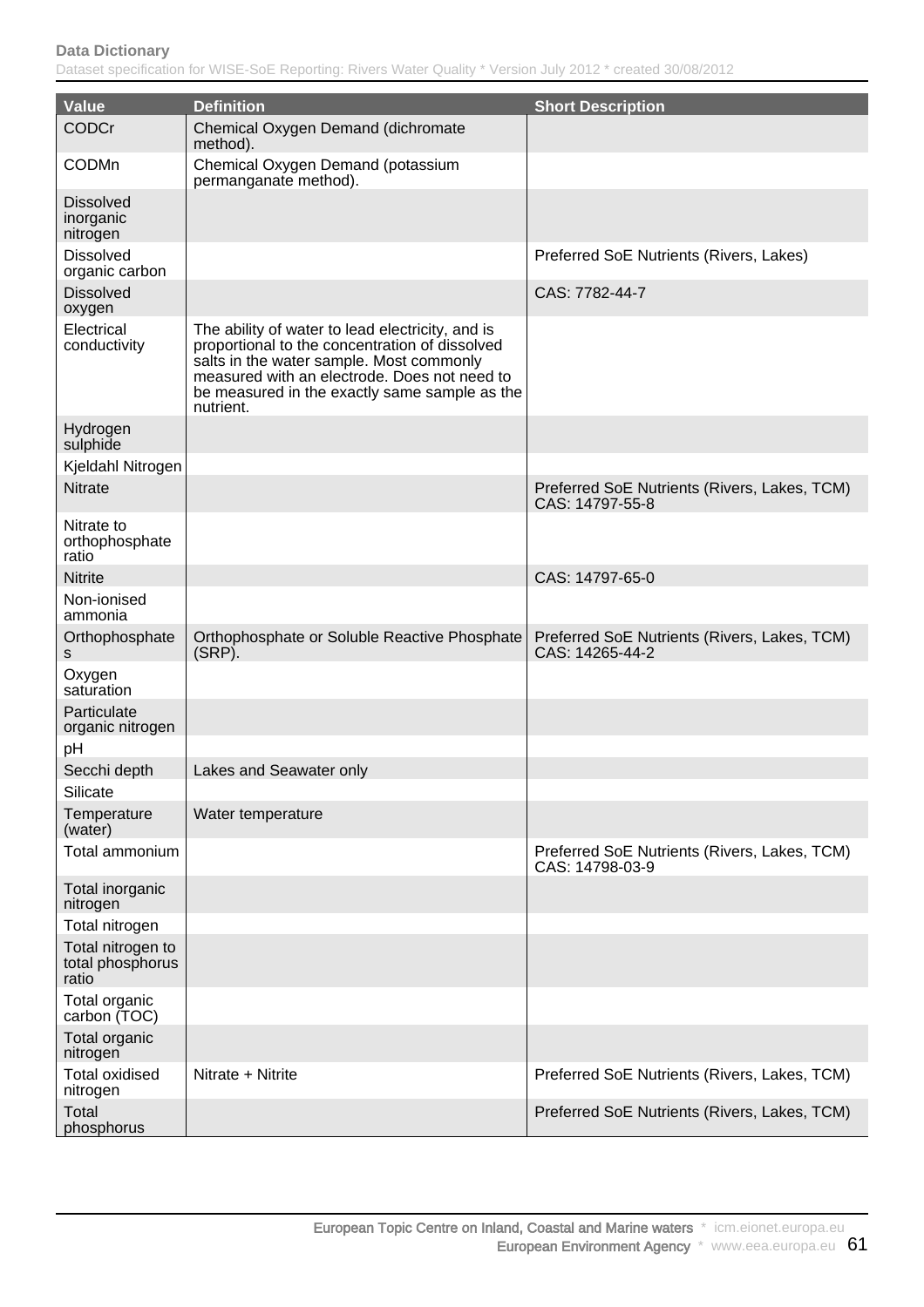| Value | Definition | Short Description |
|---|---|---|
| CODCr | Chemical Oxygen Demand (dichromate method). | |
| CODMn | Chemical Oxygen Demand (potassium permanganate method). | |
| Dissolved inorganic nitrogen | | |
| Dissolved organic carbon | | Preferred SoE Nutrients (Rivers, Lakes) |
| Dissolved oxygen | | CAS: 7782-44-7 |
| Electrical conductivity | The ability of water to lead electricity, and is proportional to the concentration of dissolved salts in the water sample. Most commonly measured with an electrode. Does not need to be measured in the exactly same sample as the nutrient. | |
| Hydrogen sulphide | | |
| Kjeldahl Nitrogen | | |
| Nitrate | | Preferred SoE Nutrients (Rivers, Lakes, TCM) CAS: 14797-55-8 |
| Nitrate to orthophosphate ratio | | |
| Nitrite | | CAS: 14797-65-0 |
| Non-ionised ammonia | | |
| Orthophosphates | Orthophosphate or Soluble Reactive Phosphate (SRP). | Preferred SoE Nutrients (Rivers, Lakes, TCM) CAS: 14265-44-2 |
| Oxygen saturation | | |
| Particulate organic nitrogen | | |
| pH | | |
| Secchi depth | Lakes and Seawater only | |
| Silicate | | |
| Temperature (water) | Water temperature | |
| Total ammonium | | Preferred SoE Nutrients (Rivers, Lakes, TCM) CAS: 14798-03-9 |
| Total inorganic nitrogen | | |
| Total nitrogen | | |
| Total nitrogen to total phosphorus ratio | | |
| Total organic carbon (TOC) | | |
| Total organic nitrogen | | |
| Total oxidised nitrogen | Nitrate + Nitrite | Preferred SoE Nutrients (Rivers, Lakes, TCM) |
| Total phosphorus | | Preferred SoE Nutrients (Rivers, Lakes, TCM) |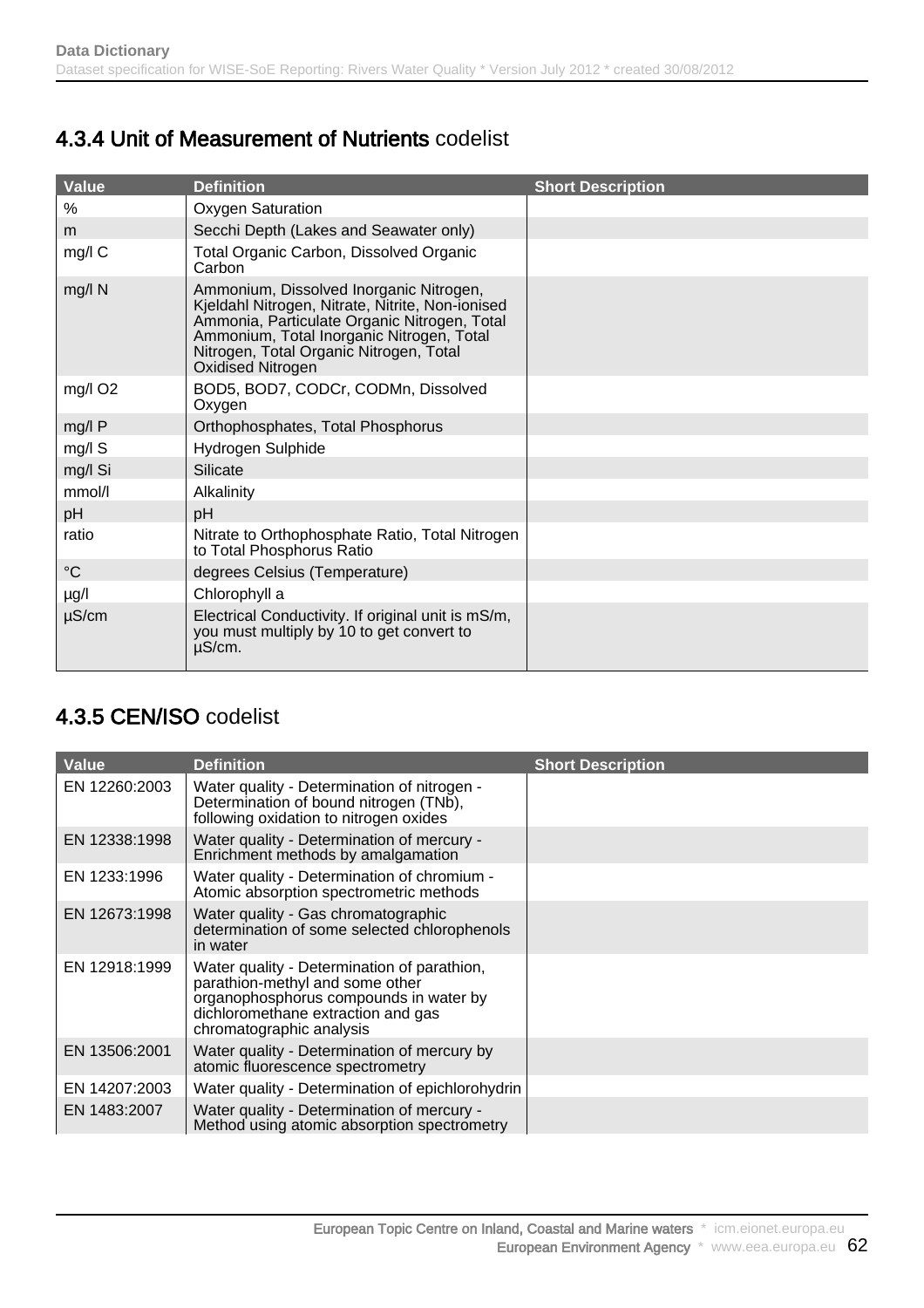## 4.3.4 Unit of Measurement of Nutrients codelist

| Value | Definition | Short Description |
|---|---|---|
| % | Oxygen Saturation | |
| m | Secchi Depth (Lakes and Seawater only) | |
| mg/l C | Total Organic Carbon, Dissolved Organic Carbon | |
| mg/l N | Ammonium, Dissolved Inorganic Nitrogen, Kjeldahl Nitrogen, Nitrate, Nitrite, Non-ionised Ammonia, Particulate Organic Nitrogen, Total Ammonium, Total Inorganic Nitrogen, Total Nitrogen, Total Organic Nitrogen, Total Oxidised Nitrogen | |
| mg/l O2 | BOD5, BOD7, CODCr, CODMn, Dissolved Oxygen | |
| mg/l P | Orthophosphates, Total Phosphorus | |
| mg/l S | Hydrogen Sulphide | |
| mg/l Si | Silicate | |
| mmol/l | Alkalinity | |
| pH | pH | |
| ratio | Nitrate to Orthophosphate Ratio, Total Nitrogen to Total Phosphorus Ratio | |
| °C | degrees Celsius (Temperature) | |
| µg/l | Chlorophyll a | |
| µS/cm | Electrical Conductivity. If original unit is mS/m, you must multiply by 10 to get convert to µS/cm. | |

## 4.3.5 CEN/ISO codelist

| Value | Definition | Short Description |
|---|---|---|
| EN 12260:2003 | Water quality - Determination of nitrogen - Determination of bound nitrogen (TNb), following oxidation to nitrogen oxides | |
| EN 12338:1998 | Water quality - Determination of mercury - Enrichment methods by amalgamation | |
| EN 1233:1996 | Water quality - Determination of chromium - Atomic absorption spectrometric methods | |
| EN 12673:1998 | Water quality - Gas chromatographic determination of some selected chlorophenols in water | |
| EN 12918:1999 | Water quality - Determination of parathion, parathion-methyl and some other organophosphorus compounds in water by dichloromethane extraction and gas chromatographic analysis | |
| EN 13506:2001 | Water quality - Determination of mercury by atomic fluorescence spectrometry | |
| EN 14207:2003 | Water quality - Determination of epichlorohydrin | |
| EN 1483:2007 | Water quality - Determination of mercury - Method using atomic absorption spectrometry | |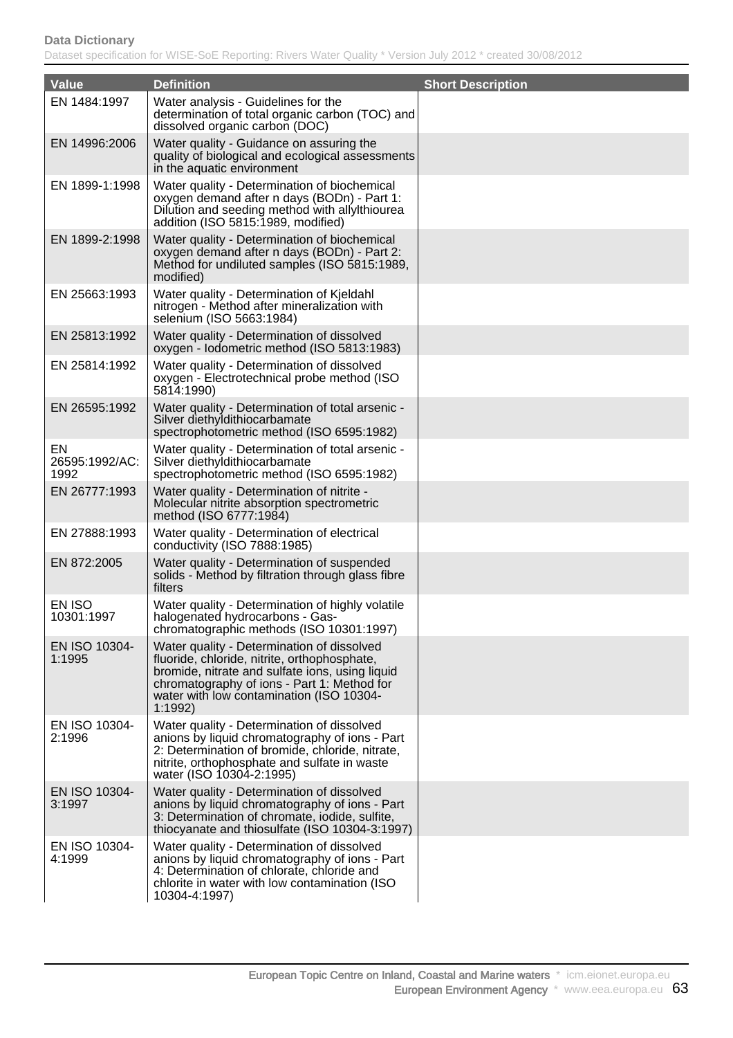| Value | Definition | Short Description |
|---|---|---|
| EN 1484:1997 | Water analysis - Guidelines for the determination of total organic carbon (TOC) and dissolved organic carbon (DOC) | |
| EN 14996:2006 | Water quality - Guidance on assuring the quality of biological and ecological assessments in the aquatic environment | |
| EN 1899-1:1998 | Water quality - Determination of biochemical oxygen demand after n days (BODn) - Part 1: Dilution and seeding method with allylthiourea addition (ISO 5815:1989, modified) | |
| EN 1899-2:1998 | Water quality - Determination of biochemical oxygen demand after n days (BODn) - Part 2: Method for undiluted samples (ISO 5815:1989, modified) | |
| EN 25663:1993 | Water quality - Determination of Kjeldahl nitrogen - Method after mineralization with selenium (ISO 5663:1984) | |
| EN 25813:1992 | Water quality - Determination of dissolved oxygen - Iodometric method (ISO 5813:1983) | |
| EN 25814:1992 | Water quality - Determination of dissolved oxygen - Electrotechnical probe method (ISO 5814:1990) | |
| EN 26595:1992 | Water quality - Determination of total arsenic - Silver diethyldithiocarbamate spectrophotometric method (ISO 6595:1982) | |
| EN 26595:1992/AC:1992 | Water quality - Determination of total arsenic - Silver diethyldithiocarbamate spectrophotometric method (ISO 6595:1982) | |
| EN 26777:1993 | Water quality - Determination of nitrite - Molecular nitrite absorption spectrometric method (ISO 6777:1984) | |
| EN 27888:1993 | Water quality - Determination of electrical conductivity (ISO 7888:1985) | |
| EN 872:2005 | Water quality - Determination of suspended solids - Method by filtration through glass fibre filters | |
| EN ISO 10301:1997 | Water quality - Determination of highly volatile halogenated hydrocarbons - Gas-chromatographic methods (ISO 10301:1997) | |
| EN ISO 10304-1:1995 | Water quality - Determination of dissolved fluoride, chloride, nitrite, orthophosphate, bromide, nitrate and sulfate ions, using liquid chromatography of ions - Part 1: Method for water with low contamination (ISO 10304-1:1992) | |
| EN ISO 10304-2:1996 | Water quality - Determination of dissolved anions by liquid chromatography of ions - Part 2: Determination of bromide, chloride, nitrate, nitrite, orthophosphate and sulfate in waste water (ISO 10304-2:1995) | |
| EN ISO 10304-3:1997 | Water quality - Determination of dissolved anions by liquid chromatography of ions - Part 3: Determination of chromate, iodide, sulfite, thiocyanate and thiosulfate (ISO 10304-3:1997) | |
| EN ISO 10304-4:1999 | Water quality - Determination of dissolved anions by liquid chromatography of ions - Part 4: Determination of chlorate, chloride and chlorite in water with low contamination (ISO 10304-4:1997) | |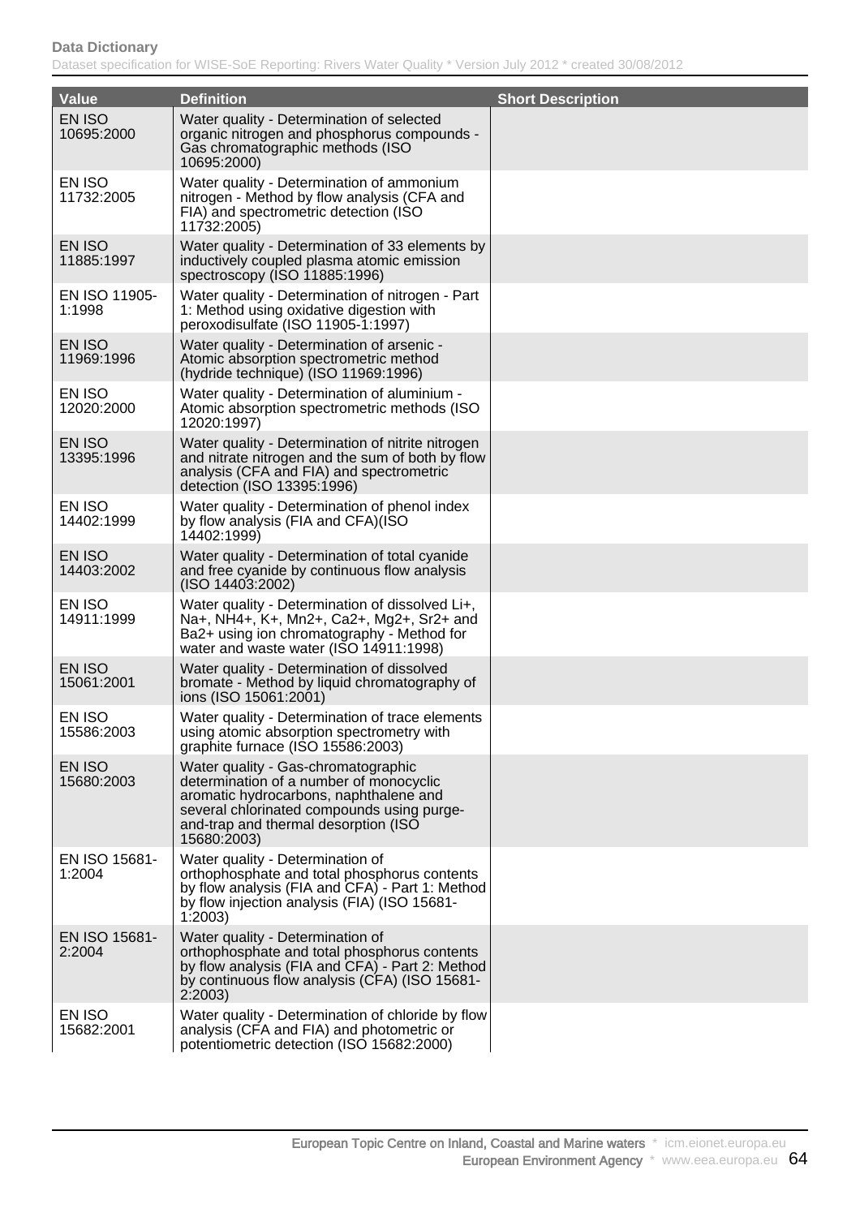| Value | Definition | Short Description |
|---|---|---|
| EN ISO 10695:2000 | Water quality - Determination of selected organic nitrogen and phosphorus compounds - Gas chromatographic methods (ISO 10695:2000) | |
| EN ISO 11732:2005 | Water quality - Determination of ammonium nitrogen - Method by flow analysis (CFA and FIA) and spectrometric detection (ISO 11732:2005) | |
| EN ISO 11885:1997 | Water quality - Determination of 33 elements by inductively coupled plasma atomic emission spectroscopy (ISO 11885:1996) | |
| EN ISO 11905-1:1998 | Water quality - Determination of nitrogen - Part 1: Method using oxidative digestion with peroxodisulfate (ISO 11905-1:1997) | |
| EN ISO 11969:1996 | Water quality - Determination of arsenic - Atomic absorption spectrometric method (hydride technique) (ISO 11969:1996) | |
| EN ISO 12020:2000 | Water quality - Determination of aluminium - Atomic absorption spectrometric methods (ISO 12020:1997) | |
| EN ISO 13395:1996 | Water quality - Determination of nitrite nitrogen and nitrate nitrogen and the sum of both by flow analysis (CFA and FIA) and spectrometric detection (ISO 13395:1996) | |
| EN ISO 14402:1999 | Water quality - Determination of phenol index by flow analysis (FIA and CFA)(ISO 14402:1999) | |
| EN ISO 14403:2002 | Water quality - Determination of total cyanide and free cyanide by continuous flow analysis (ISO 14403:2002) | |
| EN ISO 14911:1999 | Water quality - Determination of dissolved $Li^+$, $Na^+$, $NH_4^+$, $K^+$, $Mn^{2+}$, $Ca^{2+}$, $Mg^{2+}$, $Sr^{2+}$ and $Ba^{2+}$ using ion chromatography - Method for water and waste water (ISO 14911:1998) | |
| EN ISO 15061:2001 | Water quality - Determination of dissolved bromate - Method by liquid chromatography of ions (ISO 15061:2001) | |
| EN ISO 15586:2003 | Water quality - Determination of trace elements using atomic absorption spectrometry with graphite furnace (ISO 15586:2003) | |
| EN ISO 15680:2003 | Water quality - Gas-chromatographic determination of a number of monocyclic aromatic hydrocarbons, naphthalene and several chlorinated compounds using purge-and-trap and thermal desorption (ISO 15680:2003) | |
| EN ISO 15681-1:2004 | Water quality - Determination of orthophosphate and total phosphorus contents by flow analysis (FIA and CFA) - Part 1: Method by flow injection analysis (FIA) (ISO 15681-1:2003) | |
| EN ISO 15681-2:2004 | Water quality - Determination of orthophosphate and total phosphorus contents by flow analysis (FIA and CFA) - Part 2: Method by continuous flow analysis (CFA) (ISO 15681-2:2003) | |
| EN ISO 15682:2001 | Water quality - Determination of chloride by flow analysis (CFA and FIA) and photometric or potentiometric detection (ISO 15682:2000) | |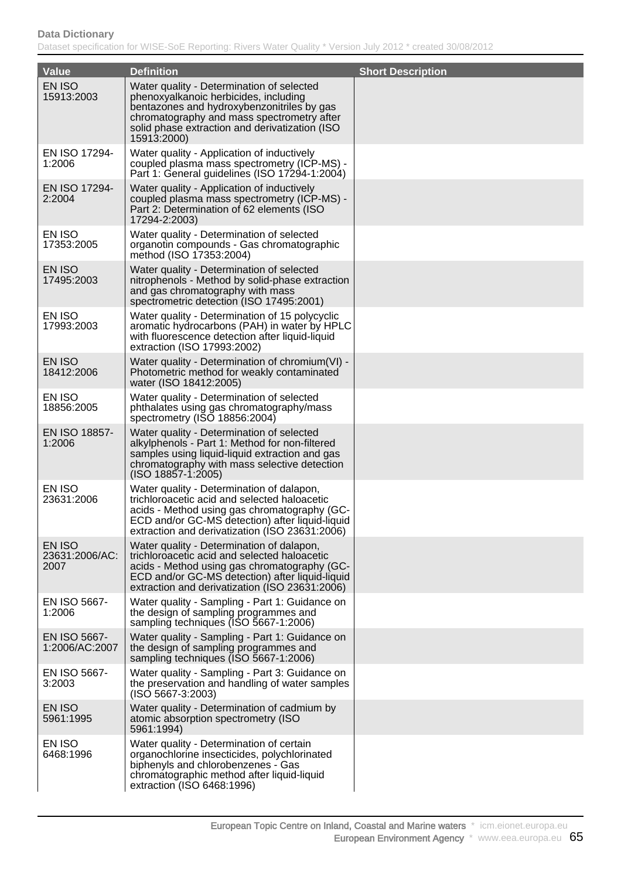| Value | Definition | Short Description |
|---|---|---|
| EN ISO 15913:2003 | Water quality - Determination of selected phenoxyalkanoic herbicides, including bentazones and hydroxybenzonitriles by gas chromatography and mass spectrometry after solid phase extraction and derivatization (ISO 15913:2000) | |
| EN ISO 17294-1:2006 | Water quality - Application of inductively coupled plasma mass spectrometry (ICP-MS) - Part 1: General guidelines (ISO 17294-1:2004) | |
| EN ISO 17294-2:2004 | Water quality - Application of inductively coupled plasma mass spectrometry (ICP-MS) - Part 2: Determination of 62 elements (ISO 17294-2:2003) | |
| EN ISO 17353:2005 | Water quality - Determination of selected organotin compounds - Gas chromatographic method (ISO 17353:2004) | |
| EN ISO 17495:2003 | Water quality - Determination of selected nitrophenols - Method by solid-phase extraction and gas chromatography with mass spectrometric detection (ISO 17495:2001) | |
| EN ISO 17993:2003 | Water quality - Determination of 15 polycyclic aromatic hydrocarbons (PAH) in water by HPLC with fluorescence detection after liquid-liquid extraction (ISO 17993:2002) | |
| EN ISO 18412:2006 | Water quality - Determination of chromium(VI) - Photometric method for weakly contaminated water (ISO 18412:2005) | |
| EN ISO 18856:2005 | Water quality - Determination of selected phthalates using gas chromatography/mass spectrometry (ISO 18856:2004) | |
| EN ISO 18857-1:2006 | Water quality - Determination of selected alkylphenols - Part 1: Method for non-filtered samples using liquid-liquid extraction and gas chromatography with mass selective detection (ISO 18857-1:2005) | |
| EN ISO 23631:2006 | Water quality - Determination of dalapon, trichloroacetic acid and selected haloacetic acids - Method using gas chromatography (GC-ECD and/or GC-MS detection) after liquid-liquid extraction and derivatization (ISO 23631:2006) | |
| EN ISO 23631:2006/AC:2007 | Water quality - Determination of dalapon, trichloroacetic acid and selected haloacetic acids - Method using gas chromatography (GC-ECD and/or GC-MS detection) after liquid-liquid extraction and derivatization (ISO 23631:2006) | |
| EN ISO 5667-1:2006 | Water quality - Sampling - Part 1: Guidance on the design of sampling programmes and sampling techniques (ISO 5667-1:2006) | |
| EN ISO 5667-1:2006/AC:2007 | Water quality - Sampling - Part 1: Guidance on the design of sampling programmes and sampling techniques (ISO 5667-1:2006) | |
| EN ISO 5667-3:2003 | Water quality - Sampling - Part 3: Guidance on the preservation and handling of water samples (ISO 5667-3:2003) | |
| EN ISO 5961:1995 | Water quality - Determination of cadmium by atomic absorption spectrometry (ISO 5961:1994) | |
| EN ISO 6468:1996 | Water quality - Determination of certain organochlorine insecticides, polychlorinated biphenyls and chlorobenzenes - Gas chromatographic method after liquid-liquid extraction (ISO 6468:1996) | |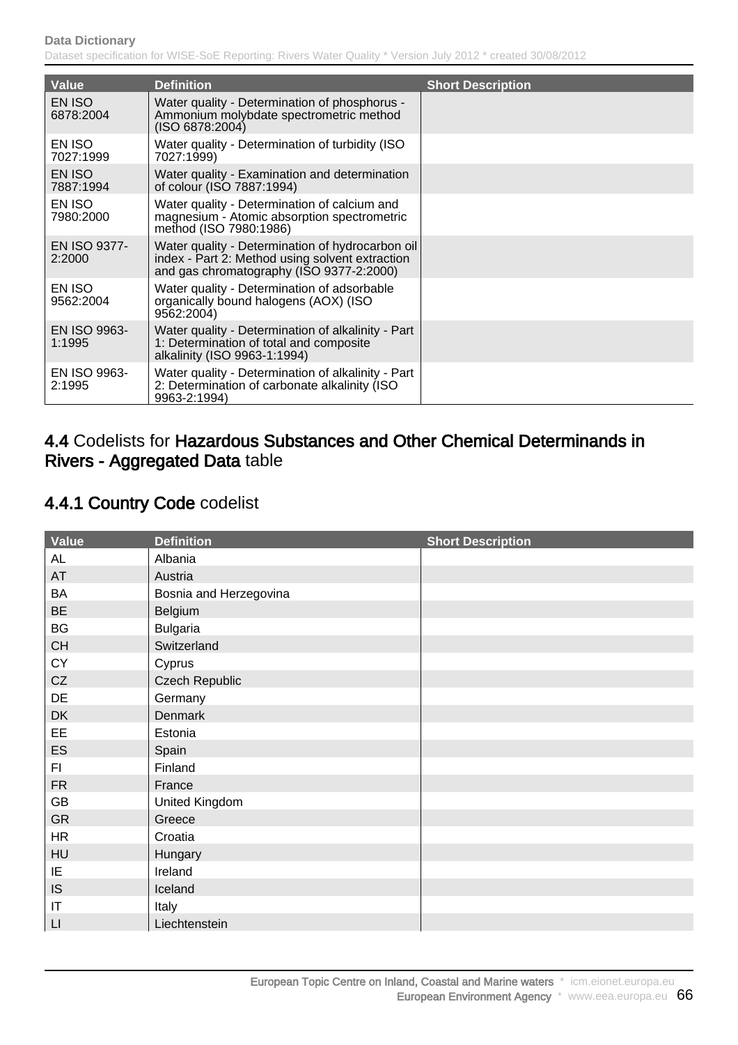| Value | Definition | Short Description |
|---|---|---|
| EN ISO 6878:2004 | Water quality - Determination of phosphorus - Ammonium molybdate spectrometric method (ISO 6878:2004) | |
| EN ISO 7027:1999 | Water quality - Determination of turbidity (ISO 7027:1999) | |
| EN ISO 7887:1994 | Water quality - Examination and determination of colour (ISO 7887:1994) | |
| EN ISO 7980:2000 | Water quality - Determination of calcium and magnesium - Atomic absorption spectrometric method (ISO 7980:1986) | |
| EN ISO 9377-2:2000 | Water quality - Determination of hydrocarbon oil index - Part 2: Method using solvent extraction and gas chromatography (ISO 9377-2:2000) | |
| EN ISO 9562:2004 | Water quality - Determination of adsorbable organically bound halogens (AOX) (ISO 9562:2004) | |
| EN ISO 9963-1:1995 | Water quality - Determination of alkalinity - Part 1: Determination of total and composite alkalinity (ISO 9963-1:1994) | |
| EN ISO 9963-2:1995 | Water quality - Determination of alkalinity - Part 2: Determination of carbonate alkalinity (ISO 9963-2:1994) | |

## 4.4 Codelists for Hazardous Substances and Other Chemical Determinands in Rivers - Aggregated Data table

### 4.4.1 Country Code codelist

| Value | Definition | Short Description |
|---|---|---|
| AL | Albania | |
| AT | Austria | |
| BA | Bosnia and Herzegovina | |
| BE | Belgium | |
| BG | Bulgaria | |
| CH | Switzerland | |
| CY | Cyprus | |
| CZ | Czech Republic | |
| DE | Germany | |
| DK | Denmark | |
| EE | Estonia | |
| ES | Spain | |
| FI | Finland | |
| FR | France | |
| GB | United Kingdom | |
| GR | Greece | |
| HR | Croatia | |
| HU | Hungary | |
| IE | Ireland | |
| IS | Iceland | |
| IT | Italy | |
| LI | Liechtenstein | |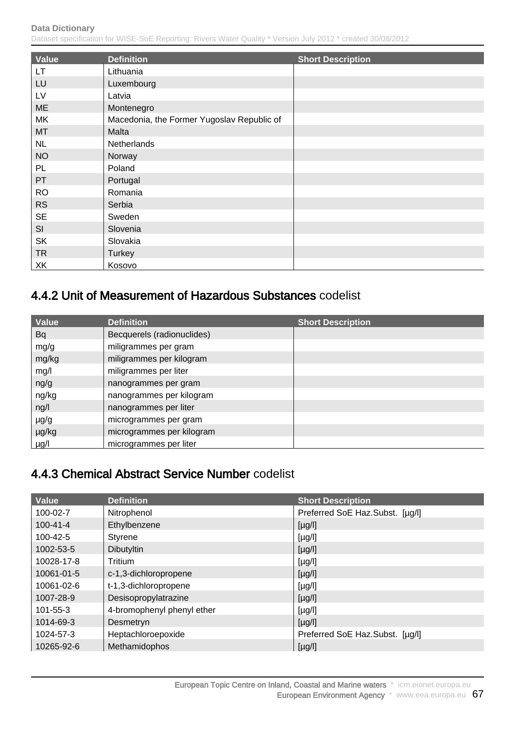| Value | Definition | Short Description |
|---|---|---|
| LT | Lithuania | |
| LU | Luxembourg | |
| LV | Latvia | |
| ME | Montenegro | |
| MK | Macedonia, the Former Yugoslav Republic of | |
| MT | Malta | |
| NL | Netherlands | |
| NO | Norway | |
| PL | Poland | |
| PT | Portugal | |
| RO | Romania | |
| RS | Serbia | |
| SE | Sweden | |
| SI | Slovenia | |
| SK | Slovakia | |
| TR | Turkey | |
| XK | Kosovo | |

## 4.4.2 Unit of Measurement of Hazardous Substances codelist

| Value | Definition | Short Description |
|---|---|---|
| Bq | Becquerels (radionuclides) | |
| mg/g | miligrammes per gram | |
| mg/kg | miligrammes per kilogram | |
| mg/l | miligrammes per liter | |
| ng/g | nanogrammes per gram | |
| ng/kg | nanogrammes per kilogram | |
| ng/l | nanogrammes per liter | |
| µg/g | microgrammes per gram | |
| µg/kg | microgrammes per kilogram | |
| µg/l | microgrammes per liter | |

## 4.4.3 Chemical Abstract Service Number codelist

| Value | Definition | Short Description |
|---|---|---|
| 100-02-7 | Nitrophenol | Preferred SoE Haz.Subst. [µg/l] |
| 100-41-4 | Ethylbenzene | [µg/l] |
| 100-42-5 | Styrene | [µg/l] |
| 1002-53-5 | Dibutyltin | [µg/l] |
| 10028-17-8 | Tritium | [µg/l] |
| 10061-01-5 | c-1,3-dichloropropene | [µg/l] |
| 10061-02-6 | t-1,3-dichloropropene | [µg/l] |
| 1007-28-9 | Desisopropylatrazine | [µg/l] |
| 101-55-3 | 4-bromophenyl phenyl ether | [µg/l] |
| 1014-69-3 | Desmetryn | [µg/l] |
| 1024-57-3 | Heptachloroepoxide | Preferred SoE Haz.Subst. [µg/l] |
| 10265-92-6 | Methamidophos | [µg/l] |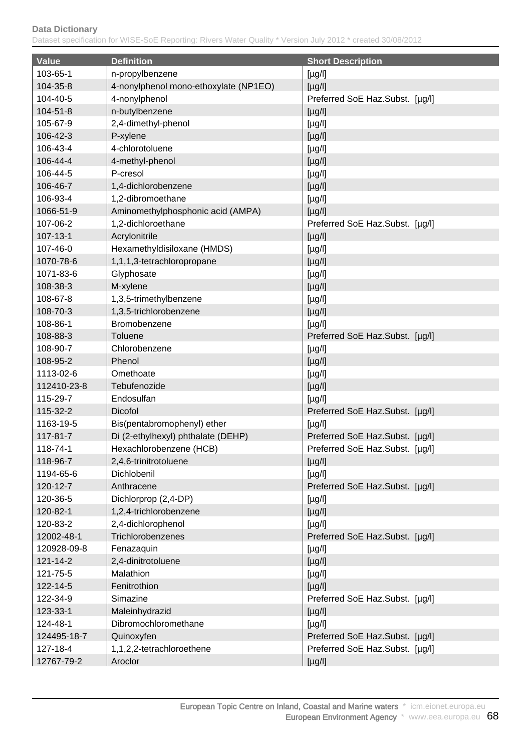| Value | Definition | Short Description |
|---|---|---|
| 103-65-1 | n-propylbenzene | [µg/l] |
| 104-35-8 | 4-nonylphenol mono-ethoxylate (NP1EO) | [µg/l] |
| 104-40-5 | 4-nonylphenol | Preferred SoE Haz.Subst. [µg/l] |
| 104-51-8 | n-butylbenzene | [µg/l] |
| 105-67-9 | 2,4-dimethyl-phenol | [µg/l] |
| 106-42-3 | P-xylene | [µg/l] |
| 106-43-4 | 4-chlorotoluene | [µg/l] |
| 106-44-4 | 4-methyl-phenol | [µg/l] |
| 106-44-5 | P-cresol | [µg/l] |
| 106-46-7 | 1,4-dichlorobenzene | [µg/l] |
| 106-93-4 | 1,2-dibromoethane | [µg/l] |
| 1066-51-9 | Aminomethylphosphonic acid (AMPA) | [µg/l] |
| 107-06-2 | 1,2-dichloroethane | Preferred SoE Haz.Subst. [µg/l] |
| 107-13-1 | Acrylonitrile | [µg/l] |
| 107-46-0 | Hexamethyldisiloxane (HMDS) | [µg/l] |
| 1070-78-6 | 1,1,1,3-tetrachloropropane | [µg/l] |
| 1071-83-6 | Glyphosate | [µg/l] |
| 108-38-3 | M-xylene | [µg/l] |
| 108-67-8 | 1,3,5-trimethylbenzene | [µg/l] |
| 108-70-3 | 1,3,5-trichlorobenzene | [µg/l] |
| 108-86-1 | Bromobenzene | [µg/l] |
| 108-88-3 | Toluene | Preferred SoE Haz.Subst. [µg/l] |
| 108-90-7 | Chlorobenzene | [µg/l] |
| 108-95-2 | Phenol | [µg/l] |
| 1113-02-6 | Omethoate | [µg/l] |
| 112410-23-8 | Tebufenozide | [µg/l] |
| 115-29-7 | Endosulfan | [µg/l] |
| 115-32-2 | Dicofol | Preferred SoE Haz.Subst. [µg/l] |
| 1163-19-5 | Bis(pentabromophenyl) ether | [µg/l] |
| 117-81-7 | Di (2-ethylhexyl) phthalate (DEHP) | Preferred SoE Haz.Subst. [µg/l] |
| 118-74-1 | Hexachlorobenzene (HCB) | Preferred SoE Haz.Subst. [µg/l] |
| 118-96-7 | 2,4,6-trinitrotoluene | [µg/l] |
| 1194-65-6 | Dichlobenil | [µg/l] |
| 120-12-7 | Anthracene | Preferred SoE Haz.Subst. [µg/l] |
| 120-36-5 | Dichlorprop (2,4-DP) | [µg/l] |
| 120-82-1 | 1,2,4-trichlorobenzene | [µg/l] |
| 120-83-2 | 2,4-dichlorophenol | [µg/l] |
| 12002-48-1 | Trichlorobenzenes | Preferred SoE Haz.Subst. [µg/l] |
| 120928-09-8 | Fenazaquin | [µg/l] |
| 121-14-2 | 2,4-dinitrotoluene | [µg/l] |
| 121-75-5 | Malathion | [µg/l] |
| 122-14-5 | Fenitrothion | [µg/l] |
| 122-34-9 | Simazine | Preferred SoE Haz.Subst. [µg/l] |
| 123-33-1 | Maleinhydrazid | [µg/l] |
| 124-48-1 | Dibromochloromethane | [µg/l] |
| 124495-18-7 | Quinoxyfen | Preferred SoE Haz.Subst. [µg/l] |
| 127-18-4 | 1,1,2,2-tetrachloroethene | Preferred SoE Haz.Subst. [µg/l] |
| 12767-79-2 | Aroclor | [µg/l] |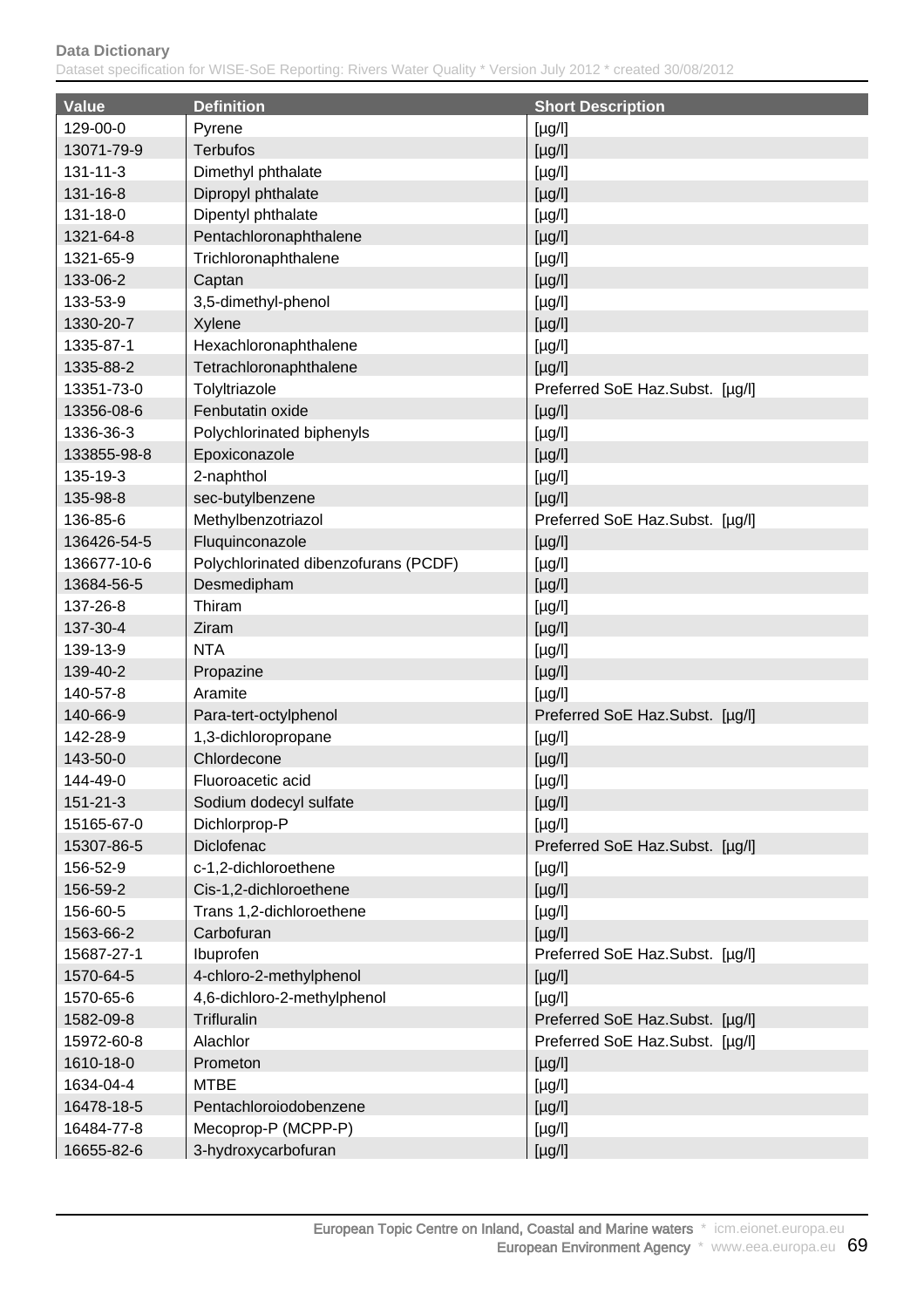| Value | Definition | Short Description |
|---|---|---|
| 129-00-0 | Pyrene | [µg/l] |
| 13071-79-9 | Terbufos | [µg/l] |
| 131-11-3 | Dimethyl phthalate | [µg/l] |
| 131-16-8 | Dipropyl phthalate | [µg/l] |
| 131-18-0 | Dipentyl phthalate | [µg/l] |
| 1321-64-8 | Pentachloronaphthalene | [µg/l] |
| 1321-65-9 | Trichloronaphthalene | [µg/l] |
| 133-06-2 | Captan | [µg/l] |
| 133-53-9 | 3,5-dimethyl-phenol | [µg/l] |
| 1330-20-7 | Xylene | [µg/l] |
| 1335-87-1 | Hexachloronaphthalene | [µg/l] |
| 1335-88-2 | Tetrachloronaphthalene | [µg/l] |
| 13351-73-0 | Tolyltriazole | Preferred SoE Haz.Subst. [µg/l] |
| 13356-08-6 | Fenbutatin oxide | [µg/l] |
| 1336-36-3 | Polychlorinated biphenyls | [µg/l] |
| 133855-98-8 | Epoxiconazole | [µg/l] |
| 135-19-3 | 2-naphthol | [µg/l] |
| 135-98-8 | sec-butylbenzene | [µg/l] |
| 136-85-6 | Methylbenzotriazol | Preferred SoE Haz.Subst. [µg/l] |
| 136426-54-5 | Fluquinconazole | [µg/l] |
| 136677-10-6 | Polychlorinated dibenzofurans (PCDF) | [µg/l] |
| 13684-56-5 | Desmedipham | [µg/l] |
| 137-26-8 | Thiram | [µg/l] |
| 137-30-4 | Ziram | [µg/l] |
| 139-13-9 | NTA | [µg/l] |
| 139-40-2 | Propazine | [µg/l] |
| 140-57-8 | Aramite | [µg/l] |
| 140-66-9 | Para-tert-octylphenol | Preferred SoE Haz.Subst. [µg/l] |
| 142-28-9 | 1,3-dichloropropane | [µg/l] |
| 143-50-0 | Chlordecone | [µg/l] |
| 144-49-0 | Fluoroacetic acid | [µg/l] |
| 151-21-3 | Sodium dodecyl sulfate | [µg/l] |
| 15165-67-0 | Dichlorprop-P | [µg/l] |
| 15307-86-5 | Diclofenac | Preferred SoE Haz.Subst. [µg/l] |
| 156-52-9 | c-1,2-dichloroethene | [µg/l] |
| 156-59-2 | Cis-1,2-dichloroethene | [µg/l] |
| 156-60-5 | Trans 1,2-dichloroethene | [µg/l] |
| 1563-66-2 | Carbofuran | [µg/l] |
| 15687-27-1 | Ibuprofen | Preferred SoE Haz.Subst. [µg/l] |
| 1570-64-5 | 4-chloro-2-methylphenol | [µg/l] |
| 1570-65-6 | 4,6-dichloro-2-methylphenol | [µg/l] |
| 1582-09-8 | Trifluralin | Preferred SoE Haz.Subst. [µg/l] |
| 15972-60-8 | Alachlor | Preferred SoE Haz.Subst. [µg/l] |
| 1610-18-0 | Prometon | [µg/l] |
| 1634-04-4 | MTBE | [µg/l] |
| 16478-18-5 | Pentachloroiodobenzene | [µg/l] |
| 16484-77-8 | Mecoprop-P (MCPP-P) | [µg/l] |
| 16655-82-6 | 3-hydroxycarbofuran | [µg/l] |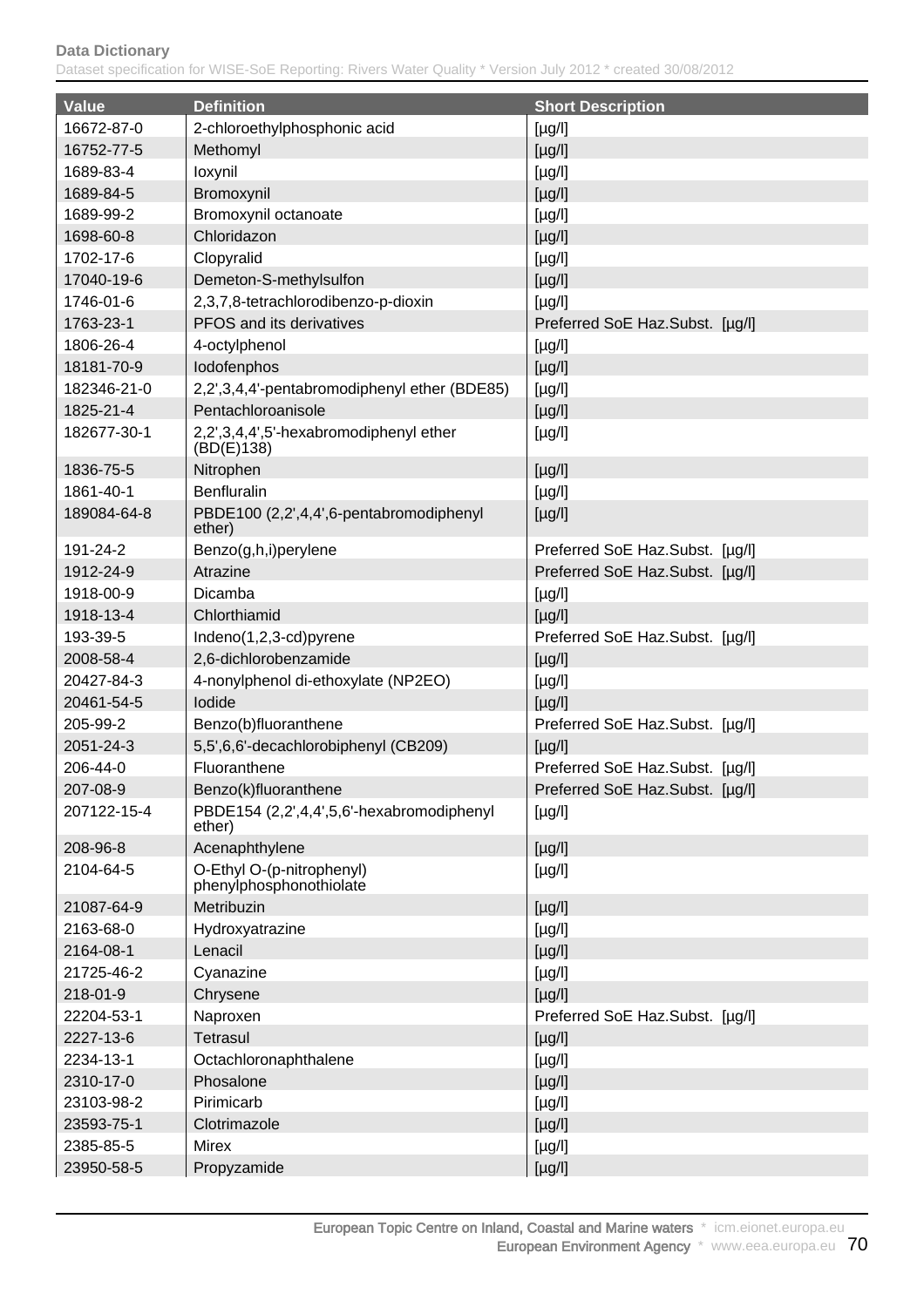| Value | Definition | Short Description |
|---|---|---|
| 16672-87-0 | 2-chloroethylphosphonic acid | [µg/l] |
| 16752-77-5 | Methomyl | [µg/l] |
| 1689-83-4 | Ioxynil | [µg/l] |
| 1689-84-5 | Bromoxynil | [µg/l] |
| 1689-99-2 | Bromoxynil octanoate | [µg/l] |
| 1698-60-8 | Chloridazon | [µg/l] |
| 1702-17-6 | Clopyralid | [µg/l] |
| 17040-19-6 | Demeton-S-methylsulfon | [µg/l] |
| 1746-01-6 | 2,3,7,8-tetrachlorodibenzo-p-dioxin | [µg/l] |
| 1763-23-1 | PFOS and its derivatives | Preferred SoE Haz.Subst. [µg/l] |
| 1806-26-4 | 4-octylphenol | [µg/l] |
| 18181-70-9 | Iodofenphos | [µg/l] |
| 182346-21-0 | 2,2',3,4,4'-pentabromodiphenyl ether (BDE85) | [µg/l] |
| 1825-21-4 | Pentachloroanisole | [µg/l] |
| 182677-30-1 | 2,2',3,4,4',5'-hexabromodiphenyl ether (BD(E)138) | [µg/l] |
| 1836-75-5 | Nitrophen | [µg/l] |
| 1861-40-1 | Benfluralin | [µg/l] |
| 189084-64-8 | PBDE100 (2,2',4,4',6-pentabromodiphenyl ether) | [µg/l] |
| 191-24-2 | Benzo(g,h,i)perylene | Preferred SoE Haz.Subst. [µg/l] |
| 1912-24-9 | Atrazine | Preferred SoE Haz.Subst. [µg/l] |
| 1918-00-9 | Dicamba | [µg/l] |
| 1918-13-4 | Chlorthiamid | [µg/l] |
| 193-39-5 | Indeno(1,2,3-cd)pyrene | Preferred SoE Haz.Subst. [µg/l] |
| 2008-58-4 | 2,6-dichlorobenzamide | [µg/l] |
| 20427-84-3 | 4-nonylphenol di-ethoxylate (NP2EO) | [µg/l] |
| 20461-54-5 | Iodide | [µg/l] |
| 205-99-2 | Benzo(b)fluoranthene | Preferred SoE Haz.Subst. [µg/l] |
| 2051-24-3 | 5,5',6,6'-decachlorobiphenyl (CB209) | [µg/l] |
| 206-44-0 | Fluoranthene | Preferred SoE Haz.Subst. [µg/l] |
| 207-08-9 | Benzo(k)fluoranthene | Preferred SoE Haz.Subst. [µg/l] |
| 207122-15-4 | PBDE154 (2,2',4,4',5,6'-hexabromodiphenyl ether) | [µg/l] |
| 208-96-8 | Acenaphthylene | [µg/l] |
| 2104-64-5 | O-Ethyl O-(p-nitrophenyl) phenylphosphonothiolate | [µg/l] |
| 21087-64-9 | Metribuzin | [µg/l] |
| 2163-68-0 | Hydroxyatrazine | [µg/l] |
| 2164-08-1 | Lenacil | [µg/l] |
| 21725-46-2 | Cyanazine | [µg/l] |
| 218-01-9 | Chrysene | [µg/l] |
| 22204-53-1 | Naproxen | Preferred SoE Haz.Subst. [µg/l] |
| 2227-13-6 | Tetrasul | [µg/l] |
| 2234-13-1 | Octachloronaphthalene | [µg/l] |
| 2310-17-0 | Phosalone | [µg/l] |
| 23103-98-2 | Pirimicarb | [µg/l] |
| 23593-75-1 | Clotrimazole | [µg/l] |
| 2385-85-5 | Mirex | [µg/l] |
| 23950-58-5 | Propyzamide | [µg/l] |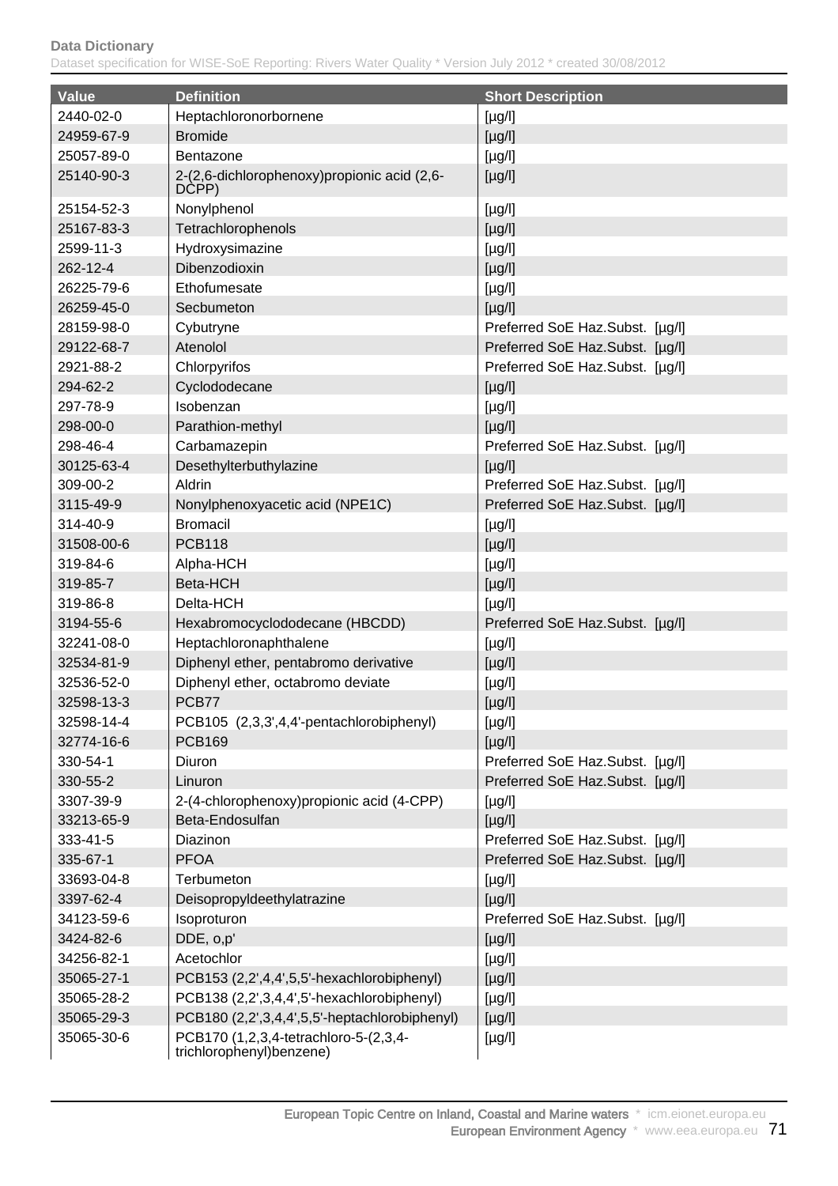| Value | Definition | Short Description |
|---|---|---|
| 2440-02-0 | Heptachloronorbornene | [µg/l] |
| 24959-67-9 | Bromide | [µg/l] |
| 25057-89-0 | Bentazone | [µg/l] |
| 25140-90-3 | 2-(2,6-dichlorophenoxy)propionic acid (2,6-DCPP) | [µg/l] |
| 25154-52-3 | Nonylphenol | [µg/l] |
| 25167-83-3 | Tetrachlorophenols | [µg/l] |
| 2599-11-3 | Hydroxysimazine | [µg/l] |
| 262-12-4 | Dibenzodioxin | [µg/l] |
| 26225-79-6 | Ethofumesate | [µg/l] |
| 26259-45-0 | Secbumeton | [µg/l] |
| 28159-98-0 | Cybutryne | Preferred SoE Haz.Subst. [µg/l] |
| 29122-68-7 | Atenolol | Preferred SoE Haz.Subst. [µg/l] |
| 2921-88-2 | Chlorpyrifos | Preferred SoE Haz.Subst. [µg/l] |
| 294-62-2 | Cyclododecane | [µg/l] |
| 297-78-9 | Isobenzan | [µg/l] |
| 298-00-0 | Parathion-methyl | [µg/l] |
| 298-46-4 | Carbamazepin | Preferred SoE Haz.Subst. [µg/l] |
| 30125-63-4 | Desethylterbuthylazine | [µg/l] |
| 309-00-2 | Aldrin | Preferred SoE Haz.Subst. [µg/l] |
| 3115-49-9 | Nonylphenoxyacetic acid (NPE1C) | Preferred SoE Haz.Subst. [µg/l] |
| 314-40-9 | Bromacil | [µg/l] |
| 31508-00-6 | PCB118 | [µg/l] |
| 319-84-6 | Alpha-HCH | [µg/l] |
| 319-85-7 | Beta-HCH | [µg/l] |
| 319-86-8 | Delta-HCH | [µg/l] |
| 3194-55-6 | Hexabromocyclododecane (HBCDD) | Preferred SoE Haz.Subst. [µg/l] |
| 32241-08-0 | Heptachloronaphthalene | [µg/l] |
| 32534-81-9 | Diphenyl ether, pentabromo derivative | [µg/l] |
| 32536-52-0 | Diphenyl ether, octabromo deviate | [µg/l] |
| 32598-13-3 | PCB77 | [µg/l] |
| 32598-14-4 | PCB105 (2,3,3',4,4'-pentachlorobiphenyl) | [µg/l] |
| 32774-16-6 | PCB169 | [µg/l] |
| 330-54-1 | Diuron | Preferred SoE Haz.Subst. [µg/l] |
| 330-55-2 | Linuron | Preferred SoE Haz.Subst. [µg/l] |
| 3307-39-9 | 2-(4-chlorophenoxy)propionic acid (4-CPP) | [µg/l] |
| 33213-65-9 | Beta-Endosulfan | [µg/l] |
| 333-41-5 | Diazinon | Preferred SoE Haz.Subst. [µg/l] |
| 335-67-1 | PFOA | Preferred SoE Haz.Subst. [µg/l] |
| 33693-04-8 | Terbumeton | [µg/l] |
| 3397-62-4 | Deisopropyldeethylatrazine | [µg/l] |
| 34123-59-6 | Isoproturon | Preferred SoE Haz.Subst. [µg/l] |
| 3424-82-6 | DDE, o,p' | [µg/l] |
| 34256-82-1 | Acetochlor | [µg/l] |
| 35065-27-1 | PCB153 (2,2',4,4',5,5'-hexachlorobiphenyl) | [µg/l] |
| 35065-28-2 | PCB138 (2,2',3,4,4',5'-hexachlorobiphenyl) | [µg/l] |
| 35065-29-3 | PCB180 (2,2',3,4,4',5,5'-heptachlorobiphenyl) | [µg/l] |
| 35065-30-6 | PCB170 (1,2,3,4-tetrachloro-5-(2,3,4-trichlorophenyl)benzene) | [µg/l] |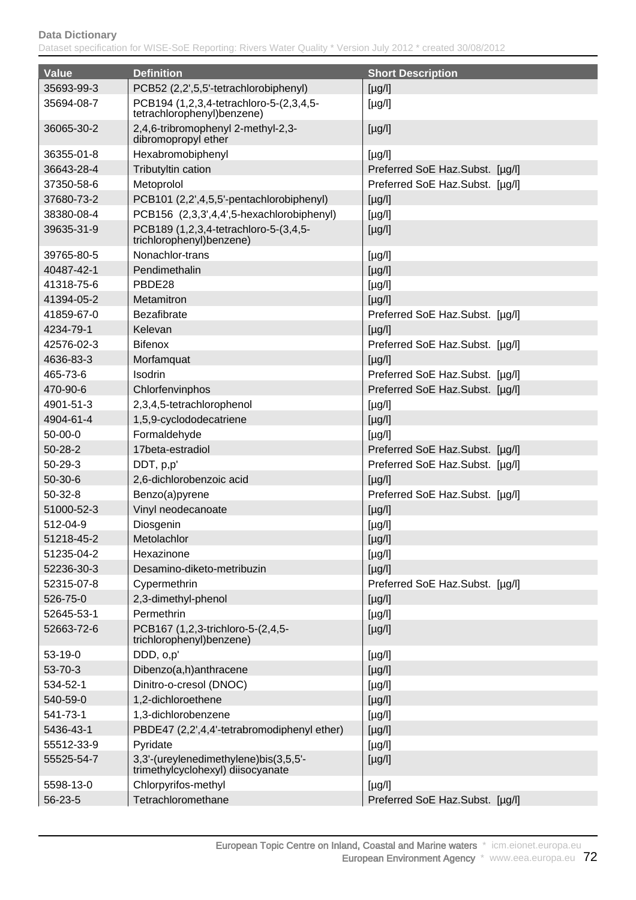| Value | Definition | Short Description |
|---|---|---|
| 35693-99-3 | PCB52 (2,2',5,5'-tetrachlorobiphenyl) | [µg/l] |
| 35694-08-7 | PCB194 (1,2,3,4-tetrachloro-5-(2,3,4,5-tetrachlorophenyl)benzene) | [µg/l] |
| 36065-30-2 | 2,4,6-tribromophenyl 2-methyl-2,3-dibromopropyl ether | [µg/l] |
| 36355-01-8 | Hexabromobiphenyl | [µg/l] |
| 36643-28-4 | Tributyltin cation | Preferred SoE Haz.Subst. [µg/l] |
| 37350-58-6 | Metoprolol | Preferred SoE Haz.Subst. [µg/l] |
| 37680-73-2 | PCB101 (2,2',4,5,5'-pentachlorobiphenyl) | [µg/l] |
| 38380-08-4 | PCB156 (2,3,3',4,4',5-hexachlorobiphenyl) | [µg/l] |
| 39635-31-9 | PCB189 (1,2,3,4-tetrachloro-5-(3,4,5-trichlorophenyl)benzene) | [µg/l] |
| 39765-80-5 | Nonachlor-trans | [µg/l] |
| 40487-42-1 | Pendimethalin | [µg/l] |
| 41318-75-6 | PBDE28 | [µg/l] |
| 41394-05-2 | Metamitron | [µg/l] |
| 41859-67-0 | Bezafibrate | Preferred SoE Haz.Subst. [µg/l] |
| 4234-79-1 | Kelevan | [µg/l] |
| 42576-02-3 | Bifenox | Preferred SoE Haz.Subst. [µg/l] |
| 4636-83-3 | Morfamquat | [µg/l] |
| 465-73-6 | Isodrin | Preferred SoE Haz.Subst. [µg/l] |
| 470-90-6 | Chlorfenvinphos | Preferred SoE Haz.Subst. [µg/l] |
| 4901-51-3 | 2,3,4,5-tetrachlorophenol | [µg/l] |
| 4904-61-4 | 1,5,9-cyclododecatriene | [µg/l] |
| 50-00-0 | Formaldehyde | [µg/l] |
| 50-28-2 | 17beta-estradiol | Preferred SoE Haz.Subst. [µg/l] |
| 50-29-3 | DDT, p,p' | Preferred SoE Haz.Subst. [µg/l] |
| 50-30-6 | 2,6-dichlorobenzoic acid | [µg/l] |
| 50-32-8 | Benzo(a)pyrene | Preferred SoE Haz.Subst. [µg/l] |
| 51000-52-3 | Vinyl neodecanoate | [µg/l] |
| 512-04-9 | Diosgenin | [µg/l] |
| 51218-45-2 | Metolachlor | [µg/l] |
| 51235-04-2 | Hexazinone | [µg/l] |
| 52236-30-3 | Desamino-diketo-metribuzin | [µg/l] |
| 52315-07-8 | Cypermethrin | Preferred SoE Haz.Subst. [µg/l] |
| 526-75-0 | 2,3-dimethyl-phenol | [µg/l] |
| 52645-53-1 | Permethrin | [µg/l] |
| 52663-72-6 | PCB167 (1,2,3-trichloro-5-(2,4,5-trichlorophenyl)benzene) | [µg/l] |
| 53-19-0 | DDD, o,p' | [µg/l] |
| 53-70-3 | Dibenzo(a,h)anthracene | [µg/l] |
| 534-52-1 | Dinitro-o-cresol (DNOC) | [µg/l] |
| 540-59-0 | 1,2-dichloroethene | [µg/l] |
| 541-73-1 | 1,3-dichlorobenzene | [µg/l] |
| 5436-43-1 | PBDE47 (2,2',4,4'-tetrabromodiphenyl ether) | [µg/l] |
| 55512-33-9 | Pyridate | [µg/l] |
| 55525-54-7 | 3,3'-(ureylenedimethylene)bis(3,5,5'-trimethylcyclohexyl) diisocyanate | [µg/l] |
| 5598-13-0 | Chlorpyrifos-methyl | [µg/l] |
| 56-23-5 | Tetrachloromethane | Preferred SoE Haz.Subst. [µg/l] |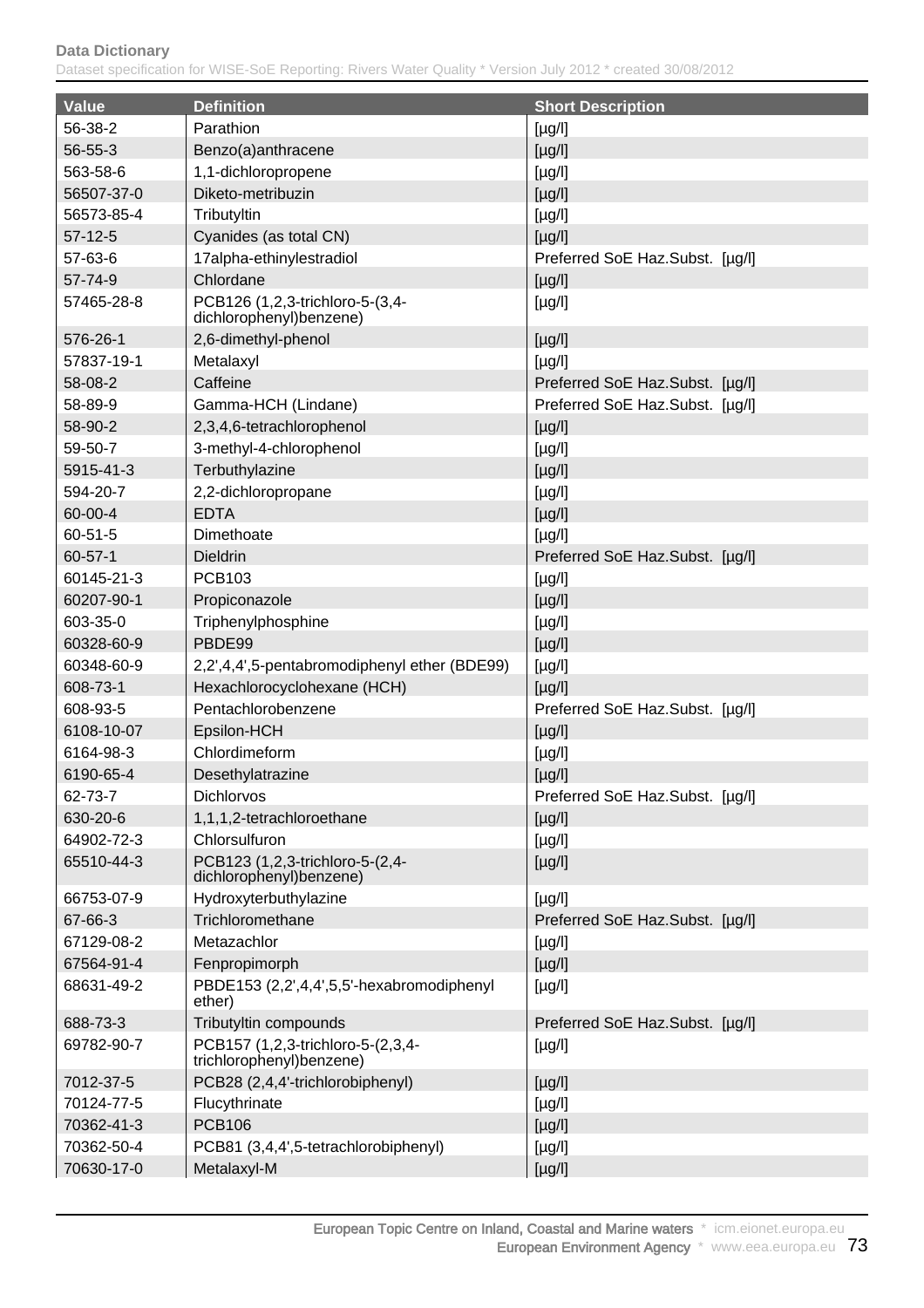| Value | Definition | Short Description |
|---|---|---|
| 56-38-2 | Parathion | [µg/l] |
| 56-55-3 | Benzo(a)anthracene | [µg/l] |
| 563-58-6 | 1,1-dichloropropene | [µg/l] |
| 56507-37-0 | Diketo-metribuzin | [µg/l] |
| 56573-85-4 | Tributyltin | [µg/l] |
| 57-12-5 | Cyanides (as total CN) | [µg/l] |
| 57-63-6 | 17alpha-ethinylestradiol | Preferred SoE Haz.Subst. [µg/l] |
| 57-74-9 | Chlordane | [µg/l] |
| 57465-28-8 | PCB126 (1,2,3-trichloro-5-(3,4-dichlorophenyl)benzene) | [µg/l] |
| 576-26-1 | 2,6-dimethyl-phenol | [µg/l] |
| 57837-19-1 | Metalaxyl | [µg/l] |
| 58-08-2 | Caffeine | Preferred SoE Haz.Subst. [µg/l] |
| 58-89-9 | Gamma-HCH (Lindane) | Preferred SoE Haz.Subst. [µg/l] |
| 58-90-2 | 2,3,4,6-tetrachlorophenol | [µg/l] |
| 59-50-7 | 3-methyl-4-chlorophenol | [µg/l] |
| 5915-41-3 | Terbuthylazine | [µg/l] |
| 594-20-7 | 2,2-dichloropropane | [µg/l] |
| 60-00-4 | EDTA | [µg/l] |
| 60-51-5 | Dimethoate | [µg/l] |
| 60-57-1 | Dieldrin | Preferred SoE Haz.Subst. [µg/l] |
| 60145-21-3 | PCB103 | [µg/l] |
| 60207-90-1 | Propiconazole | [µg/l] |
| 603-35-0 | Triphenylphosphine | [µg/l] |
| 60328-60-9 | PBDE99 | [µg/l] |
| 60348-60-9 | 2,2',4,4',5-pentabromodiphenyl ether (BDE99) | [µg/l] |
| 608-73-1 | Hexachlorocyclohexane (HCH) | [µg/l] |
| 608-93-5 | Pentachlorobenzene | Preferred SoE Haz.Subst. [µg/l] |
| 6108-10-07 | Epsilon-HCH | [µg/l] |
| 6164-98-3 | Chlordimeform | [µg/l] |
| 6190-65-4 | Desethylatrazine | [µg/l] |
| 62-73-7 | Dichlorvos | Preferred SoE Haz.Subst. [µg/l] |
| 630-20-6 | 1,1,1,2-tetrachloroethane | [µg/l] |
| 64902-72-3 | Chlorsulfuron | [µg/l] |
| 65510-44-3 | PCB123 (1,2,3-trichloro-5-(2,4-dichlorophenyl)benzene) | [µg/l] |
| 66753-07-9 | Hydroxyterbuthylazine | [µg/l] |
| 67-66-3 | Trichloromethane | Preferred SoE Haz.Subst. [µg/l] |
| 67129-08-2 | Metazachlor | [µg/l] |
| 67564-91-4 | Fenpropimorph | [µg/l] |
| 68631-49-2 | PBDE153 (2,2',4,4',5,5'-hexabromodiphenyl ether) | [µg/l] |
| 688-73-3 | Tributyltin compounds | Preferred SoE Haz.Subst. [µg/l] |
| 69782-90-7 | PCB157 (1,2,3-trichloro-5-(2,3,4-trichlorophenyl)benzene) | [µg/l] |
| 7012-37-5 | PCB28 (2,4,4'-trichlorobiphenyl) | [µg/l] |
| 70124-77-5 | Flucythrinate | [µg/l] |
| 70362-41-3 | PCB106 | [µg/l] |
| 70362-50-4 | PCB81 (3,4,4',5-tetrachlorobiphenyl) | [µg/l] |
| 70630-17-0 | Metalaxyl-M | [µg/l] |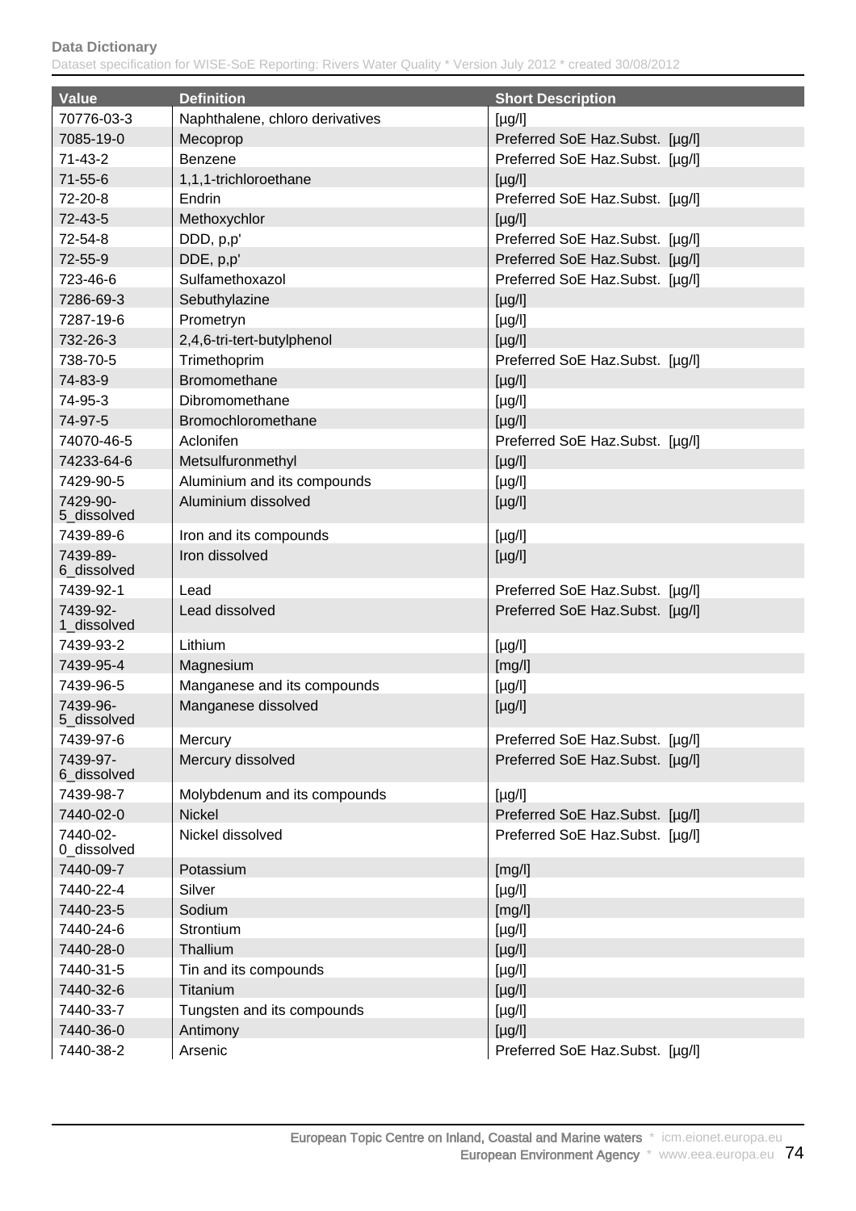| Value | Definition | Short Description |
|---|---|---|
| 70776-03-3 | Naphthalene, chloro derivatives | [µg/l] |
| 7085-19-0 | Mecoprop | Preferred SoE Haz.Subst. [µg/l] |
| 71-43-2 | Benzene | Preferred SoE Haz.Subst. [µg/l] |
| 71-55-6 | 1,1,1-trichloroethane | [µg/l] |
| 72-20-8 | Endrin | Preferred SoE Haz.Subst. [µg/l] |
| 72-43-5 | Methoxychlor | [µg/l] |
| 72-54-8 | DDD, p,p' | Preferred SoE Haz.Subst. [µg/l] |
| 72-55-9 | DDE, p,p' | Preferred SoE Haz.Subst. [µg/l] |
| 723-46-6 | Sulfamethoxazol | Preferred SoE Haz.Subst. [µg/l] |
| 7286-69-3 | Sebuthylazine | [µg/l] |
| 7287-19-6 | Prometryn | [µg/l] |
| 732-26-3 | 2,4,6-tri-tert-butylphenol | [µg/l] |
| 738-70-5 | Trimethoprim | Preferred SoE Haz.Subst. [µg/l] |
| 74-83-9 | Bromomethane | [µg/l] |
| 74-95-3 | Dibromomethane | [µg/l] |
| 74-97-5 | Bromochloromethane | [µg/l] |
| 74070-46-5 | Aclonifen | Preferred SoE Haz.Subst. [µg/l] |
| 74233-64-6 | Metsulfuronmethyl | [µg/l] |
| 7429-90-5 | Aluminium and its compounds | [µg/l] |
| 7429-90-5_dissolved | Aluminium dissolved | [µg/l] |
| 7439-89-6 | Iron and its compounds | [µg/l] |
| 7439-89-6_dissolved | Iron dissolved | [µg/l] |
| 7439-92-1 | Lead | Preferred SoE Haz.Subst. [µg/l] |
| 7439-92-1_dissolved | Lead dissolved | Preferred SoE Haz.Subst. [µg/l] |
| 7439-93-2 | Lithium | [µg/l] |
| 7439-95-4 | Magnesium | [mg/l] |
| 7439-96-5 | Manganese and its compounds | [µg/l] |
| 7439-96-5_dissolved | Manganese dissolved | [µg/l] |
| 7439-97-6 | Mercury | Preferred SoE Haz.Subst. [µg/l] |
| 7439-97-6_dissolved | Mercury dissolved | Preferred SoE Haz.Subst. [µg/l] |
| 7439-98-7 | Molybdenum and its compounds | [µg/l] |
| 7440-02-0 | Nickel | Preferred SoE Haz.Subst. [µg/l] |
| 7440-02-0_dissolved | Nickel dissolved | Preferred SoE Haz.Subst. [µg/l] |
| 7440-09-7 | Potassium | [mg/l] |
| 7440-22-4 | Silver | [µg/l] |
| 7440-23-5 | Sodium | [mg/l] |
| 7440-24-6 | Strontium | [µg/l] |
| 7440-28-0 | Thallium | [µg/l] |
| 7440-31-5 | Tin and its compounds | [µg/l] |
| 7440-32-6 | Titanium | [µg/l] |
| 7440-33-7 | Tungsten and its compounds | [µg/l] |
| 7440-36-0 | Antimony | [µg/l] |
| 7440-38-2 | Arsenic | Preferred SoE Haz.Subst. [µg/l] |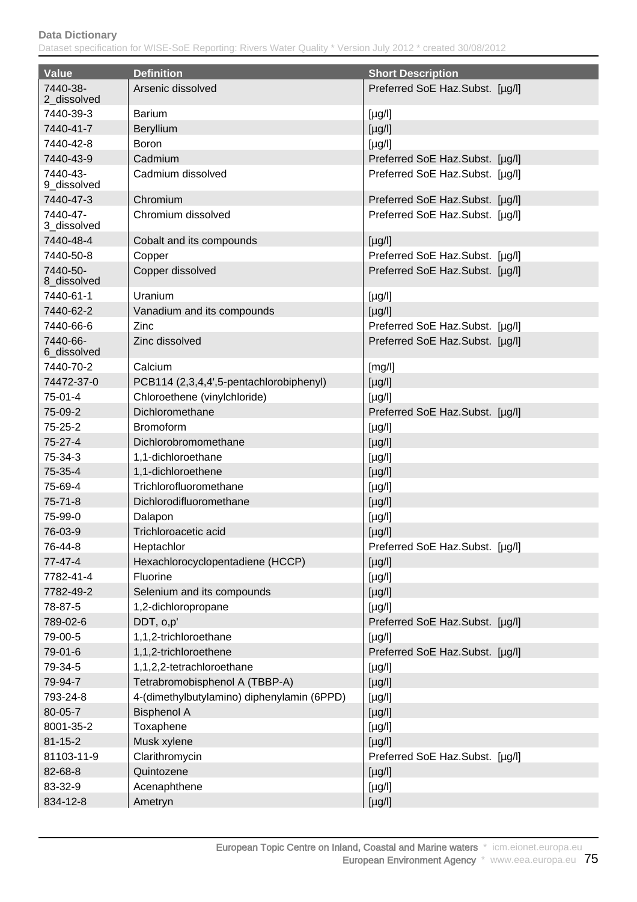| Value | Definition | Short Description |
|---|---|---|
| 7440-38-2_dissolved | Arsenic dissolved | Preferred SoE Haz.Subst. [µg/l] |
| 7440-39-3 | Barium | [µg/l] |
| 7440-41-7 | Beryllium | [µg/l] |
| 7440-42-8 | Boron | [µg/l] |
| 7440-43-9 | Cadmium | Preferred SoE Haz.Subst. [µg/l] |
| 7440-43-9_dissolved | Cadmium dissolved | Preferred SoE Haz.Subst. [µg/l] |
| 7440-47-3 | Chromium | Preferred SoE Haz.Subst. [µg/l] |
| 7440-47-3_dissolved | Chromium dissolved | Preferred SoE Haz.Subst. [µg/l] |
| 7440-48-4 | Cobalt and its compounds | [µg/l] |
| 7440-50-8 | Copper | Preferred SoE Haz.Subst. [µg/l] |
| 7440-50-8_dissolved | Copper dissolved | Preferred SoE Haz.Subst. [µg/l] |
| 7440-61-1 | Uranium | [µg/l] |
| 7440-62-2 | Vanadium and its compounds | [µg/l] |
| 7440-66-6 | Zinc | Preferred SoE Haz.Subst. [µg/l] |
| 7440-66-6_dissolved | Zinc dissolved | Preferred SoE Haz.Subst. [µg/l] |
| 7440-70-2 | Calcium | [mg/l] |
| 74472-37-0 | PCB114 (2,3,4,4',5-pentachlorobiphenyl) | [µg/l] |
| 75-01-4 | Chloroethene (vinylchloride) | [µg/l] |
| 75-09-2 | Dichloromethane | Preferred SoE Haz.Subst. [µg/l] |
| 75-25-2 | Bromoform | [µg/l] |
| 75-27-4 | Dichlorobromomethane | [µg/l] |
| 75-34-3 | 1,1-dichloroethane | [µg/l] |
| 75-35-4 | 1,1-dichloroethene | [µg/l] |
| 75-69-4 | Trichlorofluoromethane | [µg/l] |
| 75-71-8 | Dichlorodifluoromethane | [µg/l] |
| 75-99-0 | Dalapon | [µg/l] |
| 76-03-9 | Trichloroacetic acid | [µg/l] |
| 76-44-8 | Heptachlor | Preferred SoE Haz.Subst. [µg/l] |
| 77-47-4 | Hexachlorocyclopentadiene (HCCP) | [µg/l] |
| 7782-41-4 | Fluorine | [µg/l] |
| 7782-49-2 | Selenium and its compounds | [µg/l] |
| 78-87-5 | 1,2-dichloropropane | [µg/l] |
| 789-02-6 | DDT, o,p' | Preferred SoE Haz.Subst. [µg/l] |
| 79-00-5 | 1,1,2-trichloroethane | [µg/l] |
| 79-01-6 | 1,1,2-trichloroethene | Preferred SoE Haz.Subst. [µg/l] |
| 79-34-5 | 1,1,2,2-tetrachloroethane | [µg/l] |
| 79-94-7 | Tetrabromobisphenol A (TBBP-A) | [µg/l] |
| 793-24-8 | 4-(dimethylbutylamino) diphenylamin (6PPD) | [µg/l] |
| 80-05-7 | Bisphenol A | [µg/l] |
| 8001-35-2 | Toxaphene | [µg/l] |
| 81-15-2 | Musk xylene | [µg/l] |
| 81103-11-9 | Clarithromycin | Preferred SoE Haz.Subst. [µg/l] |
| 82-68-8 | Quintozene | [µg/l] |
| 83-32-9 | Acenaphthene | [µg/l] |
| 834-12-8 | Ametryn | [µg/l] |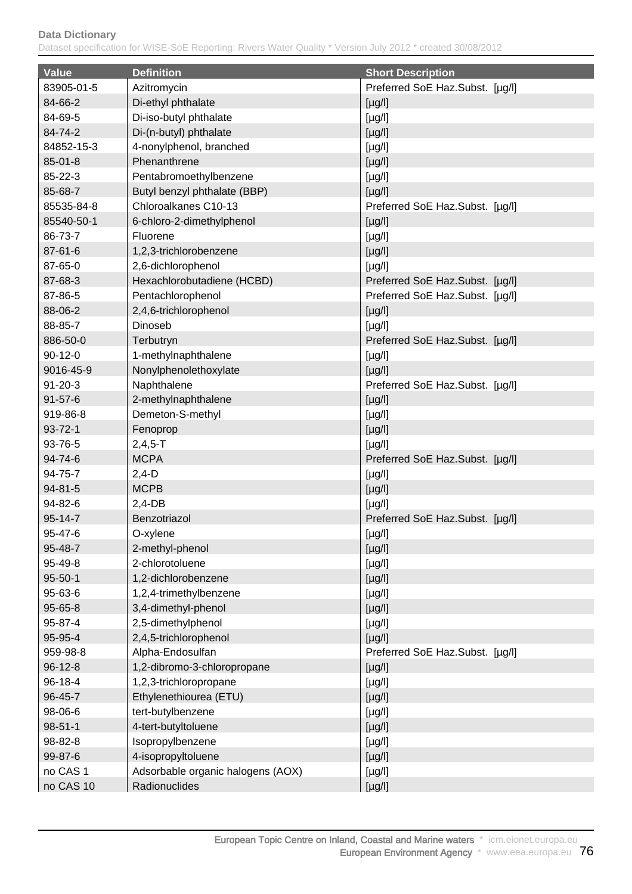| Value | Definition | Short Description |
|---|---|---|
| 83905-01-5 | Azitromycin | Preferred SoE Haz.Subst. [µg/l] |
| 84-66-2 | Di-ethyl phthalate | [µg/l] |
| 84-69-5 | Di-iso-butyl phthalate | [µg/l] |
| 84-74-2 | Di-(n-butyl) phthalate | [µg/l] |
| 84852-15-3 | 4-nonylphenol, branched | [µg/l] |
| 85-01-8 | Phenanthrene | [µg/l] |
| 85-22-3 | Pentabromoethylbenzene | [µg/l] |
| 85-68-7 | Butyl benzyl phthalate (BBP) | [µg/l] |
| 85535-84-8 | Chloroalkanes C10-13 | Preferred SoE Haz.Subst. [µg/l] |
| 85540-50-1 | 6-chloro-2-dimethylphenol | [µg/l] |
| 86-73-7 | Fluorene | [µg/l] |
| 87-61-6 | 1,2,3-trichlorobenzene | [µg/l] |
| 87-65-0 | 2,6-dichlorophenol | [µg/l] |
| 87-68-3 | Hexachlorobutadiene (HCBD) | Preferred SoE Haz.Subst. [µg/l] |
| 87-86-5 | Pentachlorophenol | Preferred SoE Haz.Subst. [µg/l] |
| 88-06-2 | 2,4,6-trichlorophenol | [µg/l] |
| 88-85-7 | Dinoseb | [µg/l] |
| 886-50-0 | Terbutryn | Preferred SoE Haz.Subst. [µg/l] |
| 90-12-0 | 1-methylnaphthalene | [µg/l] |
| 9016-45-9 | Nonylphenolethoxylate | [µg/l] |
| 91-20-3 | Naphthalene | Preferred SoE Haz.Subst. [µg/l] |
| 91-57-6 | 2-methylnaphthalene | [µg/l] |
| 919-86-8 | Demeton-S-methyl | [µg/l] |
| 93-72-1 | Fenoprop | [µg/l] |
| 93-76-5 | 2,4,5-T | [µg/l] |
| 94-74-6 | MCPA | Preferred SoE Haz.Subst. [µg/l] |
| 94-75-7 | 2,4-D | [µg/l] |
| 94-81-5 | MCPB | [µg/l] |
| 94-82-6 | 2,4-DB | [µg/l] |
| 95-14-7 | Benzotriazol | Preferred SoE Haz.Subst. [µg/l] |
| 95-47-6 | O-xylene | [µg/l] |
| 95-48-7 | 2-methyl-phenol | [µg/l] |
| 95-49-8 | 2-chlorotoluene | [µg/l] |
| 95-50-1 | 1,2-dichlorobenzene | [µg/l] |
| 95-63-6 | 1,2,4-trimethylbenzene | [µg/l] |
| 95-65-8 | 3,4-dimethyl-phenol | [µg/l] |
| 95-87-4 | 2,5-dimethylphenol | [µg/l] |
| 95-95-4 | 2,4,5-trichlorophenol | [µg/l] |
| 959-98-8 | Alpha-Endosulfan | Preferred SoE Haz.Subst. [µg/l] |
| 96-12-8 | 1,2-dibromo-3-chloropropane | [µg/l] |
| 96-18-4 | 1,2,3-trichloropropane | [µg/l] |
| 96-45-7 | Ethylenethiourea (ETU) | [µg/l] |
| 98-06-6 | tert-butylbenzene | [µg/l] |
| 98-51-1 | 4-tert-butyltoluene | [µg/l] |
| 98-82-8 | Isopropylbenzene | [µg/l] |
| 99-87-6 | 4-isopropyltoluene | [µg/l] |
| no CAS 1 | Adsorbable organic halogens (AOX) | [µg/l] |
| no CAS 10 | Radionuclides | [µg/l] |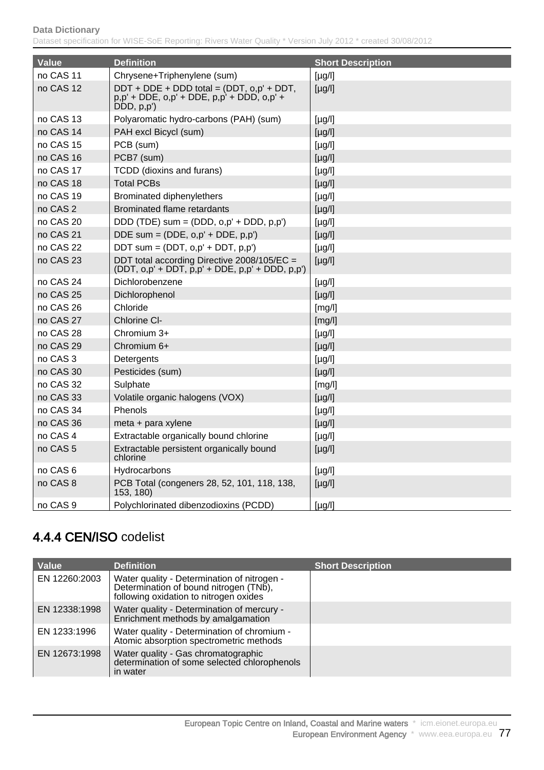| Value | Definition | Short Description |
|---|---|---|
| no CAS 11 | Chrysene+Triphenylene (sum) | [µg/l] |
| no CAS 12 | DDT + DDE + DDD total = (DDT, o,p' + DDT, p,p' + DDE, o,p' + DDE, p,p' + DDD, o,p' + DDD, p,p') | [µg/l] |
| no CAS 13 | Polyaromatic hydro-carbons (PAH) (sum) | [µg/l] |
| no CAS 14 | PAH excl Bicycl (sum) | [µg/l] |
| no CAS 15 | PCB (sum) | [µg/l] |
| no CAS 16 | PCB7 (sum) | [µg/l] |
| no CAS 17 | TCDD (dioxins and furans) | [µg/l] |
| no CAS 18 | Total PCBs | [µg/l] |
| no CAS 19 | Brominated diphenylethers | [µg/l] |
| no CAS 2 | Brominated flame retardants | [µg/l] |
| no CAS 20 | DDD (TDE) sum = (DDD, o,p' + DDD, p,p') | [µg/l] |
| no CAS 21 | DDE sum = (DDE, o,p' + DDE, p,p') | [µg/l] |
| no CAS 22 | DDT sum = (DDT, o,p' + DDT, p,p') | [µg/l] |
| no CAS 23 | DDT total according Directive 2008/105/EC = (DDT, o,p' + DDT, p,p' + DDE, p,p' + DDD, p,p') | [µg/l] |
| no CAS 24 | Dichlorobenzene | [µg/l] |
| no CAS 25 | Dichlorophenol | [µg/l] |
| no CAS 26 | Chloride | [mg/l] |
| no CAS 27 | Chlorine Cl- | [mg/l] |
| no CAS 28 | Chromium 3+ | [µg/l] |
| no CAS 29 | Chromium 6+ | [µg/l] |
| no CAS 3 | Detergents | [µg/l] |
| no CAS 30 | Pesticides (sum) | [µg/l] |
| no CAS 32 | Sulphate | [mg/l] |
| no CAS 33 | Volatile organic halogens (VOX) | [µg/l] |
| no CAS 34 | Phenols | [µg/l] |
| no CAS 36 | meta + para xylene | [µg/l] |
| no CAS 4 | Extractable organically bound chlorine | [µg/l] |
| no CAS 5 | Extractable persistent organically bound chlorine | [µg/l] |
| no CAS 6 | Hydrocarbons | [µg/l] |
| no CAS 8 | PCB Total (congeners 28, 52, 101, 118, 138, 153, 180) | [µg/l] |
| no CAS 9 | Polychlorinated dibenzodioxins (PCDD) | [µg/l] |

## 4.4.4 CEN/ISO codelist

| Value | Definition | Short Description |
|---|---|---|
| EN 12260:2003 | Water quality - Determination of nitrogen - Determination of bound nitrogen (TNb), following oxidation to nitrogen oxides | |
| EN 12338:1998 | Water quality - Determination of mercury - Enrichment methods by amalgamation | |
| EN 1233:1996 | Water quality - Determination of chromium - Atomic absorption spectrometric methods | |
| EN 12673:1998 | Water quality - Gas chromatographic determination of some selected chlorophenols in water | |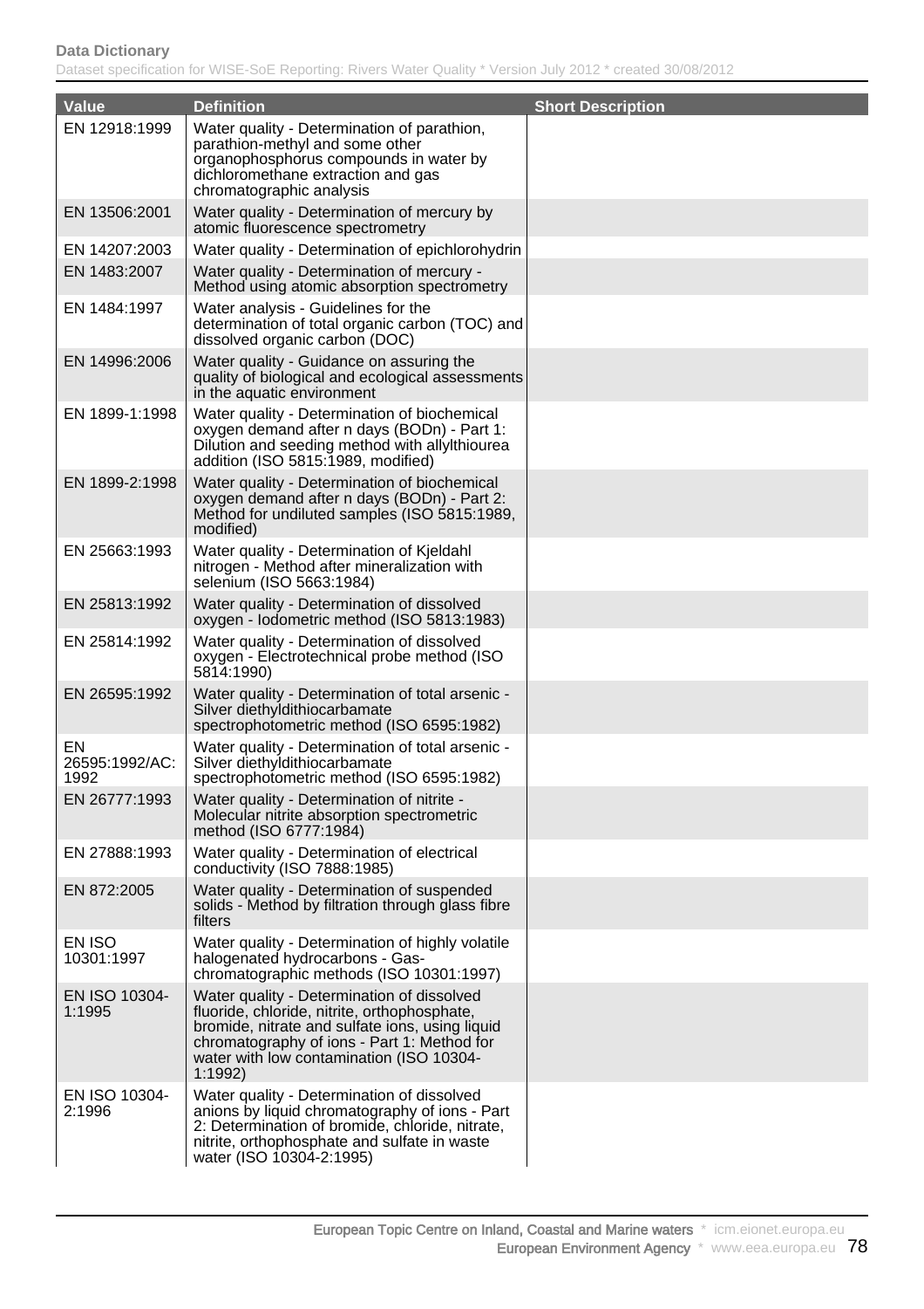| Value | Definition | Short Description |
| --- | --- | --- |
| EN 12918:1999 | Water quality - Determination of parathion, parathion-methyl and some other organophosphorus compounds in water by dichloromethane extraction and gas chromatographic analysis | |
| EN 13506:2001 | Water quality - Determination of mercury by atomic fluorescence spectrometry | |
| EN 14207:2003 | Water quality - Determination of epichlorohydrin | |
| EN 1483:2007 | Water quality - Determination of mercury - Method using atomic absorption spectrometry | |
| EN 1484:1997 | Water analysis - Guidelines for the determination of total organic carbon (TOC) and dissolved organic carbon (DOC) | |
| EN 14996:2006 | Water quality - Guidance on assuring the quality of biological and ecological assessments in the aquatic environment | |
| EN 1899-1:1998 | Water quality - Determination of biochemical oxygen demand after n days (BODn) - Part 1: Dilution and seeding method with allylthiourea addition (ISO 5815:1989, modified) | |
| EN 1899-2:1998 | Water quality - Determination of biochemical oxygen demand after n days (BODn) - Part 2: Method for undiluted samples (ISO 5815:1989, modified) | |
| EN 25663:1993 | Water quality - Determination of Kjeldahl nitrogen - Method after mineralization with selenium (ISO 5663:1984) | |
| EN 25813:1992 | Water quality - Determination of dissolved oxygen - Iodometric method (ISO 5813:1983) | |
| EN 25814:1992 | Water quality - Determination of dissolved oxygen - Electrotechnical probe method (ISO 5814:1990) | |
| EN 26595:1992 | Water quality - Determination of total arsenic - Silver diethyldithiocarbamate spectrophotometric method (ISO 6595:1982) | |
| EN 26595:1992/AC:1992 | Water quality - Determination of total arsenic - Silver diethyldithiocarbamate spectrophotometric method (ISO 6595:1982) | |
| EN 26777:1993 | Water quality - Determination of nitrite - Molecular nitrite absorption spectrometric method (ISO 6777:1984) | |
| EN 27888:1993 | Water quality - Determination of electrical conductivity (ISO 7888:1985) | |
| EN 872:2005 | Water quality - Determination of suspended solids - Method by filtration through glass fibre filters | |
| EN ISO 10301:1997 | Water quality - Determination of highly volatile halogenated hydrocarbons - Gas-chromatographic methods (ISO 10301:1997) | |
| EN ISO 10304-1:1995 | Water quality - Determination of dissolved fluoride, chloride, nitrite, orthophosphate, bromide, nitrate and sulfate ions, using liquid chromatography of ions - Part 1: Method for water with low contamination (ISO 10304-1:1992) | |
| EN ISO 10304-2:1996 | Water quality - Determination of dissolved anions by liquid chromatography of ions - Part 2: Determination of bromide, chloride, nitrate, nitrite, orthophosphate and sulfate in waste water (ISO 10304-2:1995) | |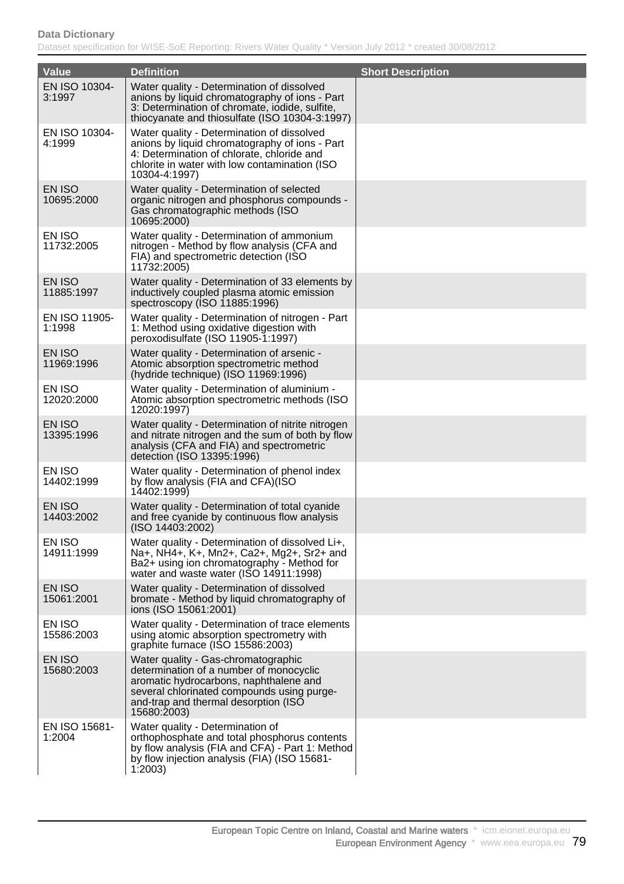| Value | Definition | Short Description |
|---|---|---|
| EN ISO 10304-3:1997 | Water quality - Determination of dissolved anions by liquid chromatography of ions - Part 3: Determination of chromate, iodide, sulfite, thiocyanate and thiosulfate (ISO 10304-3:1997) | |
| EN ISO 10304-4:1999 | Water quality - Determination of dissolved anions by liquid chromatography of ions - Part 4: Determination of chlorate, chloride and chlorite in water with low contamination (ISO 10304-4:1997) | |
| EN ISO 10695:2000 | Water quality - Determination of selected organic nitrogen and phosphorus compounds - Gas chromatographic methods (ISO 10695:2000) | |
| EN ISO 11732:2005 | Water quality - Determination of ammonium nitrogen - Method by flow analysis (CFA and FIA) and spectrometric detection (ISO 11732:2005) | |
| EN ISO 11885:1997 | Water quality - Determination of 33 elements by inductively coupled plasma atomic emission spectroscopy (ISO 11885:1996) | |
| EN ISO 11905-1:1998 | Water quality - Determination of nitrogen - Part 1: Method using oxidative digestion with peroxodisulfate (ISO 11905-1:1997) | |
| EN ISO 11969:1996 | Water quality - Determination of arsenic - Atomic absorption spectrometric method (hydride technique) (ISO 11969:1996) | |
| EN ISO 12020:2000 | Water quality - Determination of aluminium - Atomic absorption spectrometric methods (ISO 12020:1997) | |
| EN ISO 13395:1996 | Water quality - Determination of nitrite nitrogen and nitrate nitrogen and the sum of both by flow analysis (CFA and FIA) and spectrometric detection (ISO 13395:1996) | |
| EN ISO 14402:1999 | Water quality - Determination of phenol index by flow analysis (FIA and CFA)(ISO 14402:1999) | |
| EN ISO 14403:2002 | Water quality - Determination of total cyanide and free cyanide by continuous flow analysis (ISO 14403:2002) | |
| EN ISO 14911:1999 | Water quality - Determination of dissolved Li+, Na+, NH4+, K+, Mn2+, Ca2+, Mg2+, Sr2+ and Ba2+ using ion chromatography - Method for water and waste water (ISO 14911:1998) | |
| EN ISO 15061:2001 | Water quality - Determination of dissolved bromate - Method by liquid chromatography of ions (ISO 15061:2001) | |
| EN ISO 15586:2003 | Water quality - Determination of trace elements using atomic absorption spectrometry with graphite furnace (ISO 15586:2003) | |
| EN ISO 15680:2003 | Water quality - Gas-chromatographic determination of a number of monocyclic aromatic hydrocarbons, naphthalene and several chlorinated compounds using purge-and-trap and thermal desorption (ISO 15680:2003) | |
| EN ISO 15681-1:2004 | Water quality - Determination of orthophosphate and total phosphorus contents by flow analysis (FIA and CFA) - Part 1: Method by flow injection analysis (FIA) (ISO 15681-1:2003) | |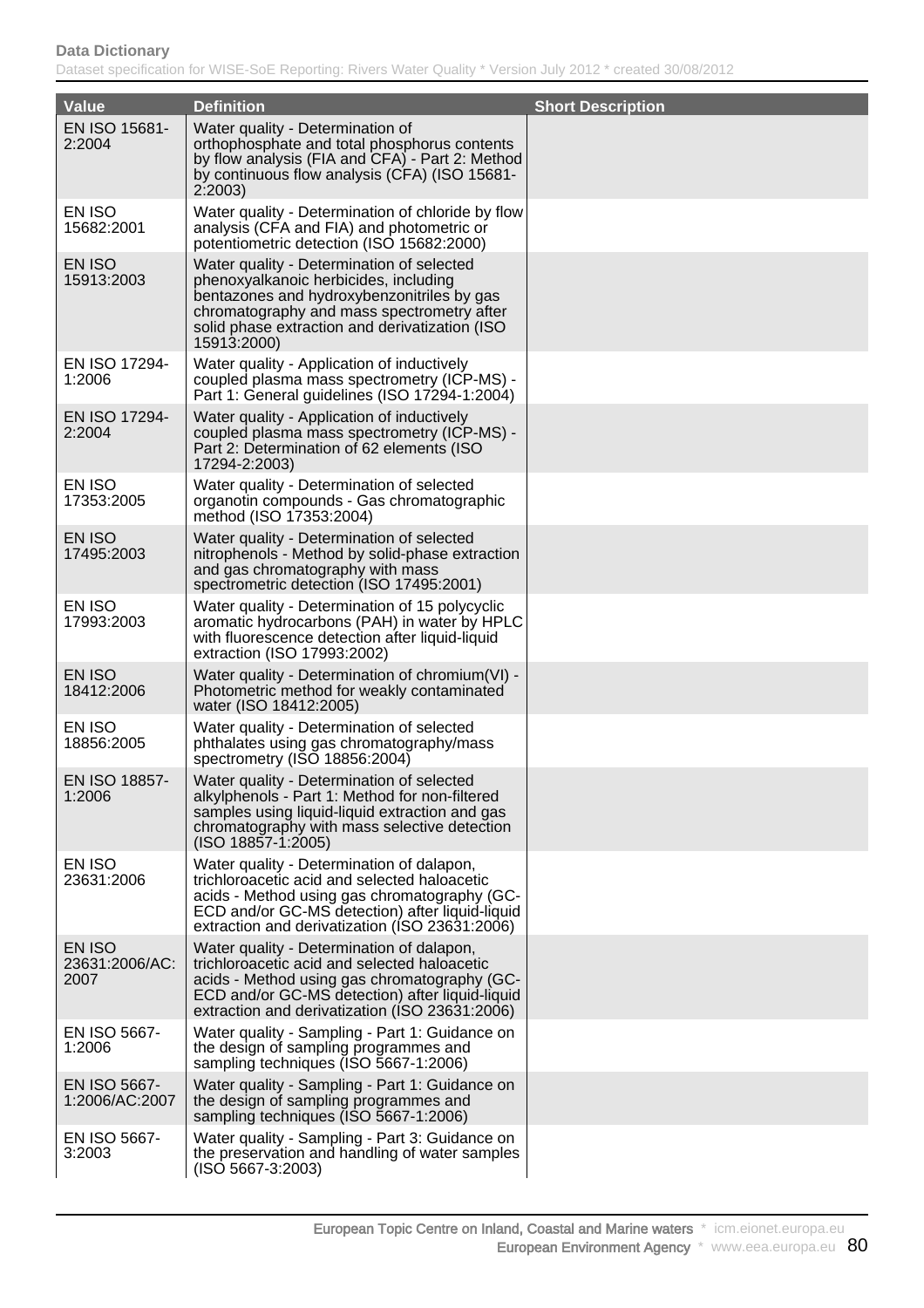| Value | Definition | Short Description |
|---|---|---|
| EN ISO 15681-2:2004 | Water quality - Determination of orthophosphate and total phosphorus contents by flow analysis (FIA and CFA) - Part 2: Method by continuous flow analysis (CFA) (ISO 15681-2:2003) | |
| EN ISO 15682:2001 | Water quality - Determination of chloride by flow analysis (CFA and FIA) and photometric or potentiometric detection (ISO 15682:2000) | |
| EN ISO 15913:2003 | Water quality - Determination of selected phenoxyalkanoic herbicides, including bentazones and hydroxybenzonitriles by gas chromatography and mass spectrometry after solid phase extraction and derivatization (ISO 15913:2000) | |
| EN ISO 17294-1:2006 | Water quality - Application of inductively coupled plasma mass spectrometry (ICP-MS) - Part 1: General guidelines (ISO 17294-1:2004) | |
| EN ISO 17294-2:2004 | Water quality - Application of inductively coupled plasma mass spectrometry (ICP-MS) - Part 2: Determination of 62 elements (ISO 17294-2:2003) | |
| EN ISO 17353:2005 | Water quality - Determination of selected organotin compounds - Gas chromatographic method (ISO 17353:2004) | |
| EN ISO 17495:2003 | Water quality - Determination of selected nitrophenols - Method by solid-phase extraction and gas chromatography with mass spectrometric detection (ISO 17495:2001) | |
| EN ISO 17993:2003 | Water quality - Determination of 15 polycyclic aromatic hydrocarbons (PAH) in water by HPLC with fluorescence detection after liquid-liquid extraction (ISO 17993:2002) | |
| EN ISO 18412:2006 | Water quality - Determination of chromium(VI) - Photometric method for weakly contaminated water (ISO 18412:2005) | |
| EN ISO 18856:2005 | Water quality - Determination of selected phthalates using gas chromatography/mass spectrometry (ISO 18856:2004) | |
| EN ISO 18857-1:2006 | Water quality - Determination of selected alkylphenols - Part 1: Method for non-filtered samples using liquid-liquid extraction and gas chromatography with mass selective detection (ISO 18857-1:2005) | |
| EN ISO 23631:2006 | Water quality - Determination of dalapon, trichloroacetic acid and selected haloacetic acids - Method using gas chromatography (GC-ECD and/or GC-MS detection) after liquid-liquid extraction and derivatization (ISO 23631:2006) | |
| EN ISO 23631:2006/AC:2007 | Water quality - Determination of dalapon, trichloroacetic acid and selected haloacetic acids - Method using gas chromatography (GC-ECD and/or GC-MS detection) after liquid-liquid extraction and derivatization (ISO 23631:2006) | |
| EN ISO 5667-1:2006 | Water quality - Sampling - Part 1: Guidance on the design of sampling programmes and sampling techniques (ISO 5667-1:2006) | |
| EN ISO 5667-1:2006/AC:2007 | Water quality - Sampling - Part 1: Guidance on the design of sampling programmes and sampling techniques (ISO 5667-1:2006) | |
| EN ISO 5667-3:2003 | Water quality - Sampling - Part 3: Guidance on the preservation and handling of water samples (ISO 5667-3:2003) | |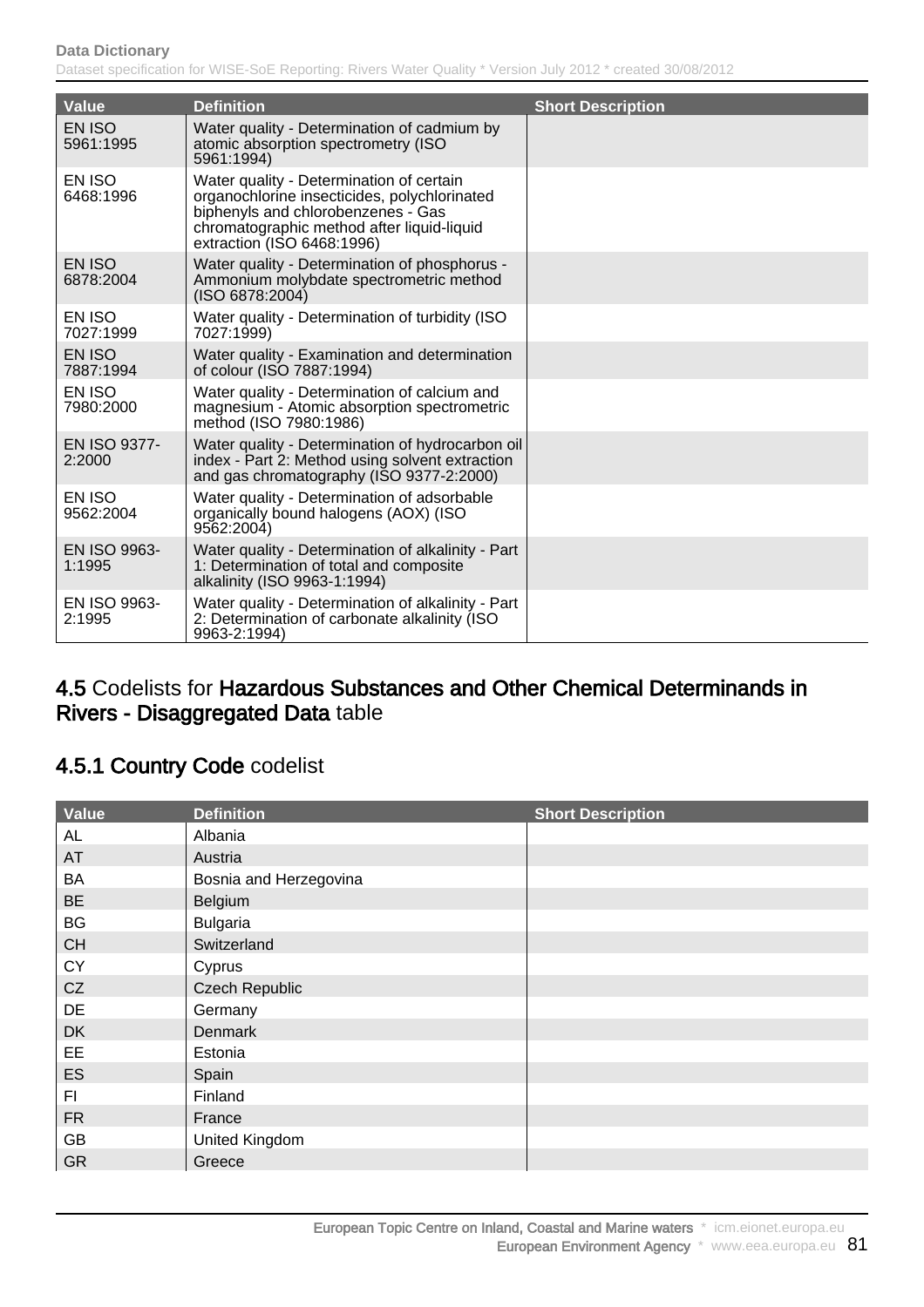| Value | Definition | Short Description |
|---|---|---|
| EN ISO 5961:1995 | Water quality - Determination of cadmium by atomic absorption spectrometry (ISO 5961:1994) | |
| EN ISO 6468:1996 | Water quality - Determination of certain organochlorine insecticides, polychlorinated biphenyls and chlorobenzenes - Gas chromatographic method after liquid-liquid extraction (ISO 6468:1996) | |
| EN ISO 6878:2004 | Water quality - Determination of phosphorus - Ammonium molybdate spectrometric method (ISO 6878:2004) | |
| EN ISO 7027:1999 | Water quality - Determination of turbidity (ISO 7027:1999) | |
| EN ISO 7887:1994 | Water quality - Examination and determination of colour (ISO 7887:1994) | |
| EN ISO 7980:2000 | Water quality - Determination of calcium and magnesium - Atomic absorption spectrometric method (ISO 7980:1986) | |
| EN ISO 9377-2:2000 | Water quality - Determination of hydrocarbon oil index - Part 2: Method using solvent extraction and gas chromatography (ISO 9377-2:2000) | |
| EN ISO 9562:2004 | Water quality - Determination of adsorbable organically bound halogens (AOX) (ISO 9562:2004) | |
| EN ISO 9963-1:1995 | Water quality - Determination of alkalinity - Part 1: Determination of total and composite alkalinity (ISO 9963-1:1994) | |
| EN ISO 9963-2:1995 | Water quality - Determination of alkalinity - Part 2: Determination of carbonate alkalinity (ISO 9963-2:1994) | |

## 4.5 Codelists for Hazardous Substances and Other Chemical Determinands in Rivers - Disaggregated Data table

### 4.5.1 Country Code codelist

| Value | Definition | Short Description |
|---|---|---|
| AL | Albania | |
| AT | Austria | |
| BA | Bosnia and Herzegovina | |
| BE | Belgium | |
| BG | Bulgaria | |
| CH | Switzerland | |
| CY | Cyprus | |
| CZ | Czech Republic | |
| DE | Germany | |
| DK | Denmark | |
| EE | Estonia | |
| ES | Spain | |
| FI | Finland | |
| FR | France | |
| GB | United Kingdom | |
| GR | Greece | |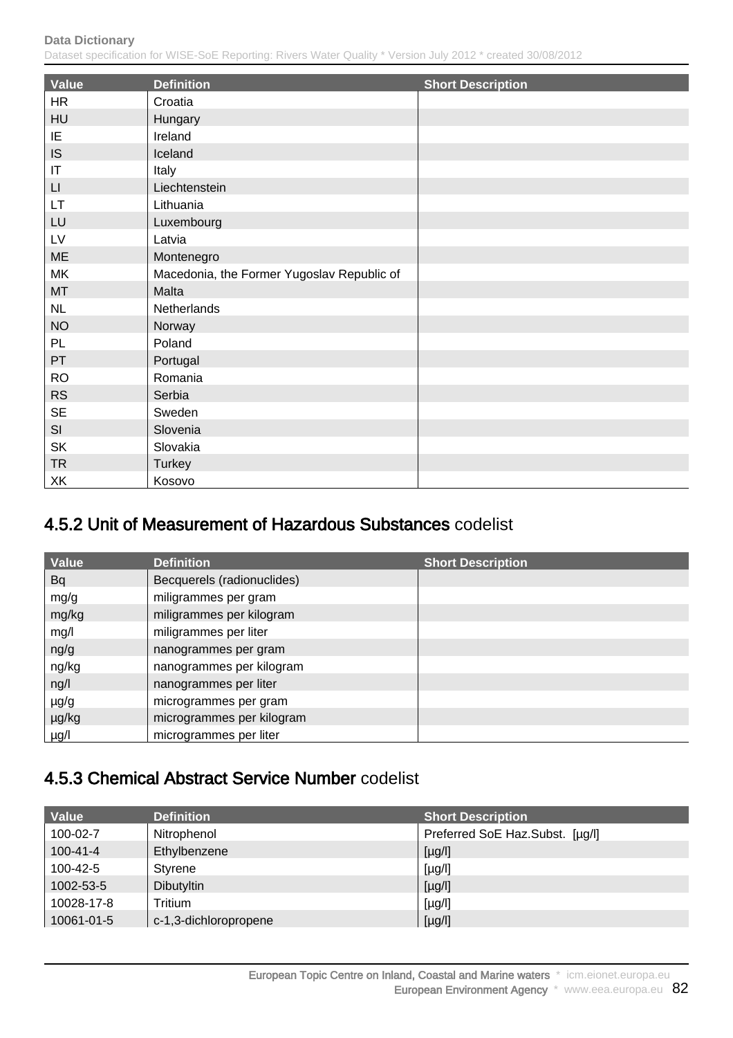| Value | Definition | Short Description |
|---|---|---|
| HR | Croatia | |
| HU | Hungary | |
| IE | Ireland | |
| IS | Iceland | |
| IT | Italy | |
| LI | Liechtenstein | |
| LT | Lithuania | |
| LU | Luxembourg | |
| LV | Latvia | |
| ME | Montenegro | |
| MK | Macedonia, the Former Yugoslav Republic of | |
| MT | Malta | |
| NL | Netherlands | |
| NO | Norway | |
| PL | Poland | |
| PT | Portugal | |
| RO | Romania | |
| RS | Serbia | |
| SE | Sweden | |
| SI | Slovenia | |
| SK | Slovakia | |
| TR | Turkey | |
| XK | Kosovo | |

## 4.5.2 Unit of Measurement of Hazardous Substances codelist

| Value | Definition | Short Description |
|---|---|---|
| Bq | Becquerels (radionuclides) | |
| mg/g | miligrammes per gram | |
| mg/kg | miligrammes per kilogram | |
| mg/l | miligrammes per liter | |
| ng/g | nanogrammes per gram | |
| ng/kg | nanogrammes per kilogram | |
| ng/l | nanogrammes per liter | |
| µg/g | microgrammes per gram | |
| µg/kg | microgrammes per kilogram | |
| µg/l | microgrammes per liter | |

## 4.5.3 Chemical Abstract Service Number codelist

| Value | Definition | Short Description |
|---|---|---|
| 100-02-7 | Nitrophenol | Preferred SoE Haz.Subst. [µg/l] |
| 100-41-4 | Ethylbenzene | [µg/l] |
| 100-42-5 | Styrene | [µg/l] |
| 1002-53-5 | Dibutyltin | [µg/l] |
| 10028-17-8 | Tritium | [µg/l] |
| 10061-01-5 | c-1,3-dichloropropene | [µg/l] |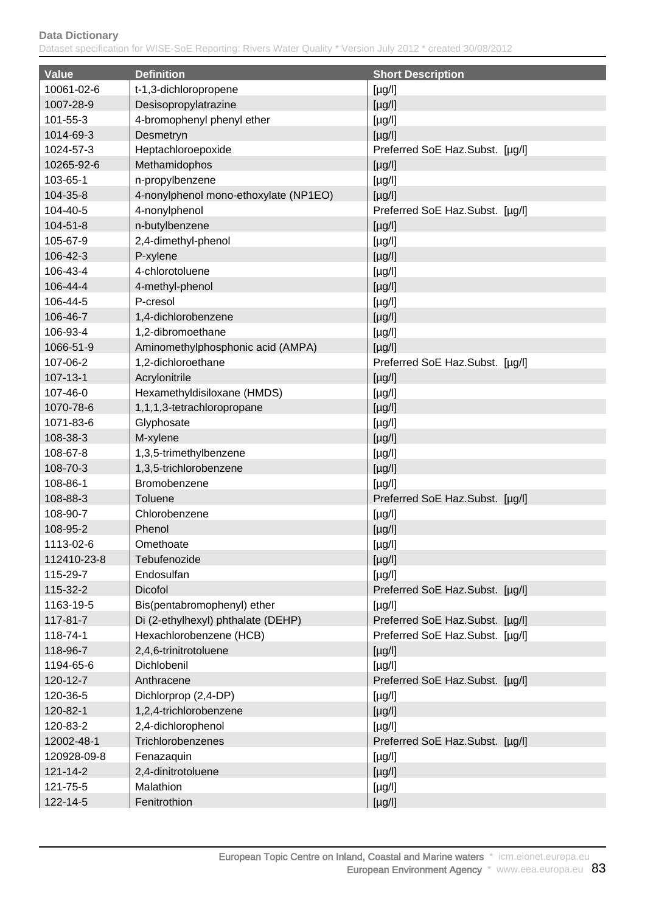| Value | Definition | Short Description |
|---|---|---|
| 10061-02-6 | t-1,3-dichloropropene | [µg/l] |
| 1007-28-9 | Desisopropylatrazine | [µg/l] |
| 101-55-3 | 4-bromophenyl phenyl ether | [µg/l] |
| 1014-69-3 | Desmetryn | [µg/l] |
| 1024-57-3 | Heptachloroepoxide | Preferred SoE Haz.Subst. [µg/l] |
| 10265-92-6 | Methamidophos | [µg/l] |
| 103-65-1 | n-propylbenzene | [µg/l] |
| 104-35-8 | 4-nonylphenol mono-ethoxylate (NP1EO) | [µg/l] |
| 104-40-5 | 4-nonylphenol | Preferred SoE Haz.Subst. [µg/l] |
| 104-51-8 | n-butylbenzene | [µg/l] |
| 105-67-9 | 2,4-dimethyl-phenol | [µg/l] |
| 106-42-3 | P-xylene | [µg/l] |
| 106-43-4 | 4-chlorotoluene | [µg/l] |
| 106-44-4 | 4-methyl-phenol | [µg/l] |
| 106-44-5 | P-cresol | [µg/l] |
| 106-46-7 | 1,4-dichlorobenzene | [µg/l] |
| 106-93-4 | 1,2-dibromoethane | [µg/l] |
| 1066-51-9 | Aminomethylphosphonic acid (AMPA) | [µg/l] |
| 107-06-2 | 1,2-dichloroethane | Preferred SoE Haz.Subst. [µg/l] |
| 107-13-1 | Acrylonitrile | [µg/l] |
| 107-46-0 | Hexamethyldisiloxane (HMDS) | [µg/l] |
| 1070-78-6 | 1,1,1,3-tetrachloropropane | [µg/l] |
| 1071-83-6 | Glyphosate | [µg/l] |
| 108-38-3 | M-xylene | [µg/l] |
| 108-67-8 | 1,3,5-trimethylbenzene | [µg/l] |
| 108-70-3 | 1,3,5-trichlorobenzene | [µg/l] |
| 108-86-1 | Bromobenzene | [µg/l] |
| 108-88-3 | Toluene | Preferred SoE Haz.Subst. [µg/l] |
| 108-90-7 | Chlorobenzene | [µg/l] |
| 108-95-2 | Phenol | [µg/l] |
| 1113-02-6 | Omethoate | [µg/l] |
| 112410-23-8 | Tebufenozide | [µg/l] |
| 115-29-7 | Endosulfan | [µg/l] |
| 115-32-2 | Dicofol | Preferred SoE Haz.Subst. [µg/l] |
| 1163-19-5 | Bis(pentabromophenyl) ether | [µg/l] |
| 117-81-7 | Di (2-ethylhexyl) phthalate (DEHP) | Preferred SoE Haz.Subst. [µg/l] |
| 118-74-1 | Hexachlorobenzene (HCB) | Preferred SoE Haz.Subst. [µg/l] |
| 118-96-7 | 2,4,6-trinitrotoluene | [µg/l] |
| 1194-65-6 | Dichlobenil | [µg/l] |
| 120-12-7 | Anthracene | Preferred SoE Haz.Subst. [µg/l] |
| 120-36-5 | Dichlorprop (2,4-DP) | [µg/l] |
| 120-82-1 | 1,2,4-trichlorobenzene | [µg/l] |
| 120-83-2 | 2,4-dichlorophenol | [µg/l] |
| 12002-48-1 | Trichlorobenzenes | Preferred SoE Haz.Subst. [µg/l] |
| 120928-09-8 | Fenazaquin | [µg/l] |
| 121-14-2 | 2,4-dinitrotoluene | [µg/l] |
| 121-75-5 | Malathion | [µg/l] |
| 122-14-5 | Fenitrothion | [µg/l] |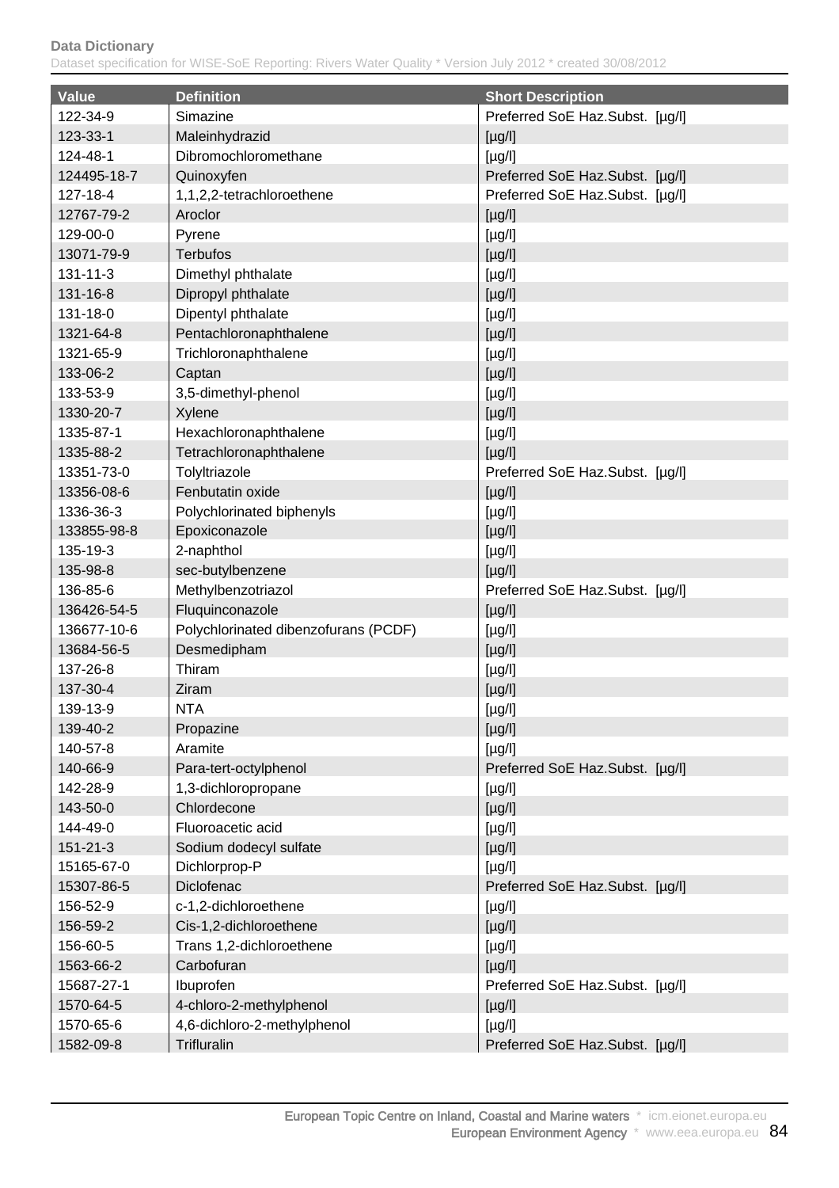| Value | Definition | Short Description |
|---|---|---|
| 122-34-9 | Simazine | Preferred SoE Haz.Subst. [µg/l] |
| 123-33-1 | Maleinhydrazid | [µg/l] |
| 124-48-1 | Dibromochloromethane | [µg/l] |
| 124495-18-7 | Quinoxyfen | Preferred SoE Haz.Subst. [µg/l] |
| 127-18-4 | 1,1,2,2-tetrachloroethene | Preferred SoE Haz.Subst. [µg/l] |
| 12767-79-2 | Aroclor | [µg/l] |
| 129-00-0 | Pyrene | [µg/l] |
| 13071-79-9 | Terbufos | [µg/l] |
| 131-11-3 | Dimethyl phthalate | [µg/l] |
| 131-16-8 | Dipropyl phthalate | [µg/l] |
| 131-18-0 | Dipentyl phthalate | [µg/l] |
| 1321-64-8 | Pentachloronaphthalene | [µg/l] |
| 1321-65-9 | Trichloronaphthalene | [µg/l] |
| 133-06-2 | Captan | [µg/l] |
| 133-53-9 | 3,5-dimethyl-phenol | [µg/l] |
| 1330-20-7 | Xylene | [µg/l] |
| 1335-87-1 | Hexachloronaphthalene | [µg/l] |
| 1335-88-2 | Tetrachloronaphthalene | [µg/l] |
| 13351-73-0 | Tolyltriazole | Preferred SoE Haz.Subst. [µg/l] |
| 13356-08-6 | Fenbutatin oxide | [µg/l] |
| 1336-36-3 | Polychlorinated biphenyls | [µg/l] |
| 133855-98-8 | Epoxiconazole | [µg/l] |
| 135-19-3 | 2-naphthol | [µg/l] |
| 135-98-8 | sec-butylbenzene | [µg/l] |
| 136-85-6 | Methylbenzotriazol | Preferred SoE Haz.Subst. [µg/l] |
| 136426-54-5 | Fluquinconazole | [µg/l] |
| 136677-10-6 | Polychlorinated dibenzofurans (PCDF) | [µg/l] |
| 13684-56-5 | Desmedipham | [µg/l] |
| 137-26-8 | Thiram | [µg/l] |
| 137-30-4 | Ziram | [µg/l] |
| 139-13-9 | NTA | [µg/l] |
| 139-40-2 | Propazine | [µg/l] |
| 140-57-8 | Aramite | [µg/l] |
| 140-66-9 | Para-tert-octylphenol | Preferred SoE Haz.Subst. [µg/l] |
| 142-28-9 | 1,3-dichloropropane | [µg/l] |
| 143-50-0 | Chlordecone | [µg/l] |
| 144-49-0 | Fluoroacetic acid | [µg/l] |
| 151-21-3 | Sodium dodecyl sulfate | [µg/l] |
| 15165-67-0 | Dichlorprop-P | [µg/l] |
| 15307-86-5 | Diclofenac | Preferred SoE Haz.Subst. [µg/l] |
| 156-52-9 | c-1,2-dichloroethene | [µg/l] |
| 156-59-2 | Cis-1,2-dichloroethene | [µg/l] |
| 156-60-5 | Trans 1,2-dichloroethene | [µg/l] |
| 1563-66-2 | Carbofuran | [µg/l] |
| 15687-27-1 | Ibuprofen | Preferred SoE Haz.Subst. [µg/l] |
| 1570-64-5 | 4-chloro-2-methylphenol | [µg/l] |
| 1570-65-6 | 4,6-dichloro-2-methylphenol | [µg/l] |
| 1582-09-8 | Trifluralin | Preferred SoE Haz.Subst. [µg/l] |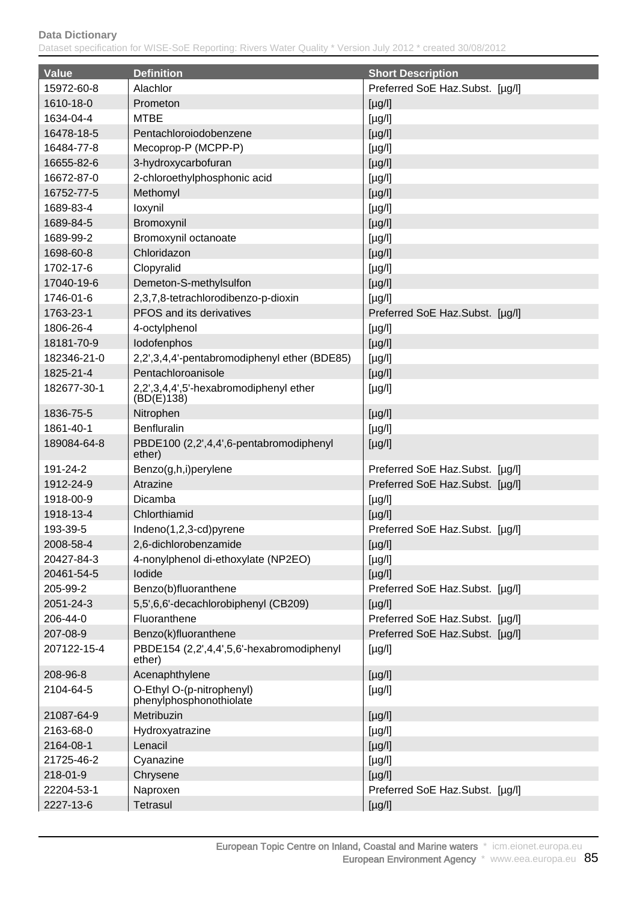| Value | Definition | Short Description |
|---|---|---|
| 15972-60-8 | Alachlor | Preferred SoE Haz.Subst. [µg/l] |
| 1610-18-0 | Prometon | [µg/l] |
| 1634-04-4 | MTBE | [µg/l] |
| 16478-18-5 | Pentachloroiodobenzene | [µg/l] |
| 16484-77-8 | Mecoprop-P (MCPP-P) | [µg/l] |
| 16655-82-6 | 3-hydroxycarbofuran | [µg/l] |
| 16672-87-0 | 2-chloroethylphosphonic acid | [µg/l] |
| 16752-77-5 | Methomyl | [µg/l] |
| 1689-83-4 | Ioxynil | [µg/l] |
| 1689-84-5 | Bromoxynil | [µg/l] |
| 1689-99-2 | Bromoxynil octanoate | [µg/l] |
| 1698-60-8 | Chloridazon | [µg/l] |
| 1702-17-6 | Clopyralid | [µg/l] |
| 17040-19-6 | Demeton-S-methylsulfon | [µg/l] |
| 1746-01-6 | 2,3,7,8-tetrachlorodibenzo-p-dioxin | [µg/l] |
| 1763-23-1 | PFOS and its derivatives | Preferred SoE Haz.Subst. [µg/l] |
| 1806-26-4 | 4-octylphenol | [µg/l] |
| 18181-70-9 | Iodofenphos | [µg/l] |
| 182346-21-0 | 2,2',3,4,4'-pentabromodiphenyl ether (BDE85) | [µg/l] |
| 1825-21-4 | Pentachloroanisole | [µg/l] |
| 182677-30-1 | 2,2',3,4,4',5'-hexabromodiphenyl ether (BD(E)138) | [µg/l] |
| 1836-75-5 | Nitrophen | [µg/l] |
| 1861-40-1 | Benfluralin | [µg/l] |
| 189084-64-8 | PBDE100 (2,2',4,4',6-pentabromodiphenyl ether) | [µg/l] |
| 191-24-2 | Benzo(g,h,i)perylene | Preferred SoE Haz.Subst. [µg/l] |
| 1912-24-9 | Atrazine | Preferred SoE Haz.Subst. [µg/l] |
| 1918-00-9 | Dicamba | [µg/l] |
| 1918-13-4 | Chlorthiamid | [µg/l] |
| 193-39-5 | Indeno(1,2,3-cd)pyrene | Preferred SoE Haz.Subst. [µg/l] |
| 2008-58-4 | 2,6-dichlorobenzamide | [µg/l] |
| 20427-84-3 | 4-nonylphenol di-ethoxylate (NP2EO) | [µg/l] |
| 20461-54-5 | Iodide | [µg/l] |
| 205-99-2 | Benzo(b)fluoranthene | Preferred SoE Haz.Subst. [µg/l] |
| 2051-24-3 | 5,5',6,6'-decachlorobiphenyl (CB209) | [µg/l] |
| 206-44-0 | Fluoranthene | Preferred SoE Haz.Subst. [µg/l] |
| 207-08-9 | Benzo(k)fluoranthene | Preferred SoE Haz.Subst. [µg/l] |
| 207122-15-4 | PBDE154 (2,2',4,4',5,6'-hexabromodiphenyl ether) | [µg/l] |
| 208-96-8 | Acenaphthylene | [µg/l] |
| 2104-64-5 | O-Ethyl O-(p-nitrophenyl) phenylphosphonothiolate | [µg/l] |
| 21087-64-9 | Metribuzin | [µg/l] |
| 2163-68-0 | Hydroxyatrazine | [µg/l] |
| 2164-08-1 | Lenacil | [µg/l] |
| 21725-46-2 | Cyanazine | [µg/l] |
| 218-01-9 | Chrysene | [µg/l] |
| 22204-53-1 | Naproxen | Preferred SoE Haz.Subst. [µg/l] |
| 2227-13-6 | Tetrasul | [µg/l] |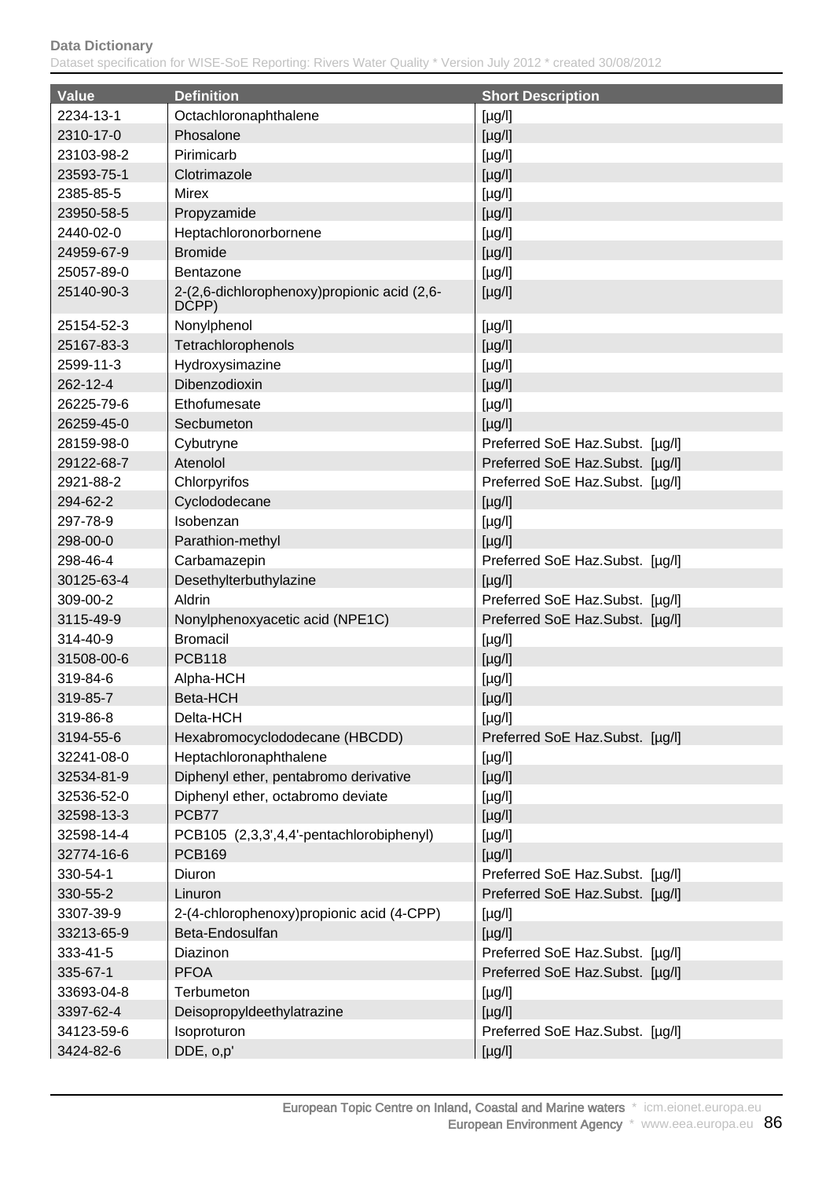| Value | Definition | Short Description |
|---|---|---|
| 2234-13-1 | Octachloronaphthalene | [µg/l] |
| 2310-17-0 | Phosalone | [µg/l] |
| 23103-98-2 | Pirimicarb | [µg/l] |
| 23593-75-1 | Clotrimazole | [µg/l] |
| 2385-85-5 | Mirex | [µg/l] |
| 23950-58-5 | Propyzamide | [µg/l] |
| 2440-02-0 | Heptachloronorbornene | [µg/l] |
| 24959-67-9 | Bromide | [µg/l] |
| 25057-89-0 | Bentazone | [µg/l] |
| 25140-90-3 | 2-(2,6-dichlorophenoxy)propionic acid (2,6-DCPP) | [µg/l] |
| 25154-52-3 | Nonylphenol | [µg/l] |
| 25167-83-3 | Tetrachlorophenols | [µg/l] |
| 2599-11-3 | Hydroxysimazine | [µg/l] |
| 262-12-4 | Dibenzodioxin | [µg/l] |
| 26225-79-6 | Ethofumesate | [µg/l] |
| 26259-45-0 | Secbumeton | [µg/l] |
| 28159-98-0 | Cybutryne | Preferred SoE Haz.Subst. [µg/l] |
| 29122-68-7 | Atenolol | Preferred SoE Haz.Subst. [µg/l] |
| 2921-88-2 | Chlorpyrifos | Preferred SoE Haz.Subst. [µg/l] |
| 294-62-2 | Cyclododecane | [µg/l] |
| 297-78-9 | Isobenzan | [µg/l] |
| 298-00-0 | Parathion-methyl | [µg/l] |
| 298-46-4 | Carbamazepin | Preferred SoE Haz.Subst. [µg/l] |
| 30125-63-4 | Desethylterbuthylazine | [µg/l] |
| 309-00-2 | Aldrin | Preferred SoE Haz.Subst. [µg/l] |
| 3115-49-9 | Nonylphenoxyacetic acid (NPE1C) | Preferred SoE Haz.Subst. [µg/l] |
| 314-40-9 | Bromacil | [µg/l] |
| 31508-00-6 | PCB118 | [µg/l] |
| 319-84-6 | Alpha-HCH | [µg/l] |
| 319-85-7 | Beta-HCH | [µg/l] |
| 319-86-8 | Delta-HCH | [µg/l] |
| 3194-55-6 | Hexabromocyclododecane (HBCDD) | Preferred SoE Haz.Subst. [µg/l] |
| 32241-08-0 | Heptachloronaphthalene | [µg/l] |
| 32534-81-9 | Diphenyl ether, pentabromo derivative | [µg/l] |
| 32536-52-0 | Diphenyl ether, octabromo deviate | [µg/l] |
| 32598-13-3 | PCB77 | [µg/l] |
| 32598-14-4 | PCB105 (2,3,3',4,4'-pentachlorobiphenyl) | [µg/l] |
| 32774-16-6 | PCB169 | [µg/l] |
| 330-54-1 | Diuron | Preferred SoE Haz.Subst. [µg/l] |
| 330-55-2 | Linuron | Preferred SoE Haz.Subst. [µg/l] |
| 3307-39-9 | 2-(4-chlorophenoxy)propionic acid (4-CPP) | [µg/l] |
| 33213-65-9 | Beta-Endosulfan | [µg/l] |
| 333-41-5 | Diazinon | Preferred SoE Haz.Subst. [µg/l] |
| 335-67-1 | PFOA | Preferred SoE Haz.Subst. [µg/l] |
| 33693-04-8 | Terbumeton | [µg/l] |
| 3397-62-4 | Deisopropyldeethylatrazine | [µg/l] |
| 34123-59-6 | Isoproturon | Preferred SoE Haz.Subst. [µg/l] |
| 3424-82-6 | DDE, o,p' | [µg/l] |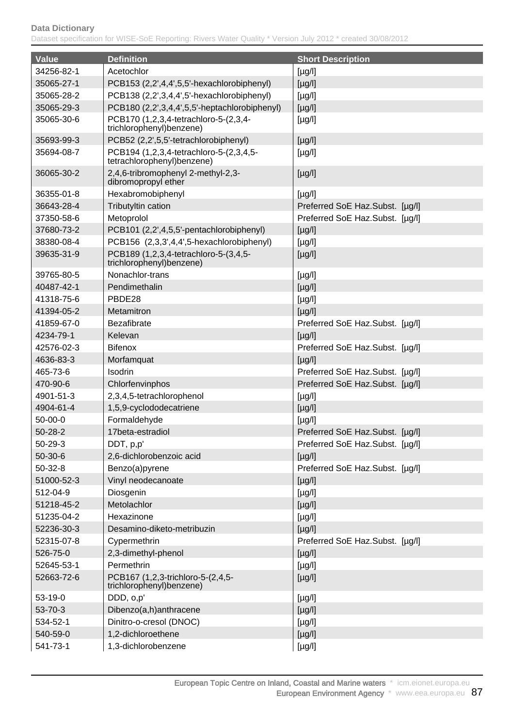| Value | Definition | Short Description |
|---|---|---|
| 34256-82-1 | Acetochlor | [µg/l] |
| 35065-27-1 | PCB153 (2,2',4,4',5,5'-hexachlorobiphenyl) | [µg/l] |
| 35065-28-2 | PCB138 (2,2',3,4,4',5'-hexachlorobiphenyl) | [µg/l] |
| 35065-29-3 | PCB180 (2,2',3,4,4',5,5'-heptachlorobiphenyl) | [µg/l] |
| 35065-30-6 | PCB170 (1,2,3,4-tetrachloro-5-(2,3,4-trichlorophenyl)benzene) | [µg/l] |
| 35693-99-3 | PCB52 (2,2',5,5'-tetrachlorobiphenyl) | [µg/l] |
| 35694-08-7 | PCB194 (1,2,3,4-tetrachloro-5-(2,3,4,5-tetrachlorophenyl)benzene) | [µg/l] |
| 36065-30-2 | 2,4,6-tribromophenyl 2-methyl-2,3-dibromopropyl ether | [µg/l] |
| 36355-01-8 | Hexabromobiphenyl | [µg/l] |
| 36643-28-4 | Tributyltin cation | Preferred SoE Haz.Subst. [µg/l] |
| 37350-58-6 | Metoprolol | Preferred SoE Haz.Subst. [µg/l] |
| 37680-73-2 | PCB101 (2,2',4,5,5'-pentachlorobiphenyl) | [µg/l] |
| 38380-08-4 | PCB156 (2,3,3',4,4',5-hexachlorobiphenyl) | [µg/l] |
| 39635-31-9 | PCB189 (1,2,3,4-tetrachloro-5-(3,4,5-trichlorophenyl)benzene) | [µg/l] |
| 39765-80-5 | Nonachlor-trans | [µg/l] |
| 40487-42-1 | Pendimethalin | [µg/l] |
| 41318-75-6 | PBDE28 | [µg/l] |
| 41394-05-2 | Metamitron | [µg/l] |
| 41859-67-0 | Bezafibrate | Preferred SoE Haz.Subst. [µg/l] |
| 4234-79-1 | Kelevan | [µg/l] |
| 42576-02-3 | Bifenox | Preferred SoE Haz.Subst. [µg/l] |
| 4636-83-3 | Morfamquat | [µg/l] |
| 465-73-6 | Isodrin | Preferred SoE Haz.Subst. [µg/l] |
| 470-90-6 | Chlorfenvinphos | Preferred SoE Haz.Subst. [µg/l] |
| 4901-51-3 | 2,3,4,5-tetrachlorophenol | [µg/l] |
| 4904-61-4 | 1,5,9-cyclododecatriene | [µg/l] |
| 50-00-0 | Formaldehyde | [µg/l] |
| 50-28-2 | 17beta-estradiol | Preferred SoE Haz.Subst. [µg/l] |
| 50-29-3 | DDT, p,p' | Preferred SoE Haz.Subst. [µg/l] |
| 50-30-6 | 2,6-dichlorobenzoic acid | [µg/l] |
| 50-32-8 | Benzo(a)pyrene | Preferred SoE Haz.Subst. [µg/l] |
| 51000-52-3 | Vinyl neodecanoate | [µg/l] |
| 512-04-9 | Diosgenin | [µg/l] |
| 51218-45-2 | Metolachlor | [µg/l] |
| 51235-04-2 | Hexazinone | [µg/l] |
| 52236-30-3 | Desamino-diketo-metribuzin | [µg/l] |
| 52315-07-8 | Cypermethrin | Preferred SoE Haz.Subst. [µg/l] |
| 526-75-0 | 2,3-dimethyl-phenol | [µg/l] |
| 52645-53-1 | Permethrin | [µg/l] |
| 52663-72-6 | PCB167 (1,2,3-trichloro-5-(2,4,5-trichlorophenyl)benzene) | [µg/l] |
| 53-19-0 | DDD, o,p' | [µg/l] |
| 53-70-3 | Dibenzo(a,h)anthracene | [µg/l] |
| 534-52-1 | Dinitro-o-cresol (DNOC) | [µg/l] |
| 540-59-0 | 1,2-dichloroethene | [µg/l] |
| 541-73-1 | 1,3-dichlorobenzene | [µg/l] |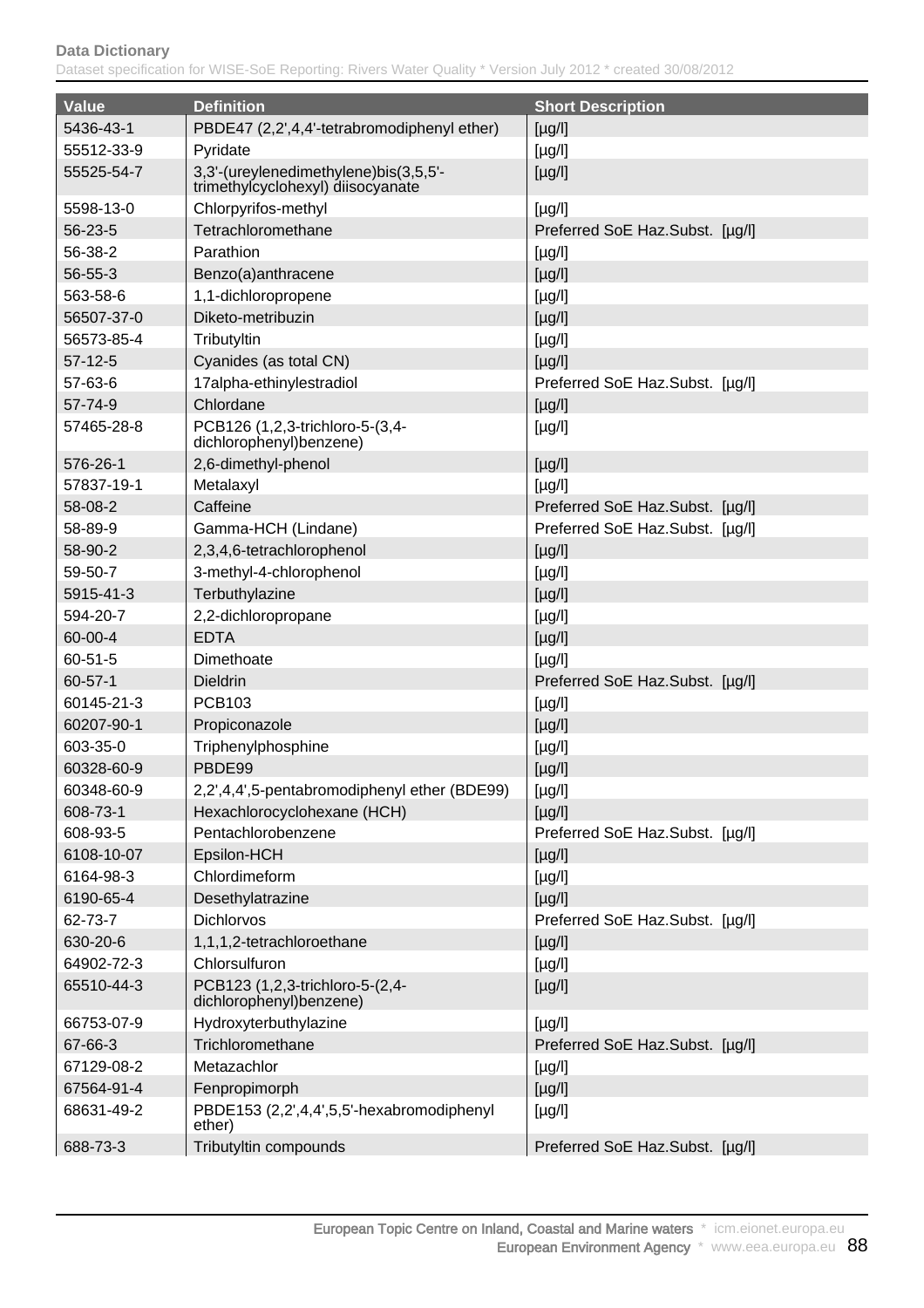| Value | Definition | Short Description |
| --- | --- | --- |
| 5436-43-1 | PBDE47 (2,2',4,4'-tetrabromodiphenyl ether) | [µg/l] |
| 55512-33-9 | Pyridate | [µg/l] |
| 55525-54-7 | 3,3'-(ureylenedimethylene)bis(3,5,5'-trimethylcyclohexyl) diisocyanate | [µg/l] |
| 5598-13-0 | Chlorpyrifos-methyl | [µg/l] |
| 56-23-5 | Tetrachloromethane | Preferred SoE Haz.Subst. [µg/l] |
| 56-38-2 | Parathion | [µg/l] |
| 56-55-3 | Benzo(a)anthracene | [µg/l] |
| 563-58-6 | 1,1-dichloropropene | [µg/l] |
| 56507-37-0 | Diketo-metribuzin | [µg/l] |
| 56573-85-4 | Tributyltin | [µg/l] |
| 57-12-5 | Cyanides (as total CN) | [µg/l] |
| 57-63-6 | 17alpha-ethinylestradiol | Preferred SoE Haz.Subst. [µg/l] |
| 57-74-9 | Chlordane | [µg/l] |
| 57465-28-8 | PCB126 (1,2,3-trichloro-5-(3,4-dichlorophenyl)benzene) | [µg/l] |
| 576-26-1 | 2,6-dimethyl-phenol | [µg/l] |
| 57837-19-1 | Metalaxyl | [µg/l] |
| 58-08-2 | Caffeine | Preferred SoE Haz.Subst. [µg/l] |
| 58-89-9 | Gamma-HCH (Lindane) | Preferred SoE Haz.Subst. [µg/l] |
| 58-90-2 | 2,3,4,6-tetrachlorophenol | [µg/l] |
| 59-50-7 | 3-methyl-4-chlorophenol | [µg/l] |
| 5915-41-3 | Terbuthylazine | [µg/l] |
| 594-20-7 | 2,2-dichloropropane | [µg/l] |
| 60-00-4 | EDTA | [µg/l] |
| 60-51-5 | Dimethoate | [µg/l] |
| 60-57-1 | Dieldrin | Preferred SoE Haz.Subst. [µg/l] |
| 60145-21-3 | PCB103 | [µg/l] |
| 60207-90-1 | Propiconazole | [µg/l] |
| 603-35-0 | Triphenylphosphine | [µg/l] |
| 60328-60-9 | PBDE99 | [µg/l] |
| 60348-60-9 | 2,2',4,4',5-pentabromodiphenyl ether (BDE99) | [µg/l] |
| 608-73-1 | Hexachlorocyclohexane (HCH) | [µg/l] |
| 608-93-5 | Pentachlorobenzene | Preferred SoE Haz.Subst. [µg/l] |
| 6108-10-07 | Epsilon-HCH | [µg/l] |
| 6164-98-3 | Chlordimeform | [µg/l] |
| 6190-65-4 | Desethylatrazine | [µg/l] |
| 62-73-7 | Dichlorvos | Preferred SoE Haz.Subst. [µg/l] |
| 630-20-6 | 1,1,1,2-tetrachloroethane | [µg/l] |
| 64902-72-3 | Chlorsulfuron | [µg/l] |
| 65510-44-3 | PCB123 (1,2,3-trichloro-5-(2,4-dichlorophenyl)benzene) | [µg/l] |
| 66753-07-9 | Hydroxyterbuthylazine | [µg/l] |
| 67-66-3 | Trichloromethane | Preferred SoE Haz.Subst. [µg/l] |
| 67129-08-2 | Metazachlor | [µg/l] |
| 67564-91-4 | Fenpropimorph | [µg/l] |
| 68631-49-2 | PBDE153 (2,2',4,4',5,5'-hexabromodiphenyl ether) | [µg/l] |
| 688-73-3 | Tributyltin compounds | Preferred SoE Haz.Subst. [µg/l] |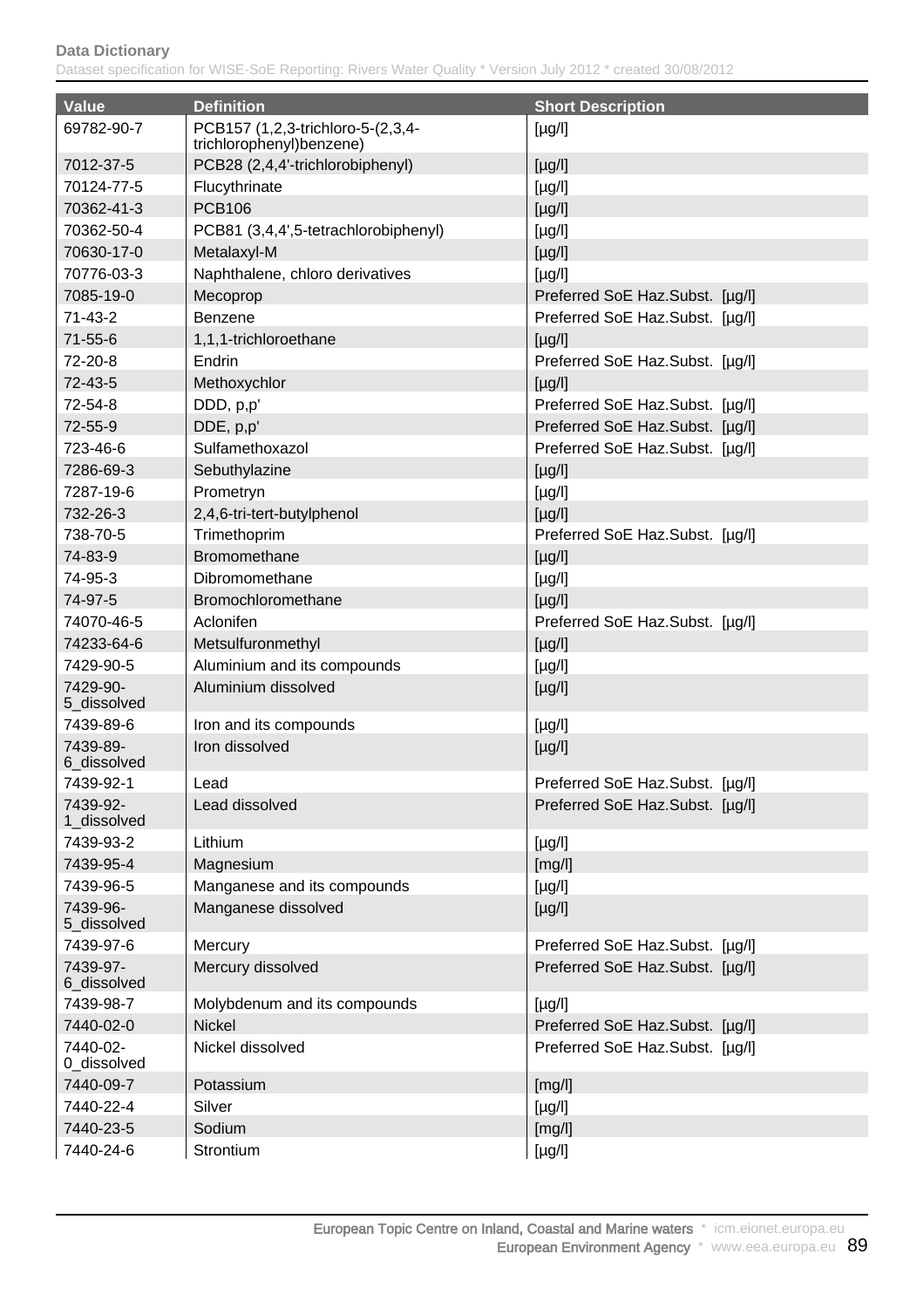| Value | Definition | Short Description |
| --- | --- | --- |
| 69782-90-7 | PCB157 (1,2,3-trichloro-5-(2,3,4-trichlorophenyl)benzene) | [µg/l] |
| 7012-37-5 | PCB28 (2,4,4'-trichlorobiphenyl) | [µg/l] |
| 70124-77-5 | Flucythrinate | [µg/l] |
| 70362-41-3 | PCB106 | [µg/l] |
| 70362-50-4 | PCB81 (3,4,4',5-tetrachlorobiphenyl) | [µg/l] |
| 70630-17-0 | Metalaxyl-M | [µg/l] |
| 70776-03-3 | Naphthalene, chloro derivatives | [µg/l] |
| 7085-19-0 | Mecoprop | Preferred SoE Haz.Subst. [µg/l] |
| 71-43-2 | Benzene | Preferred SoE Haz.Subst. [µg/l] |
| 71-55-6 | 1,1,1-trichloroethane | [µg/l] |
| 72-20-8 | Endrin | Preferred SoE Haz.Subst. [µg/l] |
| 72-43-5 | Methoxychlor | [µg/l] |
| 72-54-8 | DDD, p,p' | Preferred SoE Haz.Subst. [µg/l] |
| 72-55-9 | DDE, p,p' | Preferred SoE Haz.Subst. [µg/l] |
| 723-46-6 | Sulfamethoxazol | Preferred SoE Haz.Subst. [µg/l] |
| 7286-69-3 | Sebuthylazine | [µg/l] |
| 7287-19-6 | Prometryn | [µg/l] |
| 732-26-3 | 2,4,6-tri-tert-butylphenol | [µg/l] |
| 738-70-5 | Trimethoprim | Preferred SoE Haz.Subst. [µg/l] |
| 74-83-9 | Bromomethane | [µg/l] |
| 74-95-3 | Dibromomethane | [µg/l] |
| 74-97-5 | Bromochloromethane | [µg/l] |
| 74070-46-5 | Aclonifen | Preferred SoE Haz.Subst. [µg/l] |
| 74233-64-6 | Metsulfuronmethyl | [µg/l] |
| 7429-90-5 | Aluminium and its compounds | [µg/l] |
| 7429-90-5_dissolved | Aluminium dissolved | [µg/l] |
| 7439-89-6 | Iron and its compounds | [µg/l] |
| 7439-89-6_dissolved | Iron dissolved | [µg/l] |
| 7439-92-1 | Lead | Preferred SoE Haz.Subst. [µg/l] |
| 7439-92-1_dissolved | Lead dissolved | Preferred SoE Haz.Subst. [µg/l] |
| 7439-93-2 | Lithium | [µg/l] |
| 7439-95-4 | Magnesium | [mg/l] |
| 7439-96-5 | Manganese and its compounds | [µg/l] |
| 7439-96-5_dissolved | Manganese dissolved | [µg/l] |
| 7439-97-6 | Mercury | Preferred SoE Haz.Subst. [µg/l] |
| 7439-97-6_dissolved | Mercury dissolved | Preferred SoE Haz.Subst. [µg/l] |
| 7439-98-7 | Molybdenum and its compounds | [µg/l] |
| 7440-02-0 | Nickel | Preferred SoE Haz.Subst. [µg/l] |
| 7440-02-0_dissolved | Nickel dissolved | Preferred SoE Haz.Subst. [µg/l] |
| 7440-09-7 | Potassium | [mg/l] |
| 7440-22-4 | Silver | [µg/l] |
| 7440-23-5 | Sodium | [mg/l] |
| 7440-24-6 | Strontium | [µg/l] |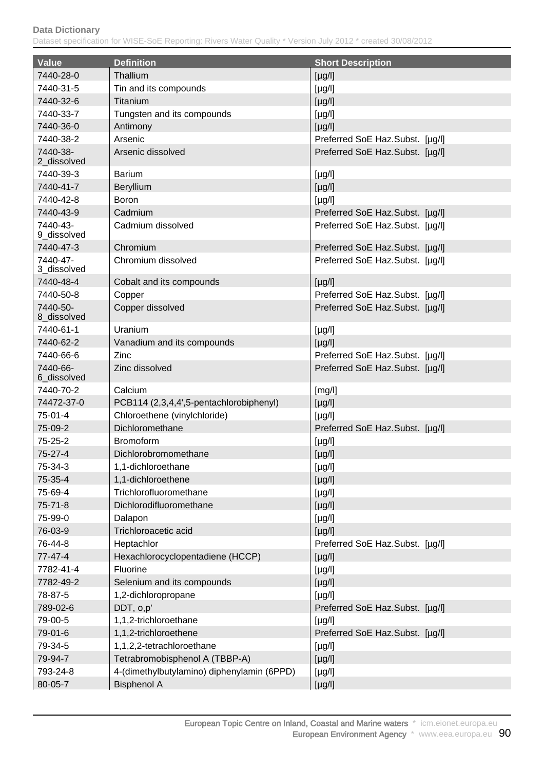| Value | Definition | Short Description |
| --- | --- | --- |
| 7440-28-0 | Thallium | [µg/l] |
| 7440-31-5 | Tin and its compounds | [µg/l] |
| 7440-32-6 | Titanium | [µg/l] |
| 7440-33-7 | Tungsten and its compounds | [µg/l] |
| 7440-36-0 | Antimony | [µg/l] |
| 7440-38-2 | Arsenic | Preferred SoE Haz.Subst. [µg/l] |
| 7440-38-2_dissolved | Arsenic dissolved | Preferred SoE Haz.Subst. [µg/l] |
| 7440-39-3 | Barium | [µg/l] |
| 7440-41-7 | Beryllium | [µg/l] |
| 7440-42-8 | Boron | [µg/l] |
| 7440-43-9 | Cadmium | Preferred SoE Haz.Subst. [µg/l] |
| 7440-43-9_dissolved | Cadmium dissolved | Preferred SoE Haz.Subst. [µg/l] |
| 7440-47-3 | Chromium | Preferred SoE Haz.Subst. [µg/l] |
| 7440-47-3_dissolved | Chromium dissolved | Preferred SoE Haz.Subst. [µg/l] |
| 7440-48-4 | Cobalt and its compounds | [µg/l] |
| 7440-50-8 | Copper | Preferred SoE Haz.Subst. [µg/l] |
| 7440-50-8_dissolved | Copper dissolved | Preferred SoE Haz.Subst. [µg/l] |
| 7440-61-1 | Uranium | [µg/l] |
| 7440-62-2 | Vanadium and its compounds | [µg/l] |
| 7440-66-6 | Zinc | Preferred SoE Haz.Subst. [µg/l] |
| 7440-66-6_dissolved | Zinc dissolved | Preferred SoE Haz.Subst. [µg/l] |
| 7440-70-2 | Calcium | [mg/l] |
| 74472-37-0 | PCB114 (2,3,4,4',5-pentachlorobiphenyl) | [µg/l] |
| 75-01-4 | Chloroethene (vinylchloride) | [µg/l] |
| 75-09-2 | Dichloromethane | Preferred SoE Haz.Subst. [µg/l] |
| 75-25-2 | Bromoform | [µg/l] |
| 75-27-4 | Dichlorobromomethane | [µg/l] |
| 75-34-3 | 1,1-dichloroethane | [µg/l] |
| 75-35-4 | 1,1-dichloroethene | [µg/l] |
| 75-69-4 | Trichlorofluoromethane | [µg/l] |
| 75-71-8 | Dichlorodifluoromethane | [µg/l] |
| 75-99-0 | Dalapon | [µg/l] |
| 76-03-9 | Trichloroacetic acid | [µg/l] |
| 76-44-8 | Heptachlor | Preferred SoE Haz.Subst. [µg/l] |
| 77-47-4 | Hexachlorocyclopentadiene (HCCP) | [µg/l] |
| 7782-41-4 | Fluorine | [µg/l] |
| 7782-49-2 | Selenium and its compounds | [µg/l] |
| 78-87-5 | 1,2-dichloropropane | [µg/l] |
| 789-02-6 | DDT, o,p' | Preferred SoE Haz.Subst. [µg/l] |
| 79-00-5 | 1,1,2-trichloroethane | [µg/l] |
| 79-01-6 | 1,1,2-trichloroethene | Preferred SoE Haz.Subst. [µg/l] |
| 79-34-5 | 1,1,2,2-tetrachloroethane | [µg/l] |
| 79-94-7 | Tetrabromobisphenol A (TBBP-A) | [µg/l] |
| 793-24-8 | 4-(dimethylbutylamino) diphenylamin (6PPD) | [µg/l] |
| 80-05-7 | Bisphenol A | [µg/l] |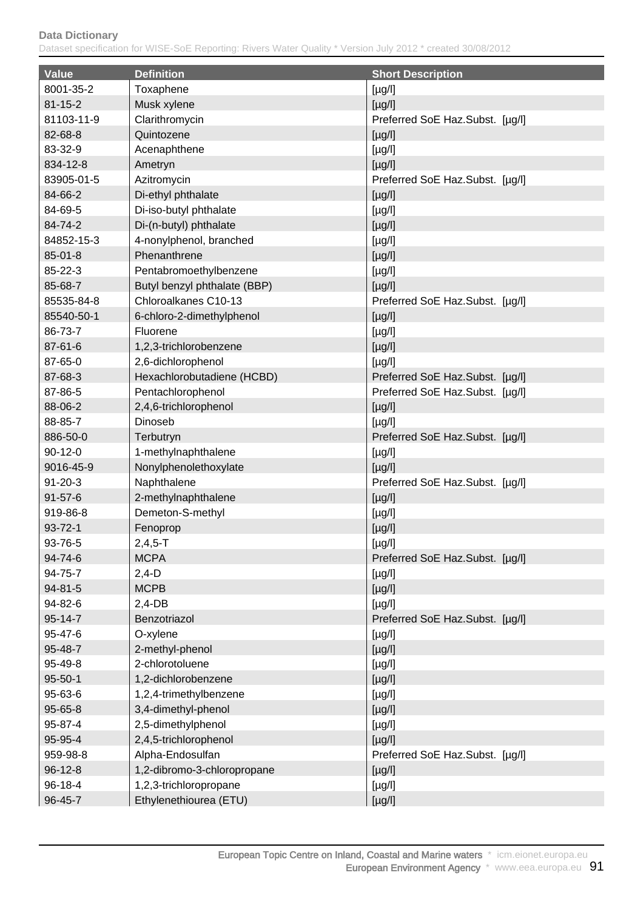| Value | Definition | Short Description |
| --- | --- | --- |
| 8001-35-2 | Toxaphene | [µg/l] |
| 81-15-2 | Musk xylene | [µg/l] |
| 81103-11-9 | Clarithromycin | Preferred SoE Haz.Subst. [µg/l] |
| 82-68-8 | Quintozene | [µg/l] |
| 83-32-9 | Acenaphthene | [µg/l] |
| 834-12-8 | Ametryn | [µg/l] |
| 83905-01-5 | Azitromycin | Preferred SoE Haz.Subst. [µg/l] |
| 84-66-2 | Di-ethyl phthalate | [µg/l] |
| 84-69-5 | Di-iso-butyl phthalate | [µg/l] |
| 84-74-2 | Di-(n-butyl) phthalate | [µg/l] |
| 84852-15-3 | 4-nonylphenol, branched | [µg/l] |
| 85-01-8 | Phenanthrene | [µg/l] |
| 85-22-3 | Pentabromoethylbenzene | [µg/l] |
| 85-68-7 | Butyl benzyl phthalate (BBP) | [µg/l] |
| 85535-84-8 | Chloroalkanes C10-13 | Preferred SoE Haz.Subst. [µg/l] |
| 85540-50-1 | 6-chloro-2-dimethylphenol | [µg/l] |
| 86-73-7 | Fluorene | [µg/l] |
| 87-61-6 | 1,2,3-trichlorobenzene | [µg/l] |
| 87-65-0 | 2,6-dichlorophenol | [µg/l] |
| 87-68-3 | Hexachlorobutadiene (HCBD) | Preferred SoE Haz.Subst. [µg/l] |
| 87-86-5 | Pentachlorophenol | Preferred SoE Haz.Subst. [µg/l] |
| 88-06-2 | 2,4,6-trichlorophenol | [µg/l] |
| 88-85-7 | Dinoseb | [µg/l] |
| 886-50-0 | Terbutryn | Preferred SoE Haz.Subst. [µg/l] |
| 90-12-0 | 1-methylnaphthalene | [µg/l] |
| 9016-45-9 | Nonylphenolethoxylate | [µg/l] |
| 91-20-3 | Naphthalene | Preferred SoE Haz.Subst. [µg/l] |
| 91-57-6 | 2-methylnaphthalene | [µg/l] |
| 919-86-8 | Demeton-S-methyl | [µg/l] |
| 93-72-1 | Fenoprop | [µg/l] |
| 93-76-5 | 2,4,5-T | [µg/l] |
| 94-74-6 | MCPA | Preferred SoE Haz.Subst. [µg/l] |
| 94-75-7 | 2,4-D | [µg/l] |
| 94-81-5 | MCPB | [µg/l] |
| 94-82-6 | 2,4-DB | [µg/l] |
| 95-14-7 | Benzotriazol | Preferred SoE Haz.Subst. [µg/l] |
| 95-47-6 | O-xylene | [µg/l] |
| 95-48-7 | 2-methyl-phenol | [µg/l] |
| 95-49-8 | 2-chlorotoluene | [µg/l] |
| 95-50-1 | 1,2-dichlorobenzene | [µg/l] |
| 95-63-6 | 1,2,4-trimethylbenzene | [µg/l] |
| 95-65-8 | 3,4-dimethyl-phenol | [µg/l] |
| 95-87-4 | 2,5-dimethylphenol | [µg/l] |
| 95-95-4 | 2,4,5-trichlorophenol | [µg/l] |
| 959-98-8 | Alpha-Endosulfan | Preferred SoE Haz.Subst. [µg/l] |
| 96-12-8 | 1,2-dibromo-3-chloropropane | [µg/l] |
| 96-18-4 | 1,2,3-trichloropropane | [µg/l] |
| 96-45-7 | Ethylenethiourea (ETU) | [µg/l] |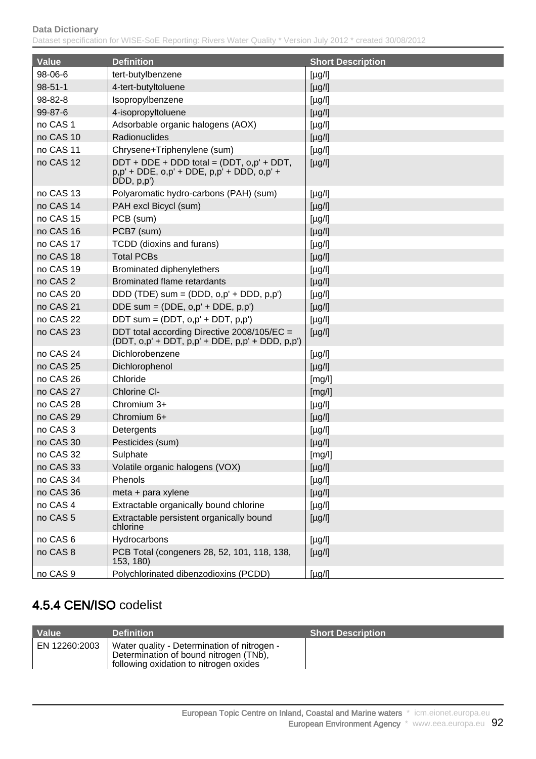| Value | Definition | Short Description |
|---|---|---|
| 98-06-6 | tert-butylbenzene | [µg/l] |
| 98-51-1 | 4-tert-butyltoluene | [µg/l] |
| 98-82-8 | Isopropylbenzene | [µg/l] |
| 99-87-6 | 4-isopropyltoluene | [µg/l] |
| no CAS 1 | Adsorbable organic halogens (AOX) | [µg/l] |
| no CAS 10 | Radionuclides | [µg/l] |
| no CAS 11 | Chrysene+Triphenylene (sum) | [µg/l] |
| no CAS 12 | DDT + DDE + DDD total = (DDT, o,p' + DDT, p,p' + DDE, o,p' + DDE, p,p' + DDD, o,p' + DDD, p,p') | [µg/l] |
| no CAS 13 | Polyaromatic hydro-carbons (PAH) (sum) | [µg/l] |
| no CAS 14 | PAH excl Bicycl (sum) | [µg/l] |
| no CAS 15 | PCB (sum) | [µg/l] |
| no CAS 16 | PCB7 (sum) | [µg/l] |
| no CAS 17 | TCDD (dioxins and furans) | [µg/l] |
| no CAS 18 | Total PCBs | [µg/l] |
| no CAS 19 | Brominated diphenylethers | [µg/l] |
| no CAS 2 | Brominated flame retardants | [µg/l] |
| no CAS 20 | DDD (TDE) sum = (DDD, o,p' + DDD, p,p') | [µg/l] |
| no CAS 21 | DDE sum = (DDE, o,p' + DDE, p,p') | [µg/l] |
| no CAS 22 | DDT sum = (DDT, o,p' + DDT, p,p') | [µg/l] |
| no CAS 23 | DDT total according Directive 2008/105/EC = (DDT, o,p' + DDT, p,p' + DDE, p,p' + DDD, p,p') | [µg/l] |
| no CAS 24 | Dichlorobenzene | [µg/l] |
| no CAS 25 | Dichlorophenol | [µg/l] |
| no CAS 26 | Chloride | [mg/l] |
| no CAS 27 | Chlorine Cl- | [mg/l] |
| no CAS 28 | Chromium 3+ | [µg/l] |
| no CAS 29 | Chromium 6+ | [µg/l] |
| no CAS 3 | Detergents | [µg/l] |
| no CAS 30 | Pesticides (sum) | [µg/l] |
| no CAS 32 | Sulphate | [mg/l] |
| no CAS 33 | Volatile organic halogens (VOX) | [µg/l] |
| no CAS 34 | Phenols | [µg/l] |
| no CAS 36 | meta + para xylene | [µg/l] |
| no CAS 4 | Extractable organically bound chlorine | [µg/l] |
| no CAS 5 | Extractable persistent organically bound chlorine | [µg/l] |
| no CAS 6 | Hydrocarbons | [µg/l] |
| no CAS 8 | PCB Total (congeners 28, 52, 101, 118, 138, 153, 180) | [µg/l] |
| no CAS 9 | Polychlorinated dibenzodioxins (PCDD) | [µg/l] |

## 4.5.4 CEN/ISO codelist

| Value | Definition | Short Description |
|---|---|---|
| EN 12260:2003 | Water quality - Determination of nitrogen - Determination of bound nitrogen (TNb), following oxidation to nitrogen oxides | |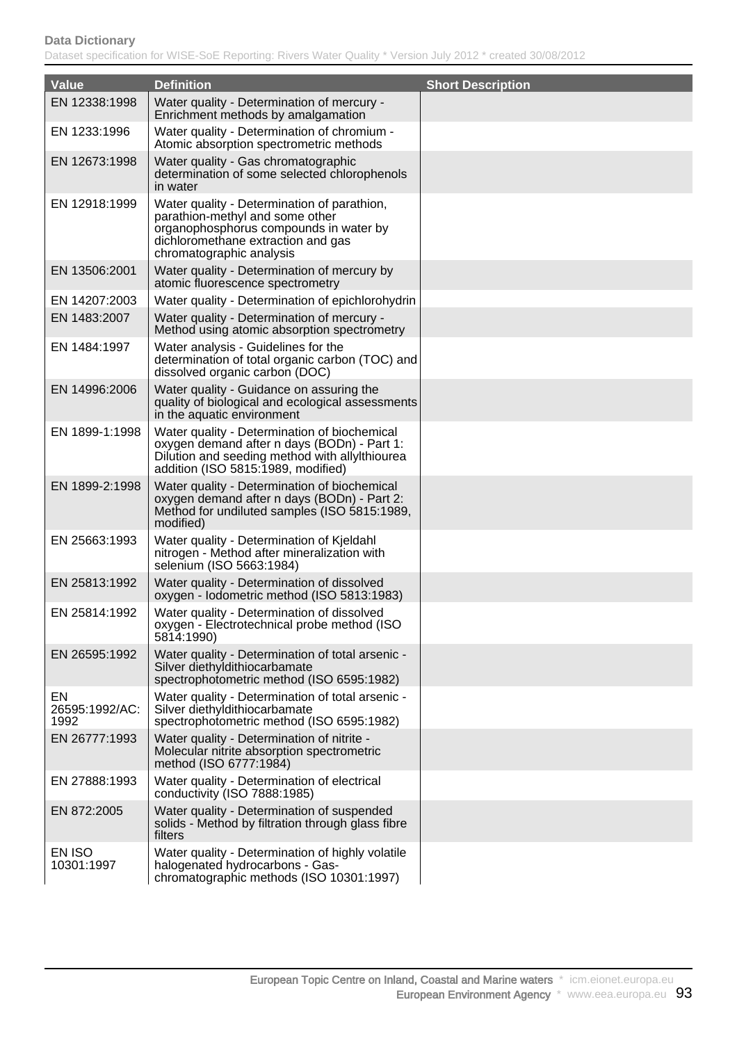| Value | Definition | Short Description |
|---|---|---|
| EN 12338:1998 | Water quality - Determination of mercury - Enrichment methods by amalgamation | |
| EN 1233:1996 | Water quality - Determination of chromium - Atomic absorption spectrometric methods | |
| EN 12673:1998 | Water quality - Gas chromatographic determination of some selected chlorophenols in water | |
| EN 12918:1999 | Water quality - Determination of parathion, parathion-methyl and some other organophosphorus compounds in water by dichloromethane extraction and gas chromatographic analysis | |
| EN 13506:2001 | Water quality - Determination of mercury by atomic fluorescence spectrometry | |
| EN 14207:2003 | Water quality - Determination of epichlorohydrin | |
| EN 1483:2007 | Water quality - Determination of mercury - Method using atomic absorption spectrometry | |
| EN 1484:1997 | Water analysis - Guidelines for the determination of total organic carbon (TOC) and dissolved organic carbon (DOC) | |
| EN 14996:2006 | Water quality - Guidance on assuring the quality of biological and ecological assessments in the aquatic environment | |
| EN 1899-1:1998 | Water quality - Determination of biochemical oxygen demand after n days (BODn) - Part 1: Dilution and seeding method with allylthiourea addition (ISO 5815:1989, modified) | |
| EN 1899-2:1998 | Water quality - Determination of biochemical oxygen demand after n days (BODn) - Part 2: Method for undiluted samples (ISO 5815:1989, modified) | |
| EN 25663:1993 | Water quality - Determination of Kjeldahl nitrogen - Method after mineralization with selenium (ISO 5663:1984) | |
| EN 25813:1992 | Water quality - Determination of dissolved oxygen - Iodometric method (ISO 5813:1983) | |
| EN 25814:1992 | Water quality - Determination of dissolved oxygen - Electrotechnical probe method (ISO 5814:1990) | |
| EN 26595:1992 | Water quality - Determination of total arsenic - Silver diethyldithiocarbamate spectrophotometric method (ISO 6595:1982) | |
| EN 26595:1992/AC:1992 | Water quality - Determination of total arsenic - Silver diethyldithiocarbamate spectrophotometric method (ISO 6595:1982) | |
| EN 26777:1993 | Water quality - Determination of nitrite - Molecular nitrite absorption spectrometric method (ISO 6777:1984) | |
| EN 27888:1993 | Water quality - Determination of electrical conductivity (ISO 7888:1985) | |
| EN 872:2005 | Water quality - Determination of suspended solids - Method by filtration through glass fibre filters | |
| EN ISO 10301:1997 | Water quality - Determination of highly volatile halogenated hydrocarbons - Gas-chromatographic methods (ISO 10301:1997) | |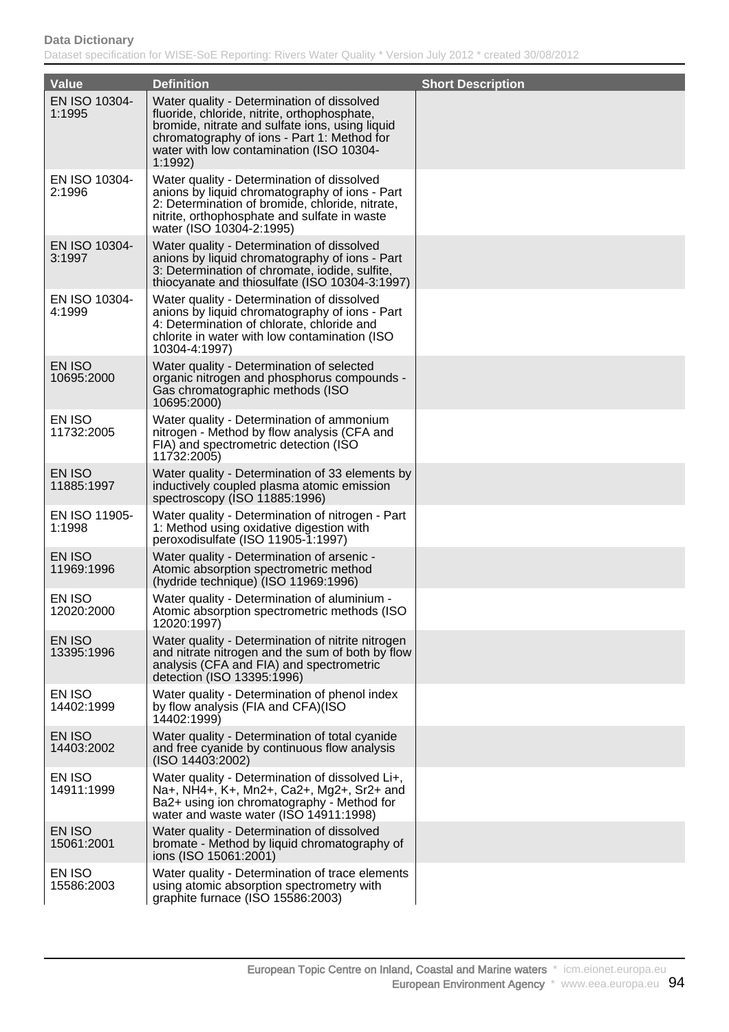| Value | Definition | Short Description |
|---|---|---|
| EN ISO 10304-1:1995 | Water quality - Determination of dissolved fluoride, chloride, nitrite, orthophosphate, bromide, nitrate and sulfate ions, using liquid chromatography of ions - Part 1: Method for water with low contamination (ISO 10304-1:1992) | |
| EN ISO 10304-2:1996 | Water quality - Determination of dissolved anions by liquid chromatography of ions - Part 2: Determination of bromide, chloride, nitrate, nitrite, orthophosphate and sulfate in waste water (ISO 10304-2:1995) | |
| EN ISO 10304-3:1997 | Water quality - Determination of dissolved anions by liquid chromatography of ions - Part 3: Determination of chromate, iodide, sulfite, thiocyanate and thiosulfate (ISO 10304-3:1997) | |
| EN ISO 10304-4:1999 | Water quality - Determination of dissolved anions by liquid chromatography of ions - Part 4: Determination of chlorate, chloride and chlorite in water with low contamination (ISO 10304-4:1997) | |
| EN ISO 10695:2000 | Water quality - Determination of selected organic nitrogen and phosphorus compounds - Gas chromatographic methods (ISO 10695:2000) | |
| EN ISO 11732:2005 | Water quality - Determination of ammonium nitrogen - Method by flow analysis (CFA and FIA) and spectrometric detection (ISO 11732:2005) | |
| EN ISO 11885:1997 | Water quality - Determination of 33 elements by inductively coupled plasma atomic emission spectroscopy (ISO 11885:1996) | |
| EN ISO 11905-1:1998 | Water quality - Determination of nitrogen - Part 1: Method using oxidative digestion with peroxodisulfate (ISO 11905-1:1997) | |
| EN ISO 11969:1996 | Water quality - Determination of arsenic - Atomic absorption spectrometric method (hydride technique) (ISO 11969:1996) | |
| EN ISO 12020:2000 | Water quality - Determination of aluminium - Atomic absorption spectrometric methods (ISO 12020:1997) | |
| EN ISO 13395:1996 | Water quality - Determination of nitrite nitrogen and nitrate nitrogen and the sum of both by flow analysis (CFA and FIA) and spectrometric detection (ISO 13395:1996) | |
| EN ISO 14402:1999 | Water quality - Determination of phenol index by flow analysis (FIA and CFA)(ISO 14402:1999) | |
| EN ISO 14403:2002 | Water quality - Determination of total cyanide and free cyanide by continuous flow analysis (ISO 14403:2002) | |
| EN ISO 14911:1999 | Water quality - Determination of dissolved Li+, Na+, NH4+, K+, Mn2+, Ca2+, Mg2+, Sr2+ and Ba2+ using ion chromatography - Method for water and waste water (ISO 14911:1998) | |
| EN ISO 15061:2001 | Water quality - Determination of dissolved bromate - Method by liquid chromatography of ions (ISO 15061:2001) | |
| EN ISO 15586:2003 | Water quality - Determination of trace elements using atomic absorption spectrometry with graphite furnace (ISO 15586:2003) | |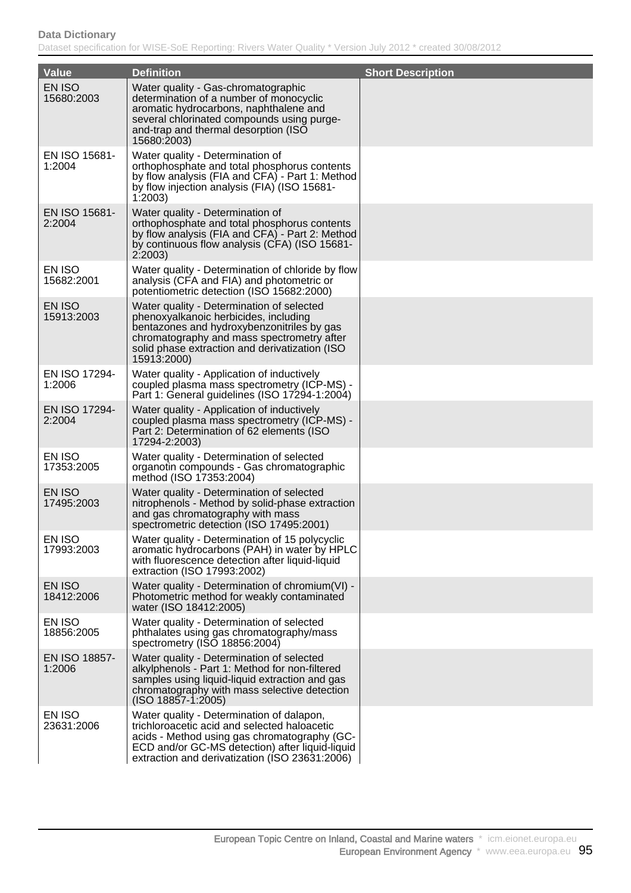| Value | Definition | Short Description |
| --- | --- | --- |
| EN ISO 15680:2003 | Water quality - Gas-chromatographic determination of a number of monocyclic aromatic hydrocarbons, naphthalene and several chlorinated compounds using purge-and-trap and thermal desorption (ISO 15680:2003) | |
| EN ISO 15681-1:2004 | Water quality - Determination of orthophosphate and total phosphorus contents by flow analysis (FIA and CFA) - Part 1: Method by flow injection analysis (FIA) (ISO 15681-1:2003) | |
| EN ISO 15681-2:2004 | Water quality - Determination of orthophosphate and total phosphorus contents by flow analysis (FIA and CFA) - Part 2: Method by continuous flow analysis (CFA) (ISO 15681-2:2003) | |
| EN ISO 15682:2001 | Water quality - Determination of chloride by flow analysis (CFA and FIA) and photometric or potentiometric detection (ISO 15682:2000) | |
| EN ISO 15913:2003 | Water quality - Determination of selected phenoxyalkanoic herbicides, including bentazones and hydroxybenzonitriles by gas chromatography and mass spectrometry after solid phase extraction and derivatization (ISO 15913:2000) | |
| EN ISO 17294-1:2006 | Water quality - Application of inductively coupled plasma mass spectrometry (ICP-MS) - Part 1: General guidelines (ISO 17294-1:2004) | |
| EN ISO 17294-2:2004 | Water quality - Application of inductively coupled plasma mass spectrometry (ICP-MS) - Part 2: Determination of 62 elements (ISO 17294-2:2003) | |
| EN ISO 17353:2005 | Water quality - Determination of selected organotin compounds - Gas chromatographic method (ISO 17353:2004) | |
| EN ISO 17495:2003 | Water quality - Determination of selected nitrophenols - Method by solid-phase extraction and gas chromatography with mass spectrometric detection (ISO 17495:2001) | |
| EN ISO 17993:2003 | Water quality - Determination of 15 polycyclic aromatic hydrocarbons (PAH) in water by HPLC with fluorescence detection after liquid-liquid extraction (ISO 17993:2002) | |
| EN ISO 18412:2006 | Water quality - Determination of chromium(VI) - Photometric method for weakly contaminated water (ISO 18412:2005) | |
| EN ISO 18856:2005 | Water quality - Determination of selected phthalates using gas chromatography/mass spectrometry (ISO 18856:2004) | |
| EN ISO 18857-1:2006 | Water quality - Determination of selected alkylphenols - Part 1: Method for non-filtered samples using liquid-liquid extraction and gas chromatography with mass selective detection (ISO 18857-1:2005) | |
| EN ISO 23631:2006 | Water quality - Determination of dalapon, trichloroacetic acid and selected haloacetic acids - Method using gas chromatography (GC-ECD and/or GC-MS detection) after liquid-liquid extraction and derivatization (ISO 23631:2006) | |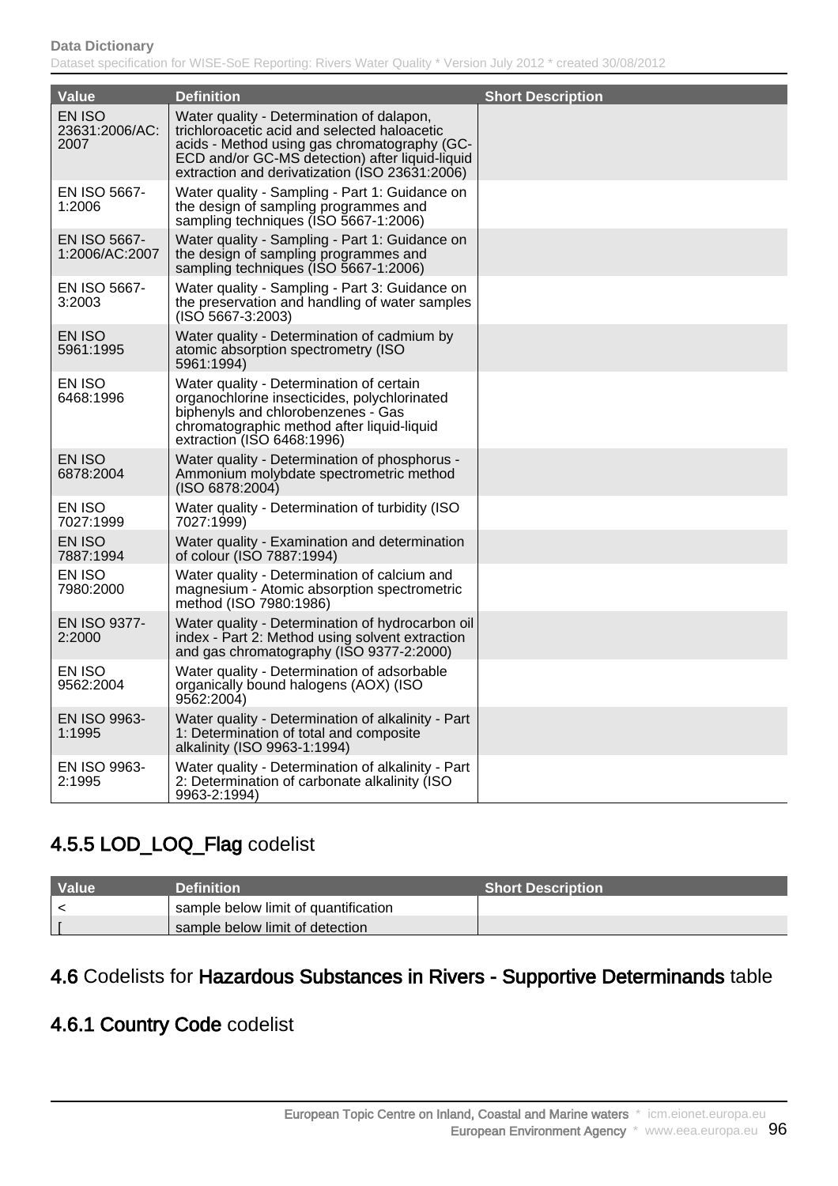| Value | Definition | Short Description |
| --- | --- | --- |
| EN ISO 23631:2006/AC: 2007 | Water quality - Determination of dalapon, trichloroacetic acid and selected haloacetic acids - Method using gas chromatography (GC-ECD and/or GC-MS detection) after liquid-liquid extraction and derivatization (ISO 23631:2006) | |
| EN ISO 5667-1:2006 | Water quality - Sampling - Part 1: Guidance on the design of sampling programmes and sampling techniques (ISO 5667-1:2006) | |
| EN ISO 5667-1:2006/AC:2007 | Water quality - Sampling - Part 1: Guidance on the design of sampling programmes and sampling techniques (ISO 5667-1:2006) | |
| EN ISO 5667-3:2003 | Water quality - Sampling - Part 3: Guidance on the preservation and handling of water samples (ISO 5667-3:2003) | |
| EN ISO 5961:1995 | Water quality - Determination of cadmium by atomic absorption spectrometry (ISO 5961:1994) | |
| EN ISO 6468:1996 | Water quality - Determination of certain organochlorine insecticides, polychlorinated biphenyls and chlorobenzenes - Gas chromatographic method after liquid-liquid extraction (ISO 6468:1996) | |
| EN ISO 6878:2004 | Water quality - Determination of phosphorus - Ammonium molybdate spectrometric method (ISO 6878:2004) | |
| EN ISO 7027:1999 | Water quality - Determination of turbidity (ISO 7027:1999) | |
| EN ISO 7887:1994 | Water quality - Examination and determination of colour (ISO 7887:1994) | |
| EN ISO 7980:2000 | Water quality - Determination of calcium and magnesium - Atomic absorption spectrometric method (ISO 7980:1986) | |
| EN ISO 9377-2:2000 | Water quality - Determination of hydrocarbon oil index - Part 2: Method using solvent extraction and gas chromatography (ISO 9377-2:2000) | |
| EN ISO 9562:2004 | Water quality - Determination of adsorbable organically bound halogens (AOX) (ISO 9562:2004) | |
| EN ISO 9963-1:1995 | Water quality - Determination of alkalinity - Part 1: Determination of total and composite alkalinity (ISO 9963-1:1994) | |
| EN ISO 9963-2:1995 | Water quality - Determination of alkalinity - Part 2: Determination of carbonate alkalinity (ISO 9963-2:1994) | |

## 4.5.5 LOD_LOQ_Flag codelist

| Value | Definition | Short Description |
| --- | --- | --- |
| < | sample below limit of quantification | |
| [ | sample below limit of detection | |

## 4.6 Codelists for Hazardous Substances in Rivers - Supportive Determinands table

## 4.6.1 Country Code codelist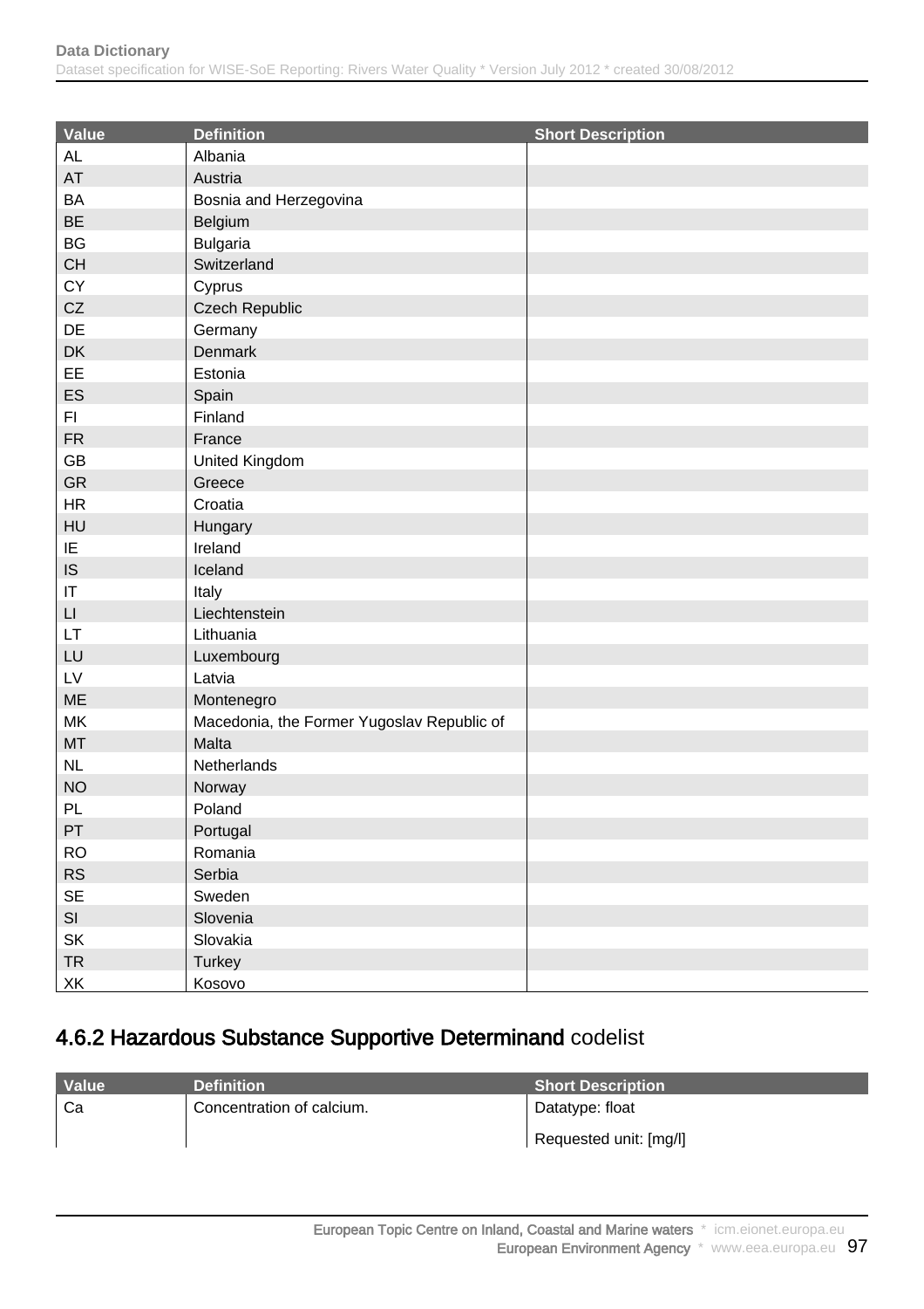| Value | Definition | Short Description |
| --- | --- | --- |
| AL | Albania | |
| AT | Austria | |
| BA | Bosnia and Herzegovina | |
| BE | Belgium | |
| BG | Bulgaria | |
| CH | Switzerland | |
| CY | Cyprus | |
| CZ | Czech Republic | |
| DE | Germany | |
| DK | Denmark | |
| EE | Estonia | |
| ES | Spain | |
| FI | Finland | |
| FR | France | |
| GB | United Kingdom | |
| GR | Greece | |
| HR | Croatia | |
| HU | Hungary | |
| IE | Ireland | |
| IS | Iceland | |
| IT | Italy | |
| LI | Liechtenstein | |
| LT | Lithuania | |
| LU | Luxembourg | |
| LV | Latvia | |
| ME | Montenegro | |
| MK | Macedonia, the Former Yugoslav Republic of | |
| MT | Malta | |
| NL | Netherlands | |
| NO | Norway | |
| PL | Poland | |
| PT | Portugal | |
| RO | Romania | |
| RS | Serbia | |
| SE | Sweden | |
| SI | Slovenia | |
| SK | Slovakia | |
| TR | Turkey | |
| XK | Kosovo | |

## 4.6.2 Hazardous Substance Supportive Determinand codelist

| Value | Definition | Short Description |
| --- | --- | --- |
| Ca | Concentration of calcium. | Datatype: float<br>Requested unit: [mg/l] |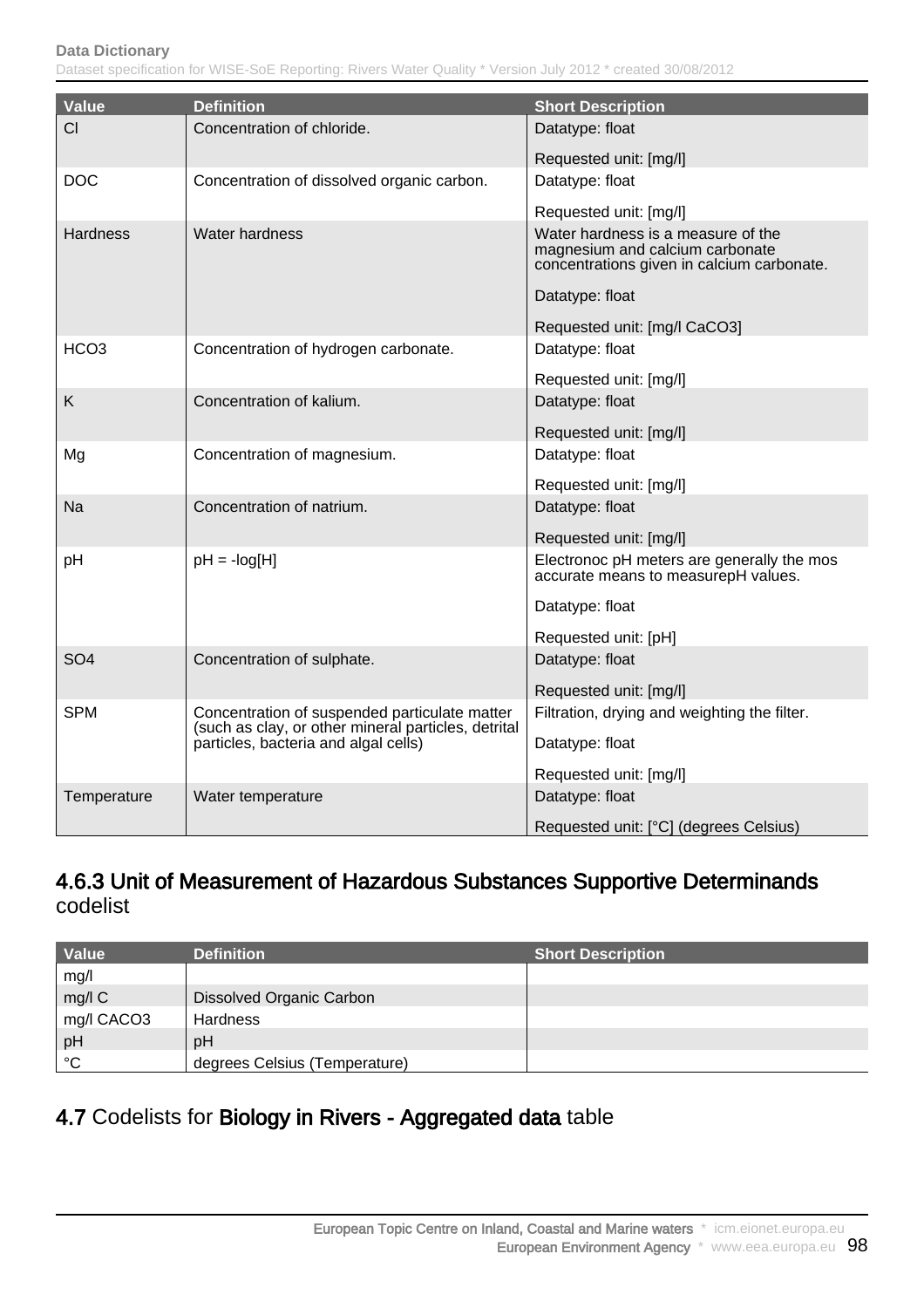| Value | Definition | Short Description |
|---|---|---|
| Cl | Concentration of chloride. | Datatype: float<br><br>Requested unit: [mg/l] |
| DOC | Concentration of dissolved organic carbon. | Datatype: float<br><br>Requested unit: [mg/l] |
| Hardness | Water hardness | Water hardness is a measure of the magnesium and calcium carbonate concentrations given in calcium carbonate.<br><br>Datatype: float<br><br>Requested unit: [mg/l CaCO3] |
| HCO3 | Concentration of hydrogen carbonate. | Datatype: float<br><br>Requested unit: [mg/l] |
| K | Concentration of kalium. | Datatype: float<br><br>Requested unit: [mg/l] |
| Mg | Concentration of magnesium. | Datatype: float<br><br>Requested unit: [mg/l] |
| Na | Concentration of natrium. | Datatype: float<br><br>Requested unit: [mg/l] |
| pH | pH = -log[H] | Electronoc pH meters are generally the mos accurate means to measurepH values.<br><br>Datatype: float<br><br>Requested unit: [pH] |
| SO4 | Concentration of sulphate. | Datatype: float<br><br>Requested unit: [mg/l] |
| SPM | Concentration of suspended particulate matter (such as clay, or other mineral particles, detrital particles, bacteria and algal cells) | Filtration, drying and weighting the filter.<br><br>Datatype: float<br><br>Requested unit: [mg/l] |
| Temperature | Water temperature | Datatype: float<br><br>Requested unit: [°C] (degrees Celsius) |

### 4.6.3 Unit of Measurement of Hazardous Substances Supportive Determinands codelist

| Value | Definition | Short Description |
|---|---|---|
| mg/l | | |
| mg/l C | Dissolved Organic Carbon | |
| mg/l CACO3 | Hardness | |
| pH | pH | |
| °C | degrees Celsius (Temperature) | |

## 4.7 Codelists for Biology in Rivers - Aggregated data table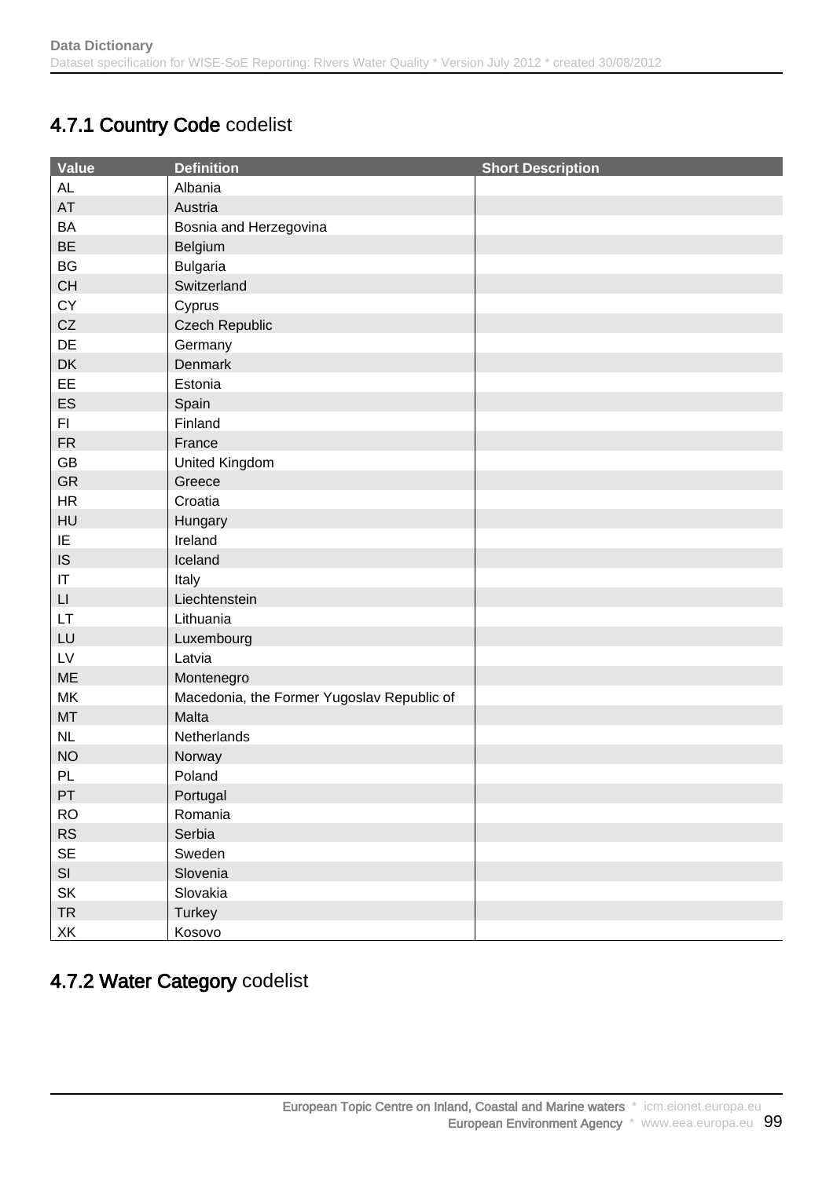## 4.7.1 Country Code codelist

| Value | Definition | Short Description |
|---|---|---|
| AL | Albania | |
| AT | Austria | |
| BA | Bosnia and Herzegovina | |
| BE | Belgium | |
| BG | Bulgaria | |
| CH | Switzerland | |
| CY | Cyprus | |
| CZ | Czech Republic | |
| DE | Germany | |
| DK | Denmark | |
| EE | Estonia | |
| ES | Spain | |
| FI | Finland | |
| FR | France | |
| GB | United Kingdom | |
| GR | Greece | |
| HR | Croatia | |
| HU | Hungary | |
| IE | Ireland | |
| IS | Iceland | |
| IT | Italy | |
| LI | Liechtenstein | |
| LT | Lithuania | |
| LU | Luxembourg | |
| LV | Latvia | |
| ME | Montenegro | |
| MK | Macedonia, the Former Yugoslav Republic of | |
| MT | Malta | |
| NL | Netherlands | |
| NO | Norway | |
| PL | Poland | |
| PT | Portugal | |
| RO | Romania | |
| RS | Serbia | |
| SE | Sweden | |
| SI | Slovenia | |
| SK | Slovakia | |
| TR | Turkey | |
| XK | Kosovo | |

## 4.7.2 Water Category codelist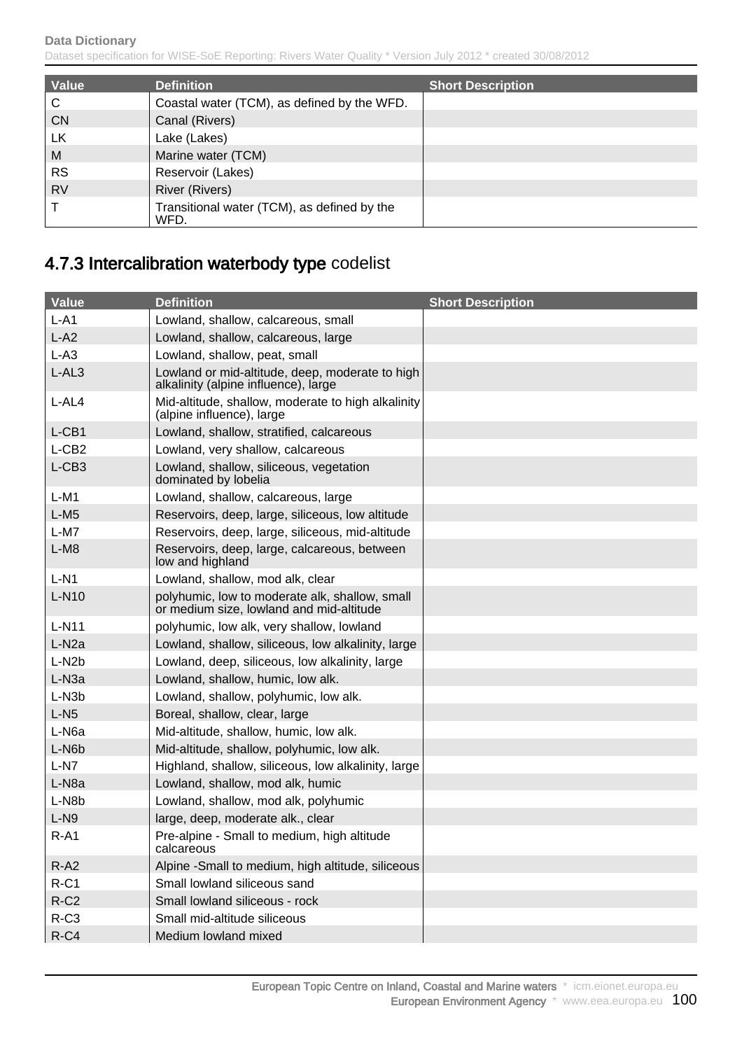| Value | Definition | Short Description |
| --- | --- | --- |
| C | Coastal water (TCM), as defined by the WFD. | |
| CN | Canal (Rivers) | |
| LK | Lake (Lakes) | |
| M | Marine water (TCM) | |
| RS | Reservoir (Lakes) | |
| RV | River (Rivers) | |
| T | Transitional water (TCM), as defined by the WFD. | |

## 4.7.3 Intercalibration waterbody type codelist

| Value | Definition | Short Description |
| --- | --- | --- |
| L-A1 | Lowland, shallow, calcareous, small | |
| L-A2 | Lowland, shallow, calcareous, large | |
| L-A3 | Lowland, shallow, peat, small | |
| L-AL3 | Lowland or mid-altitude, deep, moderate to high alkalinity (alpine influence), large | |
| L-AL4 | Mid-altitude, shallow, moderate to high alkalinity (alpine influence), large | |
| L-CB1 | Lowland, shallow, stratified, calcareous | |
| L-CB2 | Lowland, very shallow, calcareous | |
| L-CB3 | Lowland, shallow, siliceous, vegetation dominated by lobelia | |
| L-M1 | Lowland, shallow, calcareous, large | |
| L-M5 | Reservoirs, deep, large, siliceous, low altitude | |
| L-M7 | Reservoirs, deep, large, siliceous, mid-altitude | |
| L-M8 | Reservoirs, deep, large, calcareous, between low and highland | |
| L-N1 | Lowland, shallow, mod alk, clear | |
| L-N10 | polyhumic, low to moderate alk, shallow, small or medium size, lowland and mid-altitude | |
| L-N11 | polyhumic, low alk, very shallow, lowland | |
| L-N2a | Lowland, shallow, siliceous, low alkalinity, large | |
| L-N2b | Lowland, deep, siliceous, low alkalinity, large | |
| L-N3a | Lowland, shallow, humic, low alk. | |
| L-N3b | Lowland, shallow, polyhumic, low alk. | |
| L-N5 | Boreal, shallow, clear, large | |
| L-N6a | Mid-altitude, shallow, humic, low alk. | |
| L-N6b | Mid-altitude, shallow, polyhumic, low alk. | |
| L-N7 | Highland, shallow, siliceous, low alkalinity, large | |
| L-N8a | Lowland, shallow, mod alk, humic | |
| L-N8b | Lowland, shallow, mod alk, polyhumic | |
| L-N9 | large, deep, moderate alk., clear | |
| R-A1 | Pre-alpine - Small to medium, high altitude calcareous | |
| R-A2 | Alpine -Small to medium, high altitude, siliceous | |
| R-C1 | Small lowland siliceous sand | |
| R-C2 | Small lowland siliceous - rock | |
| R-C3 | Small mid-altitude siliceous | |
| R-C4 | Medium lowland mixed | |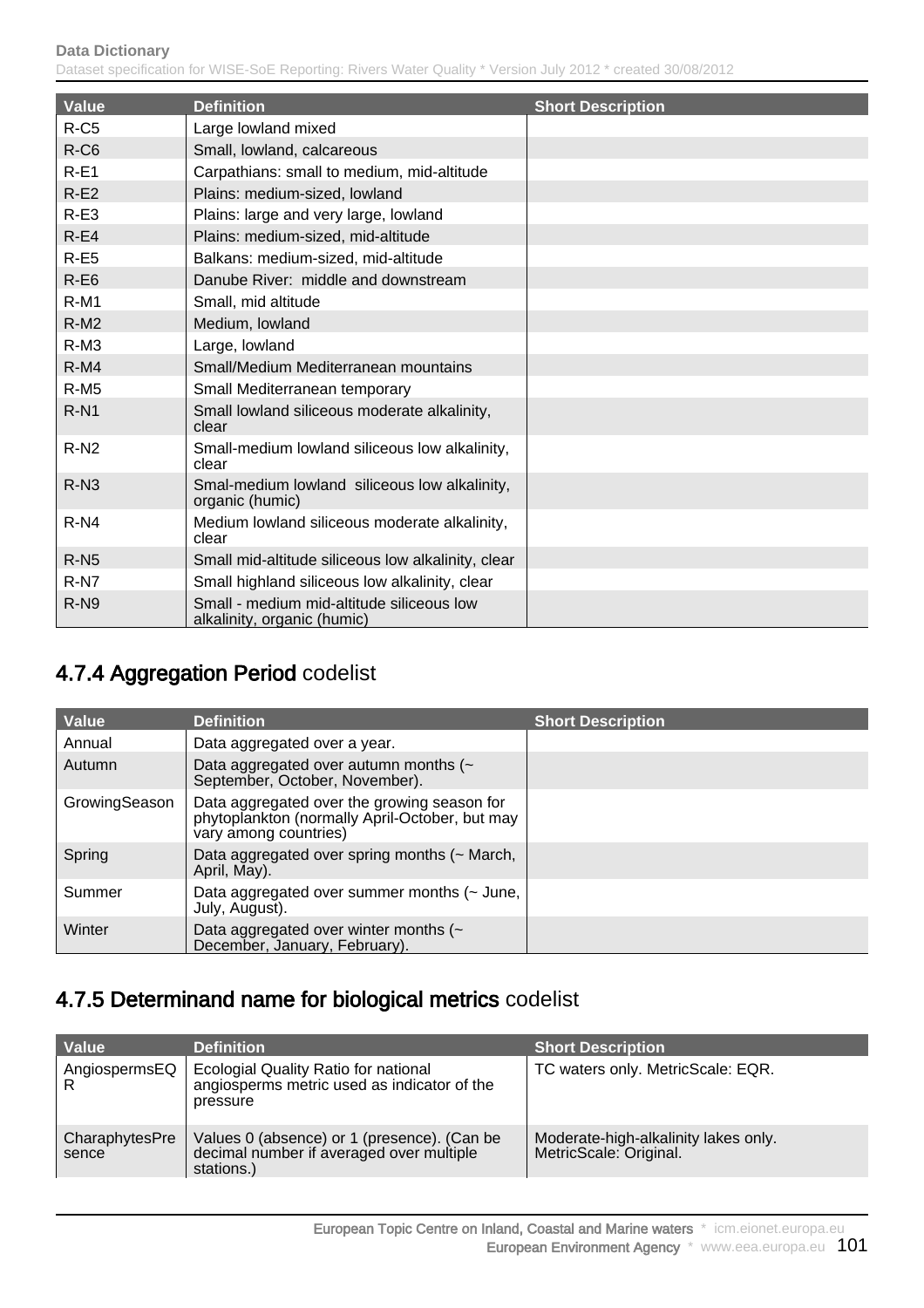| Value | Definition | Short Description |
|---|---|---|
| R-C5 | Large lowland mixed | |
| R-C6 | Small, lowland, calcareous | |
| R-E1 | Carpathians: small to medium, mid-altitude | |
| R-E2 | Plains: medium-sized, lowland | |
| R-E3 | Plains: large and very large, lowland | |
| R-E4 | Plains: medium-sized, mid-altitude | |
| R-E5 | Balkans: medium-sized, mid-altitude | |
| R-E6 | Danube River: middle and downstream | |
| R-M1 | Small, mid altitude | |
| R-M2 | Medium, lowland | |
| R-M3 | Large, lowland | |
| R-M4 | Small/Medium Mediterranean mountains | |
| R-M5 | Small Mediterranean temporary | |
| R-N1 | Small lowland siliceous moderate alkalinity, clear | |
| R-N2 | Small-medium lowland siliceous low alkalinity, clear | |
| R-N3 | Smal-medium lowland siliceous low alkalinity, organic (humic) | |
| R-N4 | Medium lowland siliceous moderate alkalinity, clear | |
| R-N5 | Small mid-altitude siliceous low alkalinity, clear | |
| R-N7 | Small highland siliceous low alkalinity, clear | |
| R-N9 | Small - medium mid-altitude siliceous low alkalinity, organic (humic) | |

## 4.7.4 Aggregation Period codelist

| Value | Definition | Short Description |
|---|---|---|
| Annual | Data aggregated over a year. | |
| Autumn | Data aggregated over autumn months (~ September, October, November). | |
| GrowingSeason | Data aggregated over the growing season for phytoplankton (normally April-October, but may vary among countries) | |
| Spring | Data aggregated over spring months (~ March, April, May). | |
| Summer | Data aggregated over summer months (~ June, July, August). | |
| Winter | Data aggregated over winter months (~ December, January, February). | |

## 4.7.5 Determinand name for biological metrics codelist

| Value | Definition | Short Description |
|---|---|---|
| AngiospermsEQR | Ecologial Quality Ratio for national angiosperms metric used as indicator of the pressure | TC waters only. MetricScale: EQR. |
| CharaphytesPresence | Values 0 (absence) or 1 (presence). (Can be decimal number if averaged over multiple stations.) | Moderate-high-alkalinity lakes only. MetricScale: Original. |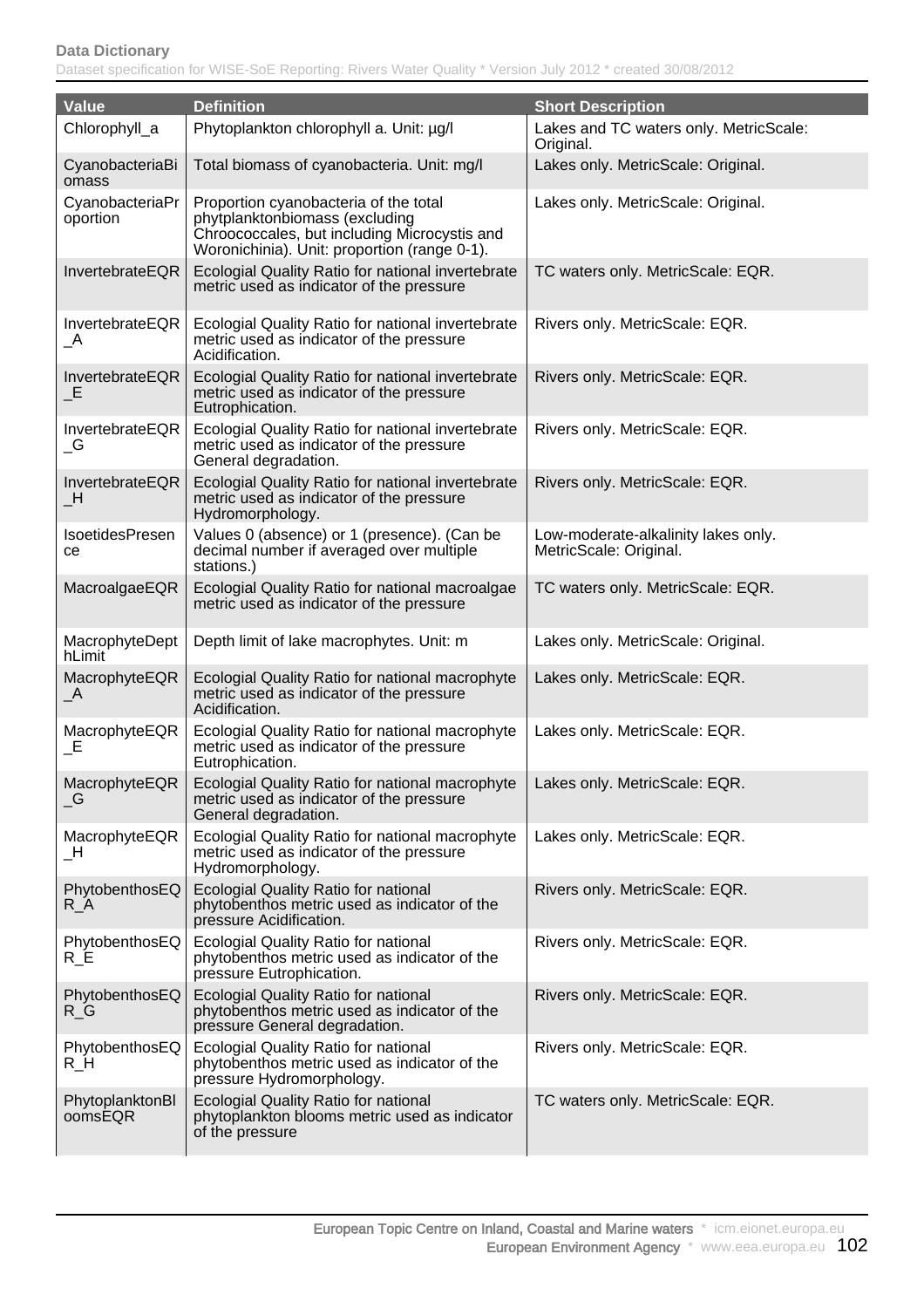| Value | Definition | Short Description |
|---|---|---|
| Chlorophyll_a | Phytoplankton chlorophyll a. Unit: µg/l | Lakes and TC waters only. MetricScale: Original. |
| CyanobacteriaBiomass | Total biomass of cyanobacteria. Unit: mg/l | Lakes only. MetricScale: Original. |
| CyanobacteriaProportion | Proportion cyanobacteria of the total phytplanktonbiomass (excluding Chroococcales, but including Microcystis and Woronichinia). Unit: proportion (range 0-1). | Lakes only. MetricScale: Original. |
| InvertebrateEQR | Ecologial Quality Ratio for national invertebrate metric used as indicator of the pressure | TC waters only. MetricScale: EQR. |
| InvertebrateEQR_A | Ecologial Quality Ratio for national invertebrate metric used as indicator of the pressure Acidification. | Rivers only. MetricScale: EQR. |
| InvertebrateEQR_E | Ecologial Quality Ratio for national invertebrate metric used as indicator of the pressure Eutrophication. | Rivers only. MetricScale: EQR. |
| InvertebrateEQR_G | Ecologial Quality Ratio for national invertebrate metric used as indicator of the pressure General degradation. | Rivers only. MetricScale: EQR. |
| InvertebrateEQR_H | Ecologial Quality Ratio for national invertebrate metric used as indicator of the pressure Hydromorphology. | Rivers only. MetricScale: EQR. |
| IsoetidesPresence | Values 0 (absence) or 1 (presence). (Can be decimal number if averaged over multiple stations.) | Low-moderate-alkalinity lakes only. MetricScale: Original. |
| MacroalgaeEQR | Ecologial Quality Ratio for national macroalgae metric used as indicator of the pressure | TC waters only. MetricScale: EQR. |
| MacrophyteDepthLimit | Depth limit of lake macrophytes. Unit: m | Lakes only. MetricScale: Original. |
| MacrophyteEQR_A | Ecologial Quality Ratio for national macrophyte metric used as indicator of the pressure Acidification. | Lakes only. MetricScale: EQR. |
| MacrophyteEQR_E | Ecologial Quality Ratio for national macrophyte metric used as indicator of the pressure Eutrophication. | Lakes only. MetricScale: EQR. |
| MacrophyteEQR_G | Ecologial Quality Ratio for national macrophyte metric used as indicator of the pressure General degradation. | Lakes only. MetricScale: EQR. |
| MacrophyteEQR_H | Ecologial Quality Ratio for national macrophyte metric used as indicator of the pressure Hydromorphology. | Lakes only. MetricScale: EQR. |
| PhytobenthosEQR_A | Ecologial Quality Ratio for national phytobenthos metric used as indicator of the pressure Acidification. | Rivers only. MetricScale: EQR. |
| PhytobenthosEQR_E | Ecologial Quality Ratio for national phytobenthos metric used as indicator of the pressure Eutrophication. | Rivers only. MetricScale: EQR. |
| PhytobenthosEQR_G | Ecologial Quality Ratio for national phytobenthos metric used as indicator of the pressure General degradation. | Rivers only. MetricScale: EQR. |
| PhytobenthosEQR_H | Ecologial Quality Ratio for national phytobenthos metric used as indicator of the pressure Hydromorphology. | Rivers only. MetricScale: EQR. |
| PhytoplanktonBloomsEQR | Ecologial Quality Ratio for national phytoplankton blooms metric used as indicator of the pressure | TC waters only. MetricScale: EQR. |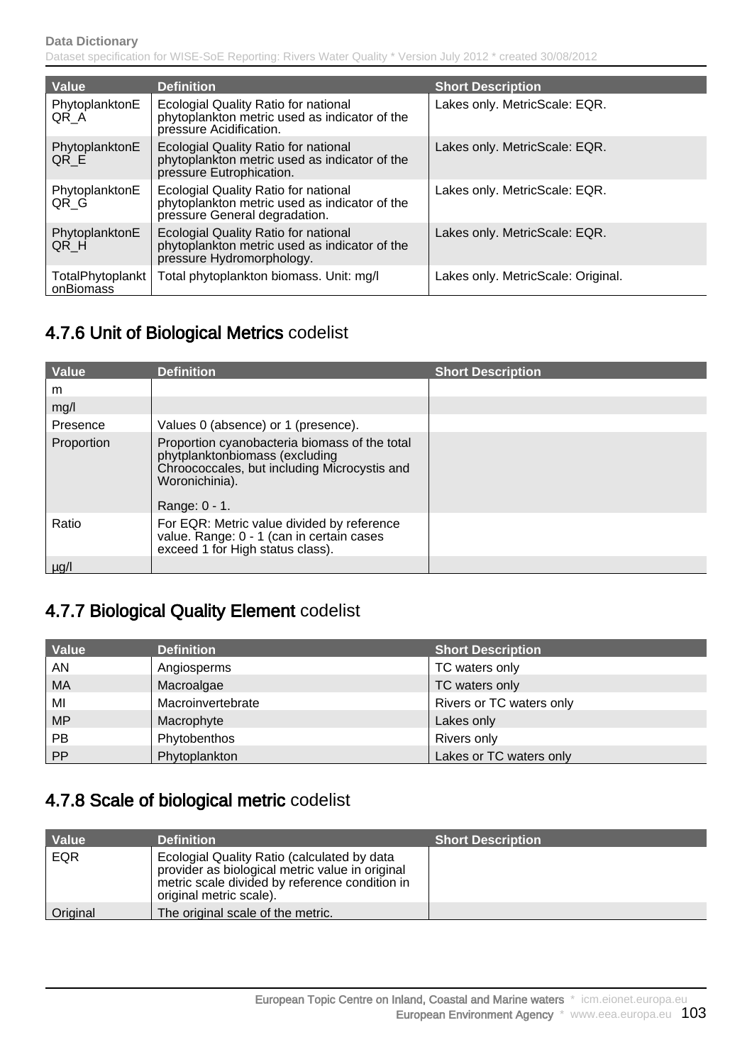| Value | Definition | Short Description |
| --- | --- | --- |
| PhytoplanktonEQR_A | Ecologial Quality Ratio for national phytoplankton metric used as indicator of the pressure Acidification. | Lakes only. MetricScale: EQR. |
| PhytoplanktonEQR_E | Ecologial Quality Ratio for national phytoplankton metric used as indicator of the pressure Eutrophication. | Lakes only. MetricScale: EQR. |
| PhytoplanktonEQR_G | Ecologial Quality Ratio for national phytoplankton metric used as indicator of the pressure General degradation. | Lakes only. MetricScale: EQR. |
| PhytoplanktonEQR_H | Ecologial Quality Ratio for national phytoplankton metric used as indicator of the pressure Hydromorphology. | Lakes only. MetricScale: EQR. |
| TotalPhytoplanktonBiomass | Total phytoplankton biomass. Unit: mg/l | Lakes only. MetricScale: Original. |

## 4.7.6 Unit of Biological Metrics codelist

| Value | Definition | Short Description |
| --- | --- | --- |
| m | | |
| mg/l | | |
| Presence | Values 0 (absence) or 1 (presence). | |
| Proportion | Proportion cyanobacteria biomass of the total phytplanktonbiomass (excluding Chroococcales, but including Microcystis and Woronichinia). Range: 0 - 1. | |
| Ratio | For EQR: Metric value divided by reference value. Range: 0 - 1 (can in certain cases exceed 1 for High status class). | |
| µg/l | | |

## 4.7.7 Biological Quality Element codelist

| Value | Definition | Short Description |
| --- | --- | --- |
| AN | Angiosperms | TC waters only |
| MA | Macroalgae | TC waters only |
| MI | Macroinvertebrate | Rivers or TC waters only |
| MP | Macrophyte | Lakes only |
| PB | Phytobenthos | Rivers only |
| PP | Phytoplankton | Lakes or TC waters only |

## 4.7.8 Scale of biological metric codelist

| Value | Definition | Short Description |
| --- | --- | --- |
| EQR | Ecologial Quality Ratio (calculated by data provider as biological metric value in original metric scale divided by reference condition in original metric scale). | |
| Original | The original scale of the metric. | |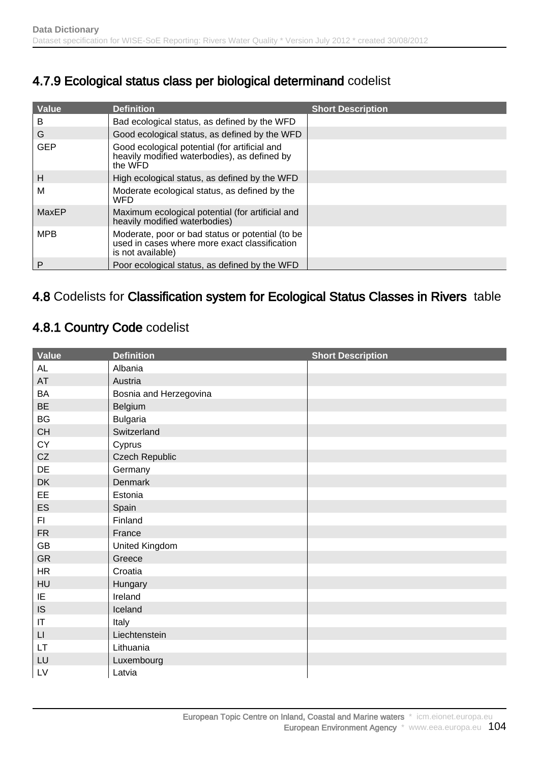### 4.7.9 **Ecological status class per biological determinand** codelist

| Value | Definition | Short Description |
|---|---|---|
| B | Bad ecological status, as defined by the WFD | |
| G | Good ecological status, as defined by the WFD | |
| GEP | Good ecological potential (for artificial and heavily modified waterbodies), as defined by the WFD | |
| H | High ecological status, as defined by the WFD | |
| M | Moderate ecological status, as defined by the WFD | |
| MaxEP | Maximum ecological potential (for artificial and heavily modified waterbodies) | |
| MPB | Moderate, poor or bad status or potential (to be used in cases where more exact classification is not available) | |
| P | Poor ecological status, as defined by the WFD | |

## 4.8 Codelists for **Classification system for Ecological Status Classes in Rivers** table

### 4.8.1 **Country Code** codelist

| Value | Definition | Short Description |
|---|---|---|
| AL | Albania | |
| AT | Austria | |
| BA | Bosnia and Herzegovina | |
| BE | Belgium | |
| BG | Bulgaria | |
| CH | Switzerland | |
| CY | Cyprus | |
| CZ | Czech Republic | |
| DE | Germany | |
| DK | Denmark | |
| EE | Estonia | |
| ES | Spain | |
| FI | Finland | |
| FR | France | |
| GB | United Kingdom | |
| GR | Greece | |
| HR | Croatia | |
| HU | Hungary | |
| IE | Ireland | |
| IS | Iceland | |
| IT | Italy | |
| LI | Liechtenstein | |
| LT | Lithuania | |
| LU | Luxembourg | |
| LV | Latvia | |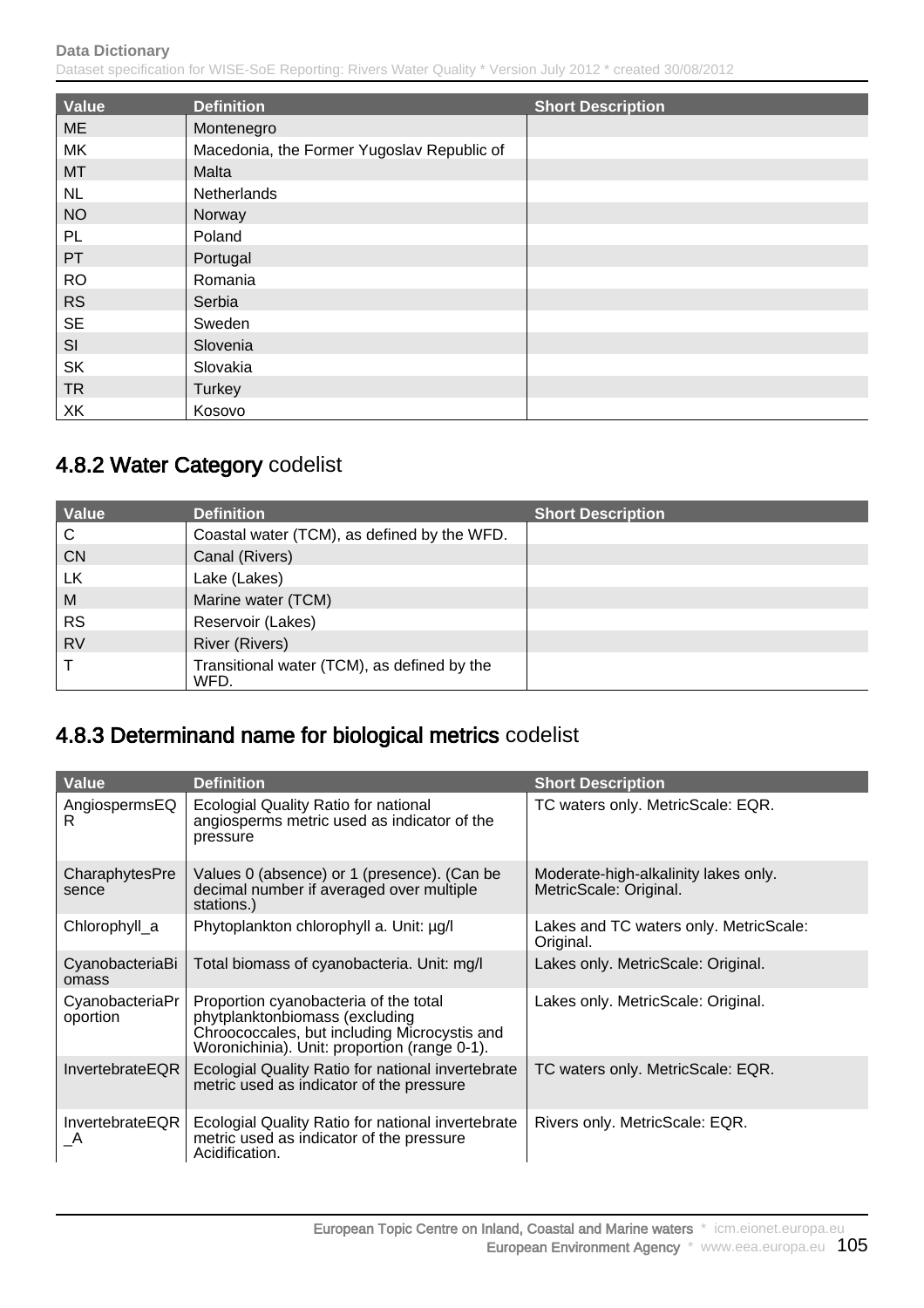| Value | Definition | Short Description |
|---|---|---|
| ME | Montenegro | |
| MK | Macedonia, the Former Yugoslav Republic of | |
| MT | Malta | |
| NL | Netherlands | |
| NO | Norway | |
| PL | Poland | |
| PT | Portugal | |
| RO | Romania | |
| RS | Serbia | |
| SE | Sweden | |
| SI | Slovenia | |
| SK | Slovakia | |
| TR | Turkey | |
| XK | Kosovo | |

## 4.8.2 Water Category codelist

| Value | Definition | Short Description |
|---|---|---|
| C | Coastal water (TCM), as defined by the WFD. | |
| CN | Canal (Rivers) | |
| LK | Lake (Lakes) | |
| M | Marine water (TCM) | |
| RS | Reservoir (Lakes) | |
| RV | River (Rivers) | |
| T | Transitional water (TCM), as defined by the WFD. | |

## 4.8.3 Determinand name for biological metrics codelist

| Value | Definition | Short Description |
|---|---|---|
| AngiospermsEQR | Ecologial Quality Ratio for national angiosperms metric used as indicator of the pressure | TC waters only. MetricScale: EQR. |
| CharaphytesPresence | Values 0 (absence) or 1 (presence). (Can be decimal number if averaged over multiple stations.) | Moderate-high-alkalinity lakes only. MetricScale: Original. |
| Chlorophyll_a | Phytoplankton chlorophyll a. Unit: µg/l | Lakes and TC waters only. MetricScale: Original. |
| CyanobacteriaBiomass | Total biomass of cyanobacteria. Unit: mg/l | Lakes only. MetricScale: Original. |
| CyanobacteriaProportion | Proportion cyanobacteria of the total phytplanktonbiomass (excluding Chroococcales, but including Microcystis and Woronichinia). Unit: proportion (range 0-1). | Lakes only. MetricScale: Original. |
| InvertebrateEQR | Ecologial Quality Ratio for national invertebrate metric used as indicator of the pressure | TC waters only. MetricScale: EQR. |
| InvertebrateEQR_A | Ecologial Quality Ratio for national invertebrate metric used as indicator of the pressure Acidification. | Rivers only. MetricScale: EQR. |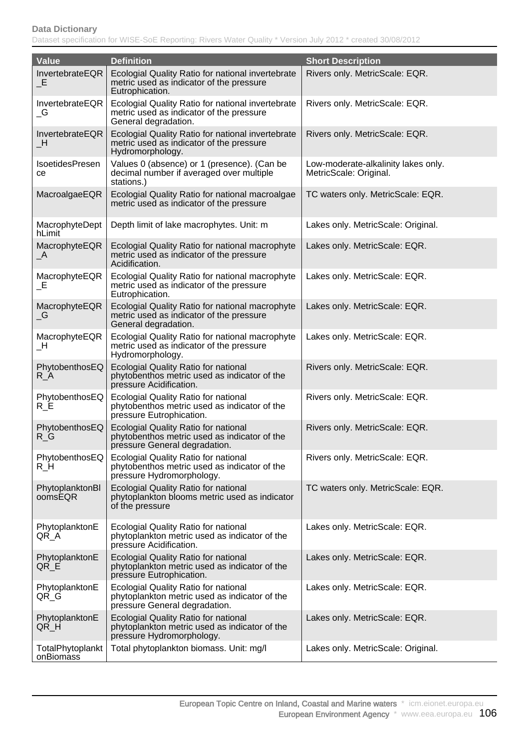| Value | Definition | Short Description |
|---|---|---|
| InvertebrateEQR_E | Ecologial Quality Ratio for national invertebrate metric used as indicator of the pressure Eutrophication. | Rivers only. MetricScale: EQR. |
| InvertebrateEQR_G | Ecologial Quality Ratio for national invertebrate metric used as indicator of the pressure General degradation. | Rivers only. MetricScale: EQR. |
| InvertebrateEQR_H | Ecologial Quality Ratio for national invertebrate metric used as indicator of the pressure Hydromorphology. | Rivers only. MetricScale: EQR. |
| IsoetidesPresence | Values 0 (absence) or 1 (presence). (Can be decimal number if averaged over multiple stations.) | Low-moderate-alkalinity lakes only. MetricScale: Original. |
| MacroalgaeEQR | Ecologial Quality Ratio for national macroalgae metric used as indicator of the pressure | TC waters only. MetricScale: EQR. |
| MacrophyteDepthLimit | Depth limit of lake macrophytes. Unit: m | Lakes only. MetricScale: Original. |
| MacrophyteEQR_A | Ecologial Quality Ratio for national macrophyte metric used as indicator of the pressure Acidification. | Lakes only. MetricScale: EQR. |
| MacrophyteEQR_E | Ecologial Quality Ratio for national macrophyte metric used as indicator of the pressure Eutrophication. | Lakes only. MetricScale: EQR. |
| MacrophyteEQR_G | Ecologial Quality Ratio for national macrophyte metric used as indicator of the pressure General degradation. | Lakes only. MetricScale: EQR. |
| MacrophyteEQR_H | Ecologial Quality Ratio for national macrophyte metric used as indicator of the pressure Hydromorphology. | Lakes only. MetricScale: EQR. |
| PhytobenthosEQR_A | Ecologial Quality Ratio for national phytobenthos metric used as indicator of the pressure Acidification. | Rivers only. MetricScale: EQR. |
| PhytobenthosEQR_E | Ecologial Quality Ratio for national phytobenthos metric used as indicator of the pressure Eutrophication. | Rivers only. MetricScale: EQR. |
| PhytobenthosEQR_G | Ecologial Quality Ratio for national phytobenthos metric used as indicator of the pressure General degradation. | Rivers only. MetricScale: EQR. |
| PhytobenthosEQR_H | Ecologial Quality Ratio for national phytobenthos metric used as indicator of the pressure Hydromorphology. | Rivers only. MetricScale: EQR. |
| PhytoplanktonBloomsEQR | Ecologial Quality Ratio for national phytoplankton blooms metric used as indicator of the pressure | TC waters only. MetricScale: EQR. |
| PhytoplanktonEQR_A | Ecologial Quality Ratio for national phytoplankton metric used as indicator of the pressure Acidification. | Lakes only. MetricScale: EQR. |
| PhytoplanktonEQR_E | Ecologial Quality Ratio for national phytoplankton metric used as indicator of the pressure Eutrophication. | Lakes only. MetricScale: EQR. |
| PhytoplanktonEQR_G | Ecologial Quality Ratio for national phytoplankton metric used as indicator of the pressure General degradation. | Lakes only. MetricScale: EQR. |
| PhytoplanktonEQR_H | Ecologial Quality Ratio for national phytoplankton metric used as indicator of the pressure Hydromorphology. | Lakes only. MetricScale: EQR. |
| TotalPhytoplanktonBiomass | Total phytoplankton biomass. Unit: mg/l | Lakes only. MetricScale: Original. |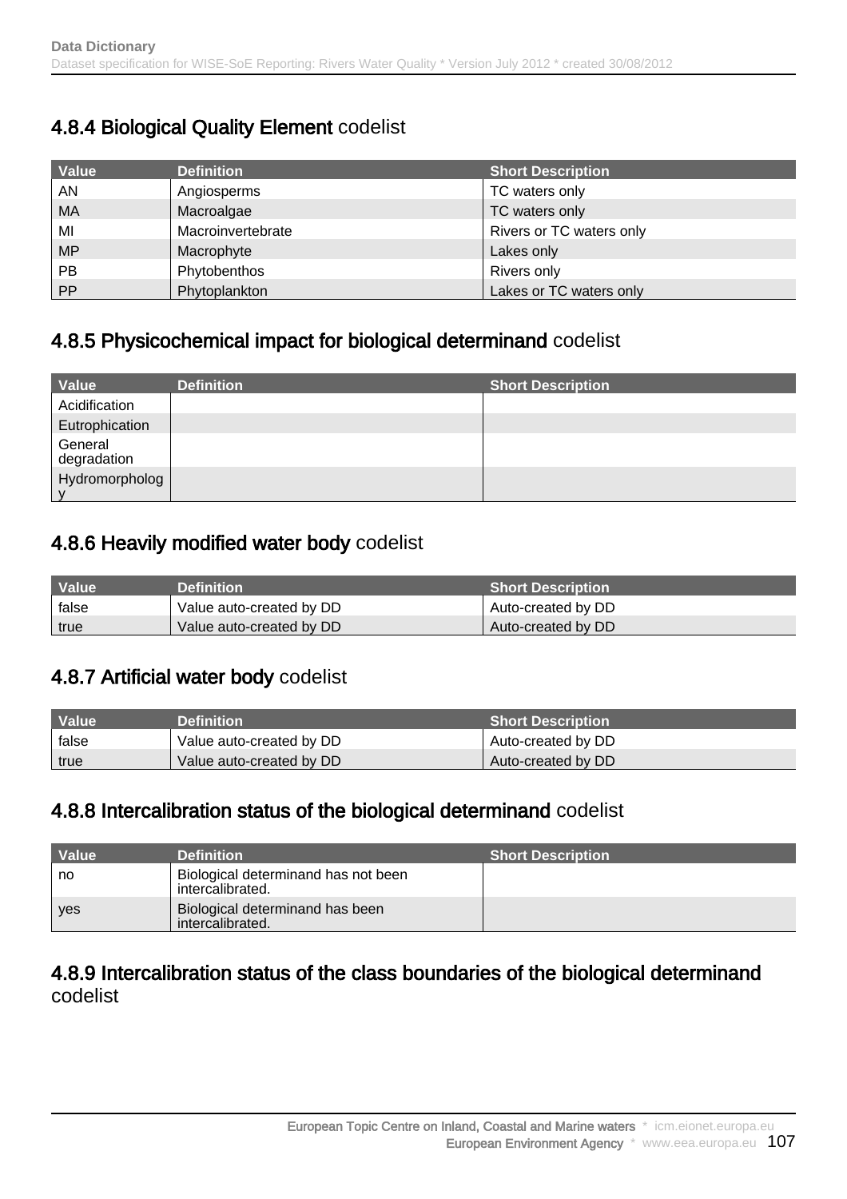### 4.8.4 **Biological Quality Element** codelist

| Value | Definition | Short Description |
|---|---|---|
| AN | Angiosperms | TC waters only |
| MA | Macroalgae | TC waters only |
| MI | Macroinvertebrate | Rivers or TC waters only |
| MP | Macrophyte | Lakes only |
| PB | Phytobenthos | Rivers only |
| PP | Phytoplankton | Lakes or TC waters only |

### 4.8.5 **Physicochemical impact for biological determinand** codelist

| Value | Definition | Short Description |
|---|---|---|
| Acidification | | |
| Eutrophication | | |
| General degradation | | |
| Hydromorphology | | |

### 4.8.6 **Heavily modified water body** codelist

| Value | Definition | Short Description |
|---|---|---|
| false | Value auto-created by DD | Auto-created by DD |
| true | Value auto-created by DD | Auto-created by DD |

### 4.8.7 **Artificial water body** codelist

| Value | Definition | Short Description |
|---|---|---|
| false | Value auto-created by DD | Auto-created by DD |
| true | Value auto-created by DD | Auto-created by DD |

### 4.8.8 **Intercalibration status of the biological determinand** codelist

| Value | Definition | Short Description |
|---|---|---|
| no | Biological determinand has not been intercalibrated. | |
| yes | Biological determinand has been intercalibrated. | |

### 4.8.9 **Intercalibration status of the class boundaries of the biological determinand** codelist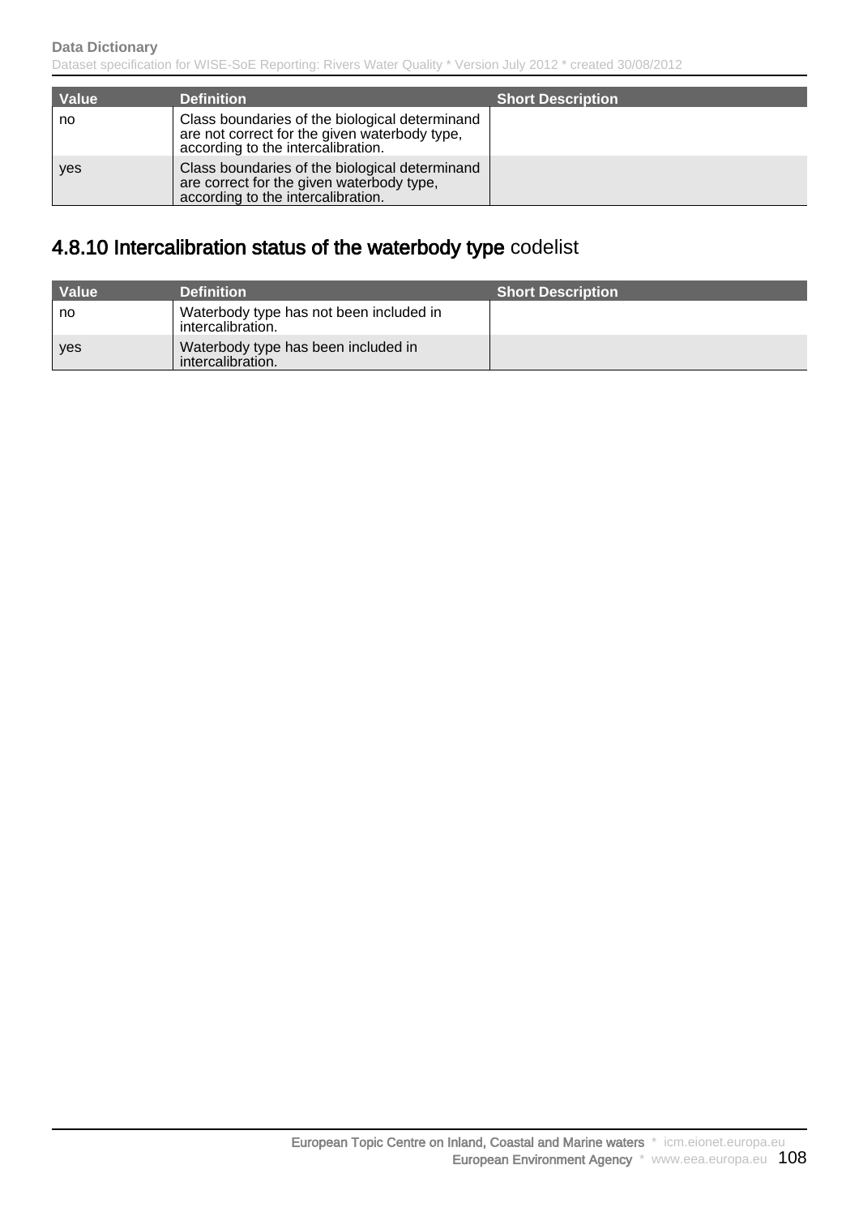| Value | Definition | Short Description |
| --- | --- | --- |
| no | Class boundaries of the biological determinand are not correct for the given waterbody type, according to the intercalibration. | |
| yes | Class boundaries of the biological determinand are correct for the given waterbody type, according to the intercalibration. | |

## 4.8.10 Intercalibration status of the waterbody type codelist

| Value | Definition | Short Description |
| --- | --- | --- |
| no | Waterbody type has not been included in intercalibration. | |
| yes | Waterbody type has been included in intercalibration. | |